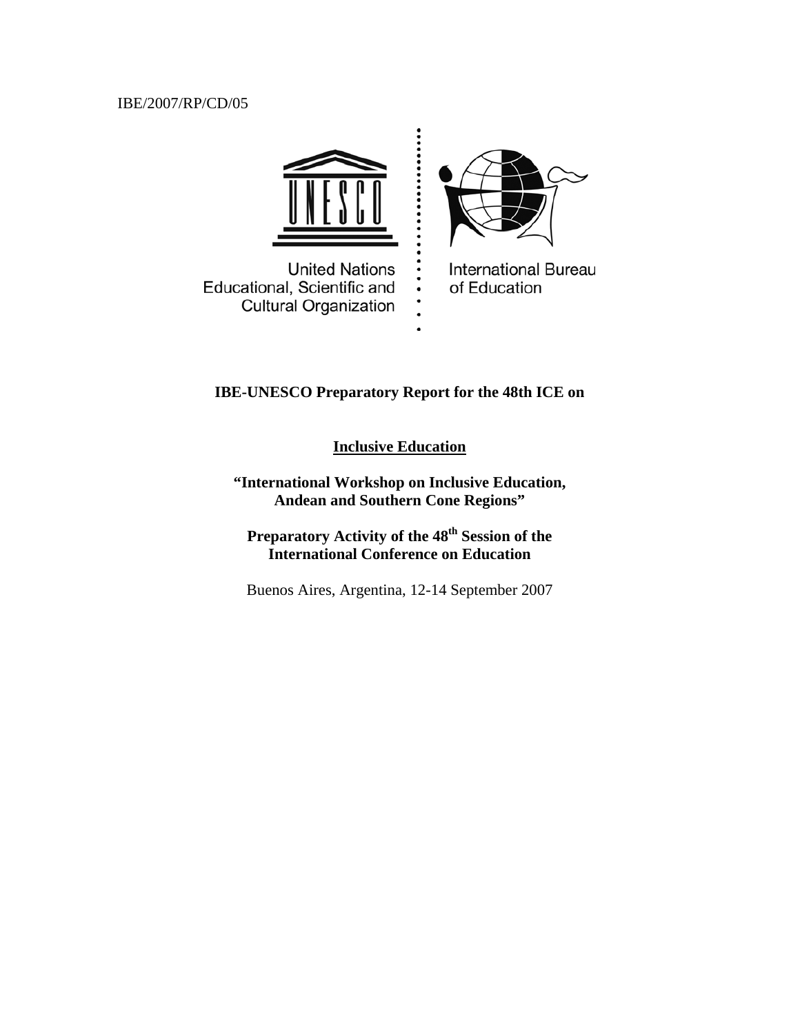IBE/2007/RP/CD/05

United Nations Educational, Scientific and Cultural Organization

International Bureau of Education

**IBE-UNESCO Preparatory Report for the 48th ICE on**

**<u>Inclusive Education</u>**

**"International Workshop on Inclusive Education, Andean and Southern Cone Regions"**

**Preparatory Activity of the 48th Session of the International Conference on Education**

Buenos Aires, Argentina, 12-14 September 2007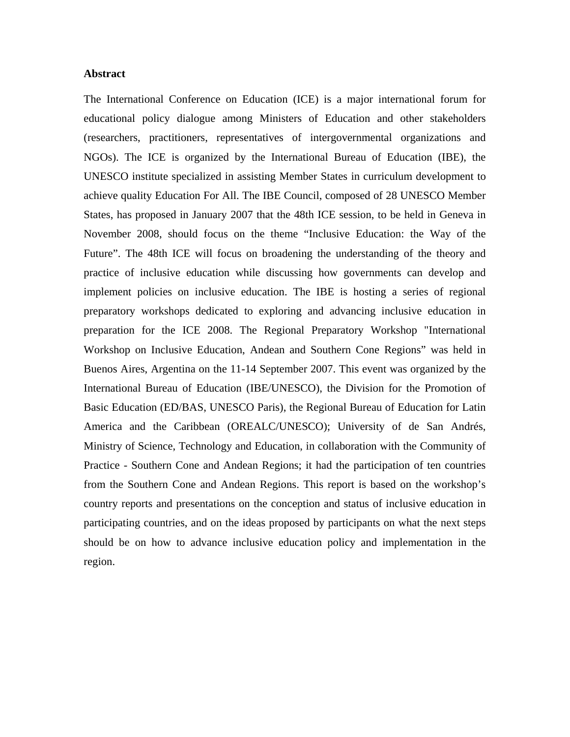**Abstract**

The International Conference on Education (ICE) is a major international forum for educational policy dialogue among Ministers of Education and other stakeholders (researchers, practitioners, representatives of intergovernmental organizations and NGOs). The ICE is organized by the International Bureau of Education (IBE), the UNESCO institute specialized in assisting Member States in curriculum development to achieve quality Education For All. The IBE Council, composed of 28 UNESCO Member States, has proposed in January 2007 that the 48th ICE session, to be held in Geneva in November 2008, should focus on the theme "Inclusive Education: the Way of the Future". The 48th ICE will focus on broadening the understanding of the theory and practice of inclusive education while discussing how governments can develop and implement policies on inclusive education. The IBE is hosting a series of regional preparatory workshops dedicated to exploring and advancing inclusive education in preparation for the ICE 2008. The Regional Preparatory Workshop "International Workshop on Inclusive Education, Andean and Southern Cone Regions" was held in Buenos Aires, Argentina on the 11-14 September 2007. This event was organized by the International Bureau of Education (IBE/UNESCO), the Division for the Promotion of Basic Education (ED/BAS, UNESCO Paris), the Regional Bureau of Education for Latin America and the Caribbean (OREALC/UNESCO); University of de San Andrés, Ministry of Science, Technology and Education, in collaboration with the Community of Practice - Southern Cone and Andean Regions; it had the participation of ten countries from the Southern Cone and Andean Regions. This report is based on the workshop's country reports and presentations on the conception and status of inclusive education in participating countries, and on the ideas proposed by participants on what the next steps should be on how to advance inclusive education policy and implementation in the region.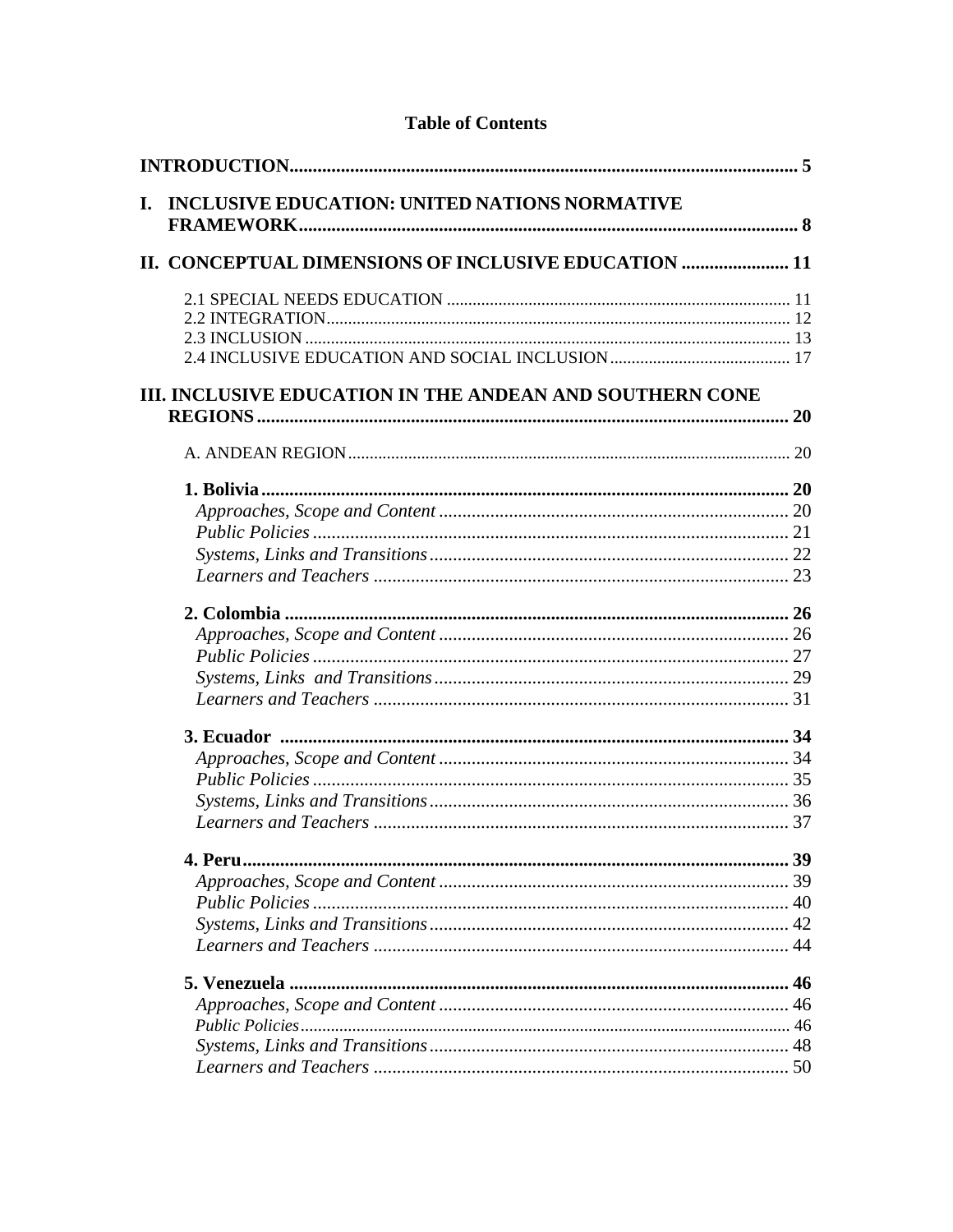# Table of Contents

**INTRODUCTION** ... 5

**I. INCLUSIVE EDUCATION: UNITED NATIONS NORMATIVE FRAMEWORK** ... 8

**II. CONCEPTUAL DIMENSIONS OF INCLUSIVE EDUCATION** ... 11

- 2.1 SPECIAL NEEDS EDUCATION ... 11
- 2.2 INTEGRATION ... 12
- 2.3 INCLUSION ... 13
- 2.4 INCLUSIVE EDUCATION AND SOCIAL INCLUSION ... 17

**III. INCLUSIVE EDUCATION IN THE ANDEAN AND SOUTHERN CONE REGIONS** ... 20

A. ANDEAN REGION ... 20

**1. Bolivia** ... 20
- *Approaches, Scope and Content* ... 20
- *Public Policies* ... 21
- *Systems, Links and Transitions* ... 22
- *Learners and Teachers* ... 23

**2. Colombia** ... 26
- *Approaches, Scope and Content* ... 26
- *Public Policies* ... 27
- *Systems, Links and Transitions* ... 29
- *Learners and Teachers* ... 31

**3. Ecuador** ... 34
- *Approaches, Scope and Content* ... 34
- *Public Policies* ... 35
- *Systems, Links and Transitions* ... 36
- *Learners and Teachers* ... 37

**4. Peru** ... 39
- *Approaches, Scope and Content* ... 39
- *Public Policies* ... 40
- *Systems, Links and Transitions* ... 42
- *Learners and Teachers* ... 44

**5. Venezuela** ... 46
- *Approaches, Scope and Content* ... 46
- *Public Policies* ... 46
- *Systems, Links and Transitions* ... 48
- *Learners and Teachers* ... 50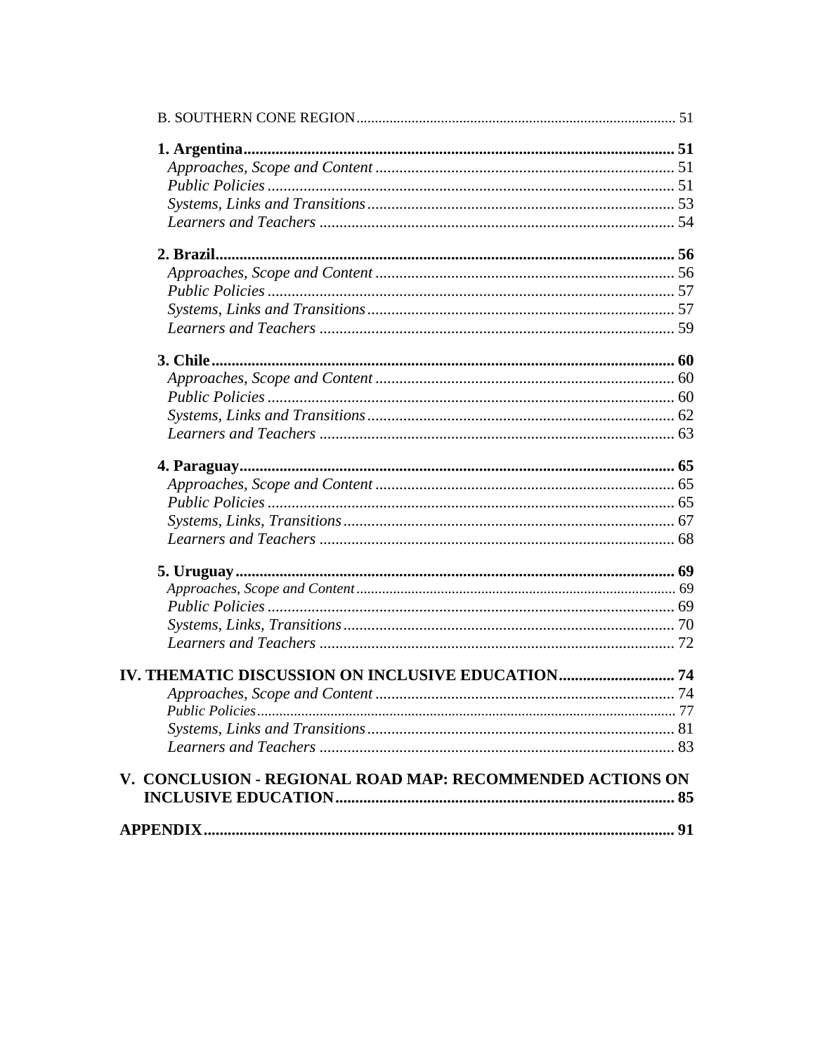B. SOUTHERN CONE REGION ..... 51

**1. Argentina ..... 51**

*Approaches, Scope and Content* ..... 51

*Public Policies* ..... 51

*Systems, Links and Transitions* ..... 53

*Learners and Teachers* ..... 54

**2. Brazil ..... 56**

*Approaches, Scope and Content* ..... 56

*Public Policies* ..... 57

*Systems, Links and Transitions* ..... 57

*Learners and Teachers* ..... 59

**3. Chile ..... 60**

*Approaches, Scope and Content* ..... 60

*Public Policies* ..... 60

*Systems, Links and Transitions* ..... 62

*Learners and Teachers* ..... 63

**4. Paraguay ..... 65**

*Approaches, Scope and Content* ..... 65

*Public Policies* ..... 65

*Systems, Links, Transitions* ..... 67

*Learners and Teachers* ..... 68

**5. Uruguay ..... 69**

*Approaches, Scope and Content* ..... 69

*Public Policies* ..... 69

*Systems, Links, Transitions* ..... 70

*Learners and Teachers* ..... 72

**IV. THEMATIC DISCUSSION ON INCLUSIVE EDUCATION ..... 74**

*Approaches, Scope and Content* ..... 74

*Public Policies* ..... 77

*Systems, Links and Transitions* ..... 81

*Learners and Teachers* ..... 83

**V. CONCLUSION - REGIONAL ROAD MAP: RECOMMENDED ACTIONS ON INCLUSIVE EDUCATION ..... 85**

**APPENDIX ..... 91**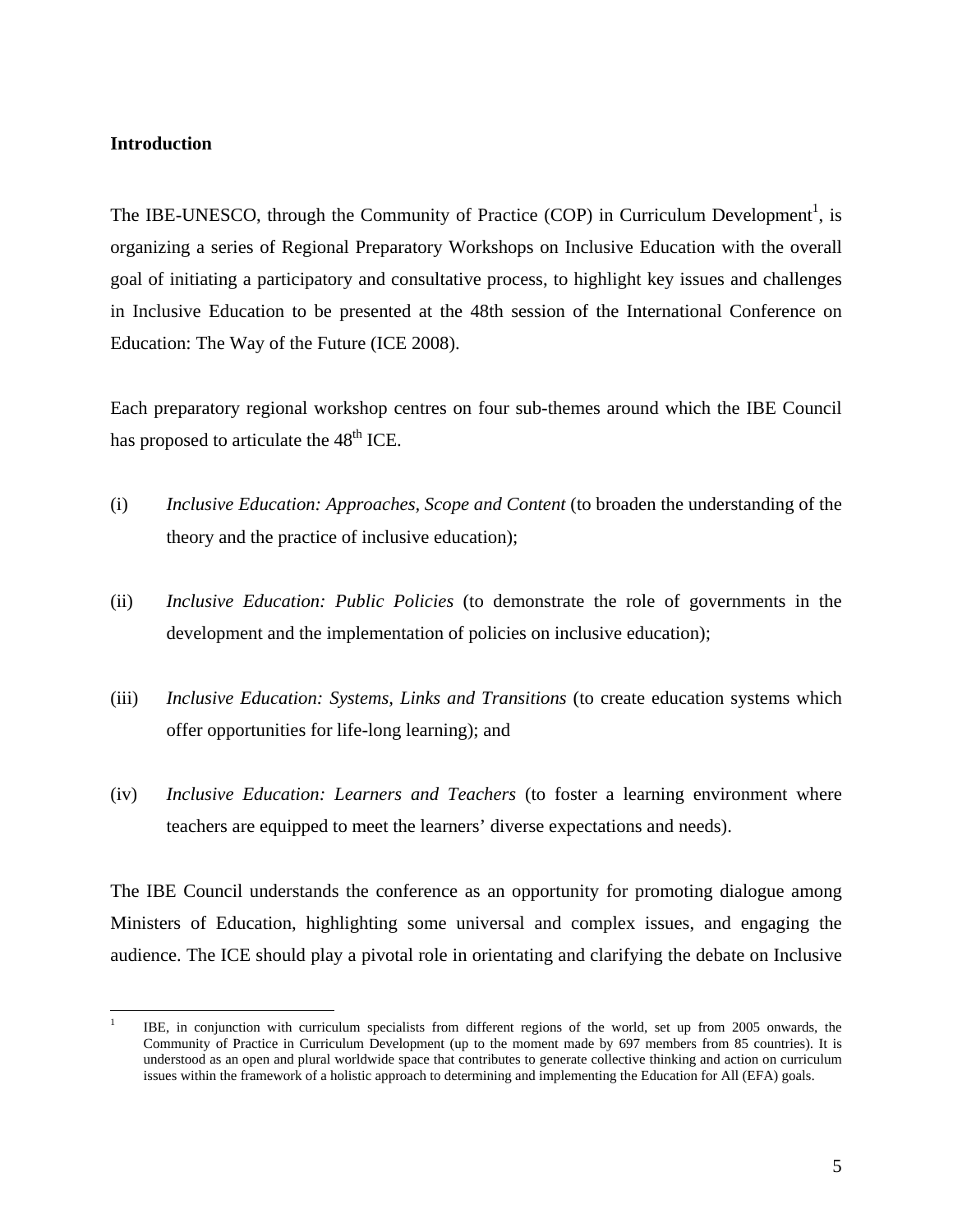## Introduction

The IBE-UNESCO, through the Community of Practice (COP) in Curriculum Development[1], is organizing a series of Regional Preparatory Workshops on Inclusive Education with the overall goal of initiating a participatory and consultative process, to highlight key issues and challenges in Inclusive Education to be presented at the 48th session of the International Conference on Education: The Way of the Future (ICE 2008).

Each preparatory regional workshop centres on four sub-themes around which the IBE Council has proposed to articulate the 48th ICE.

(i) *Inclusive Education: Approaches, Scope and Content* (to broaden the understanding of the theory and the practice of inclusive education);

(ii) *Inclusive Education: Public Policies* (to demonstrate the role of governments in the development and the implementation of policies on inclusive education);

(iii) *Inclusive Education: Systems, Links and Transitions* (to create education systems which offer opportunities for life-long learning); and

(iv) *Inclusive Education: Learners and Teachers* (to foster a learning environment where teachers are equipped to meet the learners' diverse expectations and needs).

The IBE Council understands the conference as an opportunity for promoting dialogue among Ministers of Education, highlighting some universal and complex issues, and engaging the audience. The ICE should play a pivotal role in orientating and clarifying the debate on Inclusive

---

[1] IBE, in conjunction with curriculum specialists from different regions of the world, set up from 2005 onwards, the Community of Practice in Curriculum Development (up to the moment made by 697 members from 85 countries). It is understood as an open and plural worldwide space that contributes to generate collective thinking and action on curriculum issues within the framework of a holistic approach to determining and implementing the Education for All (EFA) goals.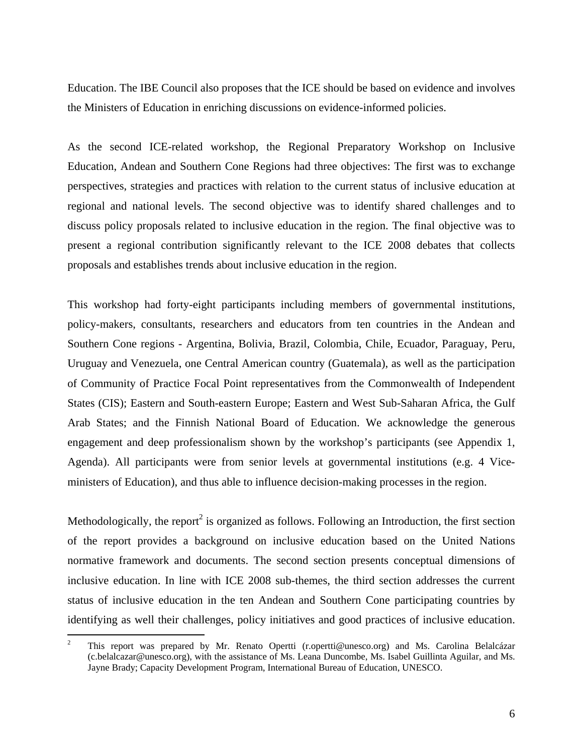Education. The IBE Council also proposes that the ICE should be based on evidence and involves the Ministers of Education in enriching discussions on evidence-informed policies.

As the second ICE-related workshop, the Regional Preparatory Workshop on Inclusive Education, Andean and Southern Cone Regions had three objectives: The first was to exchange perspectives, strategies and practices with relation to the current status of inclusive education at regional and national levels. The second objective was to identify shared challenges and to discuss policy proposals related to inclusive education in the region. The final objective was to present a regional contribution significantly relevant to the ICE 2008 debates that collects proposals and establishes trends about inclusive education in the region.

This workshop had forty-eight participants including members of governmental institutions, policy-makers, consultants, researchers and educators from ten countries in the Andean and Southern Cone regions - Argentina, Bolivia, Brazil, Colombia, Chile, Ecuador, Paraguay, Peru, Uruguay and Venezuela, one Central American country (Guatemala), as well as the participation of Community of Practice Focal Point representatives from the Commonwealth of Independent States (CIS); Eastern and South-eastern Europe; Eastern and West Sub-Saharan Africa, the Gulf Arab States; and the Finnish National Board of Education. We acknowledge the generous engagement and deep professionalism shown by the workshop's participants (see Appendix 1, Agenda). All participants were from senior levels at governmental institutions (e.g. 4 Vice-ministers of Education), and thus able to influence decision-making processes in the region.

Methodologically, the report[2] is organized as follows. Following an Introduction, the first section of the report provides a background on inclusive education based on the United Nations normative framework and documents. The second section presents conceptual dimensions of inclusive education. In line with ICE 2008 sub-themes, the third section addresses the current status of inclusive education in the ten Andean and Southern Cone participating countries by identifying as well their challenges, policy initiatives and good practices of inclusive education.

---

[2] This report was prepared by Mr. Renato Opertti (r.opertti@unesco.org) and Ms. Carolina Belalcázar (c.belalcazar@unesco.org), with the assistance of Ms. Leana Duncombe, Ms. Isabel Guillinta Aguilar, and Ms. Jayne Brady; Capacity Development Program, International Bureau of Education, UNESCO.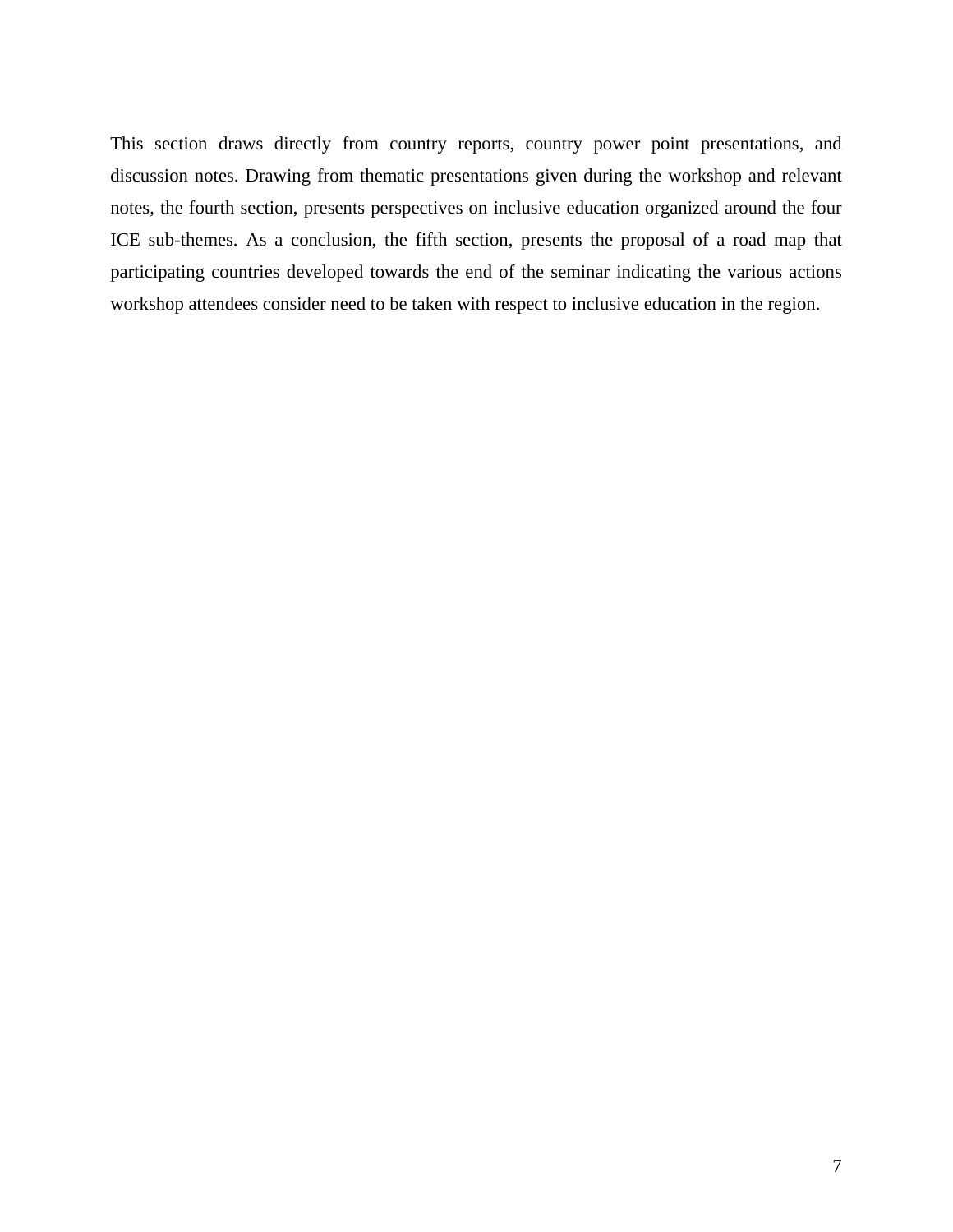This section draws directly from country reports, country power point presentations, and discussion notes. Drawing from thematic presentations given during the workshop and relevant notes, the fourth section, presents perspectives on inclusive education organized around the four ICE sub-themes. As a conclusion, the fifth section, presents the proposal of a road map that participating countries developed towards the end of the seminar indicating the various actions workshop attendees consider need to be taken with respect to inclusive education in the region.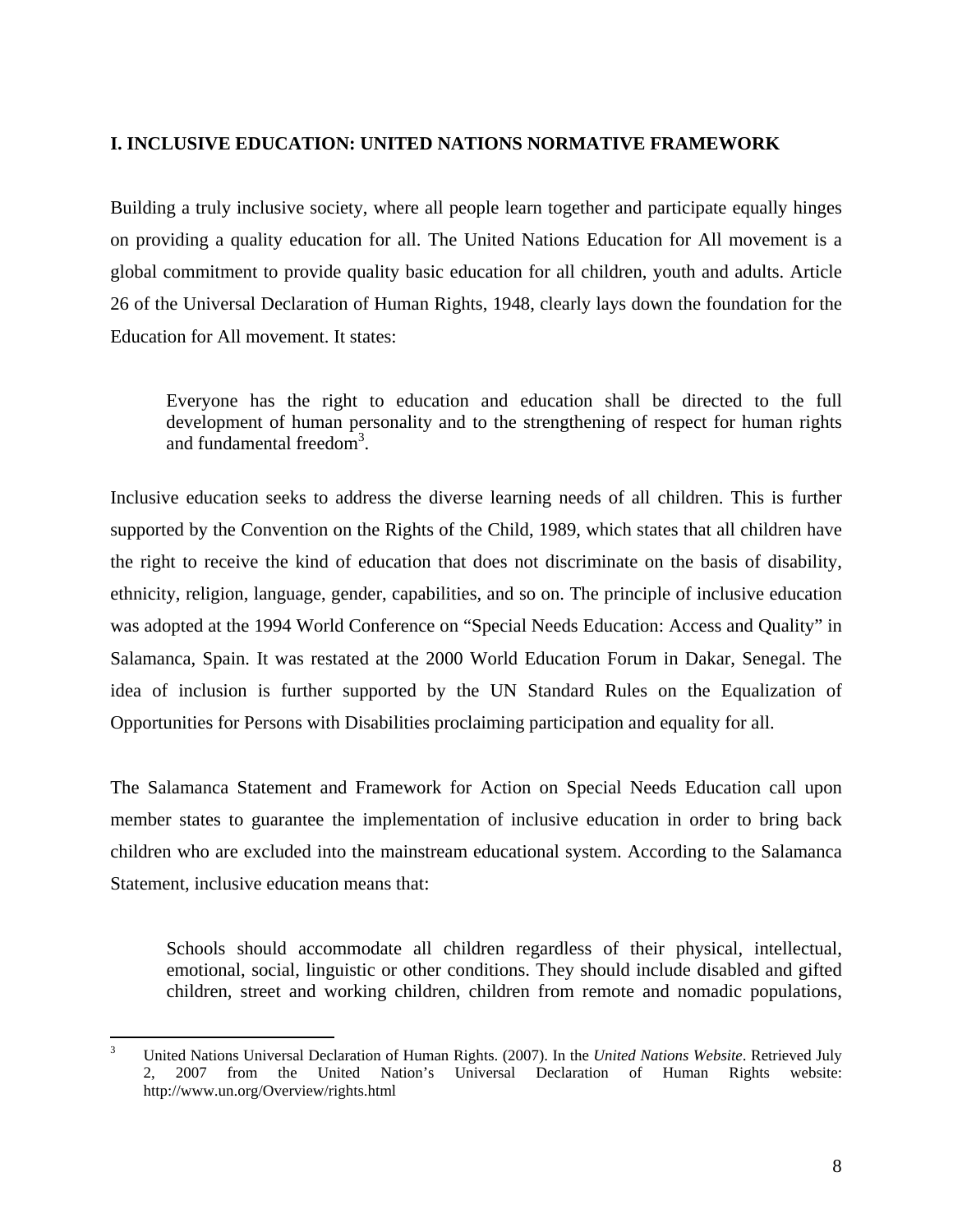## I. INCLUSIVE EDUCATION: UNITED NATIONS NORMATIVE FRAMEWORK

Building a truly inclusive society, where all people learn together and participate equally hinges on providing a quality education for all. The United Nations Education for All movement is a global commitment to provide quality basic education for all children, youth and adults. Article 26 of the Universal Declaration of Human Rights, 1948, clearly lays down the foundation for the Education for All movement. It states:

> Everyone has the right to education and education shall be directed to the full development of human personality and to the strengthening of respect for human rights and fundamental freedom[3].

Inclusive education seeks to address the diverse learning needs of all children. This is further supported by the Convention on the Rights of the Child, 1989, which states that all children have the right to receive the kind of education that does not discriminate on the basis of disability, ethnicity, religion, language, gender, capabilities, and so on. The principle of inclusive education was adopted at the 1994 World Conference on "Special Needs Education: Access and Quality" in Salamanca, Spain. It was restated at the 2000 World Education Forum in Dakar, Senegal. The idea of inclusion is further supported by the UN Standard Rules on the Equalization of Opportunities for Persons with Disabilities proclaiming participation and equality for all.

The Salamanca Statement and Framework for Action on Special Needs Education call upon member states to guarantee the implementation of inclusive education in order to bring back children who are excluded into the mainstream educational system. According to the Salamanca Statement, inclusive education means that:

> Schools should accommodate all children regardless of their physical, intellectual, emotional, social, linguistic or other conditions. They should include disabled and gifted children, street and working children, children from remote and nomadic populations,

---

[3] United Nations Universal Declaration of Human Rights. (2007). In the *United Nations Website*. Retrieved July 2, 2007 from the United Nation's Universal Declaration of Human Rights website: http://www.un.org/Overview/rights.html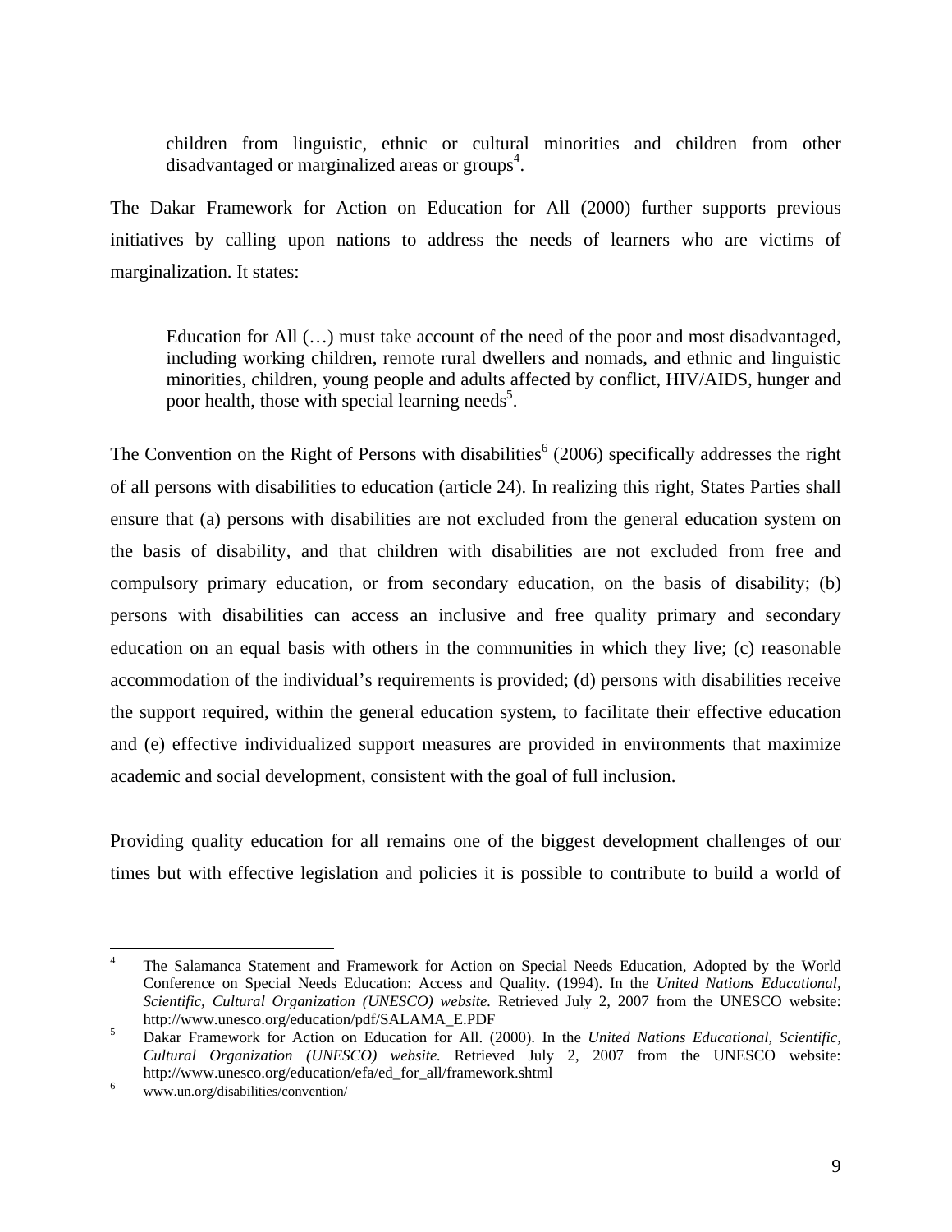> children from linguistic, ethnic or cultural minorities and children from other disadvantaged or marginalized areas or groups[4].

The Dakar Framework for Action on Education for All (2000) further supports previous initiatives by calling upon nations to address the needs of learners who are victims of marginalization. It states:

> Education for All (…) must take account of the need of the poor and most disadvantaged, including working children, remote rural dwellers and nomads, and ethnic and linguistic minorities, children, young people and adults affected by conflict, HIV/AIDS, hunger and poor health, those with special learning needs[5].

The Convention on the Right of Persons with disabilities[6] (2006) specifically addresses the right of all persons with disabilities to education (article 24). In realizing this right, States Parties shall ensure that (a) persons with disabilities are not excluded from the general education system on the basis of disability, and that children with disabilities are not excluded from free and compulsory primary education, or from secondary education, on the basis of disability; (b) persons with disabilities can access an inclusive and free quality primary and secondary education on an equal basis with others in the communities in which they live; (c) reasonable accommodation of the individual's requirements is provided; (d) persons with disabilities receive the support required, within the general education system, to facilitate their effective education and (e) effective individualized support measures are provided in environments that maximize academic and social development, consistent with the goal of full inclusion.

Providing quality education for all remains one of the biggest development challenges of our times but with effective legislation and policies it is possible to contribute to build a world of

---

[4] The Salamanca Statement and Framework for Action on Special Needs Education, Adopted by the World Conference on Special Needs Education: Access and Quality. (1994). In the *United Nations Educational, Scientific, Cultural Organization (UNESCO) website.* Retrieved July 2, 2007 from the UNESCO website: http://www.unesco.org/education/pdf/SALAMA_E.PDF

[5] Dakar Framework for Action on Education for All. (2000). In the *United Nations Educational, Scientific, Cultural Organization (UNESCO) website.* Retrieved July 2, 2007 from the UNESCO website: http://www.unesco.org/education/efa/ed_for_all/framework.shtml

[6] www.un.org/disabilities/convention/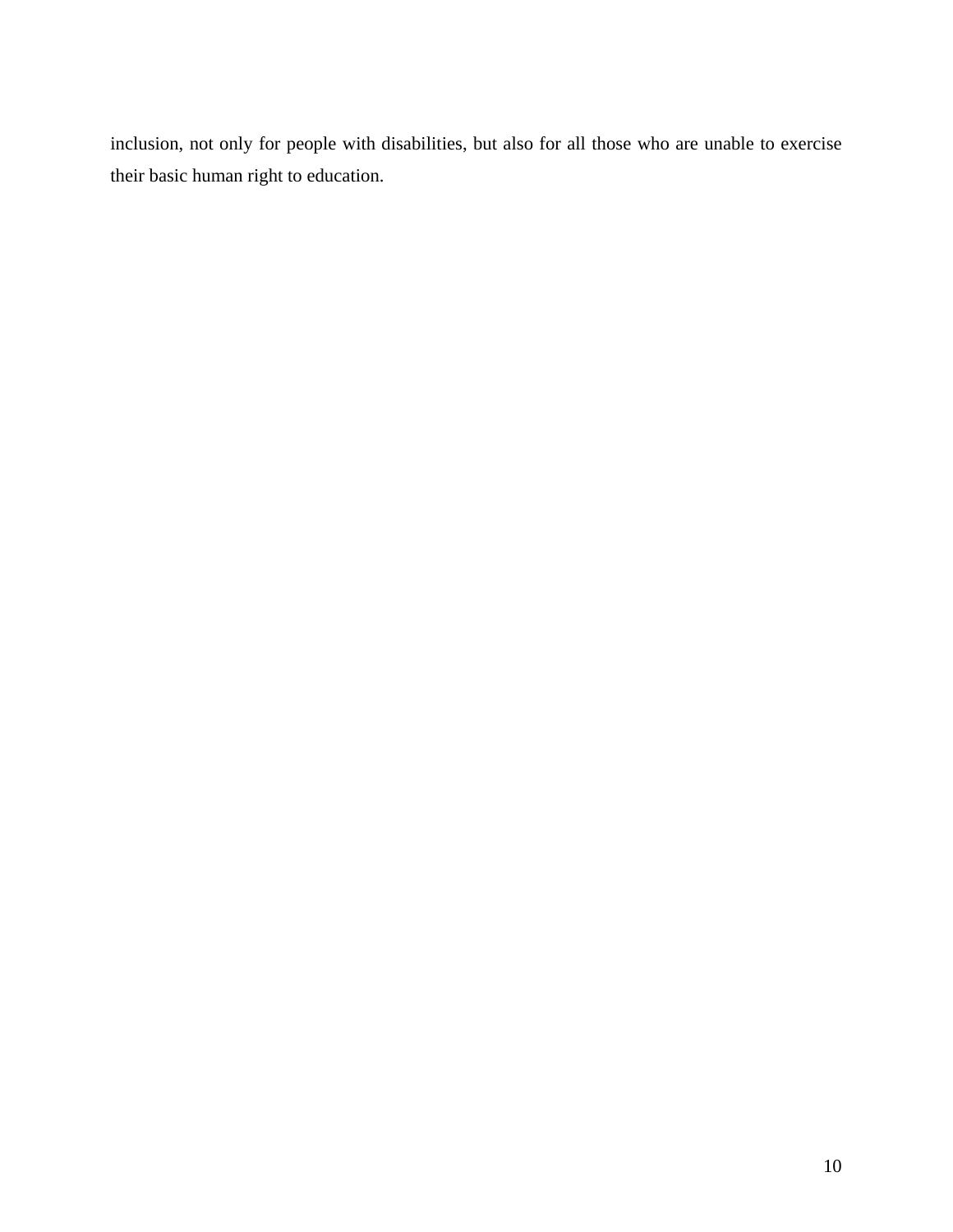inclusion, not only for people with disabilities, but also for all those who are unable to exercise their basic human right to education.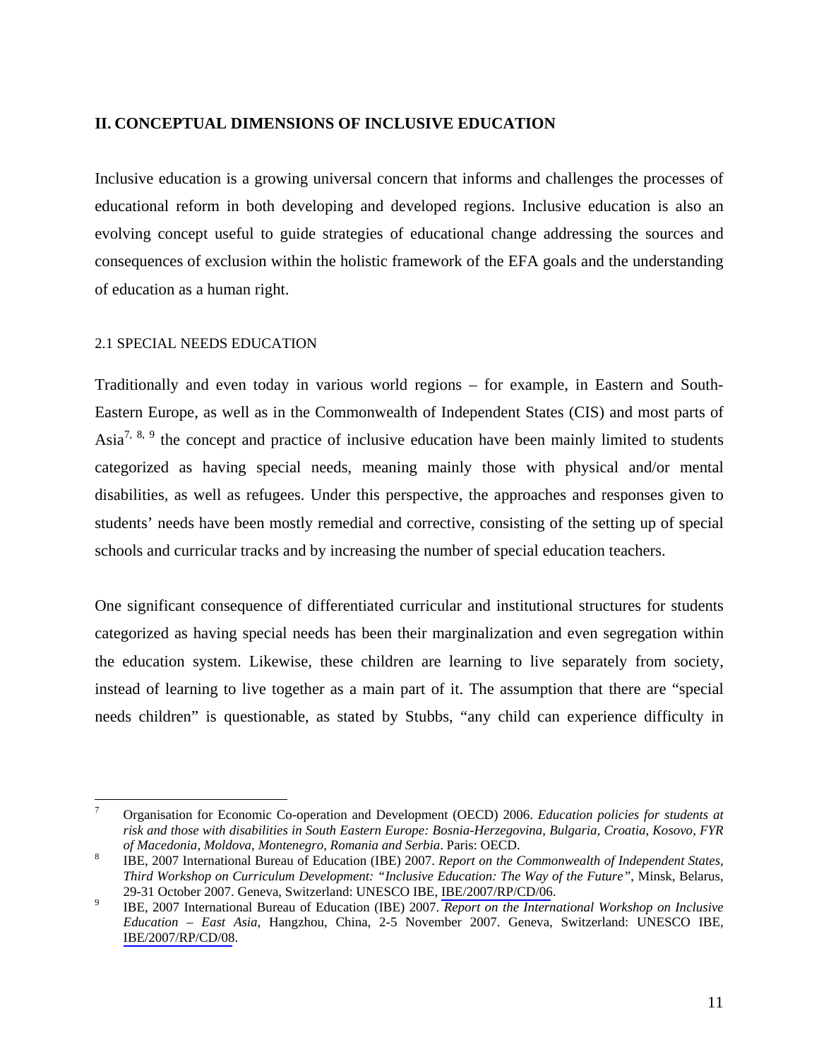## II. CONCEPTUAL DIMENSIONS OF INCLUSIVE EDUCATION

Inclusive education is a growing universal concern that informs and challenges the processes of educational reform in both developing and developed regions. Inclusive education is also an evolving concept useful to guide strategies of educational change addressing the sources and consequences of exclusion within the holistic framework of the EFA goals and the understanding of education as a human right.

### 2.1 SPECIAL NEEDS EDUCATION

Traditionally and even today in various world regions – for example, in Eastern and South-Eastern Europe, as well as in the Commonwealth of Independent States (CIS) and most parts of Asia[7, 8, 9] the concept and practice of inclusive education have been mainly limited to students categorized as having special needs, meaning mainly those with physical and/or mental disabilities, as well as refugees. Under this perspective, the approaches and responses given to students' needs have been mostly remedial and corrective, consisting of the setting up of special schools and curricular tracks and by increasing the number of special education teachers.

One significant consequence of differentiated curricular and institutional structures for students categorized as having special needs has been their marginalization and even segregation within the education system. Likewise, these children are learning to live separately from society, instead of learning to live together as a main part of it. The assumption that there are "special needs children" is questionable, as stated by Stubbs, "any child can experience difficulty in

---

[7] Organisation for Economic Co-operation and Development (OECD) 2006. *Education policies for students at risk and those with disabilities in South Eastern Europe: Bosnia-Herzegovina, Bulgaria, Croatia, Kosovo, FYR of Macedonia, Moldova, Montenegro, Romania and Serbia*. Paris: OECD.

[8] IBE, 2007 International Bureau of Education (IBE) 2007. *Report on the Commonwealth of Independent States, Third Workshop on Curriculum Development: "Inclusive Education: The Way of the Future"*, Minsk, Belarus, 29-31 October 2007. Geneva, Switzerland: UNESCO IBE, IBE/2007/RP/CD/06.

[9] IBE, 2007 International Bureau of Education (IBE) 2007. *Report on the International Workshop on Inclusive Education – East Asia*, Hangzhou, China, 2-5 November 2007. Geneva, Switzerland: UNESCO IBE, IBE/2007/RP/CD/08.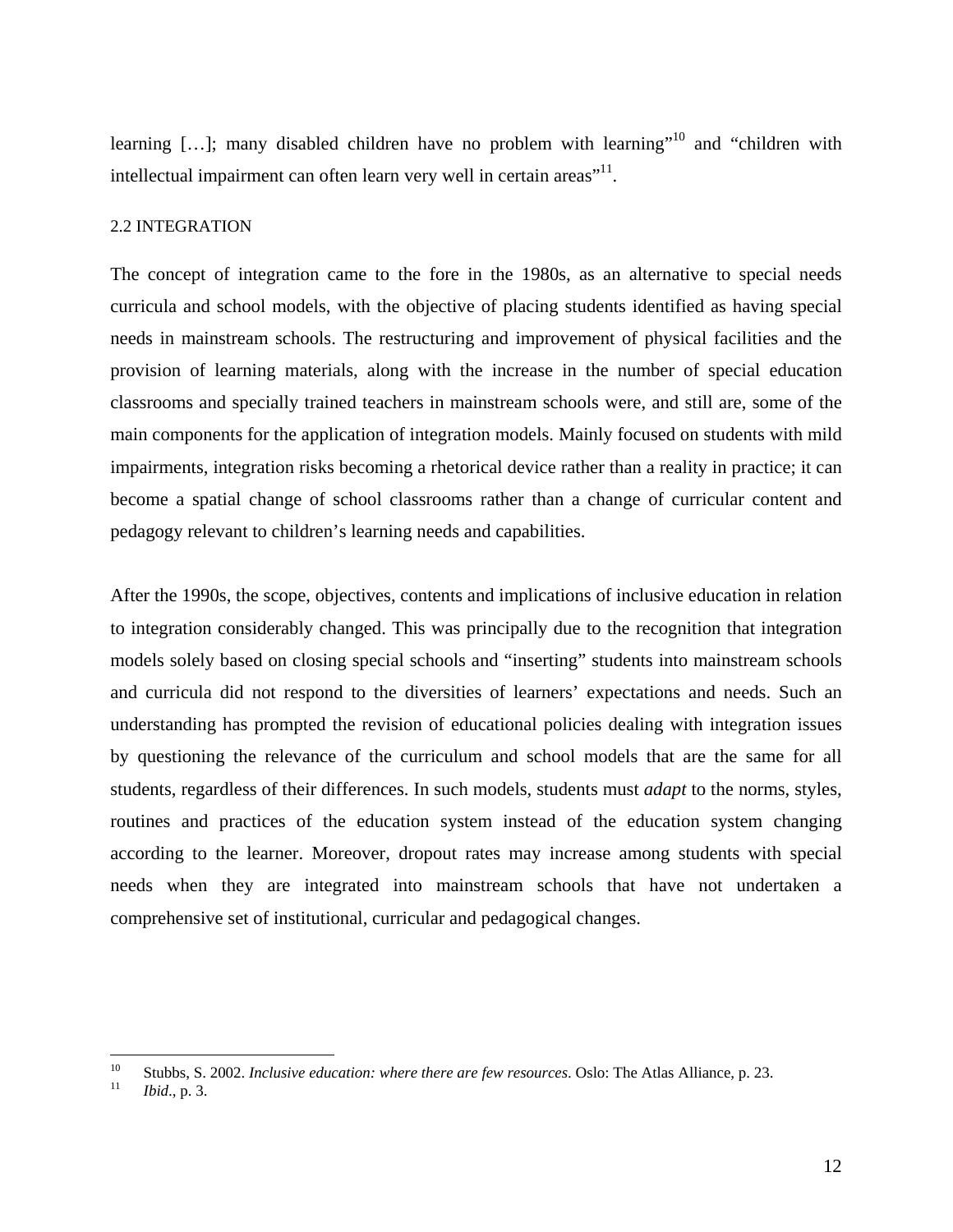learning […]; many disabled children have no problem with learning”[10] and “children with intellectual impairment can often learn very well in certain areas”[11].

## 2.2 INTEGRATION

The concept of integration came to the fore in the 1980s, as an alternative to special needs curricula and school models, with the objective of placing students identified as having special needs in mainstream schools. The restructuring and improvement of physical facilities and the provision of learning materials, along with the increase in the number of special education classrooms and specially trained teachers in mainstream schools were, and still are, some of the main components for the application of integration models. Mainly focused on students with mild impairments, integration risks becoming a rhetorical device rather than a reality in practice; it can become a spatial change of school classrooms rather than a change of curricular content and pedagogy relevant to children’s learning needs and capabilities.

After the 1990s, the scope, objectives, contents and implications of inclusive education in relation to integration considerably changed. This was principally due to the recognition that integration models solely based on closing special schools and “inserting” students into mainstream schools and curricula did not respond to the diversities of learners’ expectations and needs. Such an understanding has prompted the revision of educational policies dealing with integration issues by questioning the relevance of the curriculum and school models that are the same for all students, regardless of their differences. In such models, students must *adapt* to the norms, styles, routines and practices of the education system instead of the education system changing according to the learner. Moreover, dropout rates may increase among students with special needs when they are integrated into mainstream schools that have not undertaken a comprehensive set of institutional, curricular and pedagogical changes.

---

[10] Stubbs, S. 2002. *Inclusive education: where there are few resources*. Oslo: The Atlas Alliance, p. 23.

[11] *Ibid*., p. 3.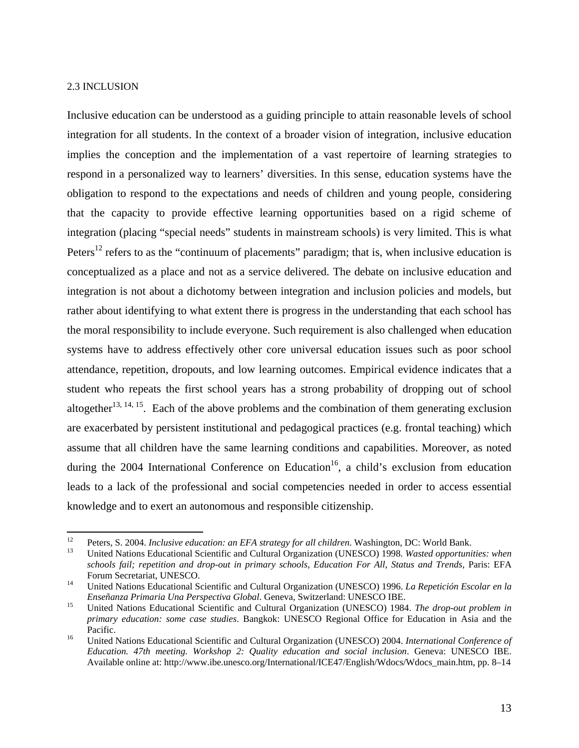## 2.3 INCLUSION

Inclusive education can be understood as a guiding principle to attain reasonable levels of school integration for all students. In the context of a broader vision of integration, inclusive education implies the conception and the implementation of a vast repertoire of learning strategies to respond in a personalized way to learners' diversities. In this sense, education systems have the obligation to respond to the expectations and needs of children and young people, considering that the capacity to provide effective learning opportunities based on a rigid scheme of integration (placing "special needs" students in mainstream schools) is very limited. This is what Peters[12] refers to as the "continuum of placements" paradigm; that is, when inclusive education is conceptualized as a place and not as a service delivered. The debate on inclusive education and integration is not about a dichotomy between integration and inclusion policies and models, but rather about identifying to what extent there is progress in the understanding that each school has the moral responsibility to include everyone. Such requirement is also challenged when education systems have to address effectively other core universal education issues such as poor school attendance, repetition, dropouts, and low learning outcomes. Empirical evidence indicates that a student who repeats the first school years has a strong probability of dropping out of school altogether[13, 14, 15]. Each of the above problems and the combination of them generating exclusion are exacerbated by persistent institutional and pedagogical practices (e.g. frontal teaching) which assume that all children have the same learning conditions and capabilities. Moreover, as noted during the 2004 International Conference on Education[16], a child's exclusion from education leads to a lack of the professional and social competencies needed in order to access essential knowledge and to exert an autonomous and responsible citizenship.

---

[12] Peters, S. 2004. *Inclusive education: an EFA strategy for all children*. Washington, DC: World Bank.

[13] United Nations Educational Scientific and Cultural Organization (UNESCO) 1998. *Wasted opportunities: when schools fail; repetition and drop-out in primary schools, Education For All, Status and Trends*, Paris: EFA Forum Secretariat, UNESCO.

[14] United Nations Educational Scientific and Cultural Organization (UNESCO) 1996. *La Repetición Escolar en la Enseñanza Primaria Una Perspectiva Global*. Geneva, Switzerland: UNESCO IBE.

[15] United Nations Educational Scientific and Cultural Organization (UNESCO) 1984. *The drop-out problem in primary education: some case studies*. Bangkok: UNESCO Regional Office for Education in Asia and the Pacific.

[16] United Nations Educational Scientific and Cultural Organization (UNESCO) 2004. *International Conference of Education. 47th meeting. Workshop 2: Quality education and social inclusion*. Geneva: UNESCO IBE. Available online at: http://www.ibe.unesco.org/International/ICE47/English/Wdocs/Wdocs_main.htm, pp. 8–14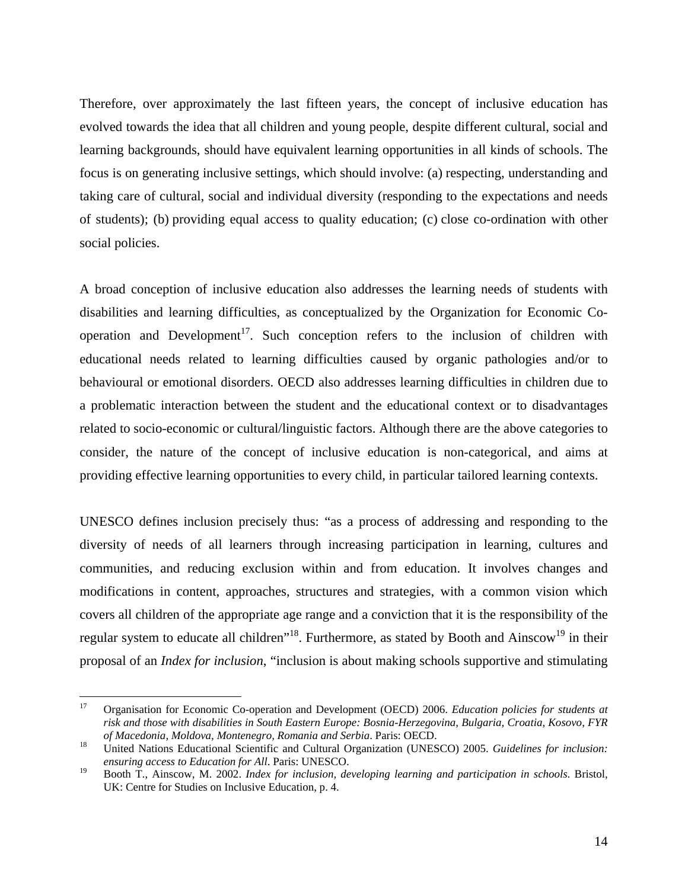Therefore, over approximately the last fifteen years, the concept of inclusive education has evolved towards the idea that all children and young people, despite different cultural, social and learning backgrounds, should have equivalent learning opportunities in all kinds of schools. The focus is on generating inclusive settings, which should involve: (a) respecting, understanding and taking care of cultural, social and individual diversity (responding to the expectations and needs of students); (b) providing equal access to quality education; (c) close co-ordination with other social policies.

A broad conception of inclusive education also addresses the learning needs of students with disabilities and learning difficulties, as conceptualized by the Organization for Economic Co-operation and Development[17]. Such conception refers to the inclusion of children with educational needs related to learning difficulties caused by organic pathologies and/or to behavioural or emotional disorders. OECD also addresses learning difficulties in children due to a problematic interaction between the student and the educational context or to disadvantages related to socio-economic or cultural/linguistic factors. Although there are the above categories to consider, the nature of the concept of inclusive education is non-categorical, and aims at providing effective learning opportunities to every child, in particular tailored learning contexts.

UNESCO defines inclusion precisely thus: "as a process of addressing and responding to the diversity of needs of all learners through increasing participation in learning, cultures and communities, and reducing exclusion within and from education. It involves changes and modifications in content, approaches, structures and strategies, with a common vision which covers all children of the appropriate age range and a conviction that it is the responsibility of the regular system to educate all children"[18]. Furthermore, as stated by Booth and Ainscow[19] in their proposal of an *Index for inclusion*, "inclusion is about making schools supportive and stimulating

---

[17] Organisation for Economic Co-operation and Development (OECD) 2006. *Education policies for students at risk and those with disabilities in South Eastern Europe: Bosnia-Herzegovina, Bulgaria, Croatia, Kosovo, FYR of Macedonia, Moldova, Montenegro, Romania and Serbia*. Paris: OECD.

[18] United Nations Educational Scientific and Cultural Organization (UNESCO) 2005. *Guidelines for inclusion: ensuring access to Education for All*. Paris: UNESCO.

[19] Booth T., Ainscow, M. 2002. *Index for inclusion, developing learning and participation in schools*. Bristol, UK: Centre for Studies on Inclusive Education, p. 4.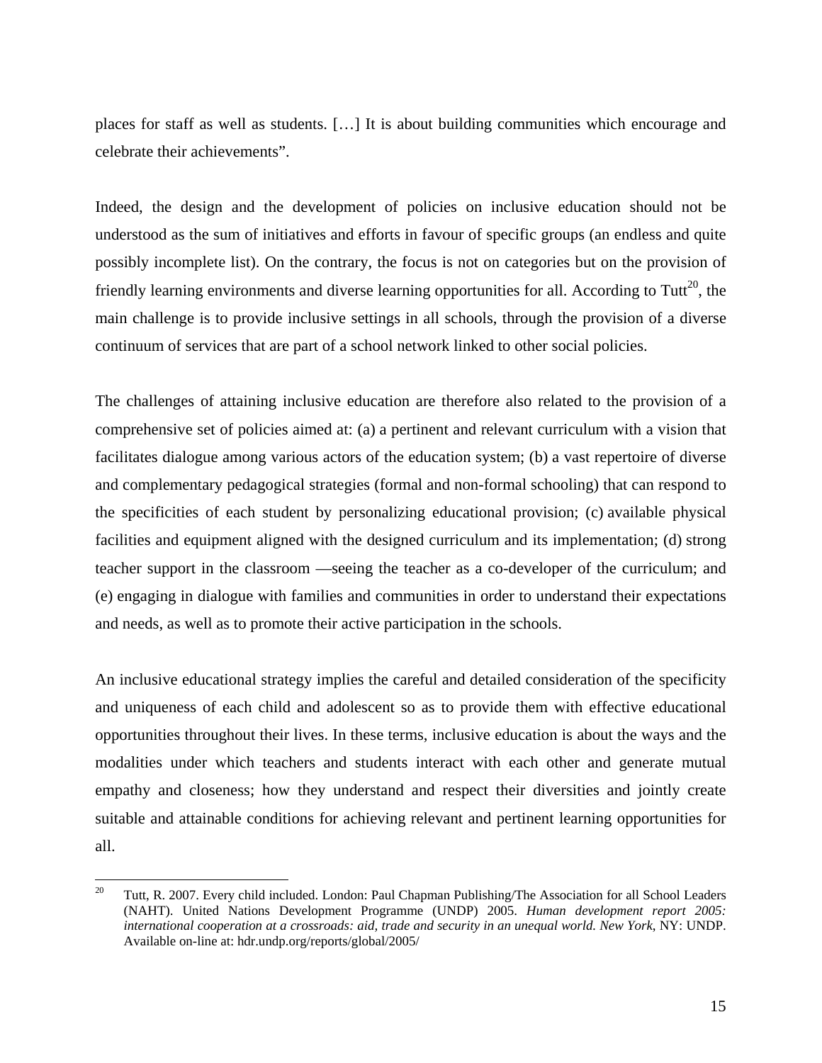places for staff as well as students. […] It is about building communities which encourage and celebrate their achievements".

Indeed, the design and the development of policies on inclusive education should not be understood as the sum of initiatives and efforts in favour of specific groups (an endless and quite possibly incomplete list). On the contrary, the focus is not on categories but on the provision of friendly learning environments and diverse learning opportunities for all. According to Tutt[20], the main challenge is to provide inclusive settings in all schools, through the provision of a diverse continuum of services that are part of a school network linked to other social policies.

The challenges of attaining inclusive education are therefore also related to the provision of a comprehensive set of policies aimed at: (a) a pertinent and relevant curriculum with a vision that facilitates dialogue among various actors of the education system; (b) a vast repertoire of diverse and complementary pedagogical strategies (formal and non-formal schooling) that can respond to the specificities of each student by personalizing educational provision; (c) available physical facilities and equipment aligned with the designed curriculum and its implementation; (d) strong teacher support in the classroom —seeing the teacher as a co-developer of the curriculum; and (e) engaging in dialogue with families and communities in order to understand their expectations and needs, as well as to promote their active participation in the schools.

An inclusive educational strategy implies the careful and detailed consideration of the specificity and uniqueness of each child and adolescent so as to provide them with effective educational opportunities throughout their lives. In these terms, inclusive education is about the ways and the modalities under which teachers and students interact with each other and generate mutual empathy and closeness; how they understand and respect their diversities and jointly create suitable and attainable conditions for achieving relevant and pertinent learning opportunities for all.

---

[20] Tutt, R. 2007. Every child included. London: Paul Chapman Publishing/The Association for all School Leaders (NAHT). United Nations Development Programme (UNDP) 2005. *Human development report 2005: international cooperation at a crossroads: aid, trade and security in an unequal world. New York*, NY: UNDP. Available on-line at: hdr.undp.org/reports/global/2005/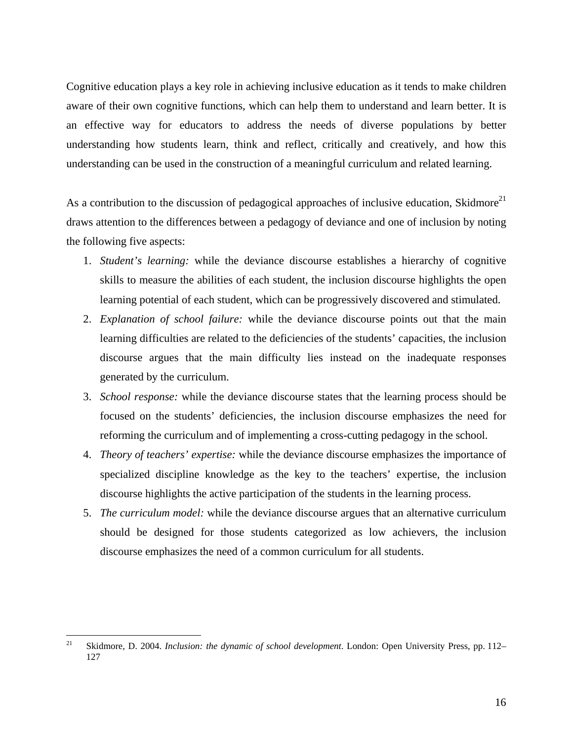Cognitive education plays a key role in achieving inclusive education as it tends to make children aware of their own cognitive functions, which can help them to understand and learn better. It is an effective way for educators to address the needs of diverse populations by better understanding how students learn, think and reflect, critically and creatively, and how this understanding can be used in the construction of a meaningful curriculum and related learning.

As a contribution to the discussion of pedagogical approaches of inclusive education, Skidmore[21] draws attention to the differences between a pedagogy of deviance and one of inclusion by noting the following five aspects:

1. *Student's learning:* while the deviance discourse establishes a hierarchy of cognitive skills to measure the abilities of each student, the inclusion discourse highlights the open learning potential of each student, which can be progressively discovered and stimulated.
2. *Explanation of school failure:* while the deviance discourse points out that the main learning difficulties are related to the deficiencies of the students' capacities, the inclusion discourse argues that the main difficulty lies instead on the inadequate responses generated by the curriculum.
3. *School response:* while the deviance discourse states that the learning process should be focused on the students' deficiencies, the inclusion discourse emphasizes the need for reforming the curriculum and of implementing a cross-cutting pedagogy in the school.
4. *Theory of teachers' expertise:* while the deviance discourse emphasizes the importance of specialized discipline knowledge as the key to the teachers' expertise, the inclusion discourse highlights the active participation of the students in the learning process.
5. *The curriculum model:* while the deviance discourse argues that an alternative curriculum should be designed for those students categorized as low achievers, the inclusion discourse emphasizes the need of a common curriculum for all students.

[21] Skidmore, D. 2004. *Inclusion: the dynamic of school development*. London: Open University Press, pp. 112–127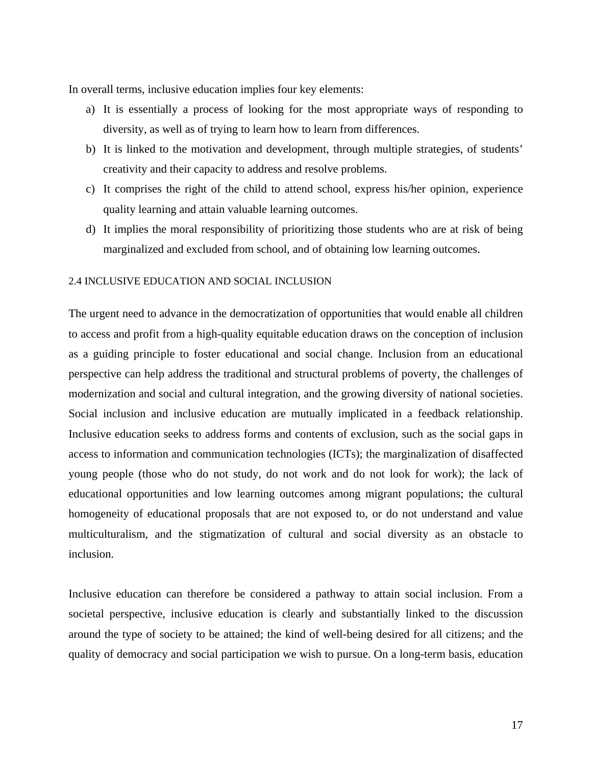In overall terms, inclusive education implies four key elements:

a) It is essentially a process of looking for the most appropriate ways of responding to diversity, as well as of trying to learn how to learn from differences.
b) It is linked to the motivation and development, through multiple strategies, of students' creativity and their capacity to address and resolve problems.
c) It comprises the right of the child to attend school, express his/her opinion, experience quality learning and attain valuable learning outcomes.
d) It implies the moral responsibility of prioritizing those students who are at risk of being marginalized and excluded from school, and of obtaining low learning outcomes.

### 2.4 INCLUSIVE EDUCATION AND SOCIAL INCLUSION

The urgent need to advance in the democratization of opportunities that would enable all children to access and profit from a high-quality equitable education draws on the conception of inclusion as a guiding principle to foster educational and social change. Inclusion from an educational perspective can help address the traditional and structural problems of poverty, the challenges of modernization and social and cultural integration, and the growing diversity of national societies. Social inclusion and inclusive education are mutually implicated in a feedback relationship. Inclusive education seeks to address forms and contents of exclusion, such as the social gaps in access to information and communication technologies (ICTs); the marginalization of disaffected young people (those who do not study, do not work and do not look for work); the lack of educational opportunities and low learning outcomes among migrant populations; the cultural homogeneity of educational proposals that are not exposed to, or do not understand and value multiculturalism, and the stigmatization of cultural and social diversity as an obstacle to inclusion.

Inclusive education can therefore be considered a pathway to attain social inclusion. From a societal perspective, inclusive education is clearly and substantially linked to the discussion around the type of society to be attained; the kind of well-being desired for all citizens; and the quality of democracy and social participation we wish to pursue. On a long-term basis, education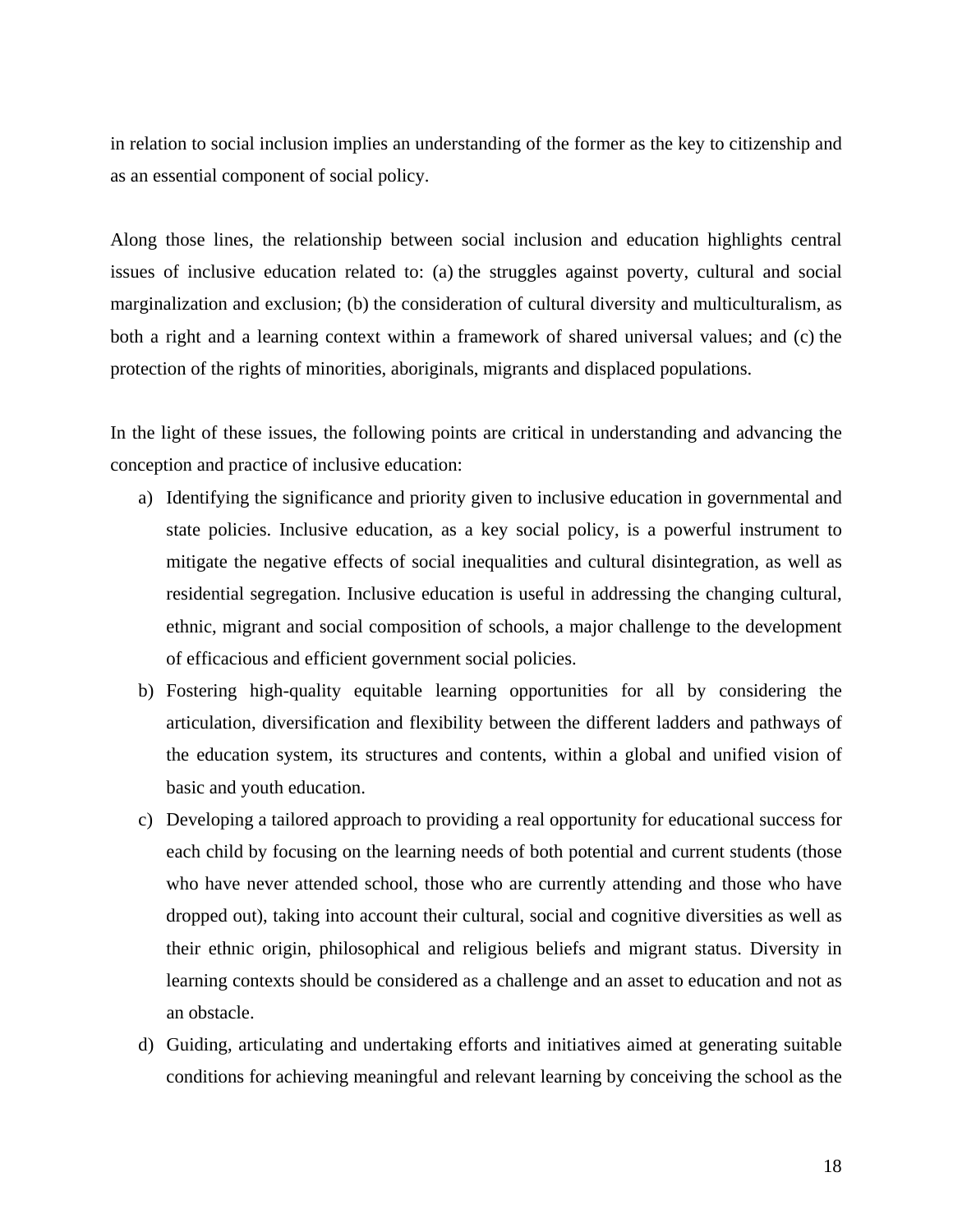in relation to social inclusion implies an understanding of the former as the key to citizenship and as an essential component of social policy.

Along those lines, the relationship between social inclusion and education highlights central issues of inclusive education related to: (a) the struggles against poverty, cultural and social marginalization and exclusion; (b) the consideration of cultural diversity and multiculturalism, as both a right and a learning context within a framework of shared universal values; and (c) the protection of the rights of minorities, aboriginals, migrants and displaced populations.

In the light of these issues, the following points are critical in understanding and advancing the conception and practice of inclusive education:

a) Identifying the significance and priority given to inclusive education in governmental and state policies. Inclusive education, as a key social policy, is a powerful instrument to mitigate the negative effects of social inequalities and cultural disintegration, as well as residential segregation. Inclusive education is useful in addressing the changing cultural, ethnic, migrant and social composition of schools, a major challenge to the development of efficacious and efficient government social policies.
b) Fostering high-quality equitable learning opportunities for all by considering the articulation, diversification and flexibility between the different ladders and pathways of the education system, its structures and contents, within a global and unified vision of basic and youth education.
c) Developing a tailored approach to providing a real opportunity for educational success for each child by focusing on the learning needs of both potential and current students (those who have never attended school, those who are currently attending and those who have dropped out), taking into account their cultural, social and cognitive diversities as well as their ethnic origin, philosophical and religious beliefs and migrant status. Diversity in learning contexts should be considered as a challenge and an asset to education and not as an obstacle.
d) Guiding, articulating and undertaking efforts and initiatives aimed at generating suitable conditions for achieving meaningful and relevant learning by conceiving the school as the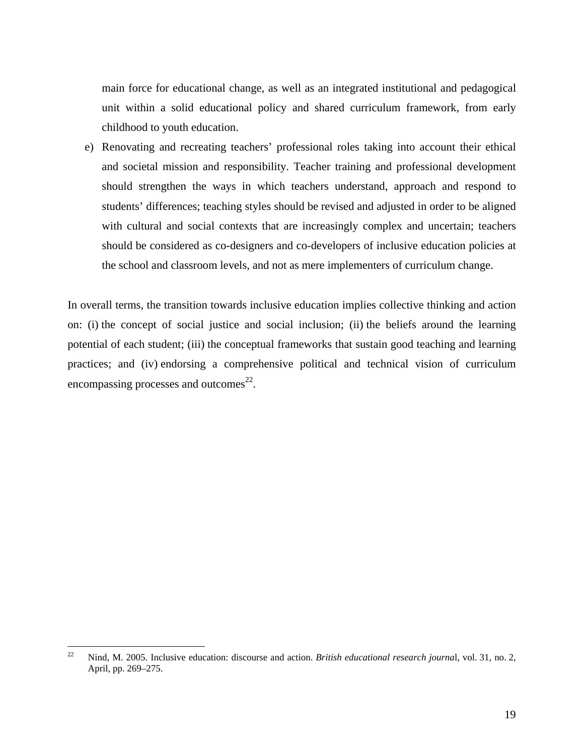main force for educational change, as well as an integrated institutional and pedagogical unit within a solid educational policy and shared curriculum framework, from early childhood to youth education.

e) Renovating and recreating teachers' professional roles taking into account their ethical and societal mission and responsibility. Teacher training and professional development should strengthen the ways in which teachers understand, approach and respond to students' differences; teaching styles should be revised and adjusted in order to be aligned with cultural and social contexts that are increasingly complex and uncertain; teachers should be considered as co-designers and co-developers of inclusive education policies at the school and classroom levels, and not as mere implementers of curriculum change.

In overall terms, the transition towards inclusive education implies collective thinking and action on: (i) the concept of social justice and social inclusion; (ii) the beliefs around the learning potential of each student; (iii) the conceptual frameworks that sustain good teaching and learning practices; and (iv) endorsing a comprehensive political and technical vision of curriculum encompassing processes and outcomes[22].

---

[22] Nind, M. 2005. Inclusive education: discourse and action. *British educational research journa*l, vol. 31, no. 2, April, pp. 269–275.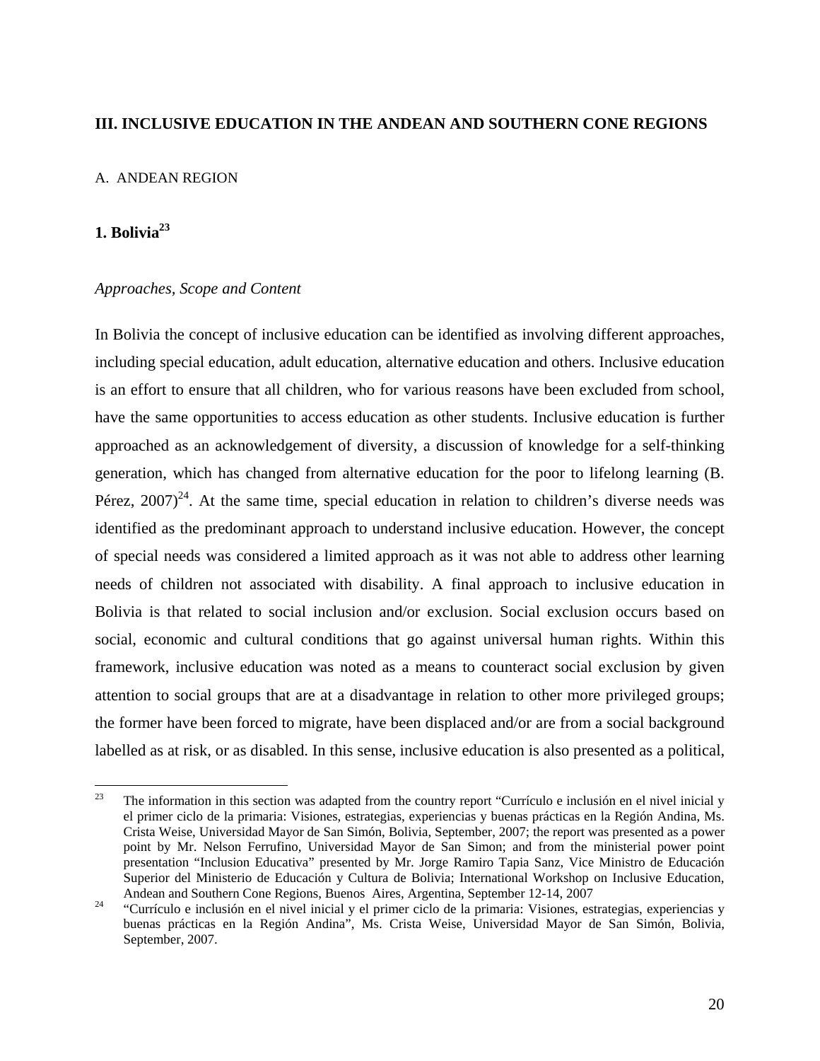## III. INCLUSIVE EDUCATION IN THE ANDEAN AND SOUTHERN CONE REGIONS

A. ANDEAN REGION

### 1. Bolivia[23]

*Approaches, Scope and Content*

In Bolivia the concept of inclusive education can be identified as involving different approaches, including special education, adult education, alternative education and others. Inclusive education is an effort to ensure that all children, who for various reasons have been excluded from school, have the same opportunities to access education as other students. Inclusive education is further approached as an acknowledgement of diversity, a discussion of knowledge for a self-thinking generation, which has changed from alternative education for the poor to lifelong learning (B. Pérez, 2007)[24]. At the same time, special education in relation to children's diverse needs was identified as the predominant approach to understand inclusive education. However, the concept of special needs was considered a limited approach as it was not able to address other learning needs of children not associated with disability. A final approach to inclusive education in Bolivia is that related to social inclusion and/or exclusion. Social exclusion occurs based on social, economic and cultural conditions that go against universal human rights. Within this framework, inclusive education was noted as a means to counteract social exclusion by given attention to social groups that are at a disadvantage in relation to other more privileged groups; the former have been forced to migrate, have been displaced and/or are from a social background labelled as at risk, or as disabled. In this sense, inclusive education is also presented as a political,

---

[23] The information in this section was adapted from the country report "Currículo e inclusión en el nivel inicial y el primer ciclo de la primaria: Visiones, estrategias, experiencias y buenas prácticas en la Región Andina, Ms. Crista Weise, Universidad Mayor de San Simón, Bolivia, September, 2007; the report was presented as a power point by Mr. Nelson Ferrufino, Universidad Mayor de San Simon; and from the ministerial power point presentation "Inclusion Educativa" presented by Mr. Jorge Ramiro Tapia Sanz, Vice Ministro de Educación Superior del Ministerio de Educación y Cultura de Bolivia; International Workshop on Inclusive Education, Andean and Southern Cone Regions, Buenos Aires, Argentina, September 12-14, 2007

[24] "Currículo e inclusión en el nivel inicial y el primer ciclo de la primaria: Visiones, estrategias, experiencias y buenas prácticas en la Región Andina", Ms. Crista Weise, Universidad Mayor de San Simón, Bolivia, September, 2007.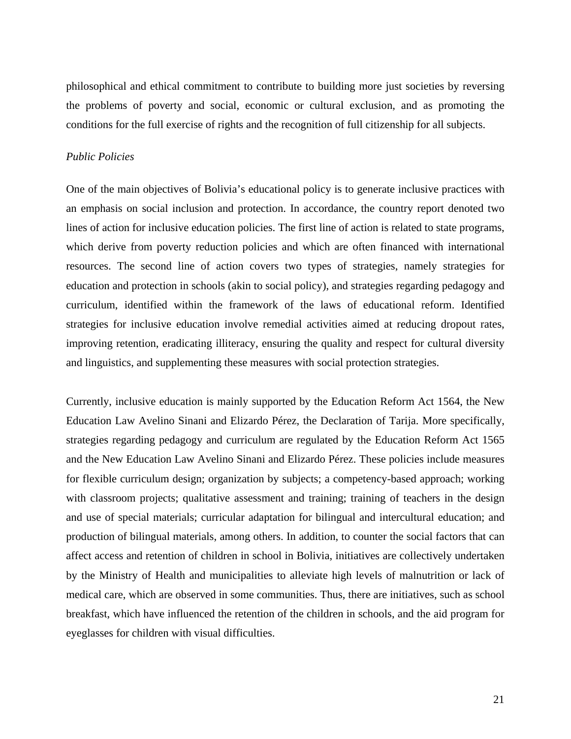philosophical and ethical commitment to contribute to building more just societies by reversing the problems of poverty and social, economic or cultural exclusion, and as promoting the conditions for the full exercise of rights and the recognition of full citizenship for all subjects.

*Public Policies*

One of the main objectives of Bolivia's educational policy is to generate inclusive practices with an emphasis on social inclusion and protection. In accordance, the country report denoted two lines of action for inclusive education policies. The first line of action is related to state programs, which derive from poverty reduction policies and which are often financed with international resources. The second line of action covers two types of strategies, namely strategies for education and protection in schools (akin to social policy), and strategies regarding pedagogy and curriculum, identified within the framework of the laws of educational reform. Identified strategies for inclusive education involve remedial activities aimed at reducing dropout rates, improving retention, eradicating illiteracy, ensuring the quality and respect for cultural diversity and linguistics, and supplementing these measures with social protection strategies.

Currently, inclusive education is mainly supported by the Education Reform Act 1564, the New Education Law Avelino Sinani and Elizardo Pérez, the Declaration of Tarija. More specifically, strategies regarding pedagogy and curriculum are regulated by the Education Reform Act 1565 and the New Education Law Avelino Sinani and Elizardo Pérez. These policies include measures for flexible curriculum design; organization by subjects; a competency-based approach; working with classroom projects; qualitative assessment and training; training of teachers in the design and use of special materials; curricular adaptation for bilingual and intercultural education; and production of bilingual materials, among others. In addition, to counter the social factors that can affect access and retention of children in school in Bolivia, initiatives are collectively undertaken by the Ministry of Health and municipalities to alleviate high levels of malnutrition or lack of medical care, which are observed in some communities. Thus, there are initiatives, such as school breakfast, which have influenced the retention of the children in schools, and the aid program for eyeglasses for children with visual difficulties.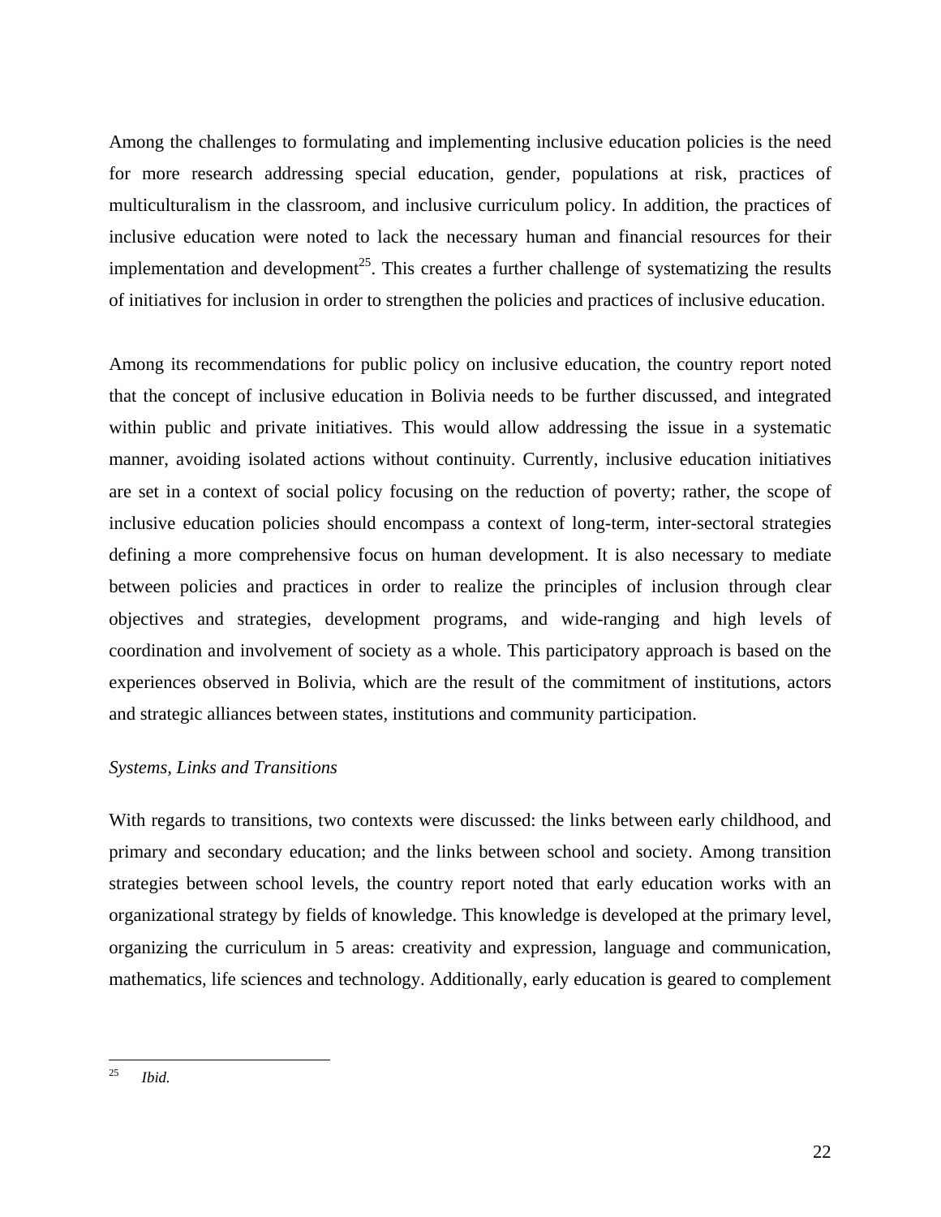Among the challenges to formulating and implementing inclusive education policies is the need for more research addressing special education, gender, populations at risk, practices of multiculturalism in the classroom, and inclusive curriculum policy. In addition, the practices of inclusive education were noted to lack the necessary human and financial resources for their implementation and development[25]. This creates a further challenge of systematizing the results of initiatives for inclusion in order to strengthen the policies and practices of inclusive education.

Among its recommendations for public policy on inclusive education, the country report noted that the concept of inclusive education in Bolivia needs to be further discussed, and integrated within public and private initiatives. This would allow addressing the issue in a systematic manner, avoiding isolated actions without continuity. Currently, inclusive education initiatives are set in a context of social policy focusing on the reduction of poverty; rather, the scope of inclusive education policies should encompass a context of long-term, inter-sectoral strategies defining a more comprehensive focus on human development. It is also necessary to mediate between policies and practices in order to realize the principles of inclusion through clear objectives and strategies, development programs, and wide-ranging and high levels of coordination and involvement of society as a whole. This participatory approach is based on the experiences observed in Bolivia, which are the result of the commitment of institutions, actors and strategic alliances between states, institutions and community participation.

*Systems, Links and Transitions*

With regards to transitions, two contexts were discussed: the links between early childhood, and primary and secondary education; and the links between school and society. Among transition strategies between school levels, the country report noted that early education works with an organizational strategy by fields of knowledge. This knowledge is developed at the primary level, organizing the curriculum in 5 areas: creativity and expression, language and communication, mathematics, life sciences and technology. Additionally, early education is geared to complement

---

[25] *Ibid.*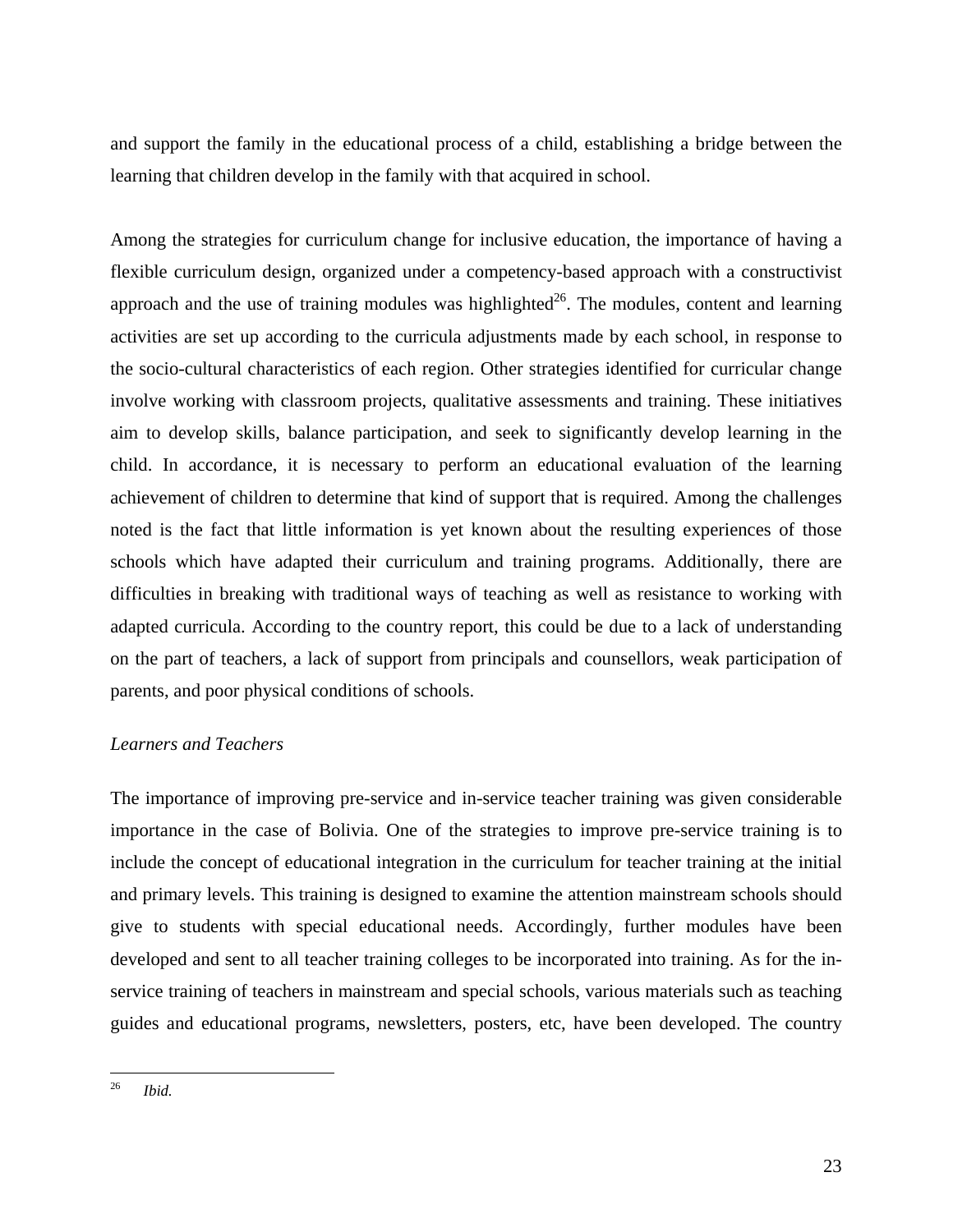and support the family in the educational process of a child, establishing a bridge between the learning that children develop in the family with that acquired in school.

Among the strategies for curriculum change for inclusive education, the importance of having a flexible curriculum design, organized under a competency-based approach with a constructivist approach and the use of training modules was highlighted[26]. The modules, content and learning activities are set up according to the curricula adjustments made by each school, in response to the socio-cultural characteristics of each region. Other strategies identified for curricular change involve working with classroom projects, qualitative assessments and training. These initiatives aim to develop skills, balance participation, and seek to significantly develop learning in the child. In accordance, it is necessary to perform an educational evaluation of the learning achievement of children to determine that kind of support that is required. Among the challenges noted is the fact that little information is yet known about the resulting experiences of those schools which have adapted their curriculum and training programs. Additionally, there are difficulties in breaking with traditional ways of teaching as well as resistance to working with adapted curricula. According to the country report, this could be due to a lack of understanding on the part of teachers, a lack of support from principals and counsellors, weak participation of parents, and poor physical conditions of schools.

*Learners and Teachers*

The importance of improving pre-service and in-service teacher training was given considerable importance in the case of Bolivia. One of the strategies to improve pre-service training is to include the concept of educational integration in the curriculum for teacher training at the initial and primary levels. This training is designed to examine the attention mainstream schools should give to students with special educational needs. Accordingly, further modules have been developed and sent to all teacher training colleges to be incorporated into training. As for the in-service training of teachers in mainstream and special schools, various materials such as teaching guides and educational programs, newsletters, posters, etc, have been developed. The country

[26] *Ibid.*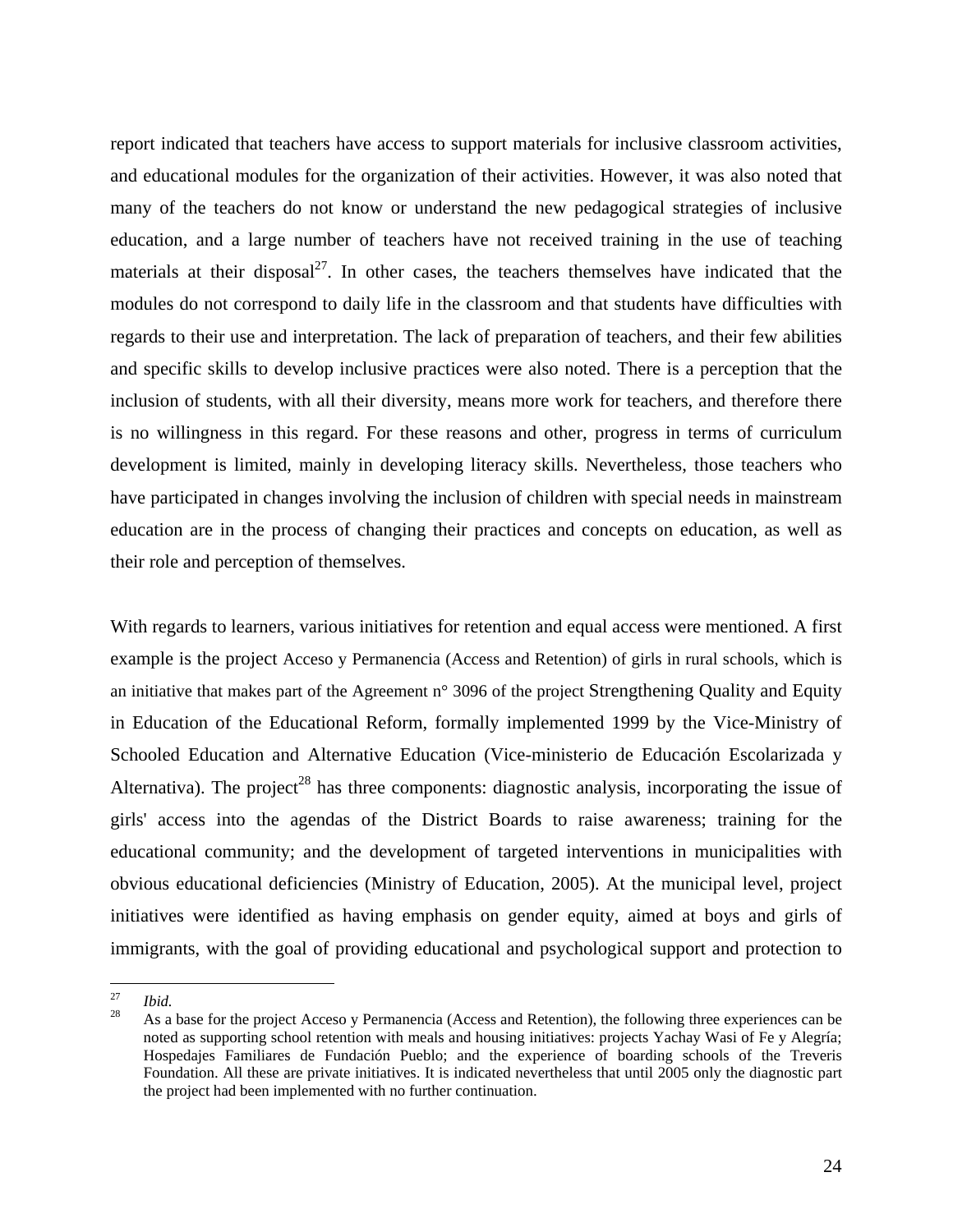report indicated that teachers have access to support materials for inclusive classroom activities, and educational modules for the organization of their activities. However, it was also noted that many of the teachers do not know or understand the new pedagogical strategies of inclusive education, and a large number of teachers have not received training in the use of teaching materials at their disposal[27]. In other cases, the teachers themselves have indicated that the modules do not correspond to daily life in the classroom and that students have difficulties with regards to their use and interpretation. The lack of preparation of teachers, and their few abilities and specific skills to develop inclusive practices were also noted. There is a perception that the inclusion of students, with all their diversity, means more work for teachers, and therefore there is no willingness in this regard. For these reasons and other, progress in terms of curriculum development is limited, mainly in developing literacy skills. Nevertheless, those teachers who have participated in changes involving the inclusion of children with special needs in mainstream education are in the process of changing their practices and concepts on education, as well as their role and perception of themselves.

With regards to learners, various initiatives for retention and equal access were mentioned. A first example is the project Acceso y Permanencia (Access and Retention) of girls in rural schools, which is an initiative that makes part of the Agreement n° 3096 of the project Strengthening Quality and Equity in Education of the Educational Reform, formally implemented 1999 by the Vice-Ministry of Schooled Education and Alternative Education (Vice-ministerio de Educación Escolarizada y Alternativa). The project[28] has three components: diagnostic analysis, incorporating the issue of girls' access into the agendas of the District Boards to raise awareness; training for the educational community; and the development of targeted interventions in municipalities with obvious educational deficiencies (Ministry of Education, 2005). At the municipal level, project initiatives were identified as having emphasis on gender equity, aimed at boys and girls of immigrants, with the goal of providing educational and psychological support and protection to

---

[27] *Ibid.*

[28] As a base for the project Acceso y Permanencia (Access and Retention), the following three experiences can be noted as supporting school retention with meals and housing initiatives: projects Yachay Wasi of Fe y Alegría; Hospedajes Familiares de Fundación Pueblo; and the experience of boarding schools of the Treveris Foundation. All these are private initiatives. It is indicated nevertheless that until 2005 only the diagnostic part the project had been implemented with no further continuation.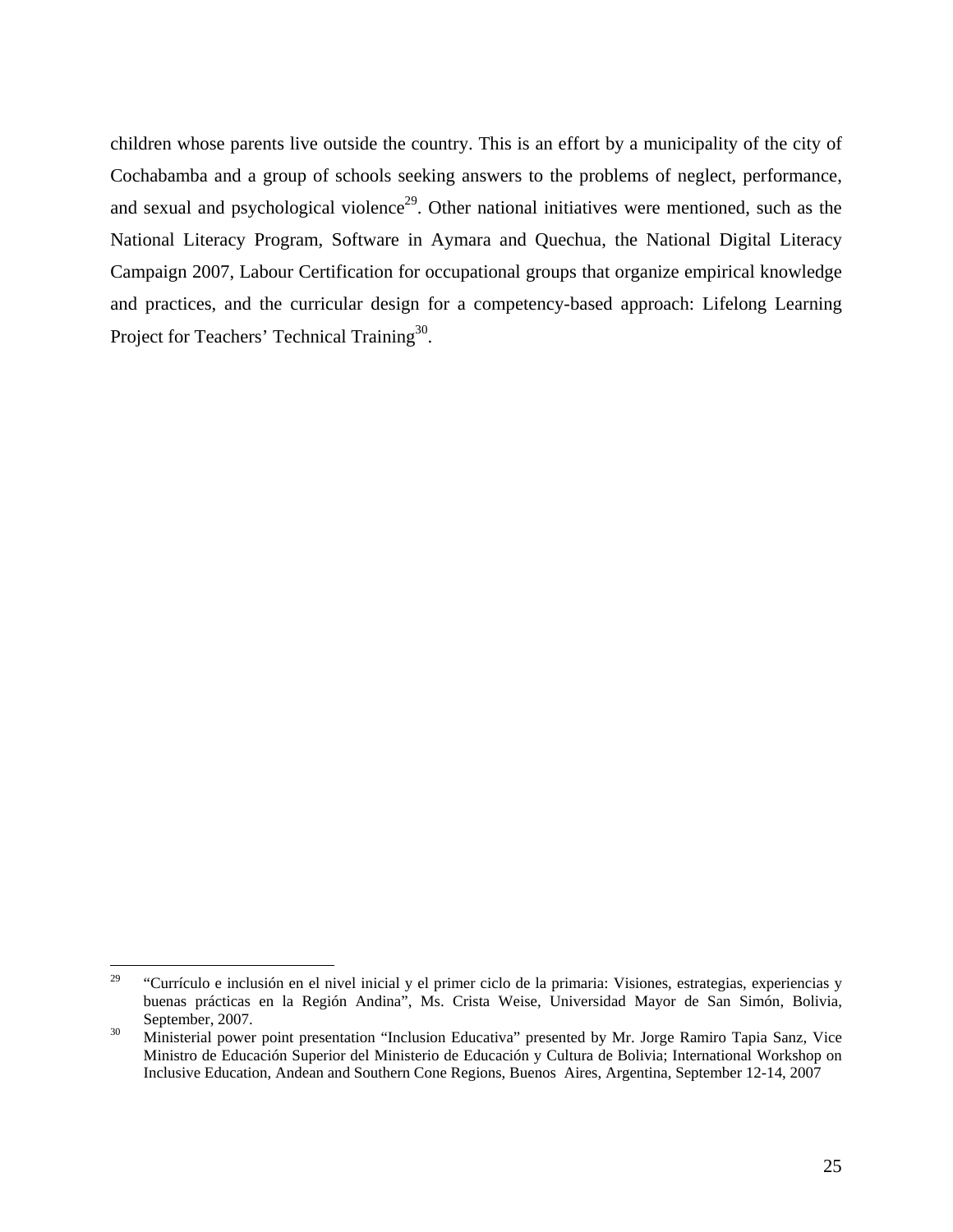children whose parents live outside the country. This is an effort by a municipality of the city of Cochabamba and a group of schools seeking answers to the problems of neglect, performance, and sexual and psychological violence[29]. Other national initiatives were mentioned, such as the National Literacy Program, Software in Aymara and Quechua, the National Digital Literacy Campaign 2007, Labour Certification for occupational groups that organize empirical knowledge and practices, and the curricular design for a competency-based approach: Lifelong Learning Project for Teachers' Technical Training[30].

---

[29] "Currículo e inclusión en el nivel inicial y el primer ciclo de la primaria: Visiones, estrategias, experiencias y buenas prácticas en la Región Andina", Ms. Crista Weise, Universidad Mayor de San Simón, Bolivia, September, 2007.

[30] Ministerial power point presentation "Inclusion Educativa" presented by Mr. Jorge Ramiro Tapia Sanz, Vice Ministro de Educación Superior del Ministerio de Educación y Cultura de Bolivia; International Workshop on Inclusive Education, Andean and Southern Cone Regions, Buenos Aires, Argentina, September 12-14, 2007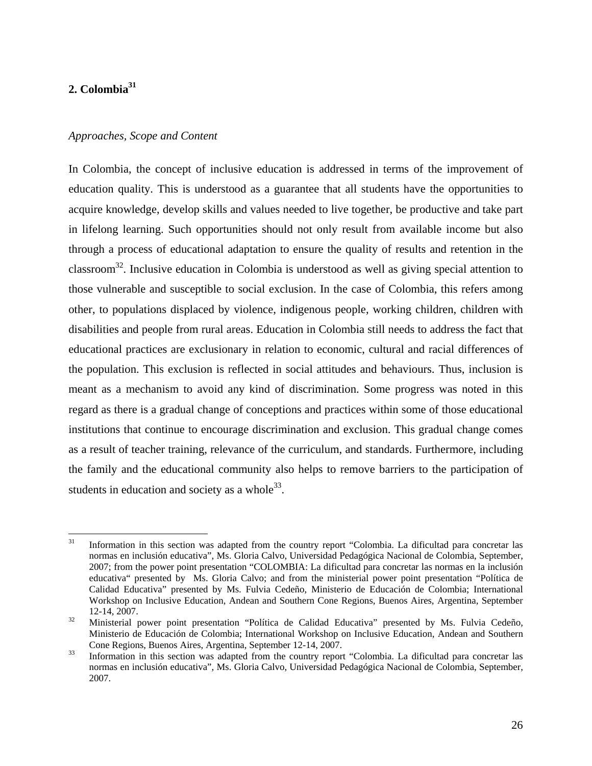## 2. Colombia[31]

*Approaches, Scope and Content*

In Colombia, the concept of inclusive education is addressed in terms of the improvement of education quality. This is understood as a guarantee that all students have the opportunities to acquire knowledge, develop skills and values needed to live together, be productive and take part in lifelong learning. Such opportunities should not only result from available income but also through a process of educational adaptation to ensure the quality of results and retention in the classroom[32]. Inclusive education in Colombia is understood as well as giving special attention to those vulnerable and susceptible to social exclusion. In the case of Colombia, this refers among other, to populations displaced by violence, indigenous people, working children, children with disabilities and people from rural areas. Education in Colombia still needs to address the fact that educational practices are exclusionary in relation to economic, cultural and racial differences of the population. This exclusion is reflected in social attitudes and behaviours. Thus, inclusion is meant as a mechanism to avoid any kind of discrimination. Some progress was noted in this regard as there is a gradual change of conceptions and practices within some of those educational institutions that continue to encourage discrimination and exclusion. This gradual change comes as a result of teacher training, relevance of the curriculum, and standards. Furthermore, including the family and the educational community also helps to remove barriers to the participation of students in education and society as a whole[33].

---

[31] Information in this section was adapted from the country report "Colombia. La dificultad para concretar las normas en inclusión educativa", Ms. Gloria Calvo, Universidad Pedagógica Nacional de Colombia, September, 2007; from the power point presentation "COLOMBIA: La dificultad para concretar las normas en la inclusión educativa" presented by Ms. Gloria Calvo; and from the ministerial power point presentation "Política de Calidad Educativa" presented by Ms. Fulvia Cedeño, Ministerio de Educación de Colombia; International Workshop on Inclusive Education, Andean and Southern Cone Regions, Buenos Aires, Argentina, September 12-14, 2007.

[32] Ministerial power point presentation "Política de Calidad Educativa" presented by Ms. Fulvia Cedeño, Ministerio de Educación de Colombia; International Workshop on Inclusive Education, Andean and Southern Cone Regions, Buenos Aires, Argentina, September 12-14, 2007.

[33] Information in this section was adapted from the country report "Colombia. La dificultad para concretar las normas en inclusión educativa", Ms. Gloria Calvo, Universidad Pedagógica Nacional de Colombia, September, 2007.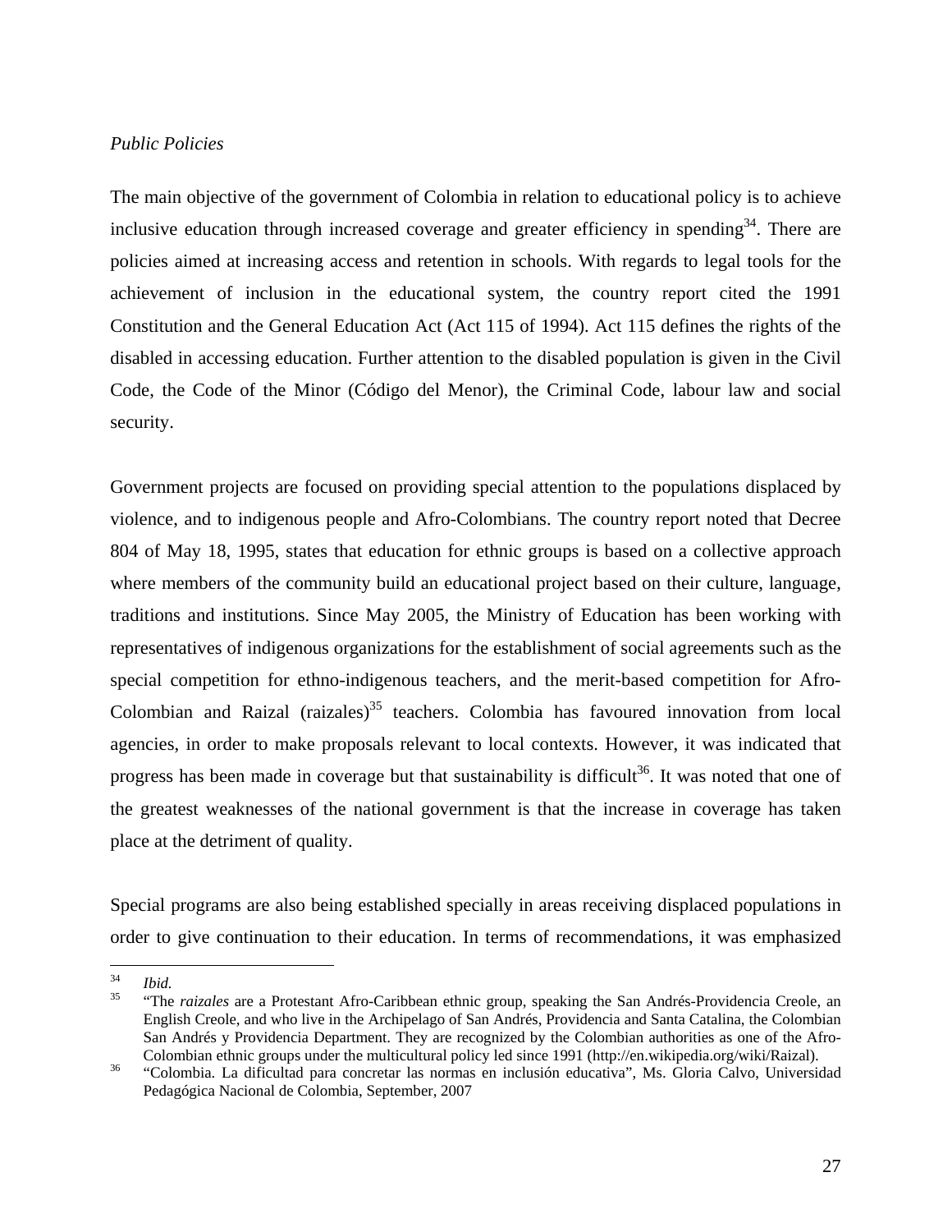*Public Policies*

The main objective of the government of Colombia in relation to educational policy is to achieve inclusive education through increased coverage and greater efficiency in spending[34]. There are policies aimed at increasing access and retention in schools. With regards to legal tools for the achievement of inclusion in the educational system, the country report cited the 1991 Constitution and the General Education Act (Act 115 of 1994). Act 115 defines the rights of the disabled in accessing education. Further attention to the disabled population is given in the Civil Code, the Code of the Minor (Código del Menor), the Criminal Code, labour law and social security.

Government projects are focused on providing special attention to the populations displaced by violence, and to indigenous people and Afro-Colombians. The country report noted that Decree 804 of May 18, 1995, states that education for ethnic groups is based on a collective approach where members of the community build an educational project based on their culture, language, traditions and institutions. Since May 2005, the Ministry of Education has been working with representatives of indigenous organizations for the establishment of social agreements such as the special competition for ethno-indigenous teachers, and the merit-based competition for Afro-Colombian and Raizal (raizales)[35] teachers. Colombia has favoured innovation from local agencies, in order to make proposals relevant to local contexts. However, it was indicated that progress has been made in coverage but that sustainability is difficult[36]. It was noted that one of the greatest weaknesses of the national government is that the increase in coverage has taken place at the detriment of quality.

Special programs are also being established specially in areas receiving displaced populations in order to give continuation to their education. In terms of recommendations, it was emphasized

---

[34] *Ibid.*

[35] "The *raizales* are a Protestant Afro-Caribbean ethnic group, speaking the San Andrés-Providencia Creole, an English Creole, and who live in the Archipelago of San Andrés, Providencia and Santa Catalina, the Colombian San Andrés y Providencia Department. They are recognized by the Colombian authorities as one of the Afro-Colombian ethnic groups under the multicultural policy led since 1991 (http://en.wikipedia.org/wiki/Raizal).

[36] "Colombia. La dificultad para concretar las normas en inclusión educativa", Ms. Gloria Calvo, Universidad Pedagógica Nacional de Colombia, September, 2007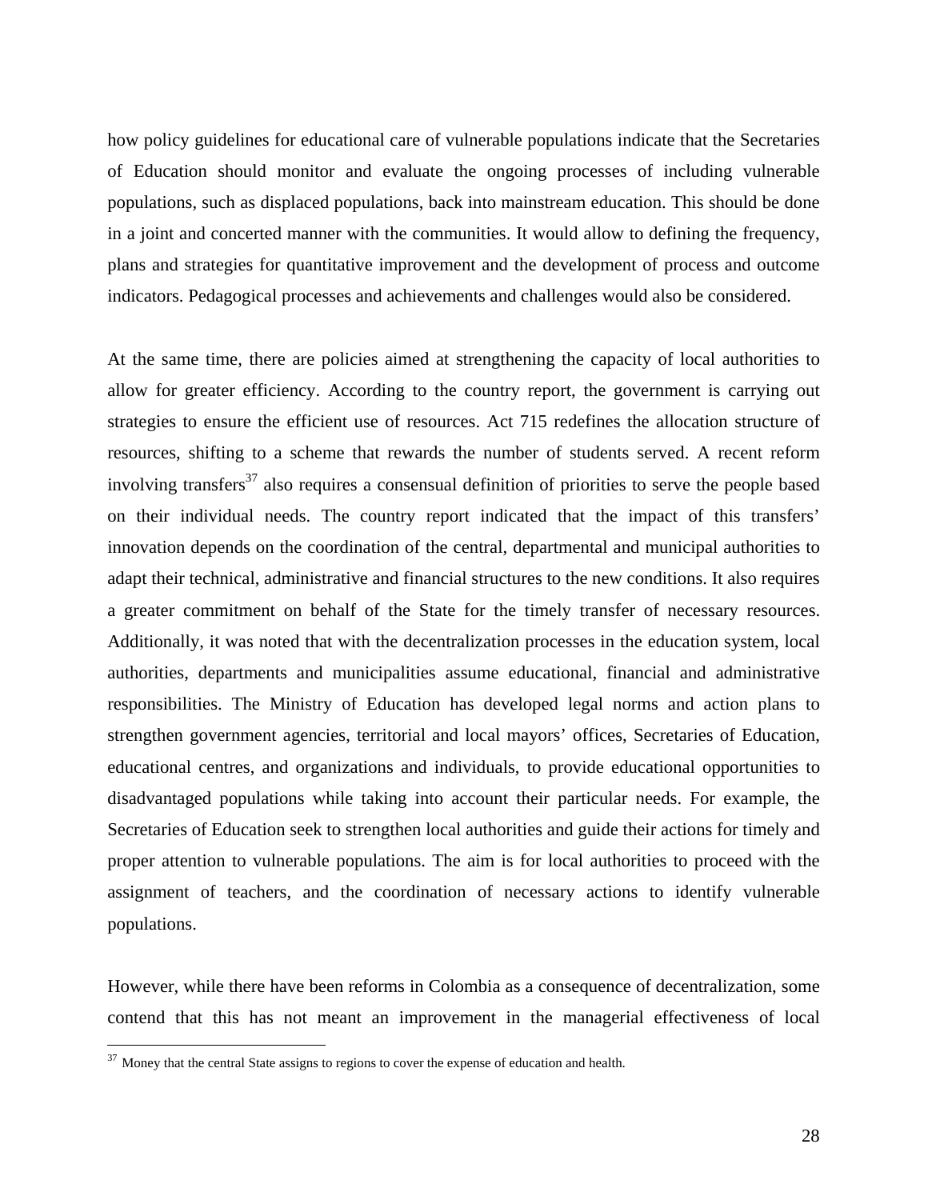how policy guidelines for educational care of vulnerable populations indicate that the Secretaries of Education should monitor and evaluate the ongoing processes of including vulnerable populations, such as displaced populations, back into mainstream education. This should be done in a joint and concerted manner with the communities. It would allow to defining the frequency, plans and strategies for quantitative improvement and the development of process and outcome indicators. Pedagogical processes and achievements and challenges would also be considered.

At the same time, there are policies aimed at strengthening the capacity of local authorities to allow for greater efficiency. According to the country report, the government is carrying out strategies to ensure the efficient use of resources. Act 715 redefines the allocation structure of resources, shifting to a scheme that rewards the number of students served. A recent reform involving transfers[37] also requires a consensual definition of priorities to serve the people based on their individual needs. The country report indicated that the impact of this transfers' innovation depends on the coordination of the central, departmental and municipal authorities to adapt their technical, administrative and financial structures to the new conditions. It also requires a greater commitment on behalf of the State for the timely transfer of necessary resources. Additionally, it was noted that with the decentralization processes in the education system, local authorities, departments and municipalities assume educational, financial and administrative responsibilities. The Ministry of Education has developed legal norms and action plans to strengthen government agencies, territorial and local mayors' offices, Secretaries of Education, educational centres, and organizations and individuals, to provide educational opportunities to disadvantaged populations while taking into account their particular needs. For example, the Secretaries of Education seek to strengthen local authorities and guide their actions for timely and proper attention to vulnerable populations. The aim is for local authorities to proceed with the assignment of teachers, and the coordination of necessary actions to identify vulnerable populations.

However, while there have been reforms in Colombia as a consequence of decentralization, some contend that this has not meant an improvement in the managerial effectiveness of local

[37] Money that the central State assigns to regions to cover the expense of education and health.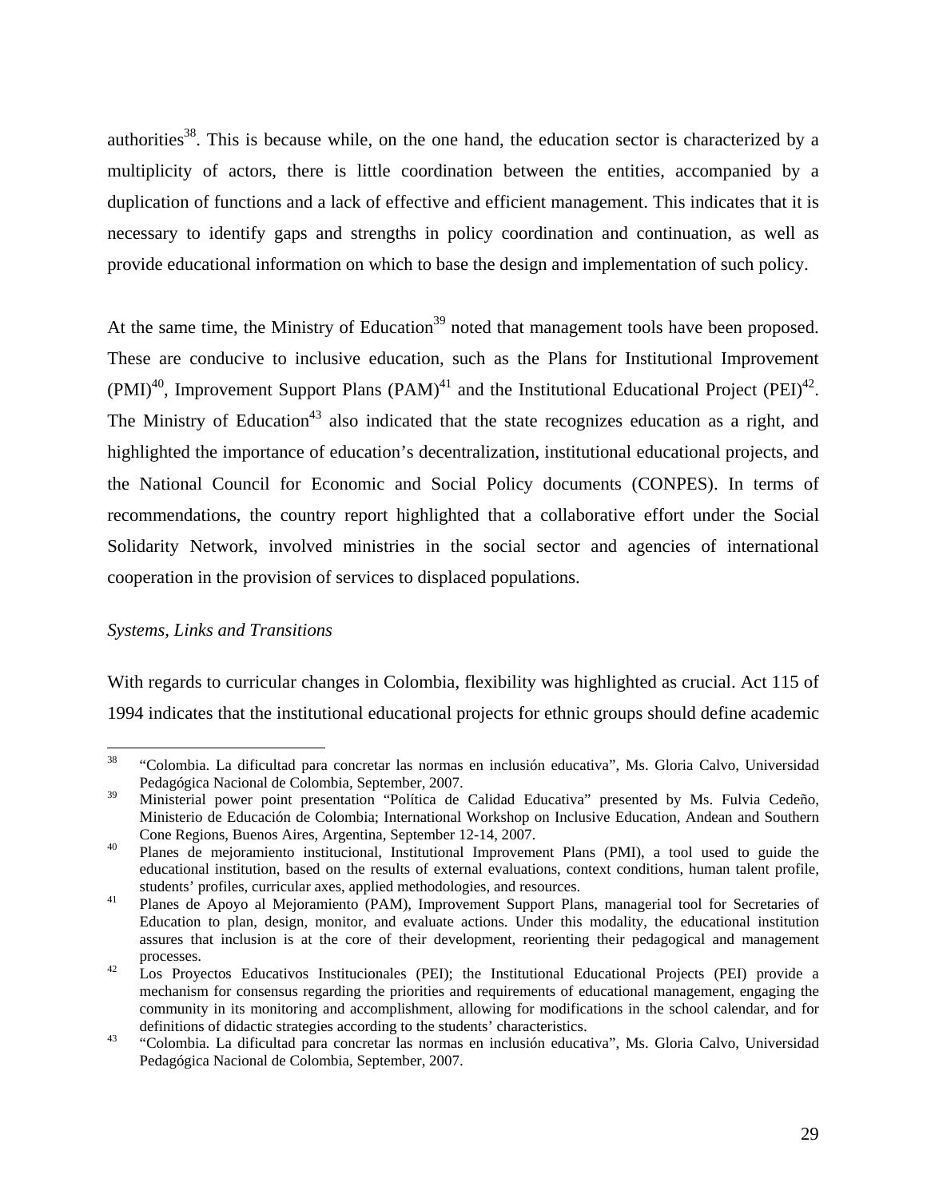authorities[38]. This is because while, on the one hand, the education sector is characterized by a multiplicity of actors, there is little coordination between the entities, accompanied by a duplication of functions and a lack of effective and efficient management. This indicates that it is necessary to identify gaps and strengths in policy coordination and continuation, as well as provide educational information on which to base the design and implementation of such policy.

At the same time, the Ministry of Education[39] noted that management tools have been proposed. These are conducive to inclusive education, such as the Plans for Institutional Improvement (PMI)[40], Improvement Support Plans (PAM)[41] and the Institutional Educational Project (PEI)[42]. The Ministry of Education[43] also indicated that the state recognizes education as a right, and highlighted the importance of education's decentralization, institutional educational projects, and the National Council for Economic and Social Policy documents (CONPES). In terms of recommendations, the country report highlighted that a collaborative effort under the Social Solidarity Network, involved ministries in the social sector and agencies of international cooperation in the provision of services to displaced populations.

*Systems, Links and Transitions*

With regards to curricular changes in Colombia, flexibility was highlighted as crucial. Act 115 of 1994 indicates that the institutional educational projects for ethnic groups should define academic

---

[38] "Colombia. La dificultad para concretar las normas en inclusión educativa", Ms. Gloria Calvo, Universidad Pedagógica Nacional de Colombia, September, 2007.

[39] Ministerial power point presentation "Política de Calidad Educativa" presented by Ms. Fulvia Cedeño, Ministerio de Educación de Colombia; International Workshop on Inclusive Education, Andean and Southern Cone Regions, Buenos Aires, Argentina, September 12-14, 2007.

[40] Planes de mejoramiento institucional, Institutional Improvement Plans (PMI), a tool used to guide the educational institution, based on the results of external evaluations, context conditions, human talent profile, students' profiles, curricular axes, applied methodologies, and resources.

[41] Planes de Apoyo al Mejoramiento (PAM), Improvement Support Plans, managerial tool for Secretaries of Education to plan, design, monitor, and evaluate actions. Under this modality, the educational institution assures that inclusion is at the core of their development, reorienting their pedagogical and management processes.

[42] Los Proyectos Educativos Institucionales (PEI); the Institutional Educational Projects (PEI) provide a mechanism for consensus regarding the priorities and requirements of educational management, engaging the community in its monitoring and accomplishment, allowing for modifications in the school calendar, and for definitions of didactic strategies according to the students' characteristics.

[43] "Colombia. La dificultad para concretar las normas en inclusión educativa", Ms. Gloria Calvo, Universidad Pedagógica Nacional de Colombia, September, 2007.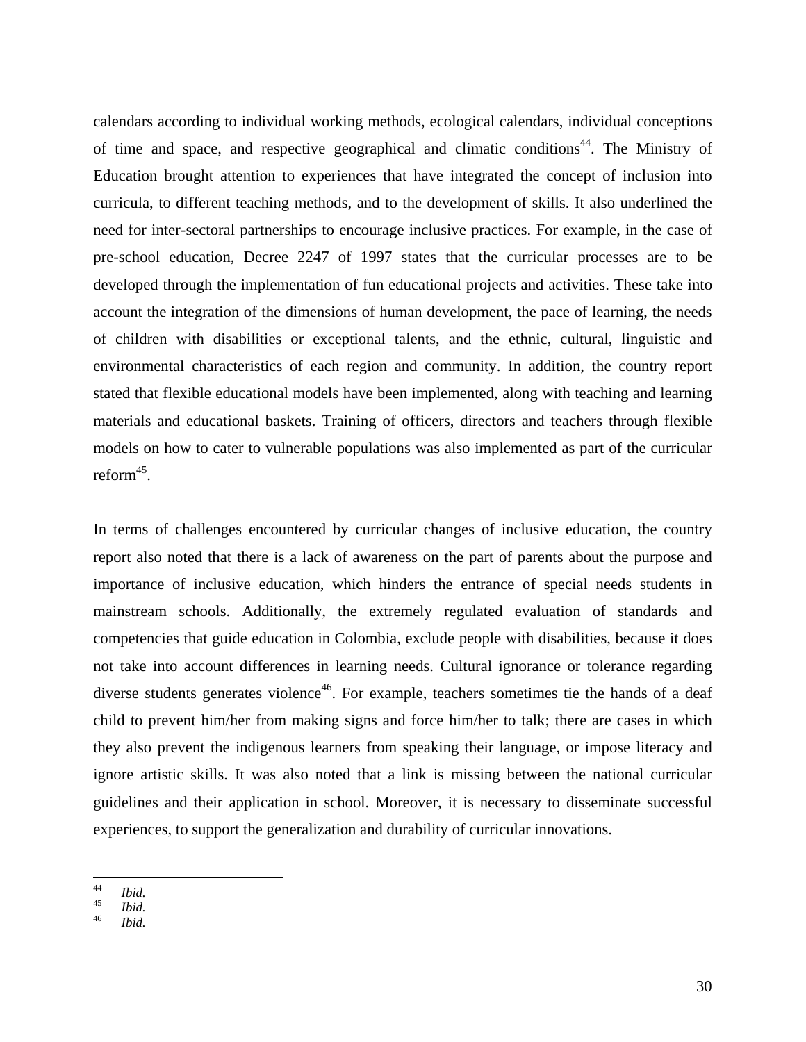calendars according to individual working methods, ecological calendars, individual conceptions of time and space, and respective geographical and climatic conditions[44]. The Ministry of Education brought attention to experiences that have integrated the concept of inclusion into curricula, to different teaching methods, and to the development of skills. It also underlined the need for inter-sectoral partnerships to encourage inclusive practices. For example, in the case of pre-school education, Decree 2247 of 1997 states that the curricular processes are to be developed through the implementation of fun educational projects and activities. These take into account the integration of the dimensions of human development, the pace of learning, the needs of children with disabilities or exceptional talents, and the ethnic, cultural, linguistic and environmental characteristics of each region and community. In addition, the country report stated that flexible educational models have been implemented, along with teaching and learning materials and educational baskets. Training of officers, directors and teachers through flexible models on how to cater to vulnerable populations was also implemented as part of the curricular reform[45].

In terms of challenges encountered by curricular changes of inclusive education, the country report also noted that there is a lack of awareness on the part of parents about the purpose and importance of inclusive education, which hinders the entrance of special needs students in mainstream schools. Additionally, the extremely regulated evaluation of standards and competencies that guide education in Colombia, exclude people with disabilities, because it does not take into account differences in learning needs. Cultural ignorance or tolerance regarding diverse students generates violence[46]. For example, teachers sometimes tie the hands of a deaf child to prevent him/her from making signs and force him/her to talk; there are cases in which they also prevent the indigenous learners from speaking their language, or impose literacy and ignore artistic skills. It was also noted that a link is missing between the national curricular guidelines and their application in school. Moreover, it is necessary to disseminate successful experiences, to support the generalization and durability of curricular innovations.

---

[44] *Ibid.*
[45] *Ibid.*
[46] *Ibid.*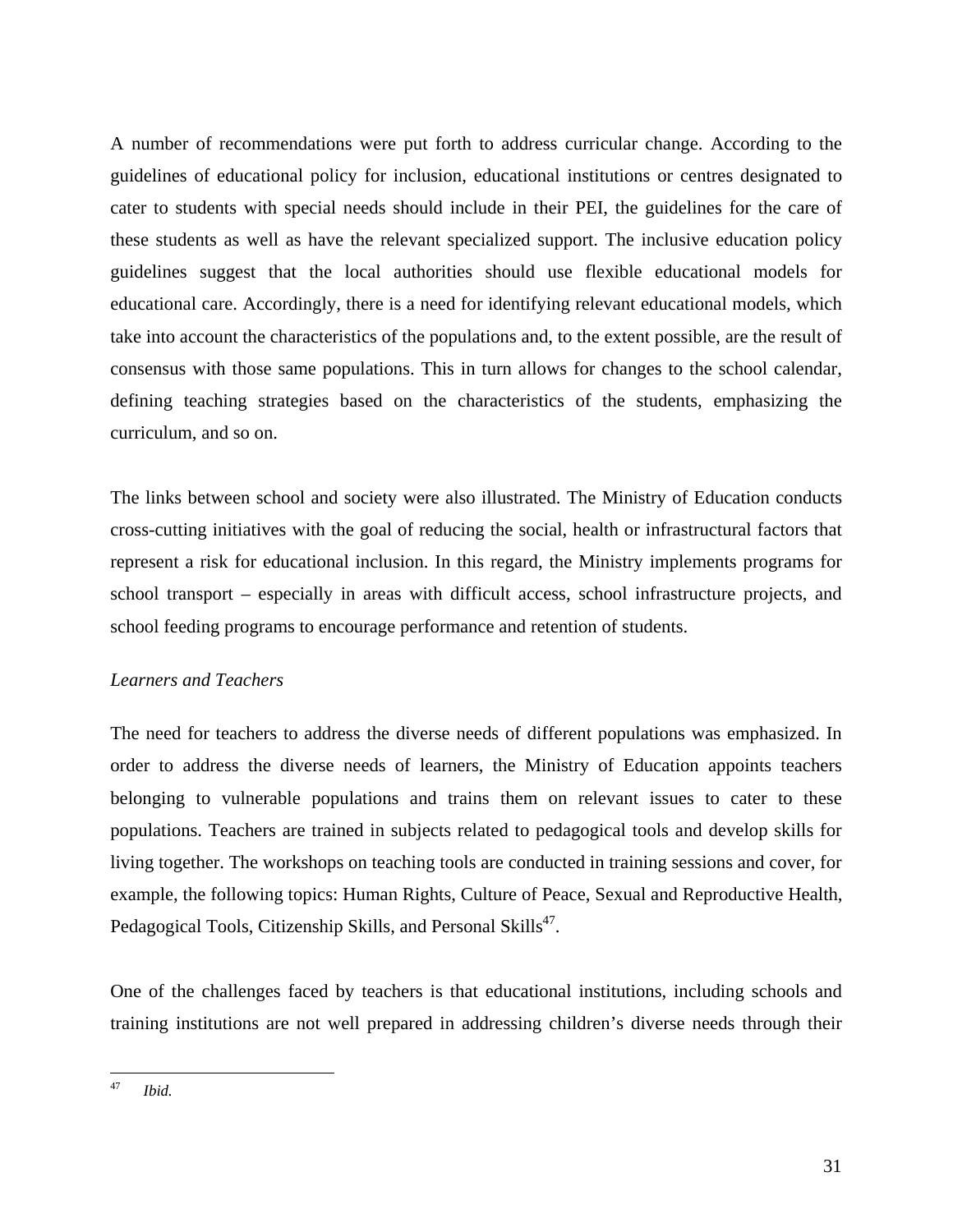A number of recommendations were put forth to address curricular change. According to the guidelines of educational policy for inclusion, educational institutions or centres designated to cater to students with special needs should include in their PEI, the guidelines for the care of these students as well as have the relevant specialized support. The inclusive education policy guidelines suggest that the local authorities should use flexible educational models for educational care. Accordingly, there is a need for identifying relevant educational models, which take into account the characteristics of the populations and, to the extent possible, are the result of consensus with those same populations. This in turn allows for changes to the school calendar, defining teaching strategies based on the characteristics of the students, emphasizing the curriculum, and so on.

The links between school and society were also illustrated. The Ministry of Education conducts cross-cutting initiatives with the goal of reducing the social, health or infrastructural factors that represent a risk for educational inclusion. In this regard, the Ministry implements programs for school transport – especially in areas with difficult access, school infrastructure projects, and school feeding programs to encourage performance and retention of students.

*Learners and Teachers*

The need for teachers to address the diverse needs of different populations was emphasized. In order to address the diverse needs of learners, the Ministry of Education appoints teachers belonging to vulnerable populations and trains them on relevant issues to cater to these populations. Teachers are trained in subjects related to pedagogical tools and develop skills for living together. The workshops on teaching tools are conducted in training sessions and cover, for example, the following topics: Human Rights, Culture of Peace, Sexual and Reproductive Health, Pedagogical Tools, Citizenship Skills, and Personal Skills[47].

One of the challenges faced by teachers is that educational institutions, including schools and training institutions are not well prepared in addressing children's diverse needs through their

[47] *Ibid.*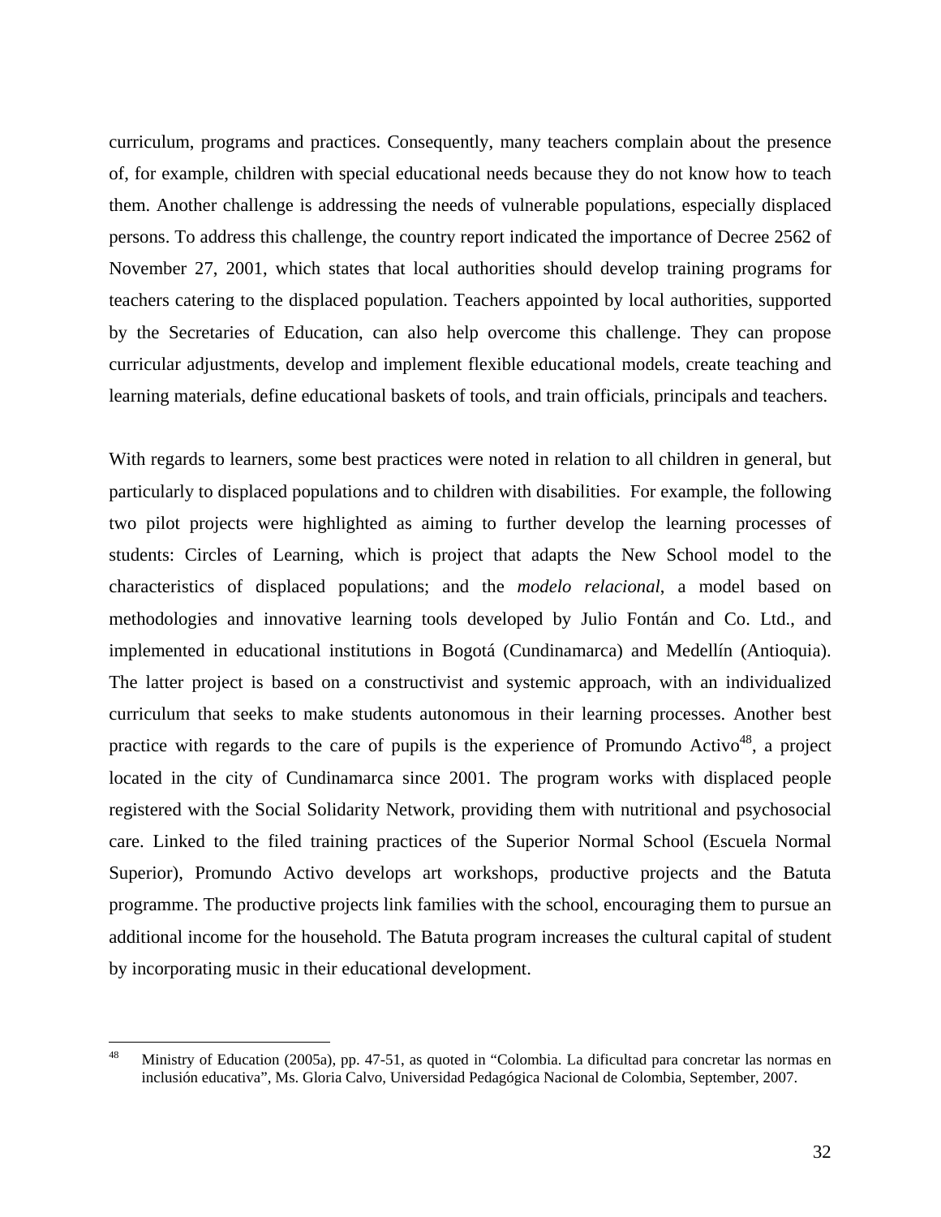curriculum, programs and practices. Consequently, many teachers complain about the presence of, for example, children with special educational needs because they do not know how to teach them. Another challenge is addressing the needs of vulnerable populations, especially displaced persons. To address this challenge, the country report indicated the importance of Decree 2562 of November 27, 2001, which states that local authorities should develop training programs for teachers catering to the displaced population. Teachers appointed by local authorities, supported by the Secretaries of Education, can also help overcome this challenge. They can propose curricular adjustments, develop and implement flexible educational models, create teaching and learning materials, define educational baskets of tools, and train officials, principals and teachers.

With regards to learners, some best practices were noted in relation to all children in general, but particularly to displaced populations and to children with disabilities. For example, the following two pilot projects were highlighted as aiming to further develop the learning processes of students: Circles of Learning, which is project that adapts the New School model to the characteristics of displaced populations; and the *modelo relacional*, a model based on methodologies and innovative learning tools developed by Julio Fontán and Co. Ltd., and implemented in educational institutions in Bogotá (Cundinamarca) and Medellín (Antioquia). The latter project is based on a constructivist and systemic approach, with an individualized curriculum that seeks to make students autonomous in their learning processes. Another best practice with regards to the care of pupils is the experience of Promundo Activo[48], a project located in the city of Cundinamarca since 2001. The program works with displaced people registered with the Social Solidarity Network, providing them with nutritional and psychosocial care. Linked to the filed training practices of the Superior Normal School (Escuela Normal Superior), Promundo Activo develops art workshops, productive projects and the Batuta programme. The productive projects link families with the school, encouraging them to pursue an additional income for the household. The Batuta program increases the cultural capital of student by incorporating music in their educational development.

[48] Ministry of Education (2005a), pp. 47-51, as quoted in "Colombia. La dificultad para concretar las normas en inclusión educativa", Ms. Gloria Calvo, Universidad Pedagógica Nacional de Colombia, September, 2007.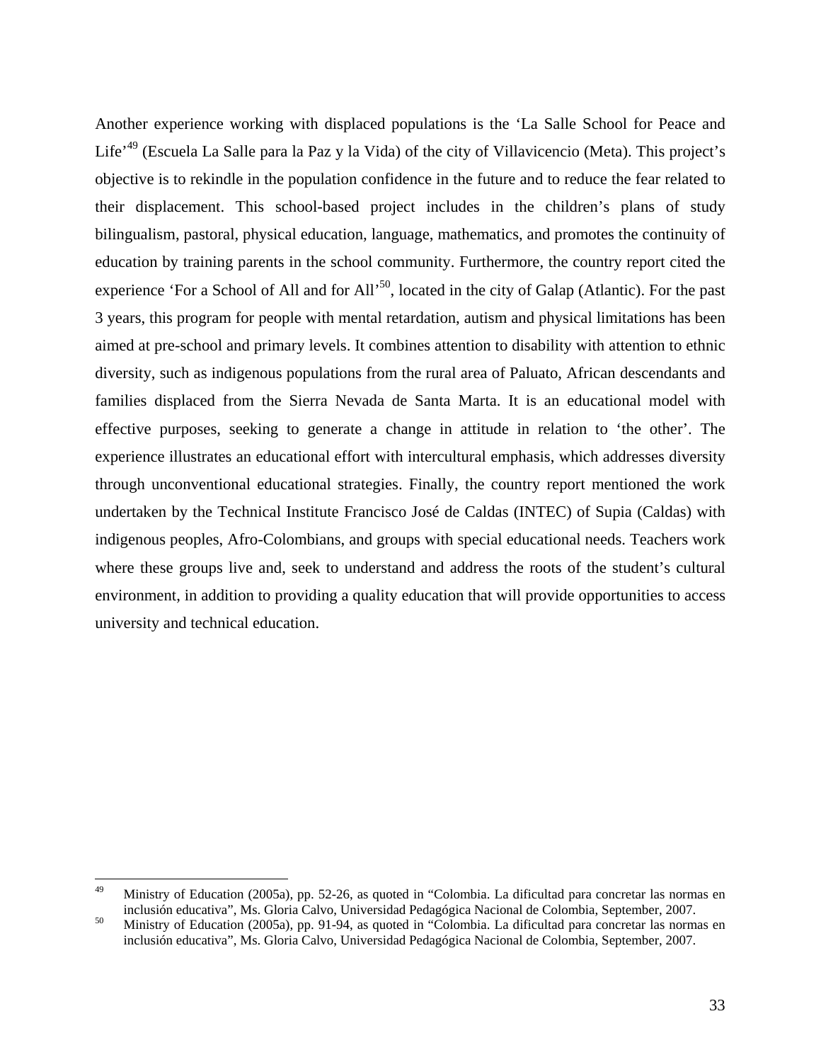Another experience working with displaced populations is the 'La Salle School for Peace and Life'[49] (Escuela La Salle para la Paz y la Vida) of the city of Villavicencio (Meta). This project's objective is to rekindle in the population confidence in the future and to reduce the fear related to their displacement. This school-based project includes in the children's plans of study bilingualism, pastoral, physical education, language, mathematics, and promotes the continuity of education by training parents in the school community. Furthermore, the country report cited the experience 'For a School of All and for All'[50], located in the city of Galap (Atlantic). For the past 3 years, this program for people with mental retardation, autism and physical limitations has been aimed at pre-school and primary levels. It combines attention to disability with attention to ethnic diversity, such as indigenous populations from the rural area of Paluato, African descendants and families displaced from the Sierra Nevada de Santa Marta. It is an educational model with effective purposes, seeking to generate a change in attitude in relation to 'the other'. The experience illustrates an educational effort with intercultural emphasis, which addresses diversity through unconventional educational strategies. Finally, the country report mentioned the work undertaken by the Technical Institute Francisco José de Caldas (INTEC) of Supia (Caldas) with indigenous peoples, Afro-Colombians, and groups with special educational needs. Teachers work where these groups live and, seek to understand and address the roots of the student's cultural environment, in addition to providing a quality education that will provide opportunities to access university and technical education.

---

[49] Ministry of Education (2005a), pp. 52-26, as quoted in "Colombia. La dificultad para concretar las normas en inclusión educativa", Ms. Gloria Calvo, Universidad Pedagógica Nacional de Colombia, September, 2007.

[50] Ministry of Education (2005a), pp. 91-94, as quoted in "Colombia. La dificultad para concretar las normas en inclusión educativa", Ms. Gloria Calvo, Universidad Pedagógica Nacional de Colombia, September, 2007.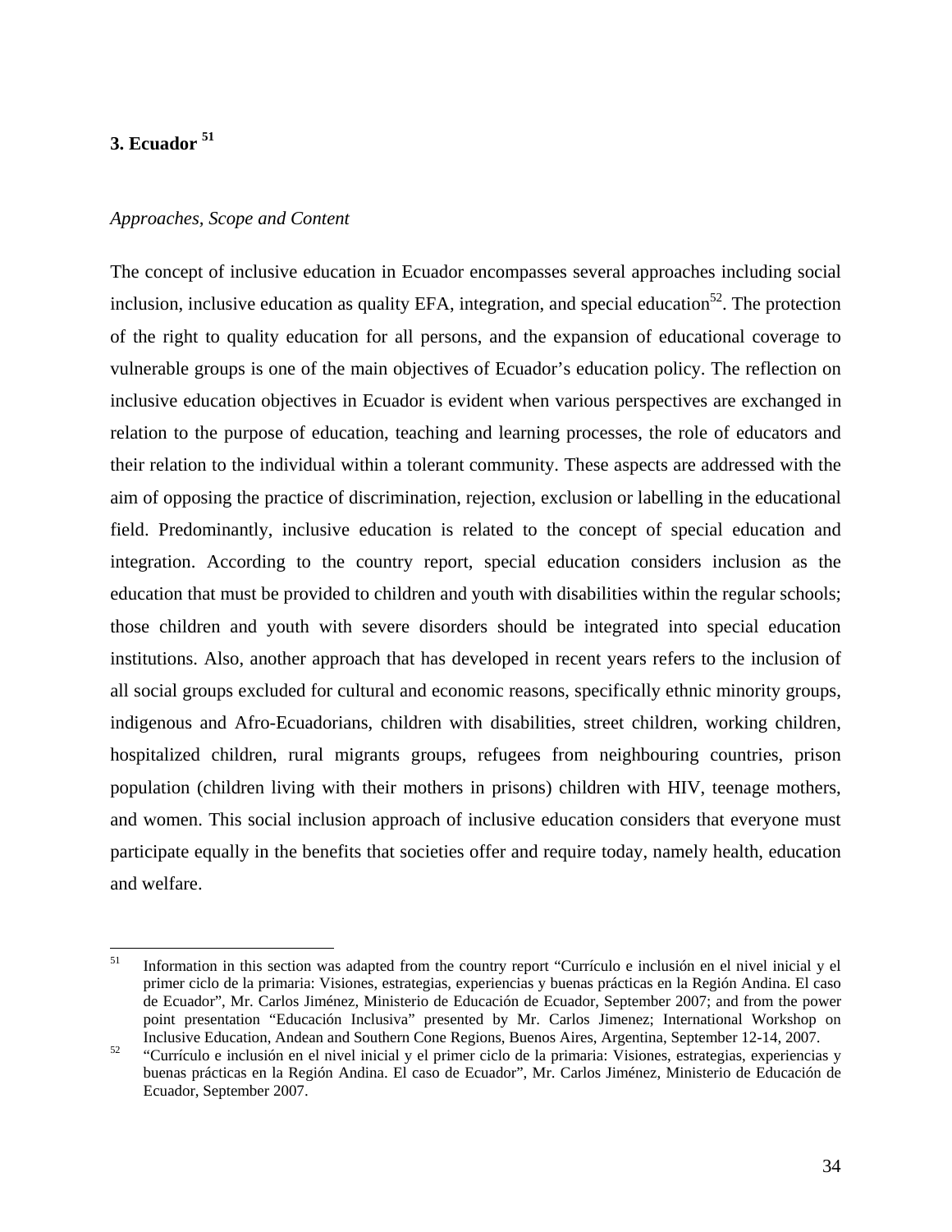## 3. Ecuador [51]

*Approaches, Scope and Content*

The concept of inclusive education in Ecuador encompasses several approaches including social inclusion, inclusive education as quality EFA, integration, and special education[52]. The protection of the right to quality education for all persons, and the expansion of educational coverage to vulnerable groups is one of the main objectives of Ecuador's education policy. The reflection on inclusive education objectives in Ecuador is evident when various perspectives are exchanged in relation to the purpose of education, teaching and learning processes, the role of educators and their relation to the individual within a tolerant community. These aspects are addressed with the aim of opposing the practice of discrimination, rejection, exclusion or labelling in the educational field. Predominantly, inclusive education is related to the concept of special education and integration. According to the country report, special education considers inclusion as the education that must be provided to children and youth with disabilities within the regular schools; those children and youth with severe disorders should be integrated into special education institutions. Also, another approach that has developed in recent years refers to the inclusion of all social groups excluded for cultural and economic reasons, specifically ethnic minority groups, indigenous and Afro-Ecuadorians, children with disabilities, street children, working children, hospitalized children, rural migrants groups, refugees from neighbouring countries, prison population (children living with their mothers in prisons) children with HIV, teenage mothers, and women. This social inclusion approach of inclusive education considers that everyone must participate equally in the benefits that societies offer and require today, namely health, education and welfare.

---

[51] Information in this section was adapted from the country report "Currículo e inclusión en el nivel inicial y el primer ciclo de la primaria: Visiones, estrategias, experiencias y buenas prácticas en la Región Andina. El caso de Ecuador", Mr. Carlos Jiménez, Ministerio de Educación de Ecuador, September 2007; and from the power point presentation "Educación Inclusiva" presented by Mr. Carlos Jimenez; International Workshop on Inclusive Education, Andean and Southern Cone Regions, Buenos Aires, Argentina, September 12-14, 2007.

[52] "Currículo e inclusión en el nivel inicial y el primer ciclo de la primaria: Visiones, estrategias, experiencias y buenas prácticas en la Región Andina. El caso de Ecuador", Mr. Carlos Jiménez, Ministerio de Educación de Ecuador, September 2007.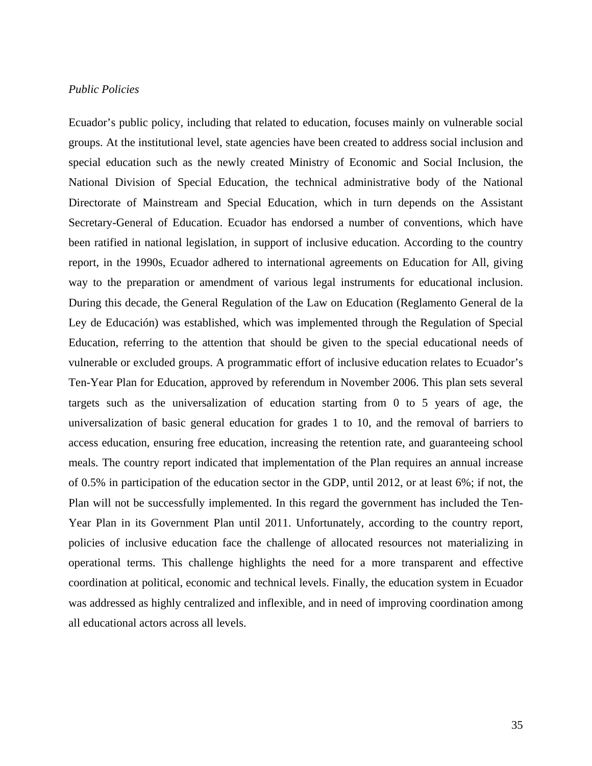*Public Policies*

Ecuador's public policy, including that related to education, focuses mainly on vulnerable social groups. At the institutional level, state agencies have been created to address social inclusion and special education such as the newly created Ministry of Economic and Social Inclusion, the National Division of Special Education, the technical administrative body of the National Directorate of Mainstream and Special Education, which in turn depends on the Assistant Secretary-General of Education. Ecuador has endorsed a number of conventions, which have been ratified in national legislation, in support of inclusive education. According to the country report, in the 1990s, Ecuador adhered to international agreements on Education for All, giving way to the preparation or amendment of various legal instruments for educational inclusion. During this decade, the General Regulation of the Law on Education (Reglamento General de la Ley de Educación) was established, which was implemented through the Regulation of Special Education, referring to the attention that should be given to the special educational needs of vulnerable or excluded groups. A programmatic effort of inclusive education relates to Ecuador's Ten-Year Plan for Education, approved by referendum in November 2006. This plan sets several targets such as the universalization of education starting from 0 to 5 years of age, the universalization of basic general education for grades 1 to 10, and the removal of barriers to access education, ensuring free education, increasing the retention rate, and guaranteeing school meals. The country report indicated that implementation of the Plan requires an annual increase of 0.5% in participation of the education sector in the GDP, until 2012, or at least 6%; if not, the Plan will not be successfully implemented. In this regard the government has included the Ten-Year Plan in its Government Plan until 2011. Unfortunately, according to the country report, policies of inclusive education face the challenge of allocated resources not materializing in operational terms. This challenge highlights the need for a more transparent and effective coordination at political, economic and technical levels. Finally, the education system in Ecuador was addressed as highly centralized and inflexible, and in need of improving coordination among all educational actors across all levels.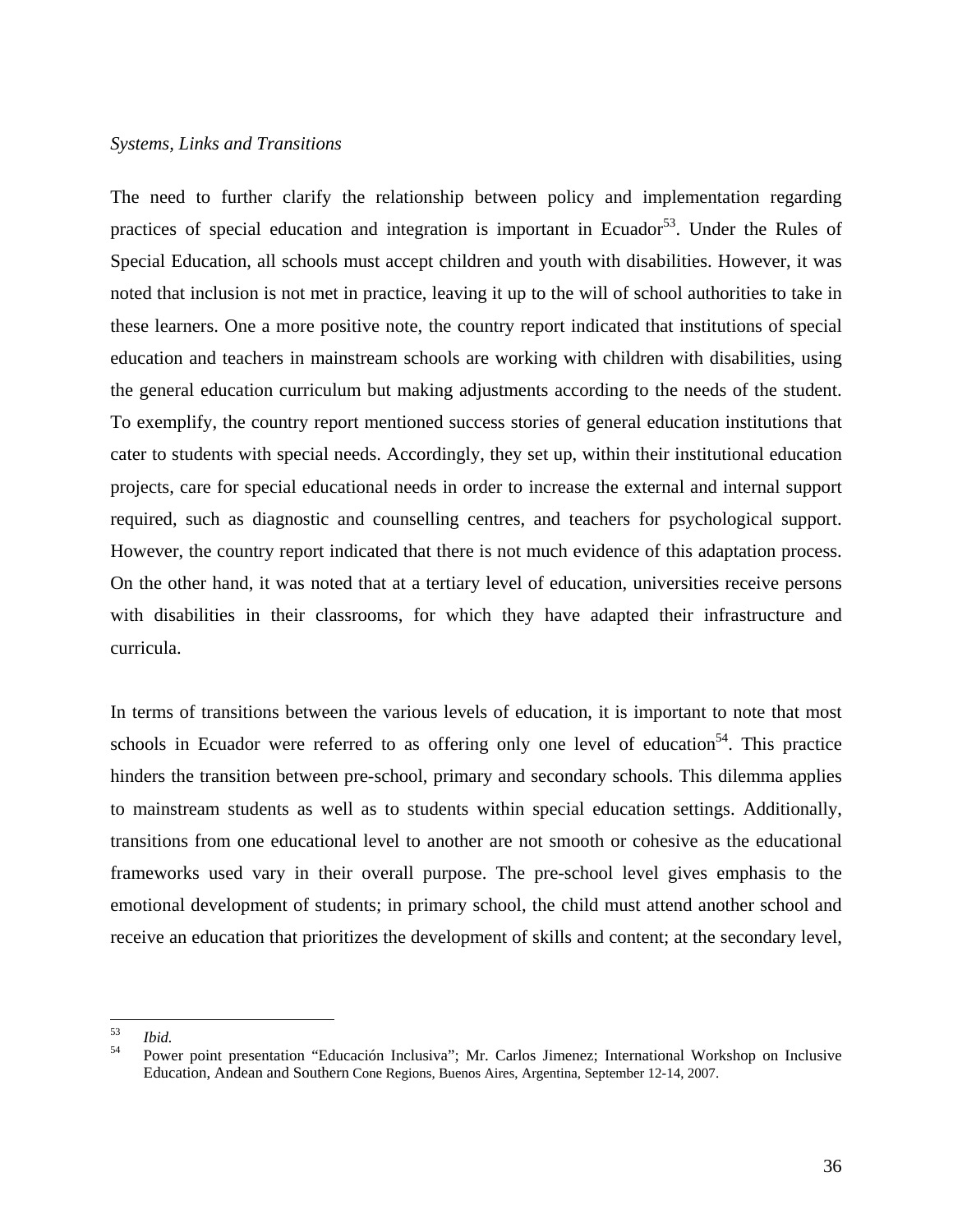*Systems, Links and Transitions*

The need to further clarify the relationship between policy and implementation regarding practices of special education and integration is important in Ecuador[53]. Under the Rules of Special Education, all schools must accept children and youth with disabilities. However, it was noted that inclusion is not met in practice, leaving it up to the will of school authorities to take in these learners. One a more positive note, the country report indicated that institutions of special education and teachers in mainstream schools are working with children with disabilities, using the general education curriculum but making adjustments according to the needs of the student. To exemplify, the country report mentioned success stories of general education institutions that cater to students with special needs. Accordingly, they set up, within their institutional education projects, care for special educational needs in order to increase the external and internal support required, such as diagnostic and counselling centres, and teachers for psychological support. However, the country report indicated that there is not much evidence of this adaptation process. On the other hand, it was noted that at a tertiary level of education, universities receive persons with disabilities in their classrooms, for which they have adapted their infrastructure and curricula.

In terms of transitions between the various levels of education, it is important to note that most schools in Ecuador were referred to as offering only one level of education[54]. This practice hinders the transition between pre-school, primary and secondary schools. This dilemma applies to mainstream students as well as to students within special education settings. Additionally, transitions from one educational level to another are not smooth or cohesive as the educational frameworks used vary in their overall purpose. The pre-school level gives emphasis to the emotional development of students; in primary school, the child must attend another school and receive an education that prioritizes the development of skills and content; at the secondary level,

---

[53] *Ibid.*

[54] Power point presentation "Educación Inclusiva"; Mr. Carlos Jimenez; International Workshop on Inclusive Education, Andean and Southern Cone Regions, Buenos Aires, Argentina, September 12-14, 2007.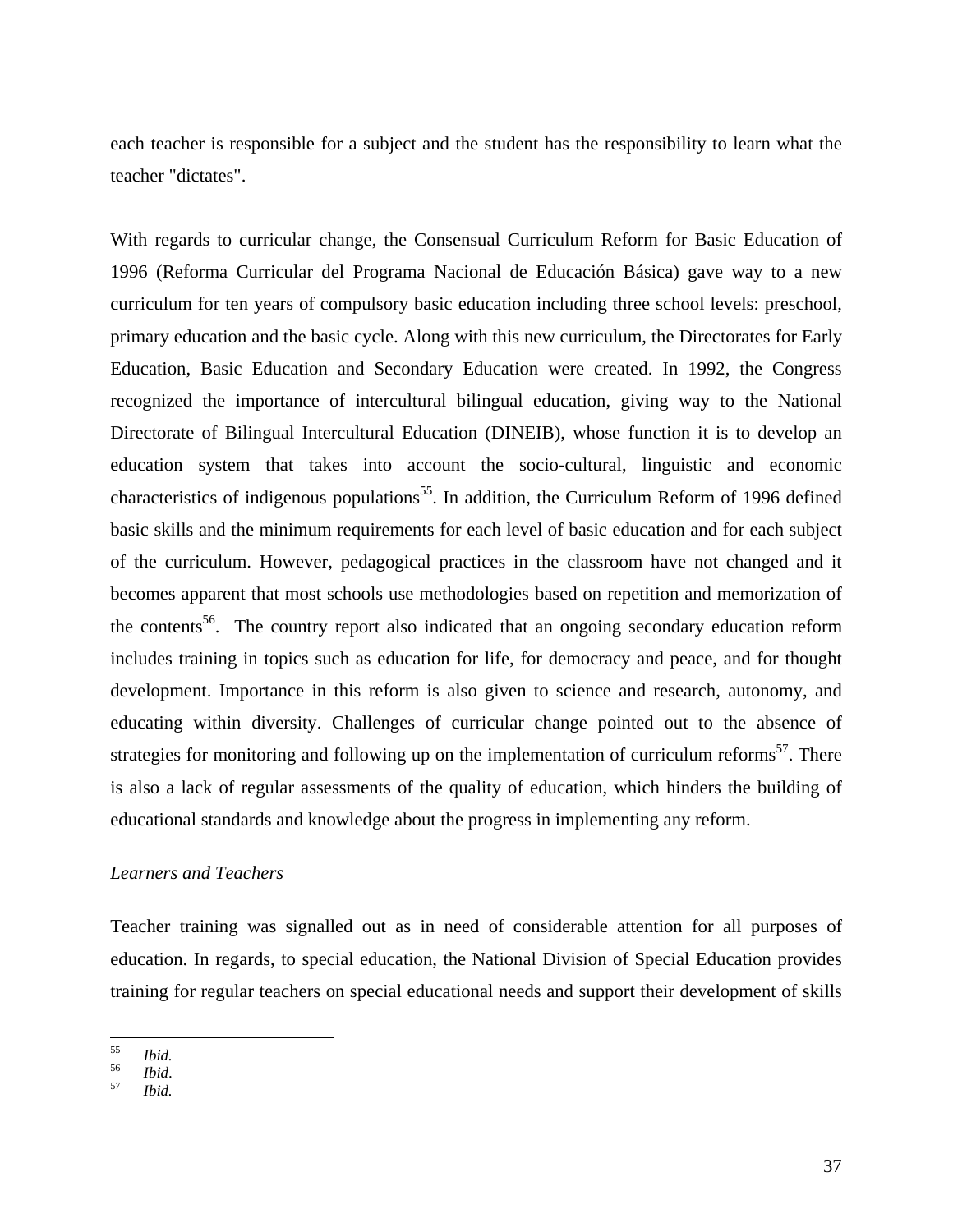each teacher is responsible for a subject and the student has the responsibility to learn what the teacher "dictates".

With regards to curricular change, the Consensual Curriculum Reform for Basic Education of 1996 (Reforma Curricular del Programa Nacional de Educación Básica) gave way to a new curriculum for ten years of compulsory basic education including three school levels: preschool, primary education and the basic cycle. Along with this new curriculum, the Directorates for Early Education, Basic Education and Secondary Education were created. In 1992, the Congress recognized the importance of intercultural bilingual education, giving way to the National Directorate of Bilingual Intercultural Education (DINEIB), whose function it is to develop an education system that takes into account the socio-cultural, linguistic and economic characteristics of indigenous populations[55]. In addition, the Curriculum Reform of 1996 defined basic skills and the minimum requirements for each level of basic education and for each subject of the curriculum. However, pedagogical practices in the classroom have not changed and it becomes apparent that most schools use methodologies based on repetition and memorization of the contents[56]. The country report also indicated that an ongoing secondary education reform includes training in topics such as education for life, for democracy and peace, and for thought development. Importance in this reform is also given to science and research, autonomy, and educating within diversity. Challenges of curricular change pointed out to the absence of strategies for monitoring and following up on the implementation of curriculum reforms[57]. There is also a lack of regular assessments of the quality of education, which hinders the building of educational standards and knowledge about the progress in implementing any reform.

*Learners and Teachers*

Teacher training was signalled out as in need of considerable attention for all purposes of education. In regards, to special education, the National Division of Special Education provides training for regular teachers on special educational needs and support their development of skills

[55] *Ibid.*
[56] *Ibid*.
[57] *Ibid.*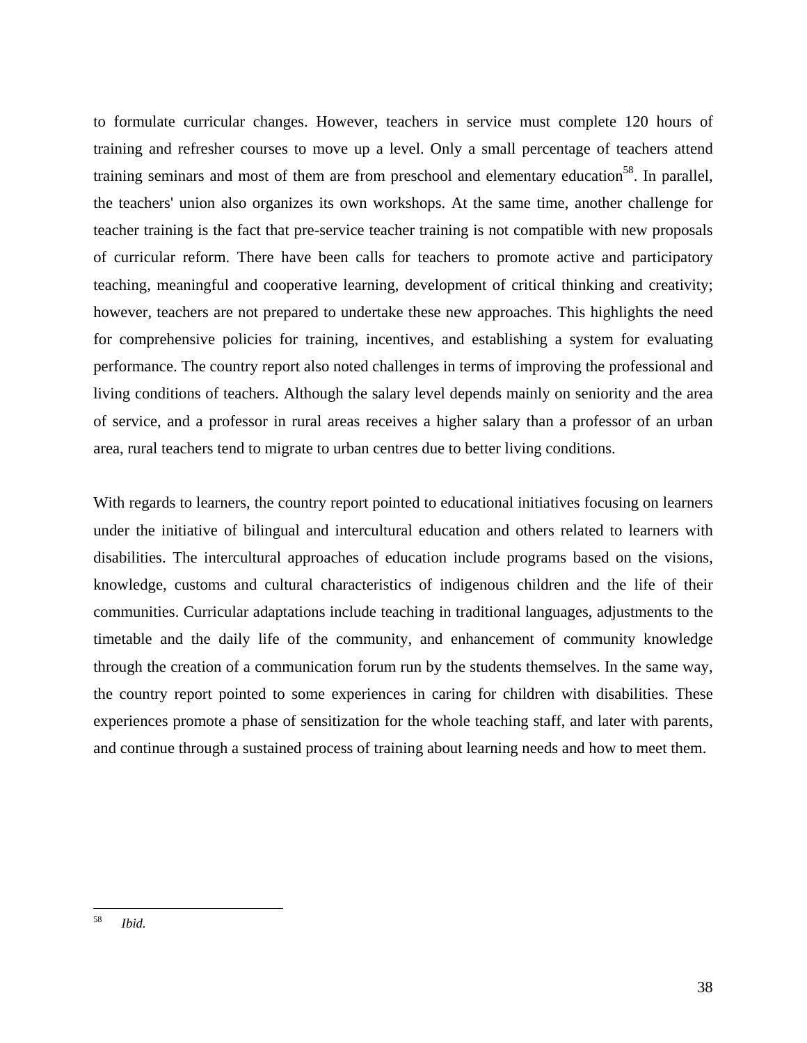to formulate curricular changes. However, teachers in service must complete 120 hours of training and refresher courses to move up a level. Only a small percentage of teachers attend training seminars and most of them are from preschool and elementary education[58]. In parallel, the teachers' union also organizes its own workshops. At the same time, another challenge for teacher training is the fact that pre-service teacher training is not compatible with new proposals of curricular reform. There have been calls for teachers to promote active and participatory teaching, meaningful and cooperative learning, development of critical thinking and creativity; however, teachers are not prepared to undertake these new approaches. This highlights the need for comprehensive policies for training, incentives, and establishing a system for evaluating performance. The country report also noted challenges in terms of improving the professional and living conditions of teachers. Although the salary level depends mainly on seniority and the area of service, and a professor in rural areas receives a higher salary than a professor of an urban area, rural teachers tend to migrate to urban centres due to better living conditions.

With regards to learners, the country report pointed to educational initiatives focusing on learners under the initiative of bilingual and intercultural education and others related to learners with disabilities. The intercultural approaches of education include programs based on the visions, knowledge, customs and cultural characteristics of indigenous children and the life of their communities. Curricular adaptations include teaching in traditional languages, adjustments to the timetable and the daily life of the community, and enhancement of community knowledge through the creation of a communication forum run by the students themselves. In the same way, the country report pointed to some experiences in caring for children with disabilities. These experiences promote a phase of sensitization for the whole teaching staff, and later with parents, and continue through a sustained process of training about learning needs and how to meet them.

[58] *Ibid.*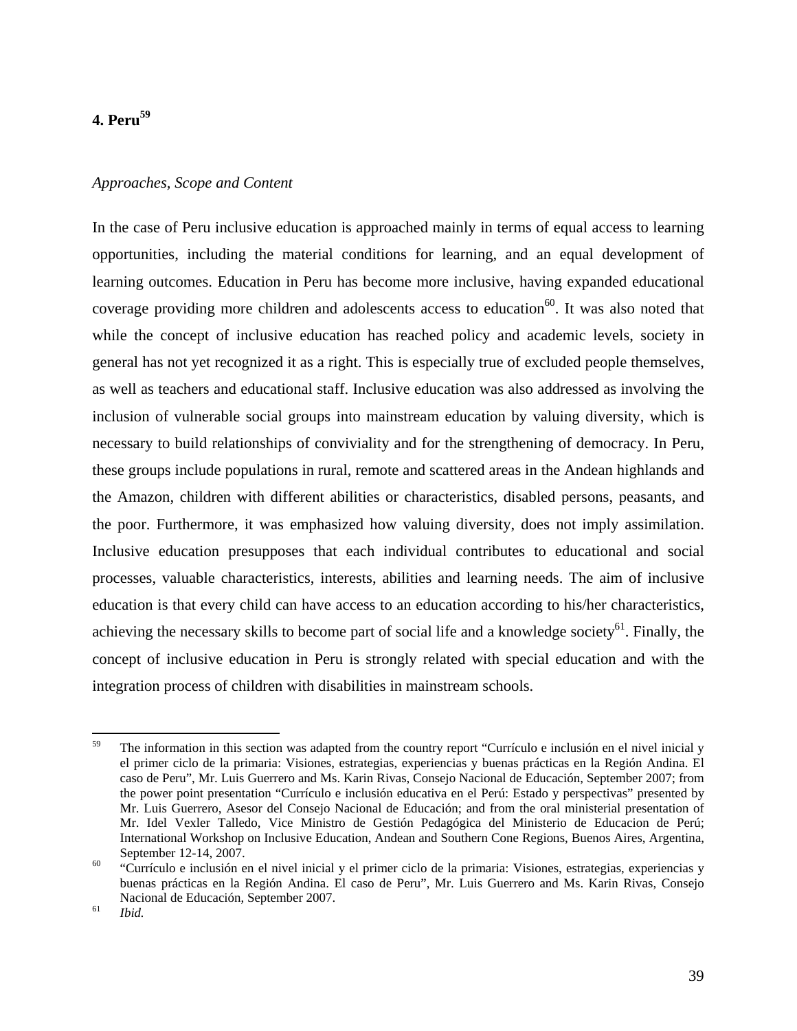## 4. Peru[59]

*Approaches, Scope and Content*

In the case of Peru inclusive education is approached mainly in terms of equal access to learning opportunities, including the material conditions for learning, and an equal development of learning outcomes. Education in Peru has become more inclusive, having expanded educational coverage providing more children and adolescents access to education[60]. It was also noted that while the concept of inclusive education has reached policy and academic levels, society in general has not yet recognized it as a right. This is especially true of excluded people themselves, as well as teachers and educational staff. Inclusive education was also addressed as involving the inclusion of vulnerable social groups into mainstream education by valuing diversity, which is necessary to build relationships of conviviality and for the strengthening of democracy. In Peru, these groups include populations in rural, remote and scattered areas in the Andean highlands and the Amazon, children with different abilities or characteristics, disabled persons, peasants, and the poor. Furthermore, it was emphasized how valuing diversity, does not imply assimilation. Inclusive education presupposes that each individual contributes to educational and social processes, valuable characteristics, interests, abilities and learning needs. The aim of inclusive education is that every child can have access to an education according to his/her characteristics, achieving the necessary skills to become part of social life and a knowledge society[61]. Finally, the concept of inclusive education in Peru is strongly related with special education and with the integration process of children with disabilities in mainstream schools.

---

[59] The information in this section was adapted from the country report "Currículo e inclusión en el nivel inicial y el primer ciclo de la primaria: Visiones, estrategias, experiencias y buenas prácticas en la Región Andina. El caso de Peru", Mr. Luis Guerrero and Ms. Karin Rivas, Consejo Nacional de Educación, September 2007; from the power point presentation "Currículo e inclusión educativa en el Perú: Estado y perspectivas" presented by Mr. Luis Guerrero, Asesor del Consejo Nacional de Educación; and from the oral ministerial presentation of Mr. Idel Vexler Talledo, Vice Ministro de Gestión Pedagógica del Ministerio de Educacion de Perú; International Workshop on Inclusive Education, Andean and Southern Cone Regions, Buenos Aires, Argentina, September 12-14, 2007.

[60] "Currículo e inclusión en el nivel inicial y el primer ciclo de la primaria: Visiones, estrategias, experiencias y buenas prácticas en la Región Andina. El caso de Peru", Mr. Luis Guerrero and Ms. Karin Rivas, Consejo Nacional de Educación, September 2007.

[61] *Ibid.*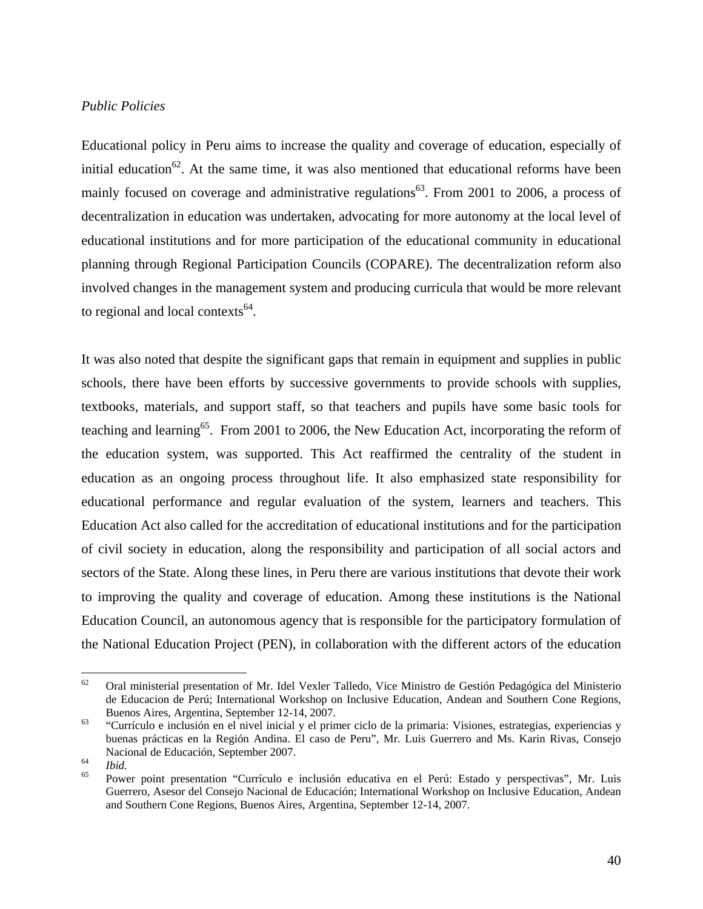*Public Policies*

Educational policy in Peru aims to increase the quality and coverage of education, especially of initial education[62]. At the same time, it was also mentioned that educational reforms have been mainly focused on coverage and administrative regulations[63]. From 2001 to 2006, a process of decentralization in education was undertaken, advocating for more autonomy at the local level of educational institutions and for more participation of the educational community in educational planning through Regional Participation Councils (COPARE). The decentralization reform also involved changes in the management system and producing curricula that would be more relevant to regional and local contexts[64].

It was also noted that despite the significant gaps that remain in equipment and supplies in public schools, there have been efforts by successive governments to provide schools with supplies, textbooks, materials, and support staff, so that teachers and pupils have some basic tools for teaching and learning[65]. From 2001 to 2006, the New Education Act, incorporating the reform of the education system, was supported. This Act reaffirmed the centrality of the student in education as an ongoing process throughout life. It also emphasized state responsibility for educational performance and regular evaluation of the system, learners and teachers. This Education Act also called for the accreditation of educational institutions and for the participation of civil society in education, along the responsibility and participation of all social actors and sectors of the State. Along these lines, in Peru there are various institutions that devote their work to improving the quality and coverage of education. Among these institutions is the National Education Council, an autonomous agency that is responsible for the participatory formulation of the National Education Project (PEN), in collaboration with the different actors of the education

---

[62] Oral ministerial presentation of Mr. Idel Vexler Talledo, Vice Ministro de Gestión Pedagógica del Ministerio de Educacion de Perú; International Workshop on Inclusive Education, Andean and Southern Cone Regions, Buenos Aires, Argentina, September 12-14, 2007.

[63] "Currículo e inclusión en el nivel inicial y el primer ciclo de la primaria: Visiones, estrategias, experiencias y buenas prácticas en la Región Andina. El caso de Peru", Mr. Luis Guerrero and Ms. Karin Rivas, Consejo Nacional de Educación, September 2007.

[64] *Ibid.*

[65] Power point presentation "Currículo e inclusión educativa en el Perú: Estado y perspectivas", Mr. Luis Guerrero, Asesor del Consejo Nacional de Educación; International Workshop on Inclusive Education, Andean and Southern Cone Regions, Buenos Aires, Argentina, September 12-14, 2007.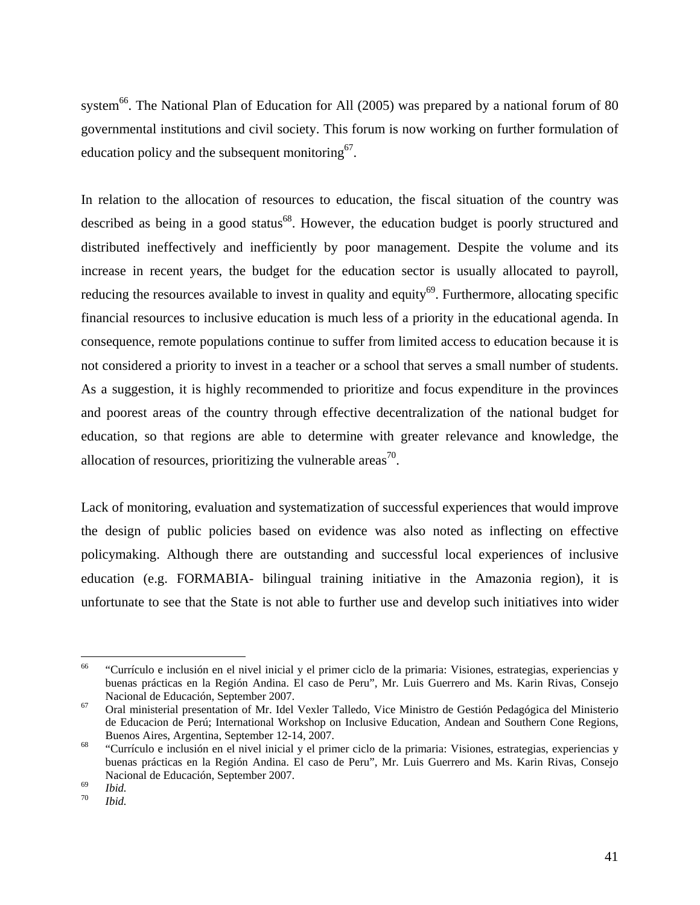system[66]. The National Plan of Education for All (2005) was prepared by a national forum of 80 governmental institutions and civil society. This forum is now working on further formulation of education policy and the subsequent monitoring[67].

In relation to the allocation of resources to education, the fiscal situation of the country was described as being in a good status[68]. However, the education budget is poorly structured and distributed ineffectively and inefficiently by poor management. Despite the volume and its increase in recent years, the budget for the education sector is usually allocated to payroll, reducing the resources available to invest in quality and equity[69]. Furthermore, allocating specific financial resources to inclusive education is much less of a priority in the educational agenda. In consequence, remote populations continue to suffer from limited access to education because it is not considered a priority to invest in a teacher or a school that serves a small number of students. As a suggestion, it is highly recommended to prioritize and focus expenditure in the provinces and poorest areas of the country through effective decentralization of the national budget for education, so that regions are able to determine with greater relevance and knowledge, the allocation of resources, prioritizing the vulnerable areas[70].

Lack of monitoring, evaluation and systematization of successful experiences that would improve the design of public policies based on evidence was also noted as inflecting on effective policymaking. Although there are outstanding and successful local experiences of inclusive education (e.g. FORMABIA- bilingual training initiative in the Amazonia region), it is unfortunate to see that the State is not able to further use and develop such initiatives into wider

---

[66] "Currículo e inclusión en el nivel inicial y el primer ciclo de la primaria: Visiones, estrategias, experiencias y buenas prácticas en la Región Andina. El caso de Peru", Mr. Luis Guerrero and Ms. Karin Rivas, Consejo Nacional de Educación, September 2007.

[67] Oral ministerial presentation of Mr. Idel Vexler Talledo, Vice Ministro de Gestión Pedagógica del Ministerio de Educacion de Perú; International Workshop on Inclusive Education, Andean and Southern Cone Regions, Buenos Aires, Argentina, September 12-14, 2007.

[68] "Currículo e inclusión en el nivel inicial y el primer ciclo de la primaria: Visiones, estrategias, experiencias y buenas prácticas en la Región Andina. El caso de Peru", Mr. Luis Guerrero and Ms. Karin Rivas, Consejo Nacional de Educación, September 2007.

[69] *Ibid.*

[70] *Ibid.*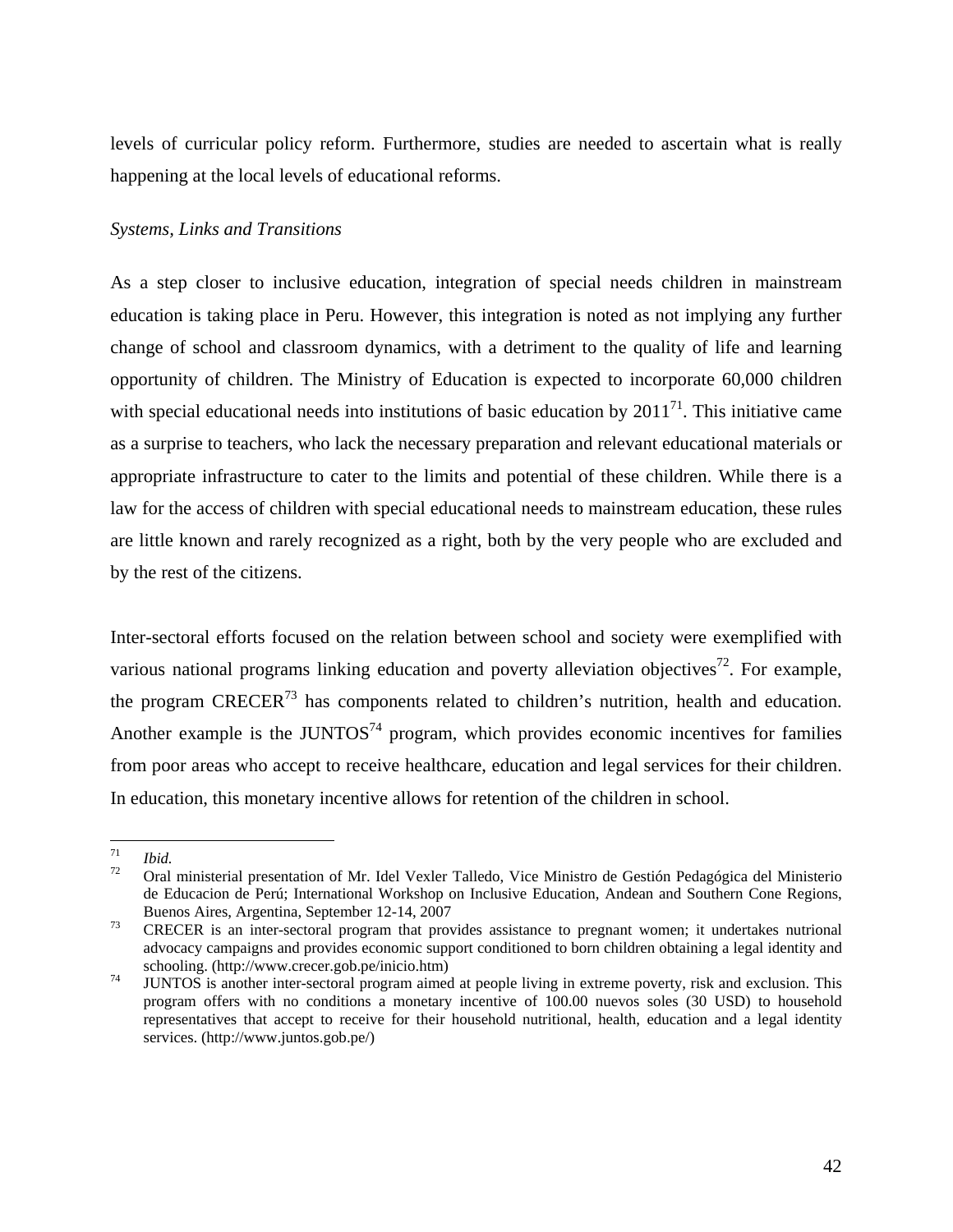levels of curricular policy reform. Furthermore, studies are needed to ascertain what is really happening at the local levels of educational reforms.

*Systems, Links and Transitions*

As a step closer to inclusive education, integration of special needs children in mainstream education is taking place in Peru. However, this integration is noted as not implying any further change of school and classroom dynamics, with a detriment to the quality of life and learning opportunity of children. The Ministry of Education is expected to incorporate 60,000 children with special educational needs into institutions of basic education by 2011[71]. This initiative came as a surprise to teachers, who lack the necessary preparation and relevant educational materials or appropriate infrastructure to cater to the limits and potential of these children. While there is a law for the access of children with special educational needs to mainstream education, these rules are little known and rarely recognized as a right, both by the very people who are excluded and by the rest of the citizens.

Inter-sectoral efforts focused on the relation between school and society were exemplified with various national programs linking education and poverty alleviation objectives[72]. For example, the program CRECER[73] has components related to children's nutrition, health and education. Another example is the JUNTOS[74] program, which provides economic incentives for families from poor areas who accept to receive healthcare, education and legal services for their children. In education, this monetary incentive allows for retention of the children in school.

---

[71] *Ibid.*

[72] Oral ministerial presentation of Mr. Idel Vexler Talledo, Vice Ministro de Gestión Pedagógica del Ministerio de Educacion de Perú; International Workshop on Inclusive Education, Andean and Southern Cone Regions, Buenos Aires, Argentina, September 12-14, 2007

[73] CRECER is an inter-sectoral program that provides assistance to pregnant women; it undertakes nutrional advocacy campaigns and provides economic support conditioned to born children obtaining a legal identity and schooling. (http://www.crecer.gob.pe/inicio.htm)

[74] JUNTOS is another inter-sectoral program aimed at people living in extreme poverty, risk and exclusion. This program offers with no conditions a monetary incentive of 100.00 nuevos soles (30 USD) to household representatives that accept to receive for their household nutritional, health, education and a legal identity services. (http://www.juntos.gob.pe/)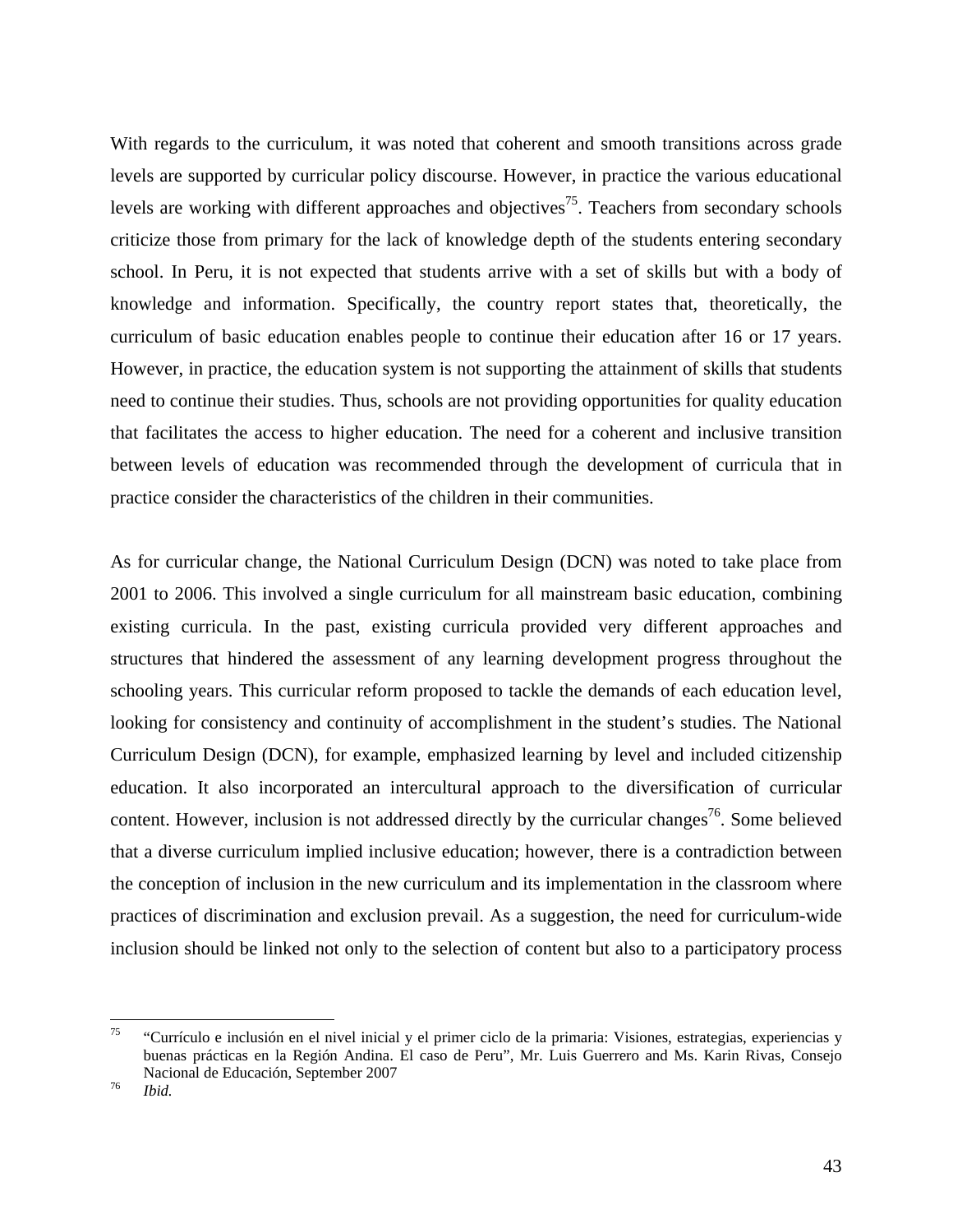With regards to the curriculum, it was noted that coherent and smooth transitions across grade levels are supported by curricular policy discourse. However, in practice the various educational levels are working with different approaches and objectives[75]. Teachers from secondary schools criticize those from primary for the lack of knowledge depth of the students entering secondary school. In Peru, it is not expected that students arrive with a set of skills but with a body of knowledge and information. Specifically, the country report states that, theoretically, the curriculum of basic education enables people to continue their education after 16 or 17 years. However, in practice, the education system is not supporting the attainment of skills that students need to continue their studies. Thus, schools are not providing opportunities for quality education that facilitates the access to higher education. The need for a coherent and inclusive transition between levels of education was recommended through the development of curricula that in practice consider the characteristics of the children in their communities.

As for curricular change, the National Curriculum Design (DCN) was noted to take place from 2001 to 2006. This involved a single curriculum for all mainstream basic education, combining existing curricula. In the past, existing curricula provided very different approaches and structures that hindered the assessment of any learning development progress throughout the schooling years. This curricular reform proposed to tackle the demands of each education level, looking for consistency and continuity of accomplishment in the student's studies. The National Curriculum Design (DCN), for example, emphasized learning by level and included citizenship education. It also incorporated an intercultural approach to the diversification of curricular content. However, inclusion is not addressed directly by the curricular changes[76]. Some believed that a diverse curriculum implied inclusive education; however, there is a contradiction between the conception of inclusion in the new curriculum and its implementation in the classroom where practices of discrimination and exclusion prevail. As a suggestion, the need for curriculum-wide inclusion should be linked not only to the selection of content but also to a participatory process

---

[75] "Currículo e inclusión en el nivel inicial y el primer ciclo de la primaria: Visiones, estrategias, experiencias y buenas prácticas en la Región Andina. El caso de Peru", Mr. Luis Guerrero and Ms. Karin Rivas, Consejo Nacional de Educación, September 2007

[76] *Ibid.*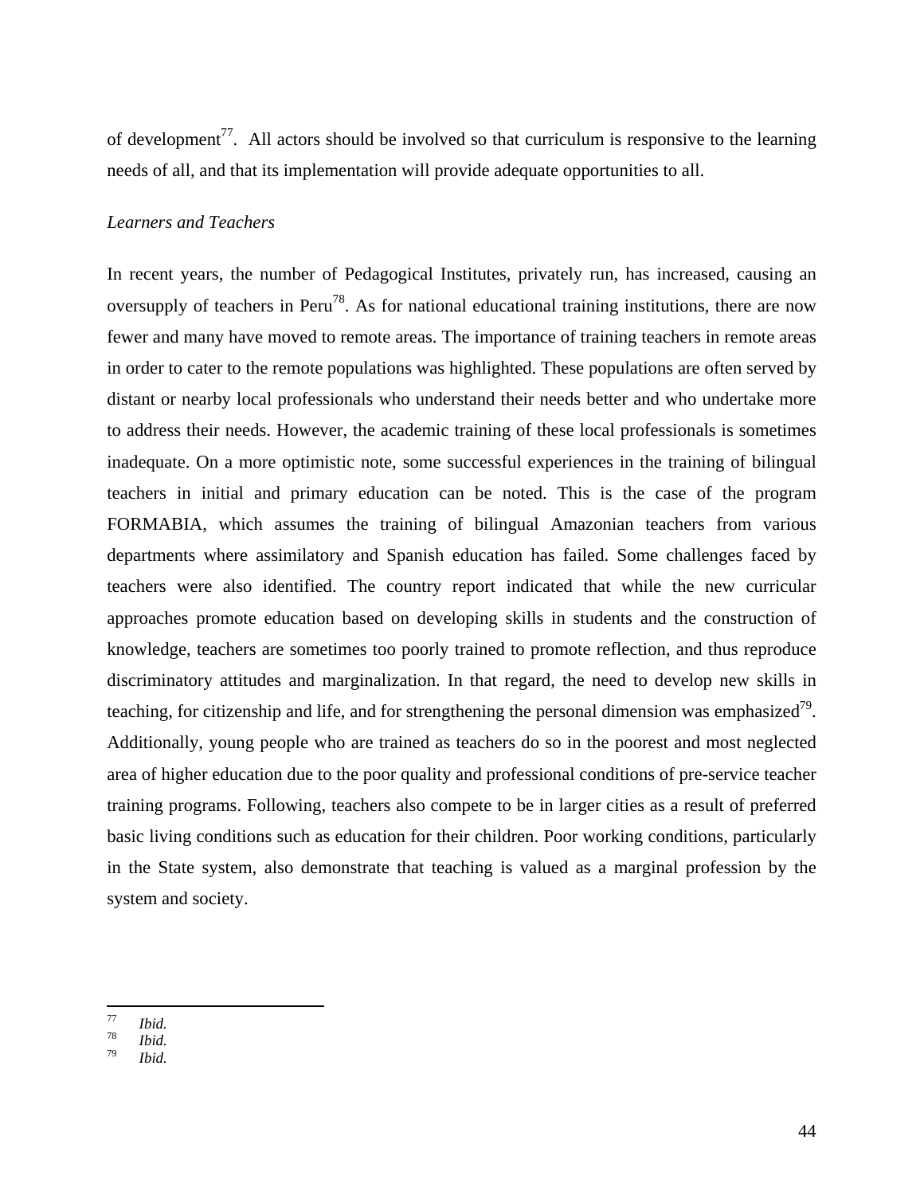of development[77]. All actors should be involved so that curriculum is responsive to the learning needs of all, and that its implementation will provide adequate opportunities to all.

*Learners and Teachers*

In recent years, the number of Pedagogical Institutes, privately run, has increased, causing an oversupply of teachers in Peru[78]. As for national educational training institutions, there are now fewer and many have moved to remote areas. The importance of training teachers in remote areas in order to cater to the remote populations was highlighted. These populations are often served by distant or nearby local professionals who understand their needs better and who undertake more to address their needs. However, the academic training of these local professionals is sometimes inadequate. On a more optimistic note, some successful experiences in the training of bilingual teachers in initial and primary education can be noted. This is the case of the program FORMABIA, which assumes the training of bilingual Amazonian teachers from various departments where assimilatory and Spanish education has failed. Some challenges faced by teachers were also identified. The country report indicated that while the new curricular approaches promote education based on developing skills in students and the construction of knowledge, teachers are sometimes too poorly trained to promote reflection, and thus reproduce discriminatory attitudes and marginalization. In that regard, the need to develop new skills in teaching, for citizenship and life, and for strengthening the personal dimension was emphasized[79]. Additionally, young people who are trained as teachers do so in the poorest and most neglected area of higher education due to the poor quality and professional conditions of pre-service teacher training programs. Following, teachers also compete to be in larger cities as a result of preferred basic living conditions such as education for their children. Poor working conditions, particularly in the State system, also demonstrate that teaching is valued as a marginal profession by the system and society.

---

[77] *Ibid.*

[78] *Ibid.*

[79] *Ibid.*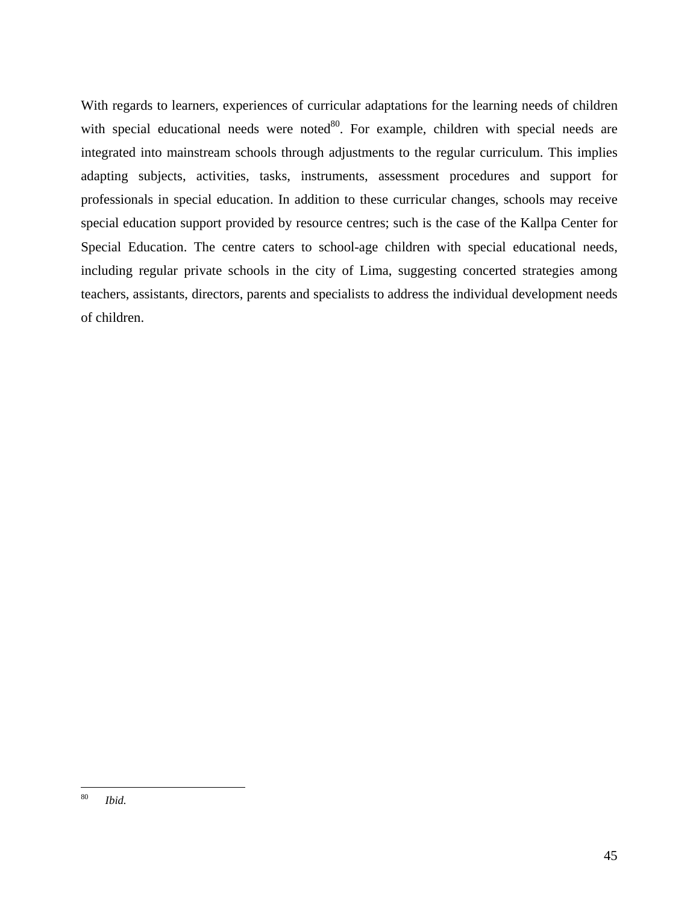With regards to learners, experiences of curricular adaptations for the learning needs of children with special educational needs were noted[80]. For example, children with special needs are integrated into mainstream schools through adjustments to the regular curriculum. This implies adapting subjects, activities, tasks, instruments, assessment procedures and support for professionals in special education. In addition to these curricular changes, schools may receive special education support provided by resource centres; such is the case of the Kallpa Center for Special Education. The centre caters to school-age children with special educational needs, including regular private schools in the city of Lima, suggesting concerted strategies among teachers, assistants, directors, parents and specialists to address the individual development needs of children.

---

[80] *Ibid.*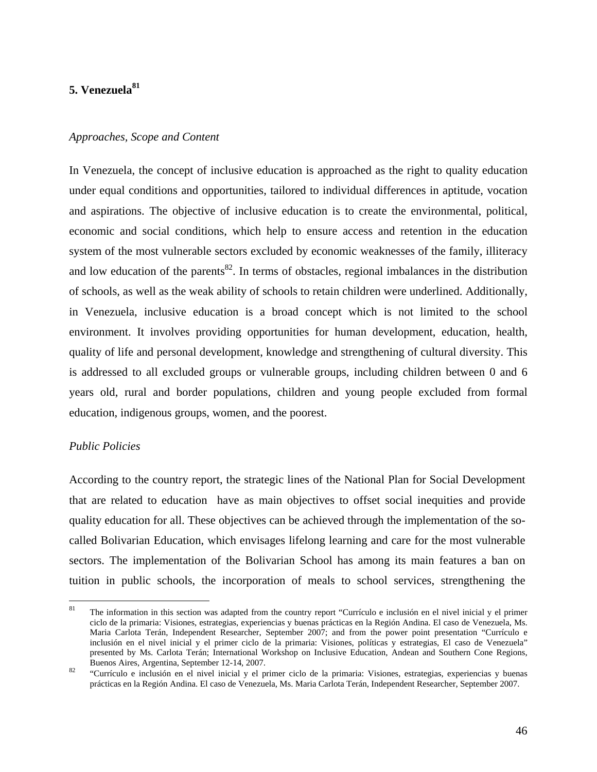## 5. Venezuela[81]

*Approaches, Scope and Content*

In Venezuela, the concept of inclusive education is approached as the right to quality education under equal conditions and opportunities, tailored to individual differences in aptitude, vocation and aspirations. The objective of inclusive education is to create the environmental, political, economic and social conditions, which help to ensure access and retention in the education system of the most vulnerable sectors excluded by economic weaknesses of the family, illiteracy and low education of the parents[82]. In terms of obstacles, regional imbalances in the distribution of schools, as well as the weak ability of schools to retain children were underlined. Additionally, in Venezuela, inclusive education is a broad concept which is not limited to the school environment. It involves providing opportunities for human development, education, health, quality of life and personal development, knowledge and strengthening of cultural diversity. This is addressed to all excluded groups or vulnerable groups, including children between 0 and 6 years old, rural and border populations, children and young people excluded from formal education, indigenous groups, women, and the poorest.

*Public Policies*

According to the country report, the strategic lines of the National Plan for Social Development that are related to education have as main objectives to offset social inequities and provide quality education for all. These objectives can be achieved through the implementation of the so-called Bolivarian Education, which envisages lifelong learning and care for the most vulnerable sectors. The implementation of the Bolivarian School has among its main features a ban on tuition in public schools, the incorporation of meals to school services, strengthening the

---

[81] The information in this section was adapted from the country report "Currículo e inclusión en el nivel inicial y el primer ciclo de la primaria: Visiones, estrategias, experiencias y buenas prácticas en la Región Andina. El caso de Venezuela, Ms. Maria Carlota Terán, Independent Researcher, September 2007; and from the power point presentation "Currículo e inclusión en el nivel inicial y el primer ciclo de la primaria: Visiones, políticas y estrategias, El caso de Venezuela" presented by Ms. Carlota Terán; International Workshop on Inclusive Education, Andean and Southern Cone Regions, Buenos Aires, Argentina, September 12-14, 2007.

[82] "Currículo e inclusión en el nivel inicial y el primer ciclo de la primaria: Visiones, estrategias, experiencias y buenas prácticas en la Región Andina. El caso de Venezuela, Ms. Maria Carlota Terán, Independent Researcher, September 2007.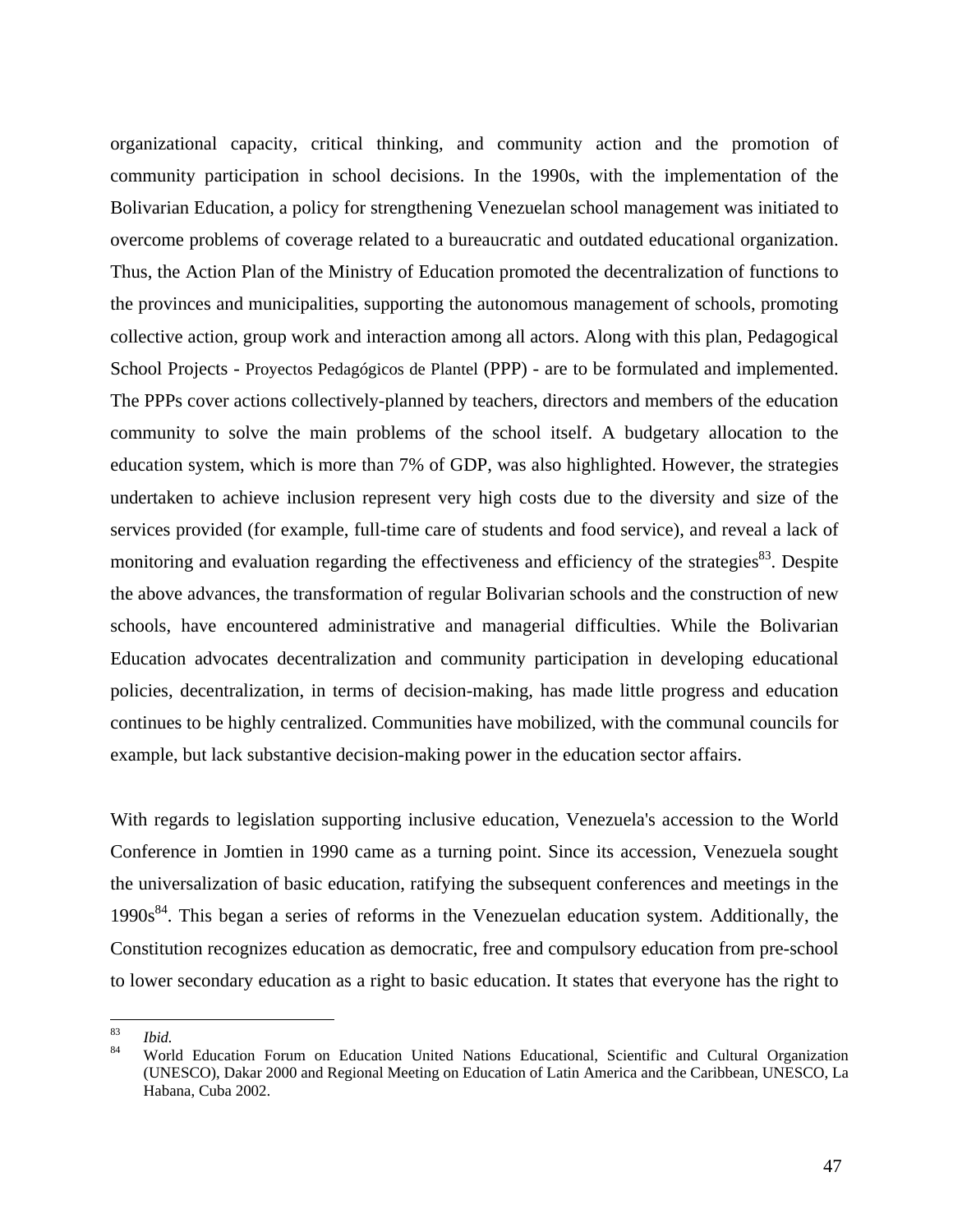organizational capacity, critical thinking, and community action and the promotion of community participation in school decisions. In the 1990s, with the implementation of the Bolivarian Education, a policy for strengthening Venezuelan school management was initiated to overcome problems of coverage related to a bureaucratic and outdated educational organization. Thus, the Action Plan of the Ministry of Education promoted the decentralization of functions to the provinces and municipalities, supporting the autonomous management of schools, promoting collective action, group work and interaction among all actors. Along with this plan, Pedagogical School Projects - Proyectos Pedagógicos de Plantel (PPP) - are to be formulated and implemented. The PPPs cover actions collectively-planned by teachers, directors and members of the education community to solve the main problems of the school itself. A budgetary allocation to the education system, which is more than 7% of GDP, was also highlighted. However, the strategies undertaken to achieve inclusion represent very high costs due to the diversity and size of the services provided (for example, full-time care of students and food service), and reveal a lack of monitoring and evaluation regarding the effectiveness and efficiency of the strategies[83]. Despite the above advances, the transformation of regular Bolivarian schools and the construction of new schools, have encountered administrative and managerial difficulties. While the Bolivarian Education advocates decentralization and community participation in developing educational policies, decentralization, in terms of decision-making, has made little progress and education continues to be highly centralized. Communities have mobilized, with the communal councils for example, but lack substantive decision-making power in the education sector affairs.

With regards to legislation supporting inclusive education, Venezuela's accession to the World Conference in Jomtien in 1990 came as a turning point. Since its accession, Venezuela sought the universalization of basic education, ratifying the subsequent conferences and meetings in the 1990s[84]. This began a series of reforms in the Venezuelan education system. Additionally, the Constitution recognizes education as democratic, free and compulsory education from pre-school to lower secondary education as a right to basic education. It states that everyone has the right to

---

[83] *Ibid.*

[84] World Education Forum on Education United Nations Educational, Scientific and Cultural Organization (UNESCO), Dakar 2000 and Regional Meeting on Education of Latin America and the Caribbean, UNESCO, La Habana, Cuba 2002.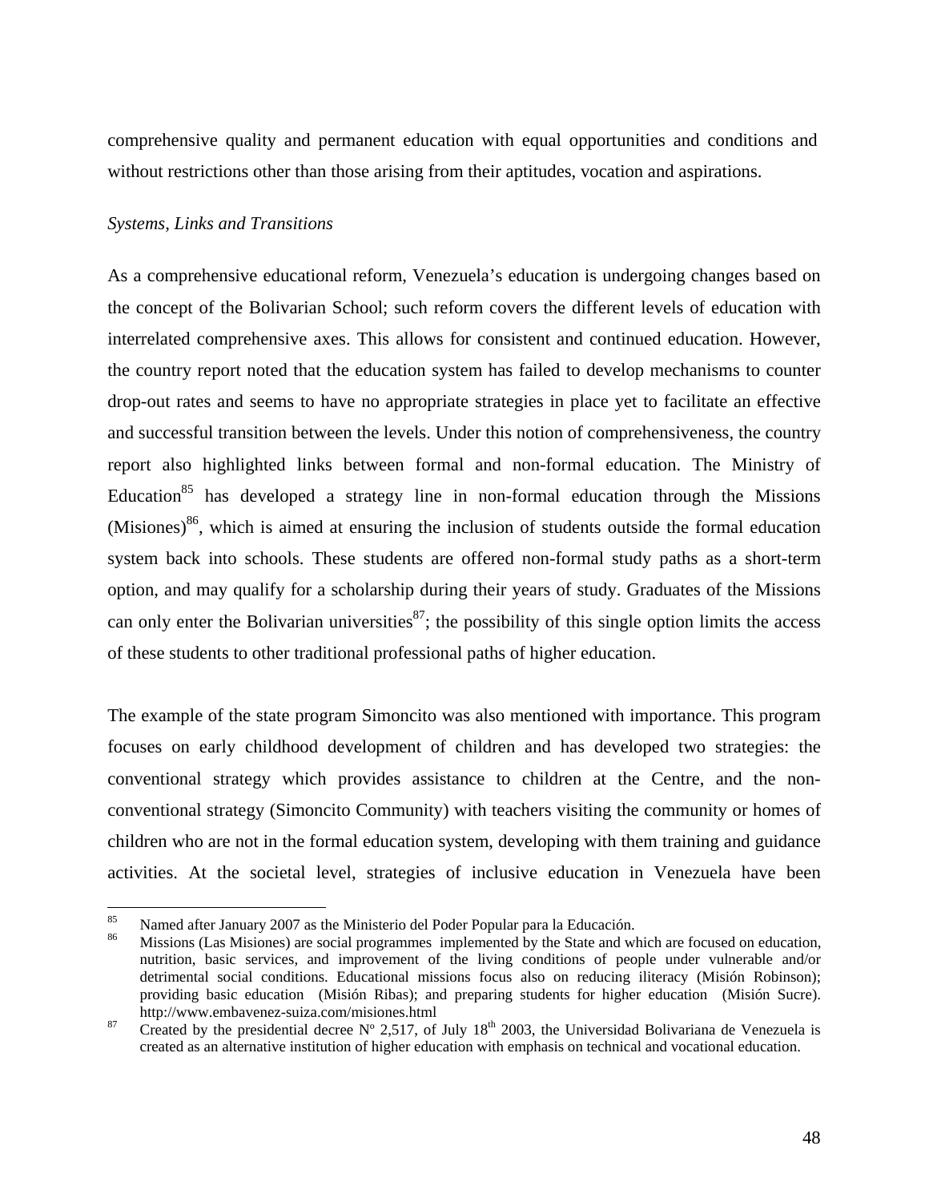comprehensive quality and permanent education with equal opportunities and conditions and without restrictions other than those arising from their aptitudes, vocation and aspirations.

*Systems, Links and Transitions*

As a comprehensive educational reform, Venezuela's education is undergoing changes based on the concept of the Bolivarian School; such reform covers the different levels of education with interrelated comprehensive axes. This allows for consistent and continued education. However, the country report noted that the education system has failed to develop mechanisms to counter drop-out rates and seems to have no appropriate strategies in place yet to facilitate an effective and successful transition between the levels. Under this notion of comprehensiveness, the country report also highlighted links between formal and non-formal education. The Ministry of Education[85] has developed a strategy line in non-formal education through the Missions (Misiones)[86], which is aimed at ensuring the inclusion of students outside the formal education system back into schools. These students are offered non-formal study paths as a short-term option, and may qualify for a scholarship during their years of study. Graduates of the Missions can only enter the Bolivarian universities[87]; the possibility of this single option limits the access of these students to other traditional professional paths of higher education.

The example of the state program Simoncito was also mentioned with importance. This program focuses on early childhood development of children and has developed two strategies: the conventional strategy which provides assistance to children at the Centre, and the non-conventional strategy (Simoncito Community) with teachers visiting the community or homes of children who are not in the formal education system, developing with them training and guidance activities. At the societal level, strategies of inclusive education in Venezuela have been

---

[85] Named after January 2007 as the Ministerio del Poder Popular para la Educación.

[86] Missions (Las Misiones) are social programmes implemented by the State and which are focused on education, nutrition, basic services, and improvement of the living conditions of people under vulnerable and/or detrimental social conditions. Educational missions focus also on reducing iliteracy (Misión Robinson); providing basic education (Misión Ribas); and preparing students for higher education (Misión Sucre). http://www.embavenez-suiza.com/misiones.html

[87] Created by the presidential decree Nº 2,517, of July 18th 2003, the Universidad Bolivariana de Venezuela is created as an alternative institution of higher education with emphasis on technical and vocational education.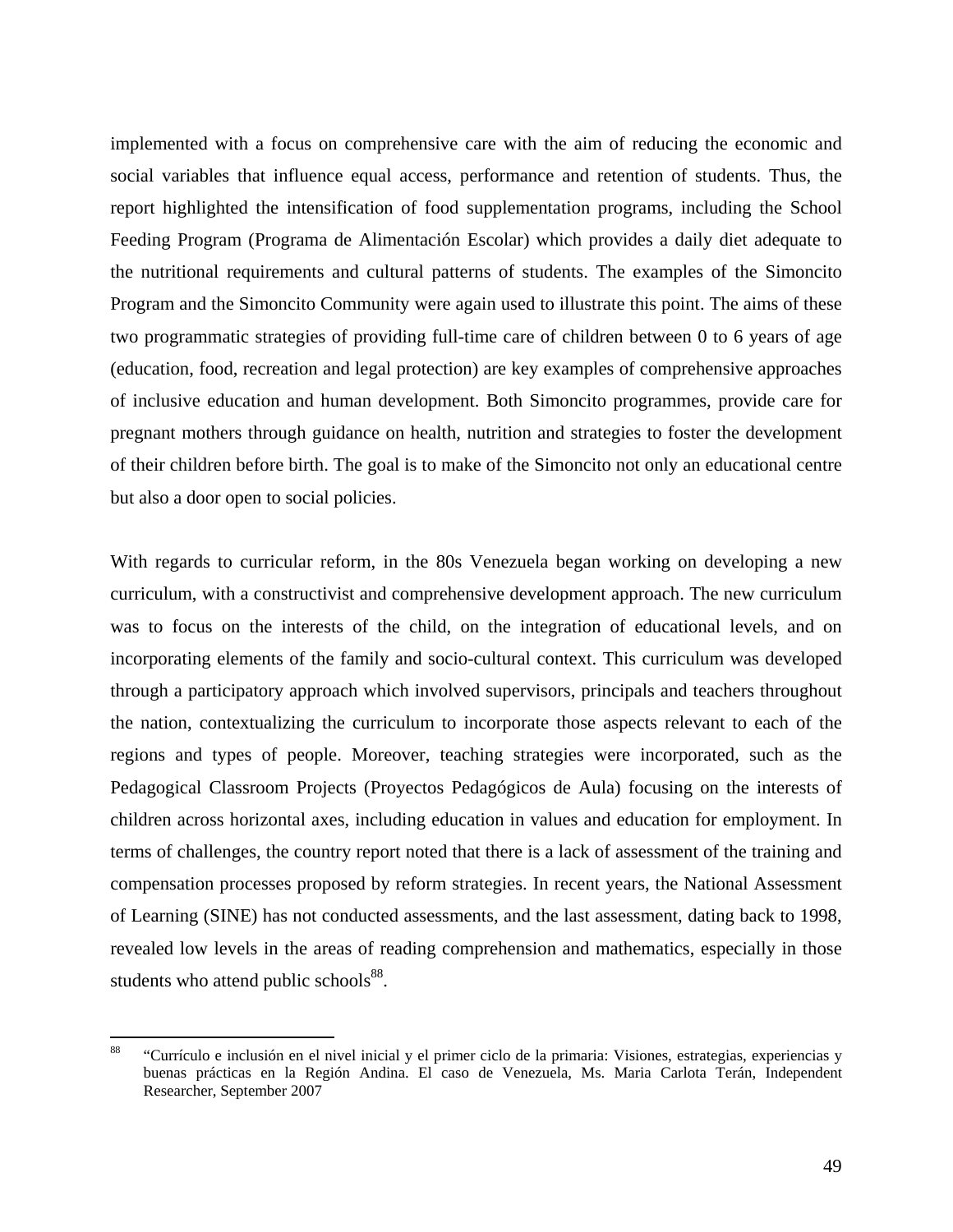implemented with a focus on comprehensive care with the aim of reducing the economic and social variables that influence equal access, performance and retention of students. Thus, the report highlighted the intensification of food supplementation programs, including the School Feeding Program (Programa de Alimentación Escolar) which provides a daily diet adequate to the nutritional requirements and cultural patterns of students. The examples of the Simoncito Program and the Simoncito Community were again used to illustrate this point. The aims of these two programmatic strategies of providing full-time care of children between 0 to 6 years of age (education, food, recreation and legal protection) are key examples of comprehensive approaches of inclusive education and human development. Both Simoncito programmes, provide care for pregnant mothers through guidance on health, nutrition and strategies to foster the development of their children before birth. The goal is to make of the Simoncito not only an educational centre but also a door open to social policies.

With regards to curricular reform, in the 80s Venezuela began working on developing a new curriculum, with a constructivist and comprehensive development approach. The new curriculum was to focus on the interests of the child, on the integration of educational levels, and on incorporating elements of the family and socio-cultural context. This curriculum was developed through a participatory approach which involved supervisors, principals and teachers throughout the nation, contextualizing the curriculum to incorporate those aspects relevant to each of the regions and types of people. Moreover, teaching strategies were incorporated, such as the Pedagogical Classroom Projects (Proyectos Pedagógicos de Aula) focusing on the interests of children across horizontal axes, including education in values and education for employment. In terms of challenges, the country report noted that there is a lack of assessment of the training and compensation processes proposed by reform strategies. In recent years, the National Assessment of Learning (SINE) has not conducted assessments, and the last assessment, dating back to 1998, revealed low levels in the areas of reading comprehension and mathematics, especially in those students who attend public schools[88].

---

[88] "Currículo e inclusión en el nivel inicial y el primer ciclo de la primaria: Visiones, estrategias, experiencias y buenas prácticas en la Región Andina. El caso de Venezuela, Ms. Maria Carlota Terán, Independent Researcher, September 2007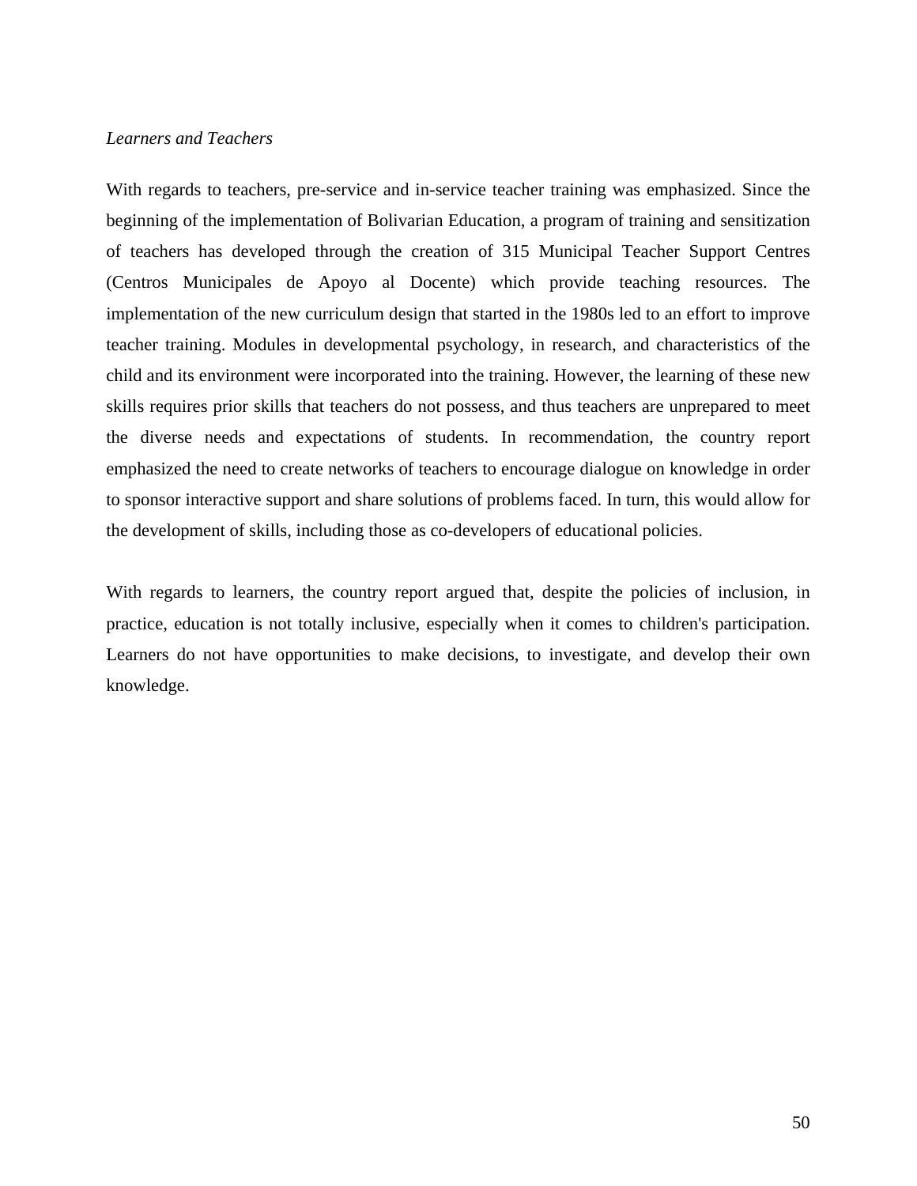*Learners and Teachers*

With regards to teachers, pre-service and in-service teacher training was emphasized. Since the beginning of the implementation of Bolivarian Education, a program of training and sensitization of teachers has developed through the creation of 315 Municipal Teacher Support Centres (Centros Municipales de Apoyo al Docente) which provide teaching resources. The implementation of the new curriculum design that started in the 1980s led to an effort to improve teacher training. Modules in developmental psychology, in research, and characteristics of the child and its environment were incorporated into the training. However, the learning of these new skills requires prior skills that teachers do not possess, and thus teachers are unprepared to meet the diverse needs and expectations of students. In recommendation, the country report emphasized the need to create networks of teachers to encourage dialogue on knowledge in order to sponsor interactive support and share solutions of problems faced. In turn, this would allow for the development of skills, including those as co-developers of educational policies.

With regards to learners, the country report argued that, despite the policies of inclusion, in practice, education is not totally inclusive, especially when it comes to children's participation. Learners do not have opportunities to make decisions, to investigate, and develop their own knowledge.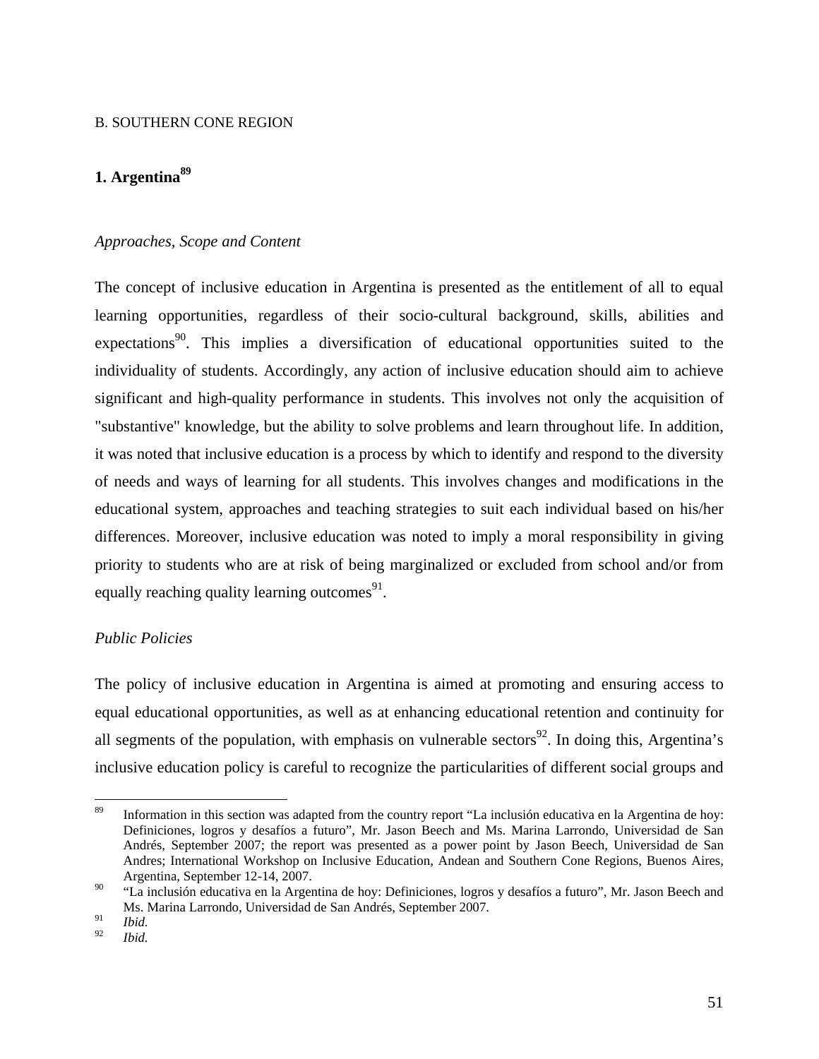B. SOUTHERN CONE REGION

## 1. Argentina[89]

*Approaches, Scope and Content*

The concept of inclusive education in Argentina is presented as the entitlement of all to equal learning opportunities, regardless of their socio-cultural background, skills, abilities and expectations[90]. This implies a diversification of educational opportunities suited to the individuality of students. Accordingly, any action of inclusive education should aim to achieve significant and high-quality performance in students. This involves not only the acquisition of "substantive" knowledge, but the ability to solve problems and learn throughout life. In addition, it was noted that inclusive education is a process by which to identify and respond to the diversity of needs and ways of learning for all students. This involves changes and modifications in the educational system, approaches and teaching strategies to suit each individual based on his/her differences. Moreover, inclusive education was noted to imply a moral responsibility in giving priority to students who are at risk of being marginalized or excluded from school and/or from equally reaching quality learning outcomes[91].

*Public Policies*

The policy of inclusive education in Argentina is aimed at promoting and ensuring access to equal educational opportunities, as well as at enhancing educational retention and continuity for all segments of the population, with emphasis on vulnerable sectors[92]. In doing this, Argentina's inclusive education policy is careful to recognize the particularities of different social groups and

---

[89] Information in this section was adapted from the country report "La inclusión educativa en la Argentina de hoy: Definiciones, logros y desafíos a futuro", Mr. Jason Beech and Ms. Marina Larrondo, Universidad de San Andrés, September 2007; the report was presented as a power point by Jason Beech, Universidad de San Andres; International Workshop on Inclusive Education, Andean and Southern Cone Regions, Buenos Aires, Argentina, September 12-14, 2007.

[90] "La inclusión educativa en la Argentina de hoy: Definiciones, logros y desafíos a futuro", Mr. Jason Beech and Ms. Marina Larrondo, Universidad de San Andrés, September 2007.

[91] *Ibid.*

[92] *Ibid.*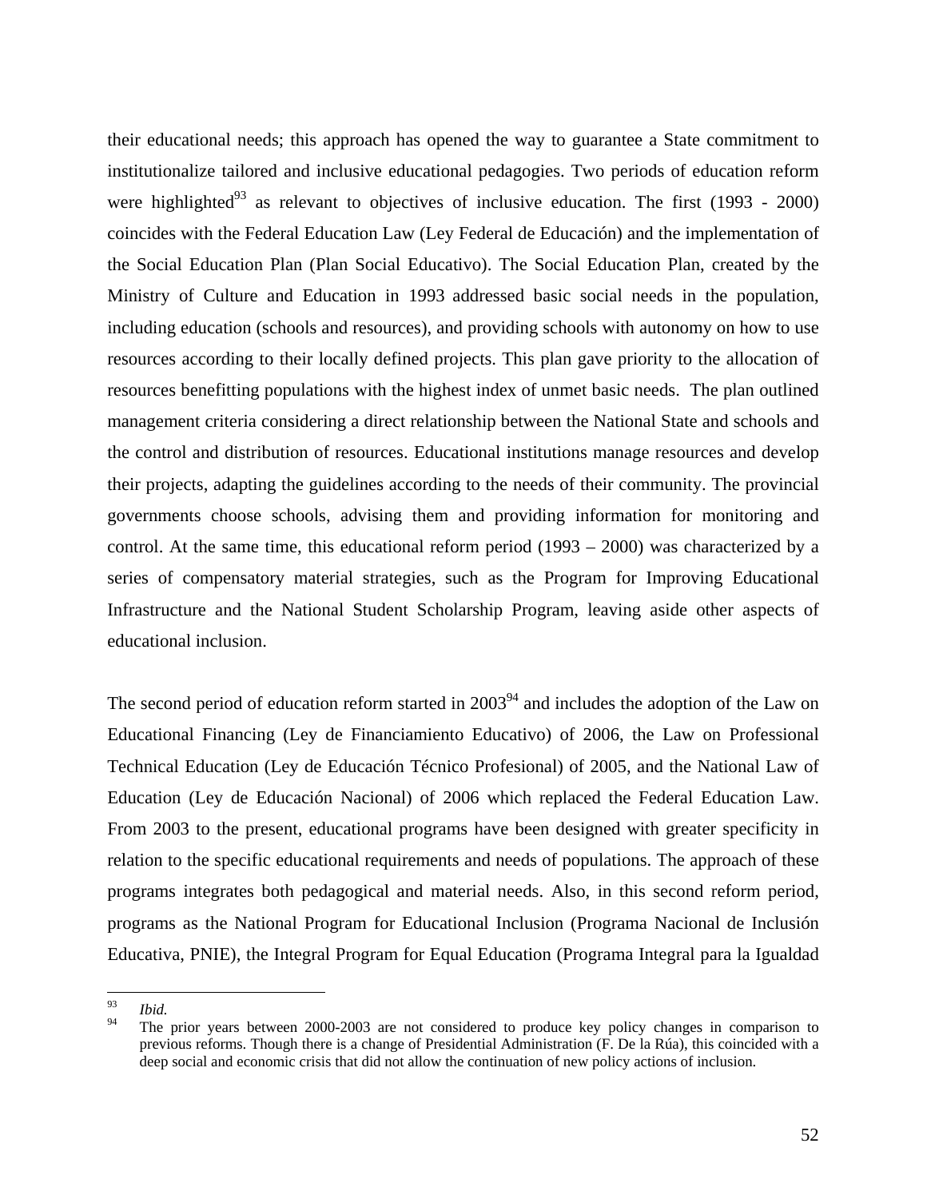their educational needs; this approach has opened the way to guarantee a State commitment to institutionalize tailored and inclusive educational pedagogies. Two periods of education reform were highlighted[93] as relevant to objectives of inclusive education. The first (1993 - 2000) coincides with the Federal Education Law (Ley Federal de Educación) and the implementation of the Social Education Plan (Plan Social Educativo). The Social Education Plan, created by the Ministry of Culture and Education in 1993 addressed basic social needs in the population, including education (schools and resources), and providing schools with autonomy on how to use resources according to their locally defined projects. This plan gave priority to the allocation of resources benefitting populations with the highest index of unmet basic needs. The plan outlined management criteria considering a direct relationship between the National State and schools and the control and distribution of resources. Educational institutions manage resources and develop their projects, adapting the guidelines according to the needs of their community. The provincial governments choose schools, advising them and providing information for monitoring and control. At the same time, this educational reform period (1993 – 2000) was characterized by a series of compensatory material strategies, such as the Program for Improving Educational Infrastructure and the National Student Scholarship Program, leaving aside other aspects of educational inclusion.

The second period of education reform started in 2003[94] and includes the adoption of the Law on Educational Financing (Ley de Financiamiento Educativo) of 2006, the Law on Professional Technical Education (Ley de Educación Técnico Profesional) of 2005, and the National Law of Education (Ley de Educación Nacional) of 2006 which replaced the Federal Education Law. From 2003 to the present, educational programs have been designed with greater specificity in relation to the specific educational requirements and needs of populations. The approach of these programs integrates both pedagogical and material needs. Also, in this second reform period, programs as the National Program for Educational Inclusion (Programa Nacional de Inclusión Educativa, PNIE), the Integral Program for Equal Education (Programa Integral para la Igualdad

---

[93] *Ibid.*

[94] The prior years between 2000-2003 are not considered to produce key policy changes in comparison to previous reforms. Though there is a change of Presidential Administration (F. De la Rúa), this coincided with a deep social and economic crisis that did not allow the continuation of new policy actions of inclusion.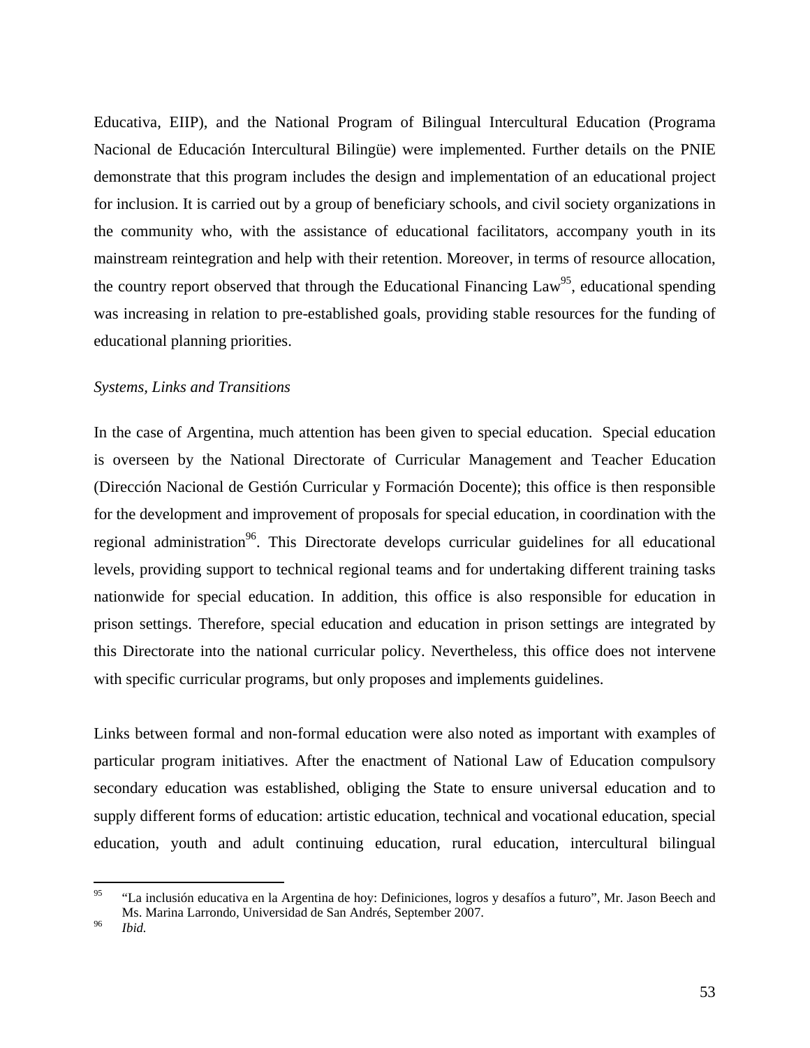Educativa, EIIP), and the National Program of Bilingual Intercultural Education (Programa Nacional de Educación Intercultural Bilingüe) were implemented. Further details on the PNIE demonstrate that this program includes the design and implementation of an educational project for inclusion. It is carried out by a group of beneficiary schools, and civil society organizations in the community who, with the assistance of educational facilitators, accompany youth in its mainstream reintegration and help with their retention. Moreover, in terms of resource allocation, the country report observed that through the Educational Financing Law[95], educational spending was increasing in relation to pre-established goals, providing stable resources for the funding of educational planning priorities.

*Systems, Links and Transitions*

In the case of Argentina, much attention has been given to special education. Special education is overseen by the National Directorate of Curricular Management and Teacher Education (Dirección Nacional de Gestión Curricular y Formación Docente); this office is then responsible for the development and improvement of proposals for special education, in coordination with the regional administration[96]. This Directorate develops curricular guidelines for all educational levels, providing support to technical regional teams and for undertaking different training tasks nationwide for special education. In addition, this office is also responsible for education in prison settings. Therefore, special education and education in prison settings are integrated by this Directorate into the national curricular policy. Nevertheless, this office does not intervene with specific curricular programs, but only proposes and implements guidelines.

Links between formal and non-formal education were also noted as important with examples of particular program initiatives. After the enactment of National Law of Education compulsory secondary education was established, obliging the State to ensure universal education and to supply different forms of education: artistic education, technical and vocational education, special education, youth and adult continuing education, rural education, intercultural bilingual

---

[95] "La inclusión educativa en la Argentina de hoy: Definiciones, logros y desafíos a futuro", Mr. Jason Beech and Ms. Marina Larrondo, Universidad de San Andrés, September 2007.

[96] *Ibid.*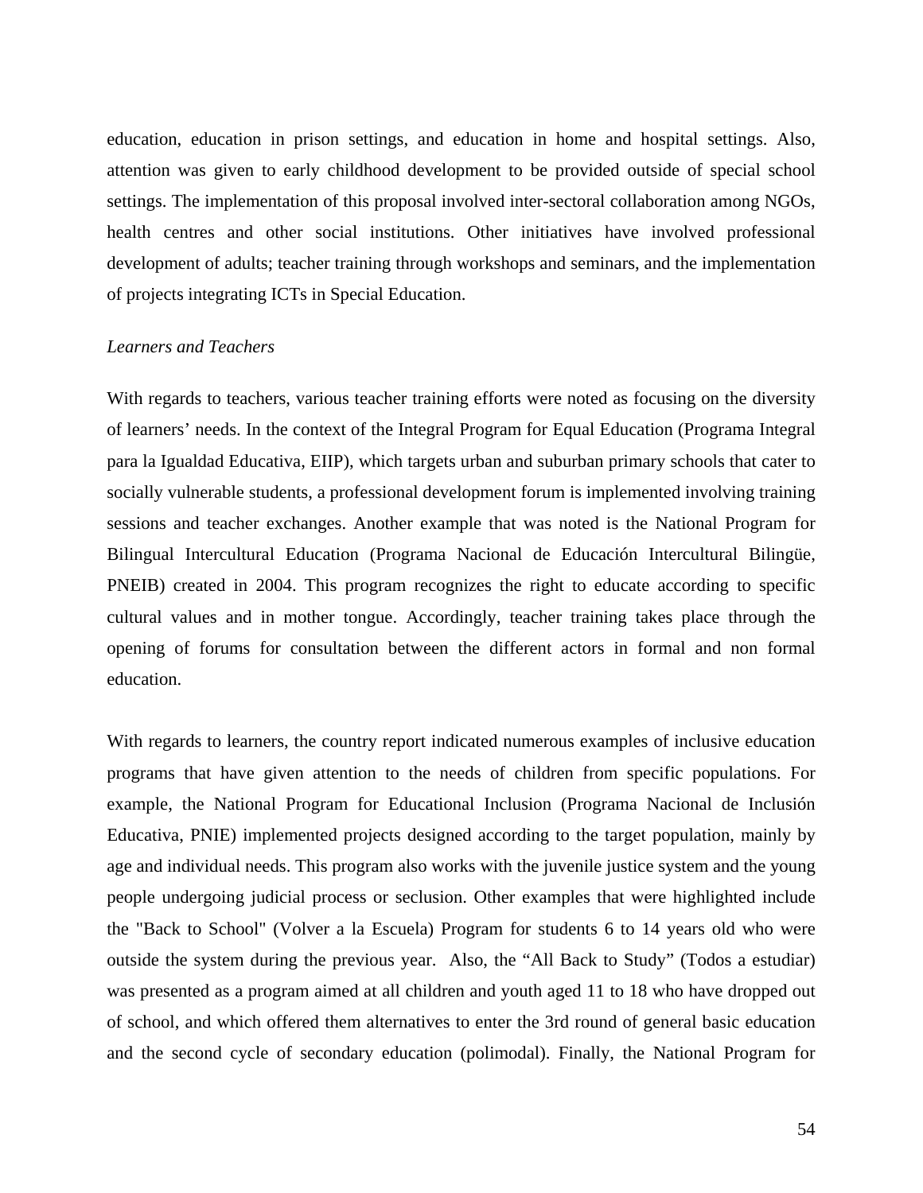education, education in prison settings, and education in home and hospital settings. Also, attention was given to early childhood development to be provided outside of special school settings. The implementation of this proposal involved inter-sectoral collaboration among NGOs, health centres and other social institutions. Other initiatives have involved professional development of adults; teacher training through workshops and seminars, and the implementation of projects integrating ICTs in Special Education.

*Learners and Teachers*

With regards to teachers, various teacher training efforts were noted as focusing on the diversity of learners' needs. In the context of the Integral Program for Equal Education (Programa Integral para la Igualdad Educativa, EIIP), which targets urban and suburban primary schools that cater to socially vulnerable students, a professional development forum is implemented involving training sessions and teacher exchanges. Another example that was noted is the National Program for Bilingual Intercultural Education (Programa Nacional de Educación Intercultural Bilingüe, PNEIB) created in 2004. This program recognizes the right to educate according to specific cultural values and in mother tongue. Accordingly, teacher training takes place through the opening of forums for consultation between the different actors in formal and non formal education.

With regards to learners, the country report indicated numerous examples of inclusive education programs that have given attention to the needs of children from specific populations. For example, the National Program for Educational Inclusion (Programa Nacional de Inclusión Educativa, PNIE) implemented projects designed according to the target population, mainly by age and individual needs. This program also works with the juvenile justice system and the young people undergoing judicial process or seclusion. Other examples that were highlighted include the "Back to School" (Volver a la Escuela) Program for students 6 to 14 years old who were outside the system during the previous year. Also, the "All Back to Study" (Todos a estudiar) was presented as a program aimed at all children and youth aged 11 to 18 who have dropped out of school, and which offered them alternatives to enter the 3rd round of general basic education and the second cycle of secondary education (polimodal). Finally, the National Program for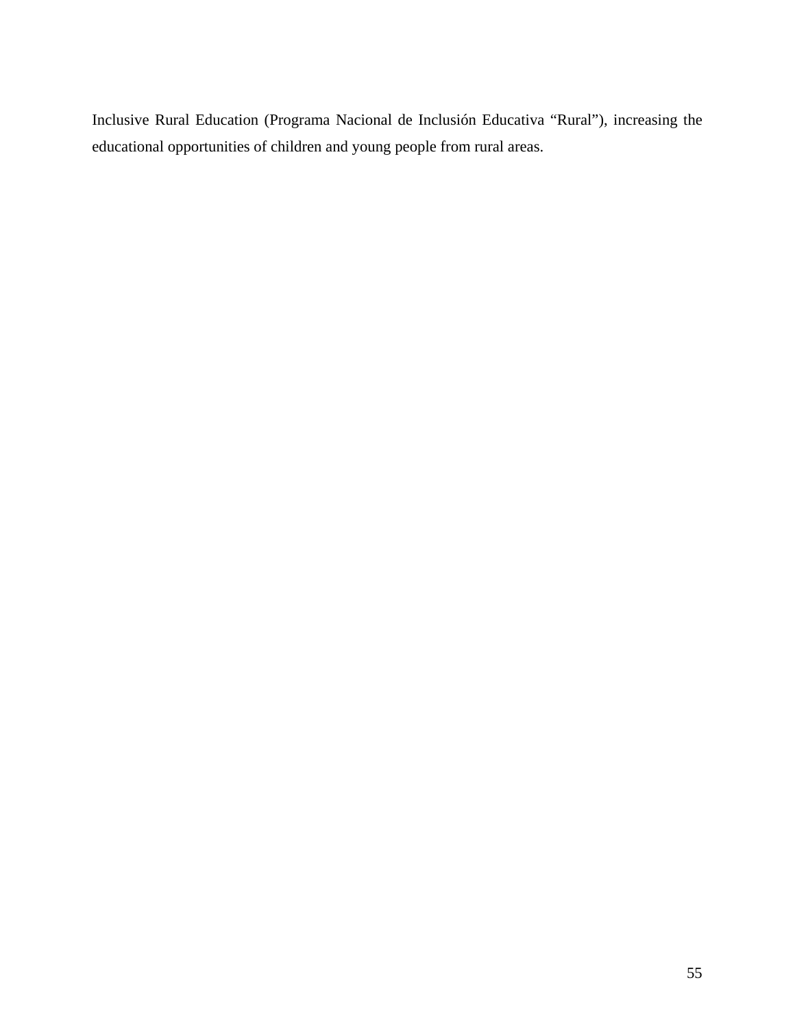Inclusive Rural Education (Programa Nacional de Inclusión Educativa “Rural”), increasing the educational opportunities of children and young people from rural areas.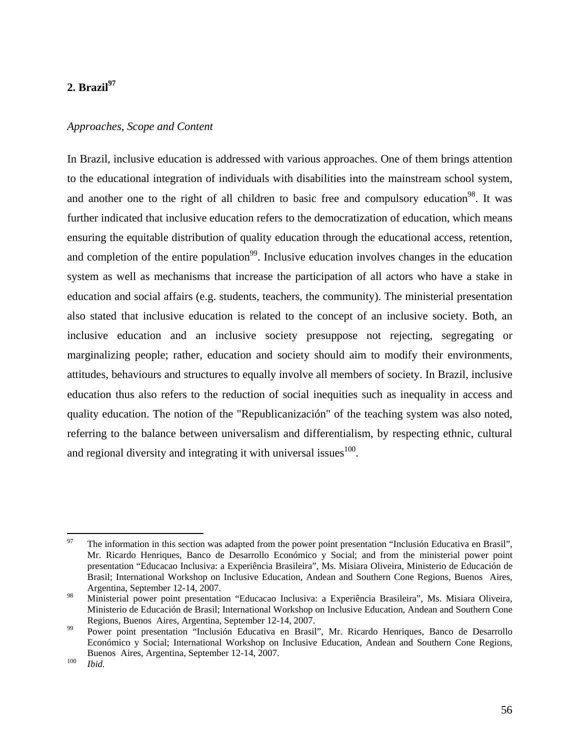## 2. Brazil[97]

*Approaches, Scope and Content*

In Brazil, inclusive education is addressed with various approaches. One of them brings attention to the educational integration of individuals with disabilities into the mainstream school system, and another one to the right of all children to basic free and compulsory education[98]. It was further indicated that inclusive education refers to the democratization of education, which means ensuring the equitable distribution of quality education through the educational access, retention, and completion of the entire population[99]. Inclusive education involves changes in the education system as well as mechanisms that increase the participation of all actors who have a stake in education and social affairs (e.g. students, teachers, the community). The ministerial presentation also stated that inclusive education is related to the concept of an inclusive society. Both, an inclusive education and an inclusive society presuppose not rejecting, segregating or marginalizing people; rather, education and society should aim to modify their environments, attitudes, behaviours and structures to equally involve all members of society. In Brazil, inclusive education thus also refers to the reduction of social inequities such as inequality in access and quality education. The notion of the "Republicanización" of the teaching system was also noted, referring to the balance between universalism and differentialism, by respecting ethnic, cultural and regional diversity and integrating it with universal issues[100].

---

[97] The information in this section was adapted from the power point presentation "Inclusión Educativa en Brasil", Mr. Ricardo Henriques, Banco de Desarrollo Económico y Social; and from the ministerial power point presentation "Educacao Inclusiva: a Experiência Brasileira", Ms. Misiara Oliveira, Ministerio de Educación de Brasil; International Workshop on Inclusive Education, Andean and Southern Cone Regions, Buenos Aires, Argentina, September 12-14, 2007.

[98] Ministerial power point presentation "Educacao Inclusiva: a Experiência Brasileira", Ms. Misiara Oliveira, Ministerio de Educación de Brasil; International Workshop on Inclusive Education, Andean and Southern Cone Regions, Buenos Aires, Argentina, September 12-14, 2007.

[99] Power point presentation "Inclusión Educativa en Brasil", Mr. Ricardo Henriques, Banco de Desarrollo Económico y Social; International Workshop on Inclusive Education, Andean and Southern Cone Regions, Buenos Aires, Argentina, September 12-14, 2007.

[100] *Ibid.*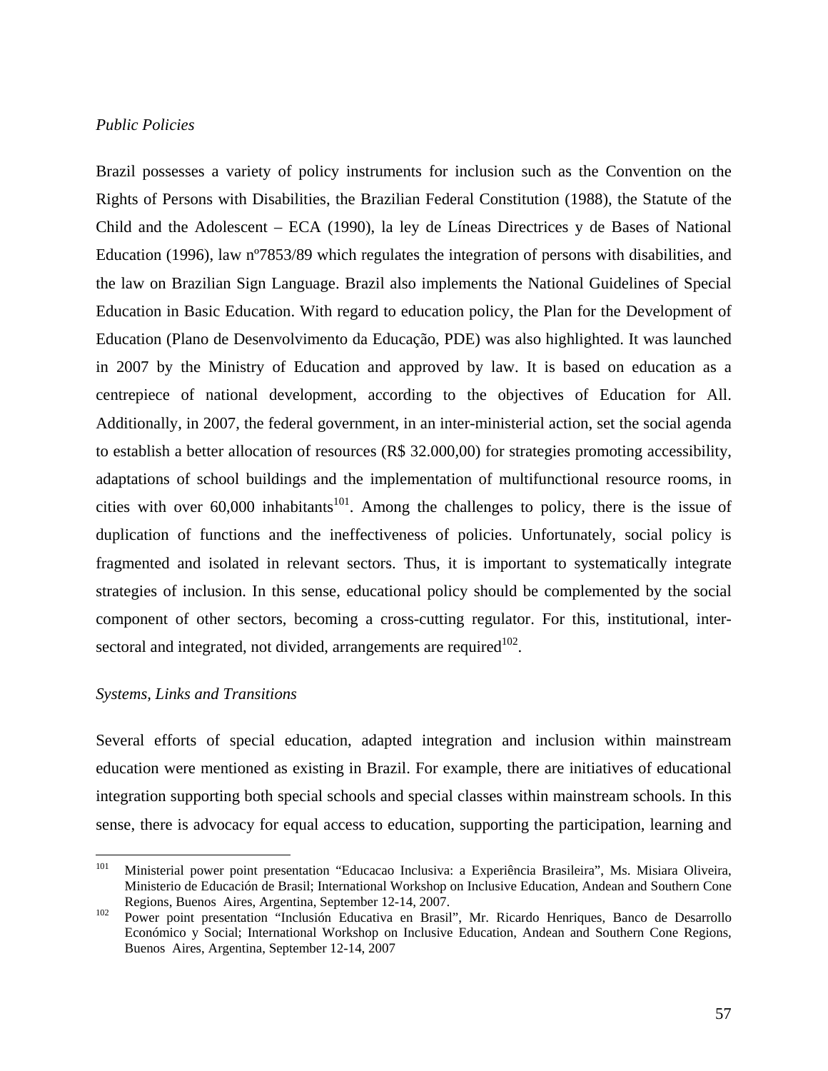*Public Policies*

Brazil possesses a variety of policy instruments for inclusion such as the Convention on the Rights of Persons with Disabilities, the Brazilian Federal Constitution (1988), the Statute of the Child and the Adolescent – ECA (1990), la ley de Líneas Directrices y de Bases of National Education (1996), law nº7853/89 which regulates the integration of persons with disabilities, and the law on Brazilian Sign Language. Brazil also implements the National Guidelines of Special Education in Basic Education. With regard to education policy, the Plan for the Development of Education (Plano de Desenvolvimento da Educação, PDE) was also highlighted. It was launched in 2007 by the Ministry of Education and approved by law. It is based on education as a centrepiece of national development, according to the objectives of Education for All. Additionally, in 2007, the federal government, in an inter-ministerial action, set the social agenda to establish a better allocation of resources (R$ 32.000,00) for strategies promoting accessibility, adaptations of school buildings and the implementation of multifunctional resource rooms, in cities with over 60,000 inhabitants[101]. Among the challenges to policy, there is the issue of duplication of functions and the ineffectiveness of policies. Unfortunately, social policy is fragmented and isolated in relevant sectors. Thus, it is important to systematically integrate strategies of inclusion. In this sense, educational policy should be complemented by the social component of other sectors, becoming a cross-cutting regulator. For this, institutional, inter-sectoral and integrated, not divided, arrangements are required[102].

*Systems, Links and Transitions*

Several efforts of special education, adapted integration and inclusion within mainstream education were mentioned as existing in Brazil. For example, there are initiatives of educational integration supporting both special schools and special classes within mainstream schools. In this sense, there is advocacy for equal access to education, supporting the participation, learning and

---

[101] Ministerial power point presentation "Educacao Inclusiva: a Experiência Brasileira", Ms. Misiara Oliveira, Ministerio de Educación de Brasil; International Workshop on Inclusive Education, Andean and Southern Cone Regions, Buenos Aires, Argentina, September 12-14, 2007.

[102] Power point presentation "Inclusión Educativa en Brasil", Mr. Ricardo Henriques, Banco de Desarrollo Económico y Social; International Workshop on Inclusive Education, Andean and Southern Cone Regions, Buenos Aires, Argentina, September 12-14, 2007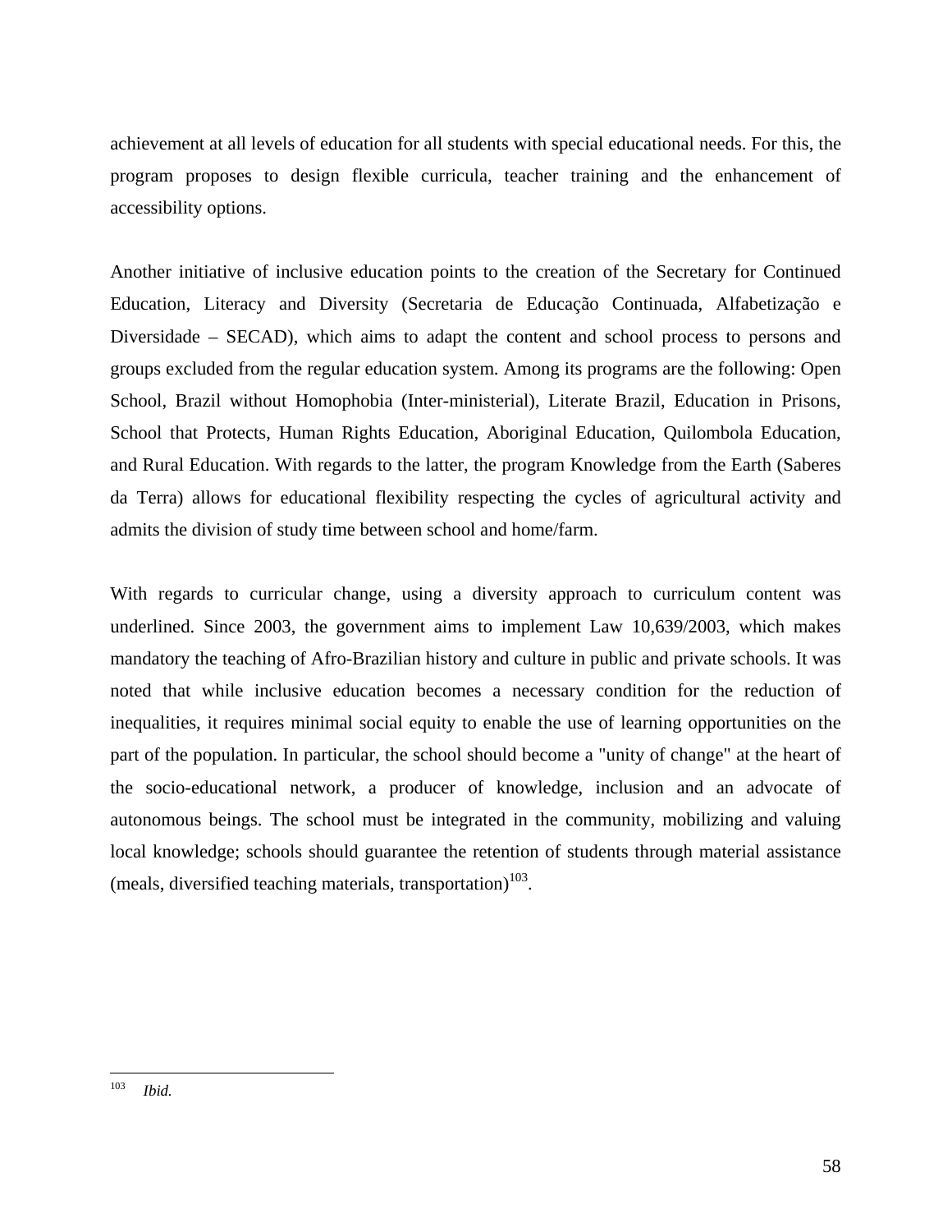achievement at all levels of education for all students with special educational needs. For this, the program proposes to design flexible curricula, teacher training and the enhancement of accessibility options.

Another initiative of inclusive education points to the creation of the Secretary for Continued Education, Literacy and Diversity (Secretaria de Educação Continuada, Alfabetização e Diversidade – SECAD), which aims to adapt the content and school process to persons and groups excluded from the regular education system. Among its programs are the following: Open School, Brazil without Homophobia (Inter-ministerial), Literate Brazil, Education in Prisons, School that Protects, Human Rights Education, Aboriginal Education, Quilombola Education, and Rural Education. With regards to the latter, the program Knowledge from the Earth (Saberes da Terra) allows for educational flexibility respecting the cycles of agricultural activity and admits the division of study time between school and home/farm.

With regards to curricular change, using a diversity approach to curriculum content was underlined. Since 2003, the government aims to implement Law 10,639/2003, which makes mandatory the teaching of Afro-Brazilian history and culture in public and private schools. It was noted that while inclusive education becomes a necessary condition for the reduction of inequalities, it requires minimal social equity to enable the use of learning opportunities on the part of the population. In particular, the school should become a "unity of change" at the heart of the socio-educational network, a producer of knowledge, inclusion and an advocate of autonomous beings. The school must be integrated in the community, mobilizing and valuing local knowledge; schools should guarantee the retention of students through material assistance (meals, diversified teaching materials, transportation)[103].

---

[103] *Ibid.*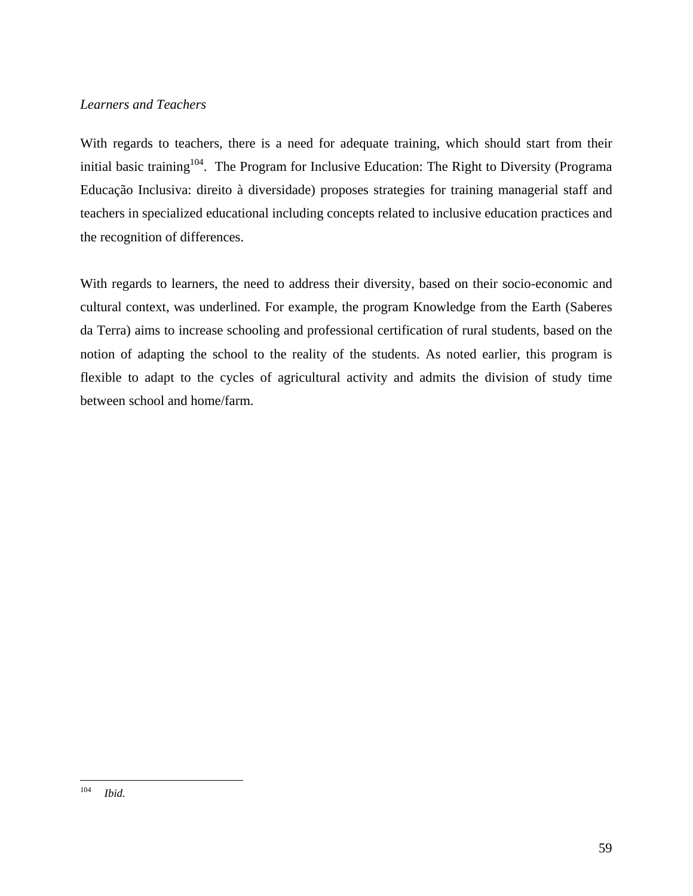*Learners and Teachers*

With regards to teachers, there is a need for adequate training, which should start from their initial basic training[104]. The Program for Inclusive Education: The Right to Diversity (Programa Educação Inclusiva: direito à diversidade) proposes strategies for training managerial staff and teachers in specialized educational including concepts related to inclusive education practices and the recognition of differences.

With regards to learners, the need to address their diversity, based on their socio-economic and cultural context, was underlined. For example, the program Knowledge from the Earth (Saberes da Terra) aims to increase schooling and professional certification of rural students, based on the notion of adapting the school to the reality of the students. As noted earlier, this program is flexible to adapt to the cycles of agricultural activity and admits the division of study time between school and home/farm.

---

[104] *Ibid.*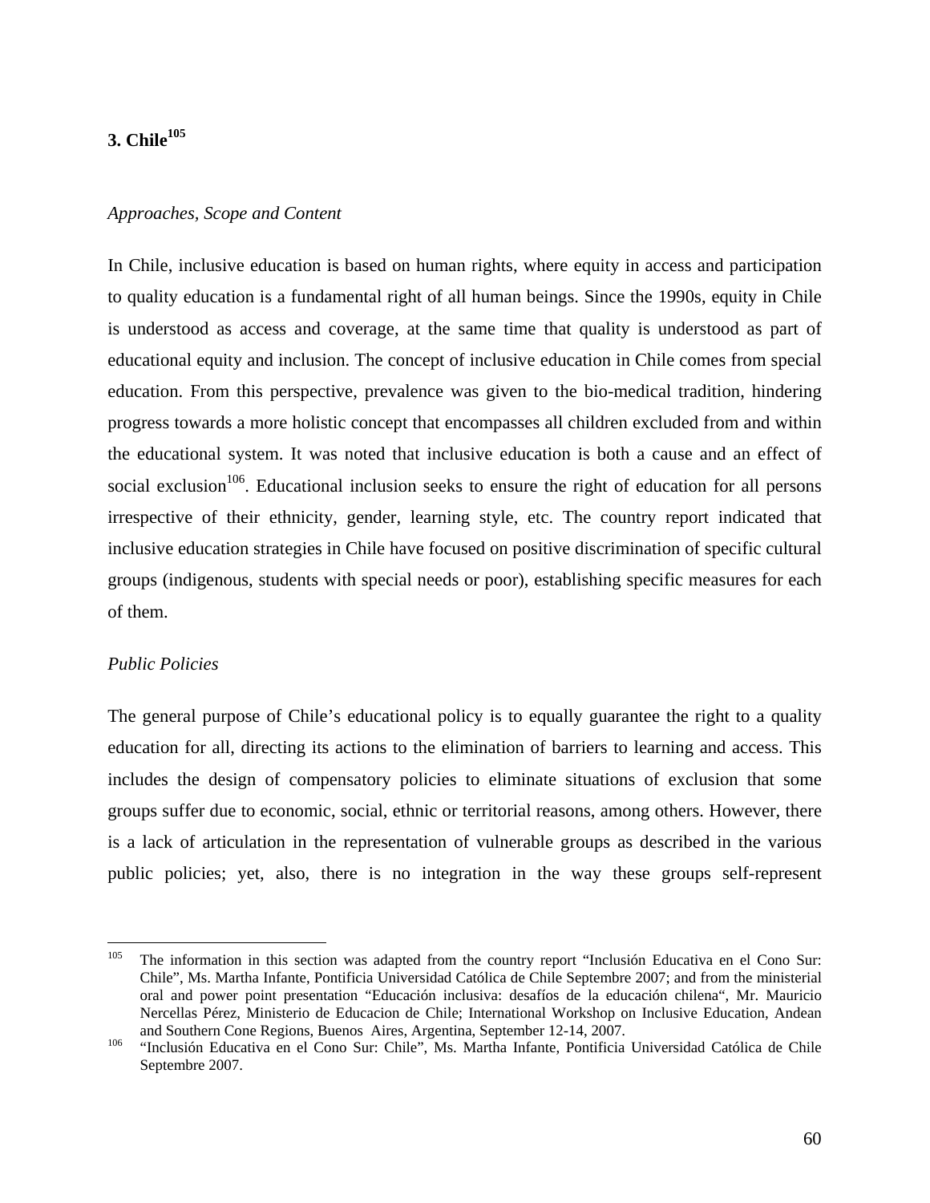### 3. Chile[105]

*Approaches, Scope and Content*

In Chile, inclusive education is based on human rights, where equity in access and participation to quality education is a fundamental right of all human beings. Since the 1990s, equity in Chile is understood as access and coverage, at the same time that quality is understood as part of educational equity and inclusion. The concept of inclusive education in Chile comes from special education. From this perspective, prevalence was given to the bio-medical tradition, hindering progress towards a more holistic concept that encompasses all children excluded from and within the educational system. It was noted that inclusive education is both a cause and an effect of social exclusion[106]. Educational inclusion seeks to ensure the right of education for all persons irrespective of their ethnicity, gender, learning style, etc. The country report indicated that inclusive education strategies in Chile have focused on positive discrimination of specific cultural groups (indigenous, students with special needs or poor), establishing specific measures for each of them.

*Public Policies*

The general purpose of Chile's educational policy is to equally guarantee the right to a quality education for all, directing its actions to the elimination of barriers to learning and access. This includes the design of compensatory policies to eliminate situations of exclusion that some groups suffer due to economic, social, ethnic or territorial reasons, among others. However, there is a lack of articulation in the representation of vulnerable groups as described in the various public policies; yet, also, there is no integration in the way these groups self-represent

---

[105] The information in this section was adapted from the country report "Inclusión Educativa en el Cono Sur: Chile", Ms. Martha Infante, Pontificia Universidad Católica de Chile Septembre 2007; and from the ministerial oral and power point presentation "Educación inclusiva: desafíos de la educación chilena", Mr. Mauricio Nercellas Pérez, Ministerio de Educacion de Chile; International Workshop on Inclusive Education, Andean and Southern Cone Regions, Buenos Aires, Argentina, September 12-14, 2007.

[106] "Inclusión Educativa en el Cono Sur: Chile", Ms. Martha Infante, Pontificia Universidad Católica de Chile Septembre 2007.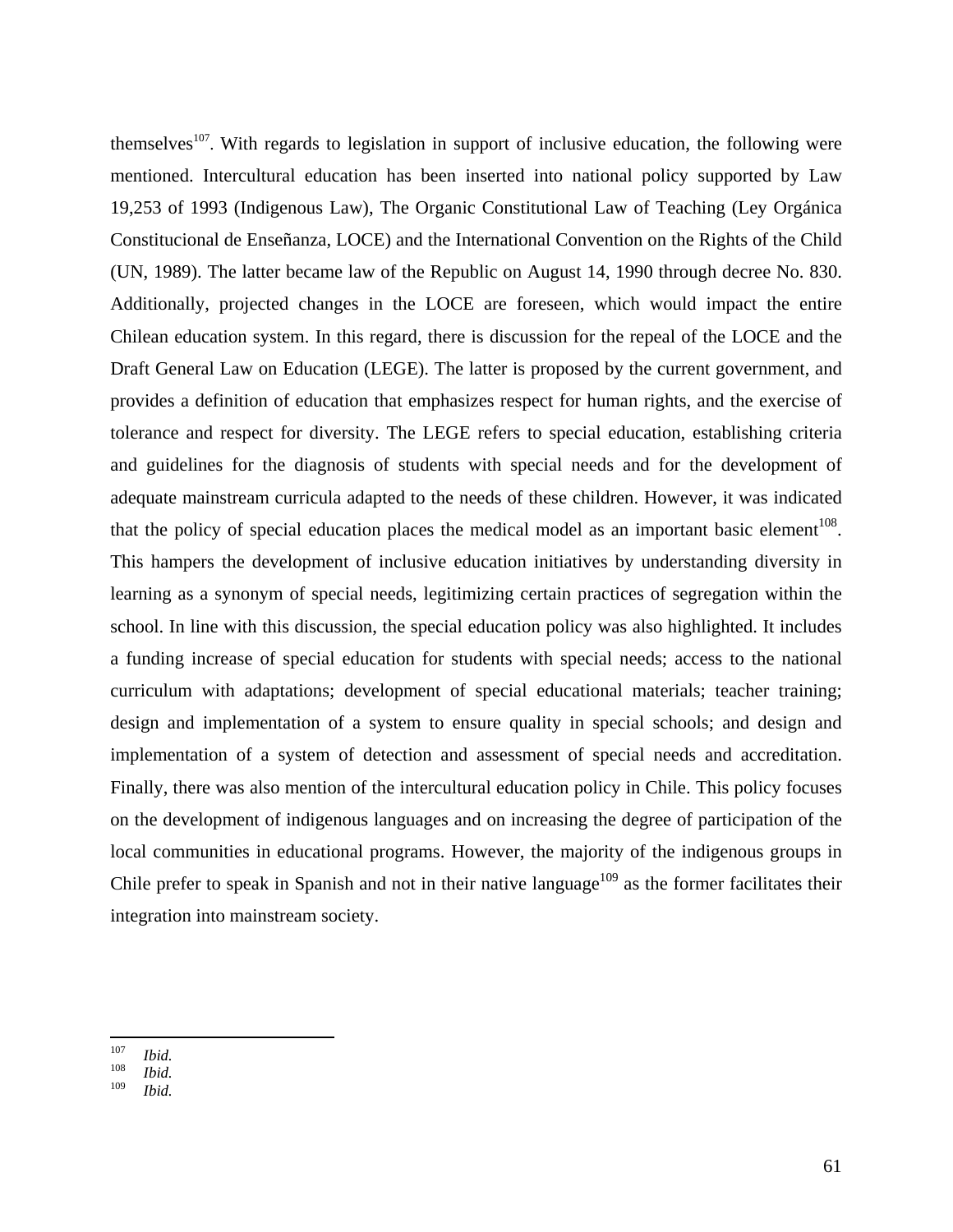themselves[107]. With regards to legislation in support of inclusive education, the following were mentioned. Intercultural education has been inserted into national policy supported by Law 19,253 of 1993 (Indigenous Law), The Organic Constitutional Law of Teaching (Ley Orgánica Constitucional de Enseñanza, LOCE) and the International Convention on the Rights of the Child (UN, 1989). The latter became law of the Republic on August 14, 1990 through decree No. 830. Additionally, projected changes in the LOCE are foreseen, which would impact the entire Chilean education system. In this regard, there is discussion for the repeal of the LOCE and the Draft General Law on Education (LEGE). The latter is proposed by the current government, and provides a definition of education that emphasizes respect for human rights, and the exercise of tolerance and respect for diversity. The LEGE refers to special education, establishing criteria and guidelines for the diagnosis of students with special needs and for the development of adequate mainstream curricula adapted to the needs of these children. However, it was indicated that the policy of special education places the medical model as an important basic element[108]. This hampers the development of inclusive education initiatives by understanding diversity in learning as a synonym of special needs, legitimizing certain practices of segregation within the school. In line with this discussion, the special education policy was also highlighted. It includes a funding increase of special education for students with special needs; access to the national curriculum with adaptations; development of special educational materials; teacher training; design and implementation of a system to ensure quality in special schools; and design and implementation of a system of detection and assessment of special needs and accreditation. Finally, there was also mention of the intercultural education policy in Chile. This policy focuses on the development of indigenous languages and on increasing the degree of participation of the local communities in educational programs. However, the majority of the indigenous groups in Chile prefer to speak in Spanish and not in their native language[109] as the former facilitates their integration into mainstream society.

---

[107] *Ibid.*
[108] *Ibid.*
[109] *Ibid.*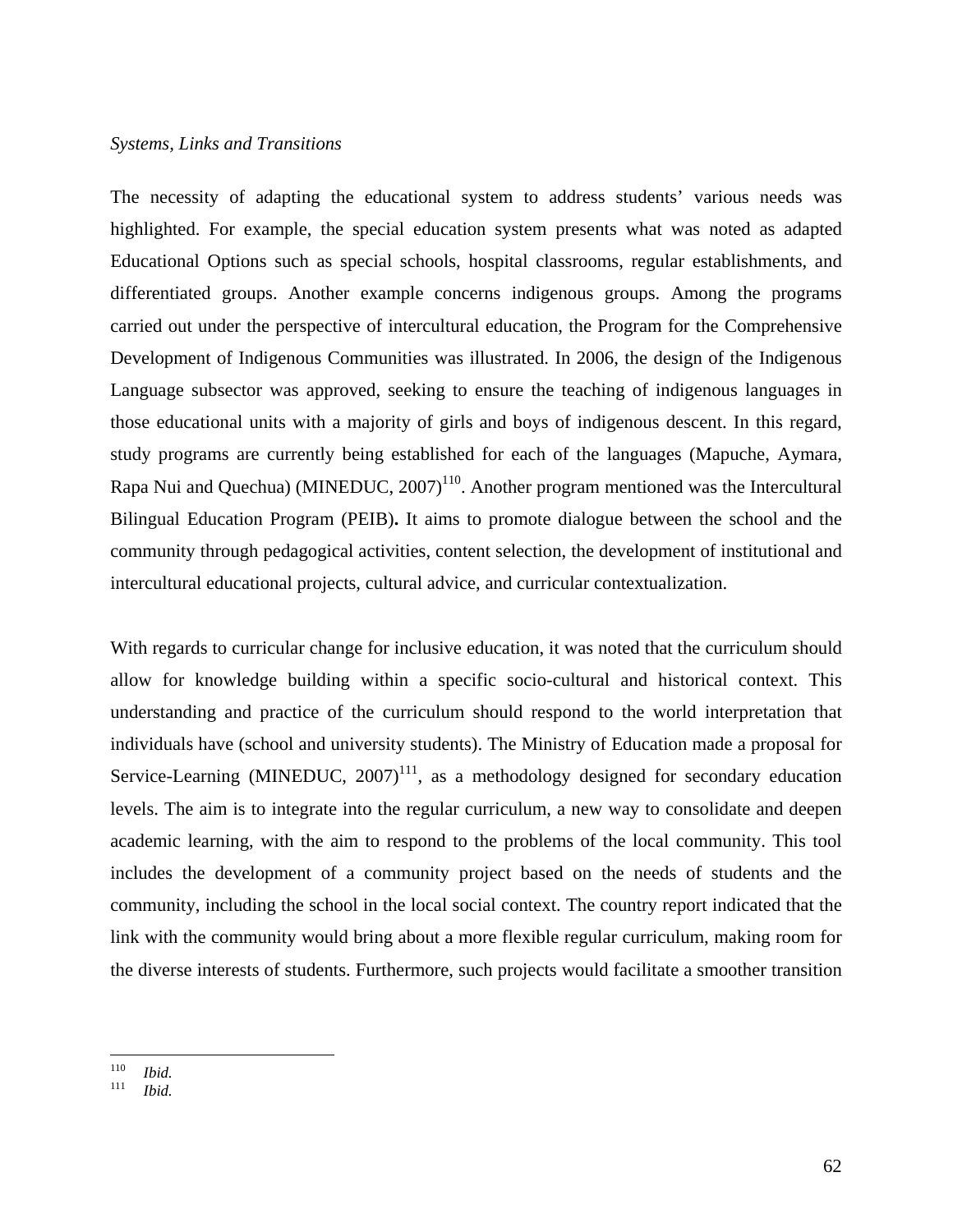*Systems, Links and Transitions*

The necessity of adapting the educational system to address students' various needs was highlighted. For example, the special education system presents what was noted as adapted Educational Options such as special schools, hospital classrooms, regular establishments, and differentiated groups. Another example concerns indigenous groups. Among the programs carried out under the perspective of intercultural education, the Program for the Comprehensive Development of Indigenous Communities was illustrated. In 2006, the design of the Indigenous Language subsector was approved, seeking to ensure the teaching of indigenous languages in those educational units with a majority of girls and boys of indigenous descent. In this regard, study programs are currently being established for each of the languages (Mapuche, Aymara, Rapa Nui and Quechua) (MINEDUC, 2007)[110]. Another program mentioned was the Intercultural Bilingual Education Program (PEIB). It aims to promote dialogue between the school and the community through pedagogical activities, content selection, the development of institutional and intercultural educational projects, cultural advice, and curricular contextualization.

With regards to curricular change for inclusive education, it was noted that the curriculum should allow for knowledge building within a specific socio-cultural and historical context. This understanding and practice of the curriculum should respond to the world interpretation that individuals have (school and university students). The Ministry of Education made a proposal for Service-Learning (MINEDUC, 2007)[111], as a methodology designed for secondary education levels. The aim is to integrate into the regular curriculum, a new way to consolidate and deepen academic learning, with the aim to respond to the problems of the local community. This tool includes the development of a community project based on the needs of students and the community, including the school in the local social context. The country report indicated that the link with the community would bring about a more flexible regular curriculum, making room for the diverse interests of students. Furthermore, such projects would facilitate a smoother transition

---

[110] *Ibid.*

[111] *Ibid.*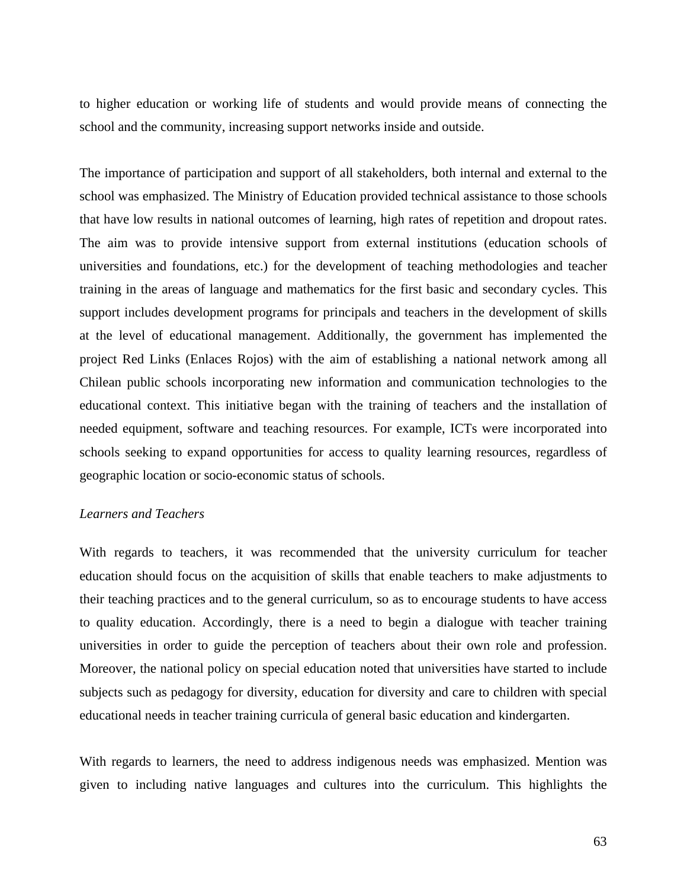to higher education or working life of students and would provide means of connecting the school and the community, increasing support networks inside and outside.

The importance of participation and support of all stakeholders, both internal and external to the school was emphasized. The Ministry of Education provided technical assistance to those schools that have low results in national outcomes of learning, high rates of repetition and dropout rates. The aim was to provide intensive support from external institutions (education schools of universities and foundations, etc.) for the development of teaching methodologies and teacher training in the areas of language and mathematics for the first basic and secondary cycles. This support includes development programs for principals and teachers in the development of skills at the level of educational management. Additionally, the government has implemented the project Red Links (Enlaces Rojos) with the aim of establishing a national network among all Chilean public schools incorporating new information and communication technologies to the educational context. This initiative began with the training of teachers and the installation of needed equipment, software and teaching resources. For example, ICTs were incorporated into schools seeking to expand opportunities for access to quality learning resources, regardless of geographic location or socio-economic status of schools.

*Learners and Teachers*

With regards to teachers, it was recommended that the university curriculum for teacher education should focus on the acquisition of skills that enable teachers to make adjustments to their teaching practices and to the general curriculum, so as to encourage students to have access to quality education. Accordingly, there is a need to begin a dialogue with teacher training universities in order to guide the perception of teachers about their own role and profession. Moreover, the national policy on special education noted that universities have started to include subjects such as pedagogy for diversity, education for diversity and care to children with special educational needs in teacher training curricula of general basic education and kindergarten.

With regards to learners, the need to address indigenous needs was emphasized. Mention was given to including native languages and cultures into the curriculum. This highlights the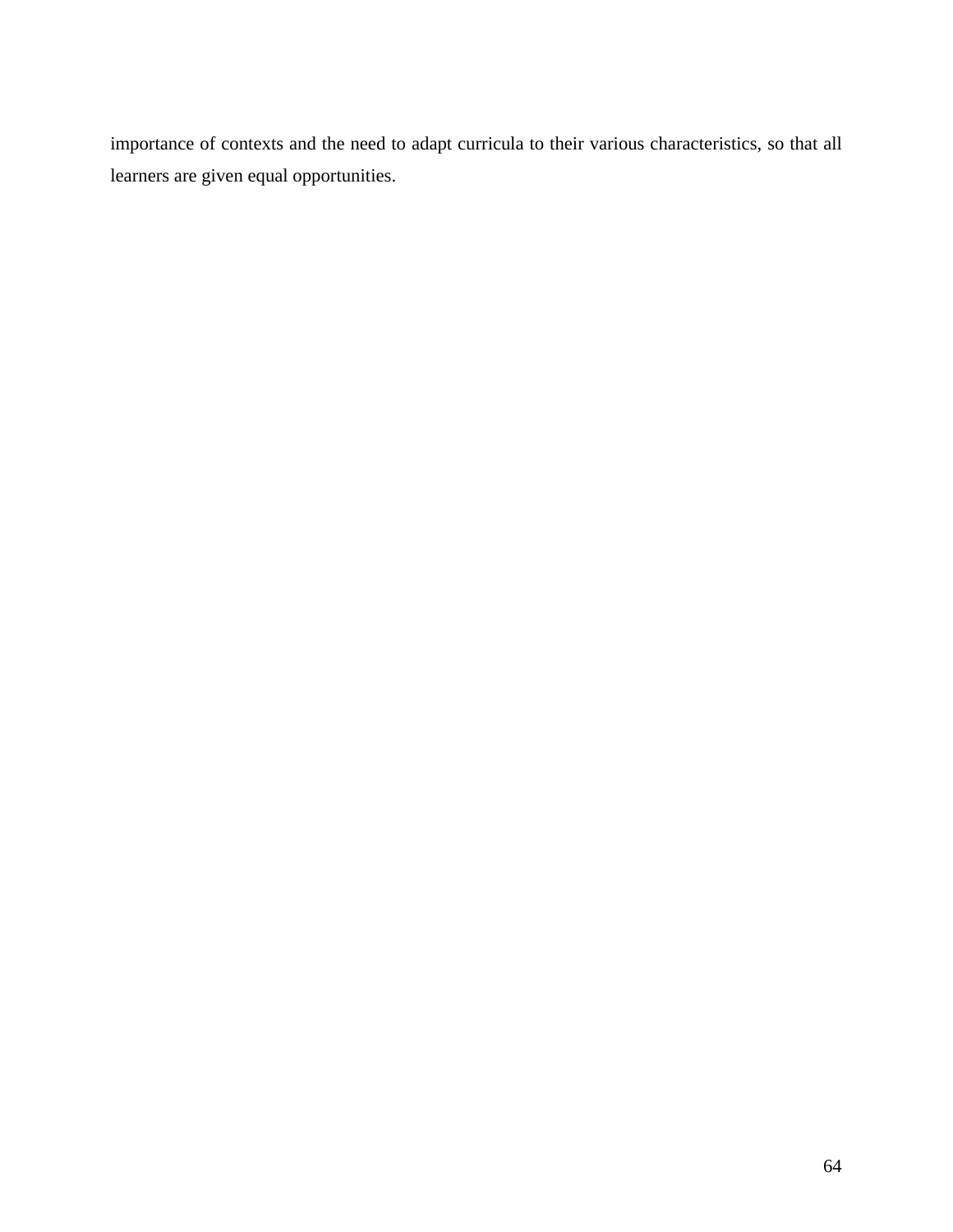importance of contexts and the need to adapt curricula to their various characteristics, so that all learners are given equal opportunities.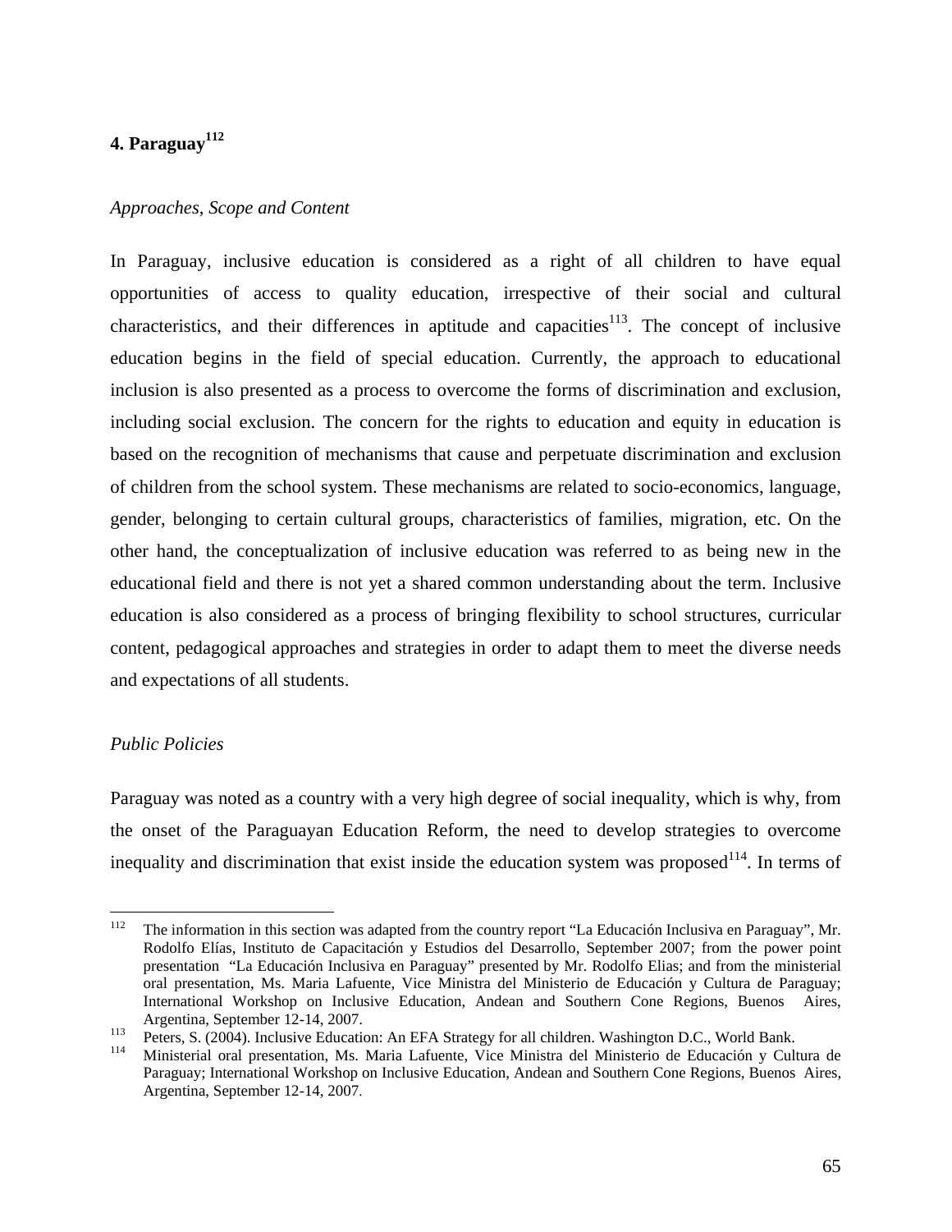## 4. Paraguay[112]

*Approaches, Scope and Content*

In Paraguay, inclusive education is considered as a right of all children to have equal opportunities of access to quality education, irrespective of their social and cultural characteristics, and their differences in aptitude and capacities[113]. The concept of inclusive education begins in the field of special education. Currently, the approach to educational inclusion is also presented as a process to overcome the forms of discrimination and exclusion, including social exclusion. The concern for the rights to education and equity in education is based on the recognition of mechanisms that cause and perpetuate discrimination and exclusion of children from the school system. These mechanisms are related to socio-economics, language, gender, belonging to certain cultural groups, characteristics of families, migration, etc. On the other hand, the conceptualization of inclusive education was referred to as being new in the educational field and there is not yet a shared common understanding about the term. Inclusive education is also considered as a process of bringing flexibility to school structures, curricular content, pedagogical approaches and strategies in order to adapt them to meet the diverse needs and expectations of all students.

*Public Policies*

Paraguay was noted as a country with a very high degree of social inequality, which is why, from the onset of the Paraguayan Education Reform, the need to develop strategies to overcome inequality and discrimination that exist inside the education system was proposed[114]. In terms of

---

[112] The information in this section was adapted from the country report "La Educación Inclusiva en Paraguay", Mr. Rodolfo Elías, Instituto de Capacitación y Estudios del Desarrollo, September 2007; from the power point presentation "La Educación Inclusiva en Paraguay" presented by Mr. Rodolfo Elias; and from the ministerial oral presentation, Ms. Maria Lafuente, Vice Ministra del Ministerio de Educación y Cultura de Paraguay; International Workshop on Inclusive Education, Andean and Southern Cone Regions, Buenos Aires, Argentina, September 12-14, 2007.

[113] Peters, S. (2004). Inclusive Education: An EFA Strategy for all children. Washington D.C., World Bank.

[114] Ministerial oral presentation, Ms. Maria Lafuente, Vice Ministra del Ministerio de Educación y Cultura de Paraguay; International Workshop on Inclusive Education, Andean and Southern Cone Regions, Buenos Aires, Argentina, September 12-14, 2007.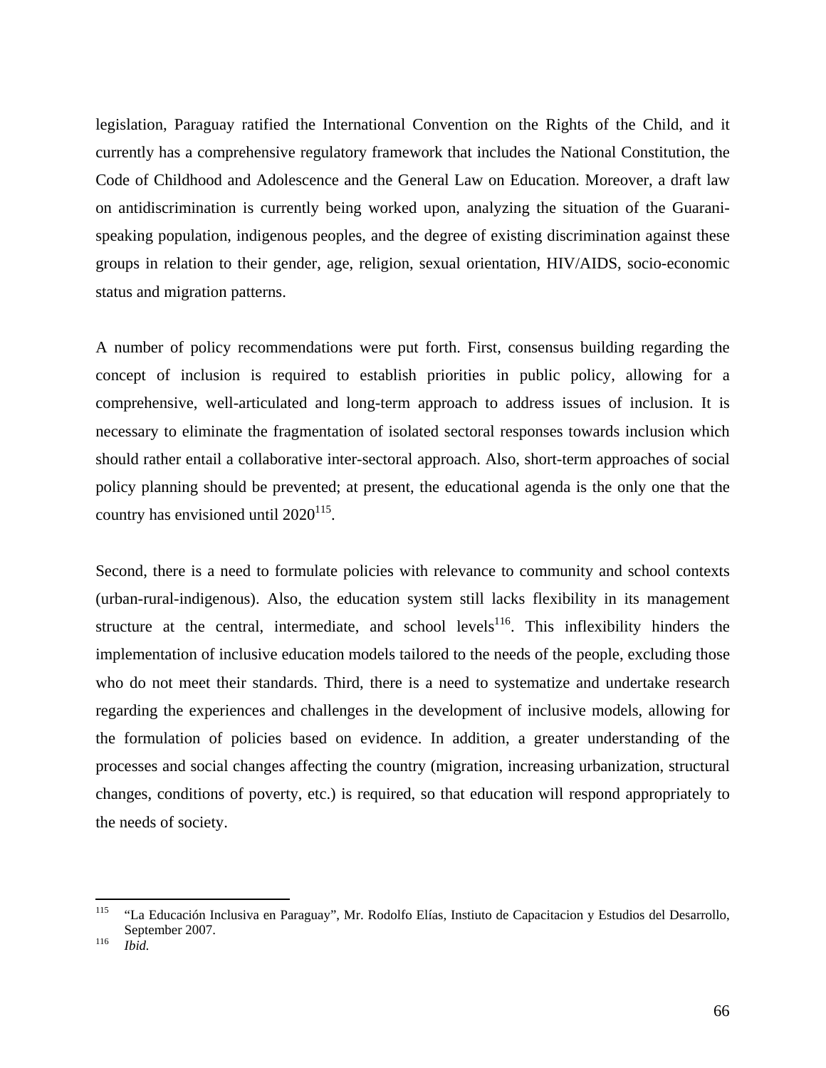legislation, Paraguay ratified the International Convention on the Rights of the Child, and it currently has a comprehensive regulatory framework that includes the National Constitution, the Code of Childhood and Adolescence and the General Law on Education. Moreover, a draft law on antidiscrimination is currently being worked upon, analyzing the situation of the Guarani-speaking population, indigenous peoples, and the degree of existing discrimination against these groups in relation to their gender, age, religion, sexual orientation, HIV/AIDS, socio-economic status and migration patterns.

A number of policy recommendations were put forth. First, consensus building regarding the concept of inclusion is required to establish priorities in public policy, allowing for a comprehensive, well-articulated and long-term approach to address issues of inclusion. It is necessary to eliminate the fragmentation of isolated sectoral responses towards inclusion which should rather entail a collaborative inter-sectoral approach. Also, short-term approaches of social policy planning should be prevented; at present, the educational agenda is the only one that the country has envisioned until 2020[115].

Second, there is a need to formulate policies with relevance to community and school contexts (urban-rural-indigenous). Also, the education system still lacks flexibility in its management structure at the central, intermediate, and school levels[116]. This inflexibility hinders the implementation of inclusive education models tailored to the needs of the people, excluding those who do not meet their standards. Third, there is a need to systematize and undertake research regarding the experiences and challenges in the development of inclusive models, allowing for the formulation of policies based on evidence. In addition, a greater understanding of the processes and social changes affecting the country (migration, increasing urbanization, structural changes, conditions of poverty, etc.) is required, so that education will respond appropriately to the needs of society.

---

[115] "La Educación Inclusiva en Paraguay", Mr. Rodolfo Elías, Instiuto de Capacitacion y Estudios del Desarrollo, September 2007.

[116] *Ibid.*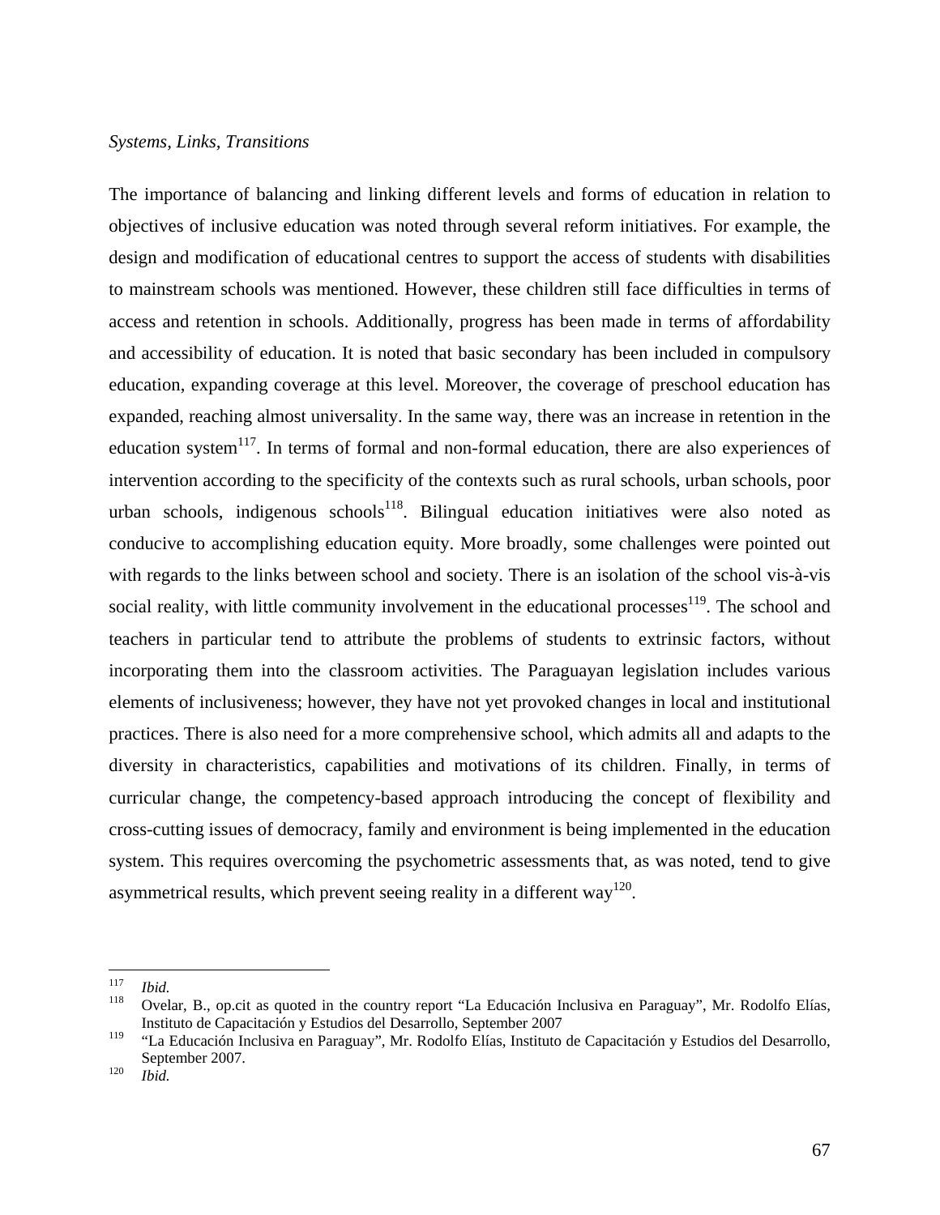*Systems, Links, Transitions*

The importance of balancing and linking different levels and forms of education in relation to objectives of inclusive education was noted through several reform initiatives. For example, the design and modification of educational centres to support the access of students with disabilities to mainstream schools was mentioned. However, these children still face difficulties in terms of access and retention in schools. Additionally, progress has been made in terms of affordability and accessibility of education. It is noted that basic secondary has been included in compulsory education, expanding coverage at this level. Moreover, the coverage of preschool education has expanded, reaching almost universality. In the same way, there was an increase in retention in the education system[117]. In terms of formal and non-formal education, there are also experiences of intervention according to the specificity of the contexts such as rural schools, urban schools, poor urban schools, indigenous schools[118]. Bilingual education initiatives were also noted as conducive to accomplishing education equity. More broadly, some challenges were pointed out with regards to the links between school and society. There is an isolation of the school vis-à-vis social reality, with little community involvement in the educational processes[119]. The school and teachers in particular tend to attribute the problems of students to extrinsic factors, without incorporating them into the classroom activities. The Paraguayan legislation includes various elements of inclusiveness; however, they have not yet provoked changes in local and institutional practices. There is also need for a more comprehensive school, which admits all and adapts to the diversity in characteristics, capabilities and motivations of its children. Finally, in terms of curricular change, the competency-based approach introducing the concept of flexibility and cross-cutting issues of democracy, family and environment is being implemented in the education system. This requires overcoming the psychometric assessments that, as was noted, tend to give asymmetrical results, which prevent seeing reality in a different way[120].

---

[117] *Ibid.*

[118] Ovelar, B., op.cit as quoted in the country report "La Educación Inclusiva en Paraguay", Mr. Rodolfo Elías, Instituto de Capacitación y Estudios del Desarrollo, September 2007

[119] "La Educación Inclusiva en Paraguay", Mr. Rodolfo Elías, Instituto de Capacitación y Estudios del Desarrollo, September 2007.

[120] *Ibid.*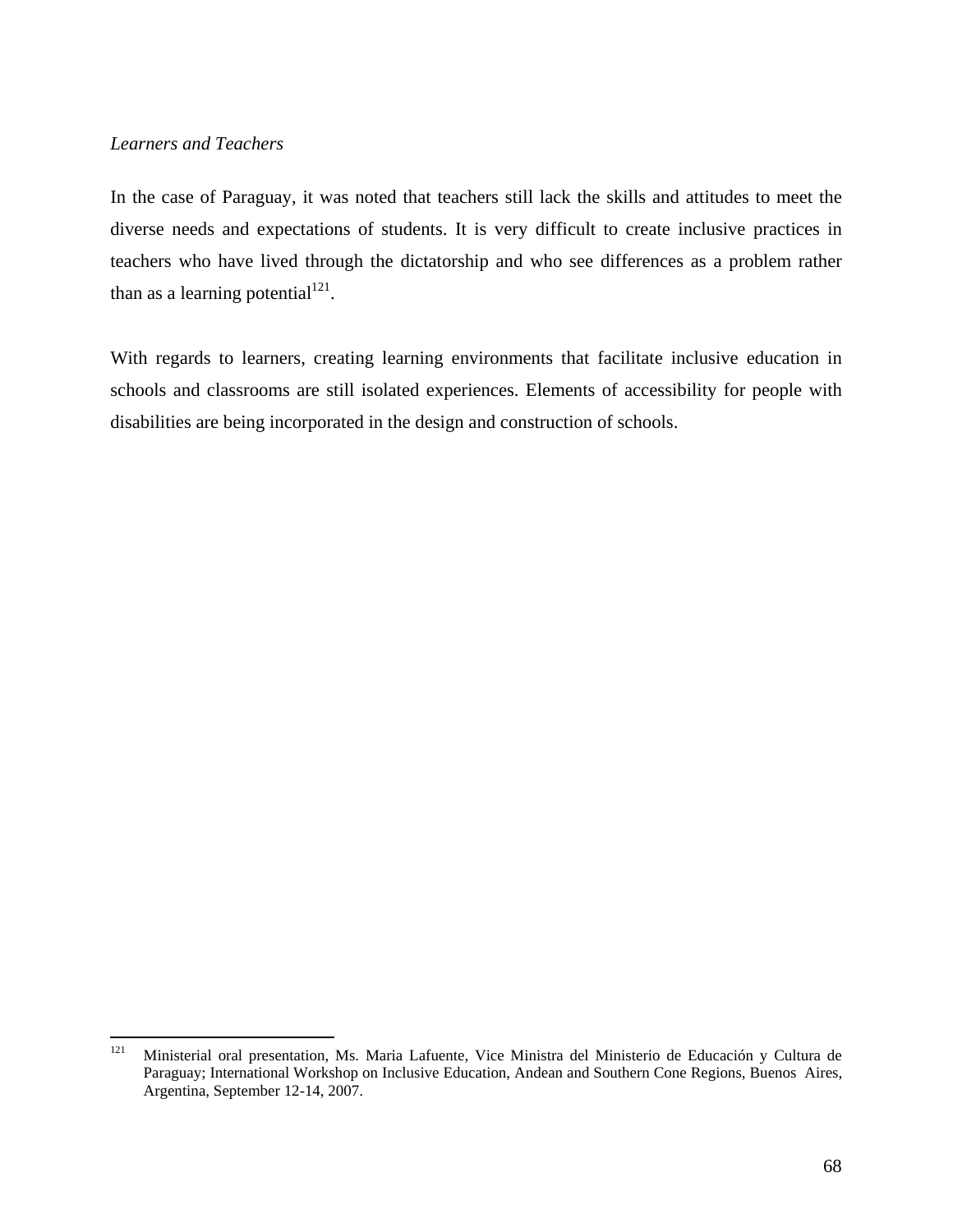*Learners and Teachers*

In the case of Paraguay, it was noted that teachers still lack the skills and attitudes to meet the diverse needs and expectations of students. It is very difficult to create inclusive practices in teachers who have lived through the dictatorship and who see differences as a problem rather than as a learning potential[121].

With regards to learners, creating learning environments that facilitate inclusive education in schools and classrooms are still isolated experiences. Elements of accessibility for people with disabilities are being incorporated in the design and construction of schools.

[121] Ministerial oral presentation, Ms. Maria Lafuente, Vice Ministra del Ministerio de Educación y Cultura de Paraguay; International Workshop on Inclusive Education, Andean and Southern Cone Regions, Buenos Aires, Argentina, September 12-14, 2007.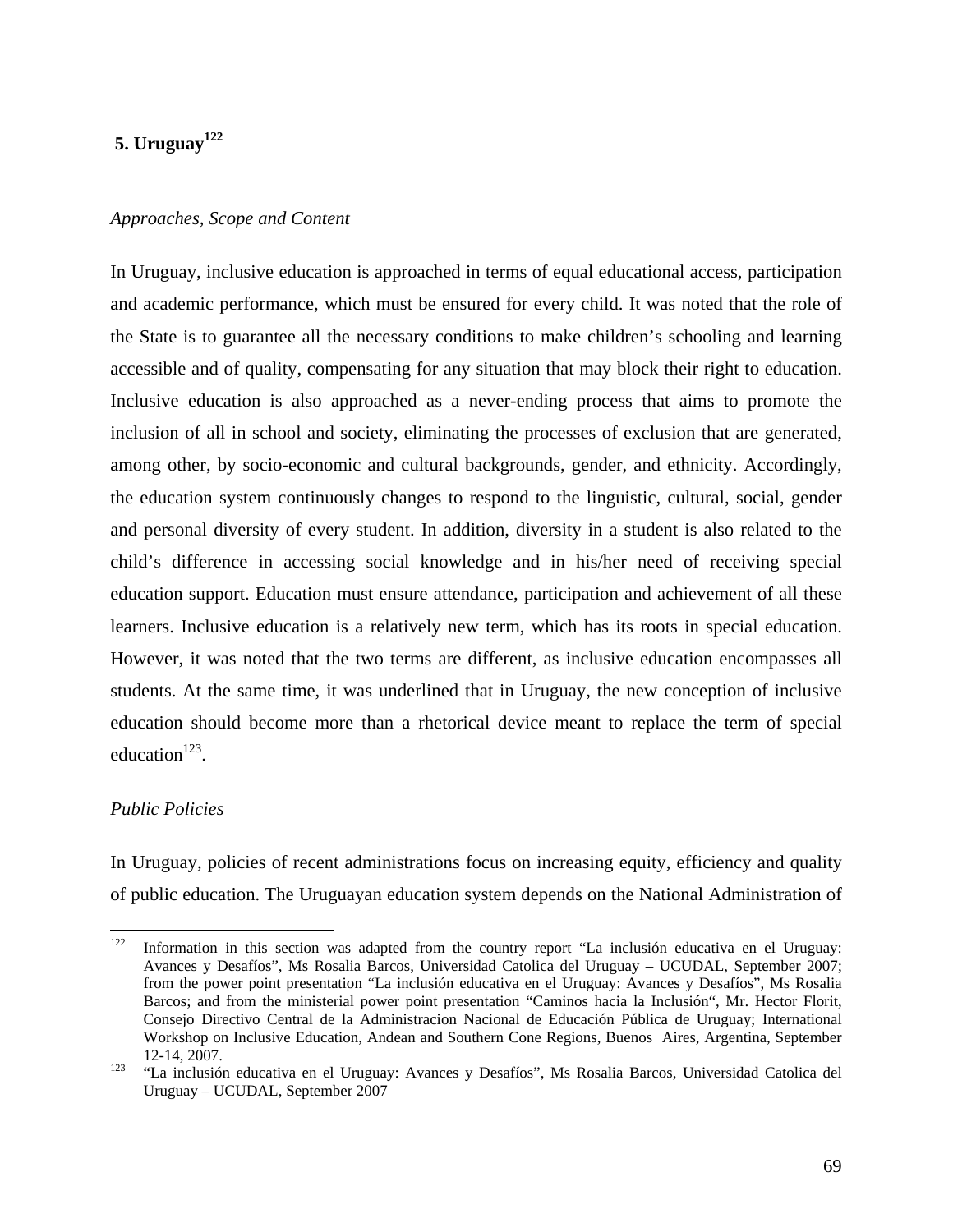## 5. Uruguay[122]

*Approaches, Scope and Content*

In Uruguay, inclusive education is approached in terms of equal educational access, participation and academic performance, which must be ensured for every child. It was noted that the role of the State is to guarantee all the necessary conditions to make children's schooling and learning accessible and of quality, compensating for any situation that may block their right to education. Inclusive education is also approached as a never-ending process that aims to promote the inclusion of all in school and society, eliminating the processes of exclusion that are generated, among other, by socio-economic and cultural backgrounds, gender, and ethnicity. Accordingly, the education system continuously changes to respond to the linguistic, cultural, social, gender and personal diversity of every student. In addition, diversity in a student is also related to the child's difference in accessing social knowledge and in his/her need of receiving special education support. Education must ensure attendance, participation and achievement of all these learners. Inclusive education is a relatively new term, which has its roots in special education. However, it was noted that the two terms are different, as inclusive education encompasses all students. At the same time, it was underlined that in Uruguay, the new conception of inclusive education should become more than a rhetorical device meant to replace the term of special education[123].

*Public Policies*

In Uruguay, policies of recent administrations focus on increasing equity, efficiency and quality of public education. The Uruguayan education system depends on the National Administration of

---

[122] Information in this section was adapted from the country report "La inclusión educativa en el Uruguay: Avances y Desafíos", Ms Rosalia Barcos, Universidad Catolica del Uruguay – UCUDAL, September 2007; from the power point presentation "La inclusión educativa en el Uruguay: Avances y Desafíos", Ms Rosalia Barcos; and from the ministerial power point presentation "Caminos hacia la Inclusión", Mr. Hector Florit, Consejo Directivo Central de la Administracion Nacional de Educación Pública de Uruguay; International Workshop on Inclusive Education, Andean and Southern Cone Regions, Buenos Aires, Argentina, September 12-14, 2007.

[123] "La inclusión educativa en el Uruguay: Avances y Desafíos", Ms Rosalia Barcos, Universidad Catolica del Uruguay – UCUDAL, September 2007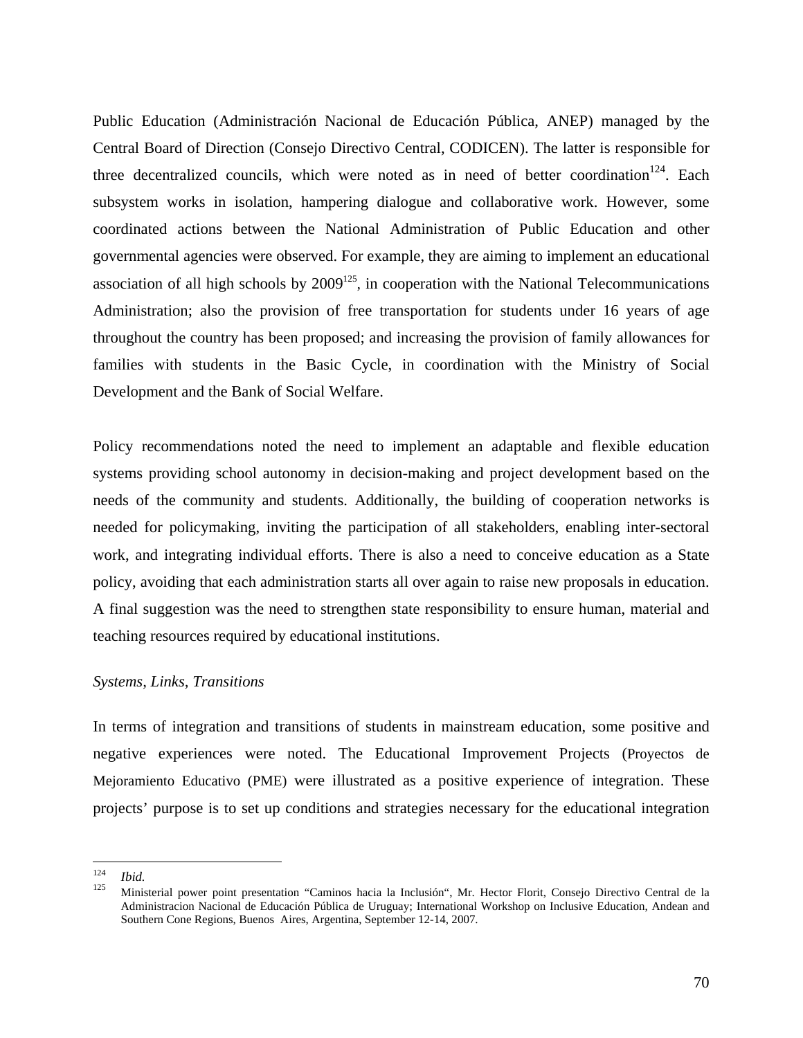Public Education (Administración Nacional de Educación Pública, ANEP) managed by the Central Board of Direction (Consejo Directivo Central, CODICEN). The latter is responsible for three decentralized councils, which were noted as in need of better coordination[124]. Each subsystem works in isolation, hampering dialogue and collaborative work. However, some coordinated actions between the National Administration of Public Education and other governmental agencies were observed. For example, they are aiming to implement an educational association of all high schools by 2009[125], in cooperation with the National Telecommunications Administration; also the provision of free transportation for students under 16 years of age throughout the country has been proposed; and increasing the provision of family allowances for families with students in the Basic Cycle, in coordination with the Ministry of Social Development and the Bank of Social Welfare.

Policy recommendations noted the need to implement an adaptable and flexible education systems providing school autonomy in decision-making and project development based on the needs of the community and students. Additionally, the building of cooperation networks is needed for policymaking, inviting the participation of all stakeholders, enabling inter-sectoral work, and integrating individual efforts. There is also a need to conceive education as a State policy, avoiding that each administration starts all over again to raise new proposals in education. A final suggestion was the need to strengthen state responsibility to ensure human, material and teaching resources required by educational institutions.

*Systems, Links, Transitions*

In terms of integration and transitions of students in mainstream education, some positive and negative experiences were noted. The Educational Improvement Projects (Proyectos de Mejoramiento Educativo (PME) were illustrated as a positive experience of integration. These projects' purpose is to set up conditions and strategies necessary for the educational integration

---

[124] *Ibid.*

[125] Ministerial power point presentation "Caminos hacia la Inclusión", Mr. Hector Florit, Consejo Directivo Central de la Administracion Nacional de Educación Pública de Uruguay; International Workshop on Inclusive Education, Andean and Southern Cone Regions, Buenos Aires, Argentina, September 12-14, 2007.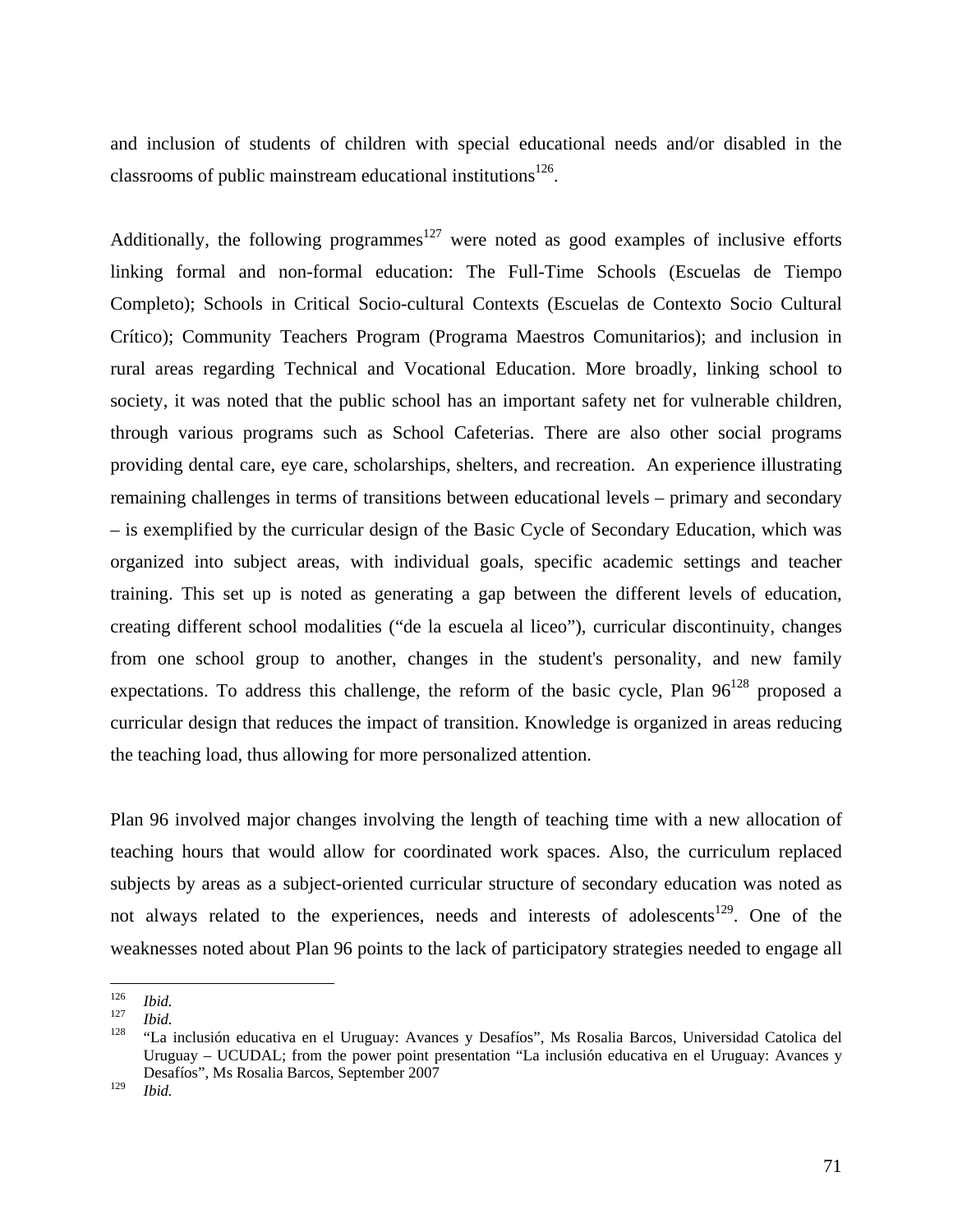and inclusion of students of children with special educational needs and/or disabled in the classrooms of public mainstream educational institutions[126].

Additionally, the following programmes[127] were noted as good examples of inclusive efforts linking formal and non-formal education: The Full-Time Schools (Escuelas de Tiempo Completo); Schools in Critical Socio-cultural Contexts (Escuelas de Contexto Socio Cultural Crítico); Community Teachers Program (Programa Maestros Comunitarios); and inclusion in rural areas regarding Technical and Vocational Education. More broadly, linking school to society, it was noted that the public school has an important safety net for vulnerable children, through various programs such as School Cafeterias. There are also other social programs providing dental care, eye care, scholarships, shelters, and recreation. An experience illustrating remaining challenges in terms of transitions between educational levels – primary and secondary – is exemplified by the curricular design of the Basic Cycle of Secondary Education, which was organized into subject areas, with individual goals, specific academic settings and teacher training. This set up is noted as generating a gap between the different levels of education, creating different school modalities ("de la escuela al liceo"), curricular discontinuity, changes from one school group to another, changes in the student's personality, and new family expectations. To address this challenge, the reform of the basic cycle, Plan 96[128] proposed a curricular design that reduces the impact of transition. Knowledge is organized in areas reducing the teaching load, thus allowing for more personalized attention.

Plan 96 involved major changes involving the length of teaching time with a new allocation of teaching hours that would allow for coordinated work spaces. Also, the curriculum replaced subjects by areas as a subject-oriented curricular structure of secondary education was noted as not always related to the experiences, needs and interests of adolescents[129]. One of the weaknesses noted about Plan 96 points to the lack of participatory strategies needed to engage all

---

[126] *Ibid.*

[127] *Ibid.*

[128] "La inclusión educativa en el Uruguay: Avances y Desafíos", Ms Rosalia Barcos, Universidad Catolica del Uruguay – UCUDAL; from the power point presentation "La inclusión educativa en el Uruguay: Avances y Desafíos", Ms Rosalia Barcos, September 2007

[129] *Ibid.*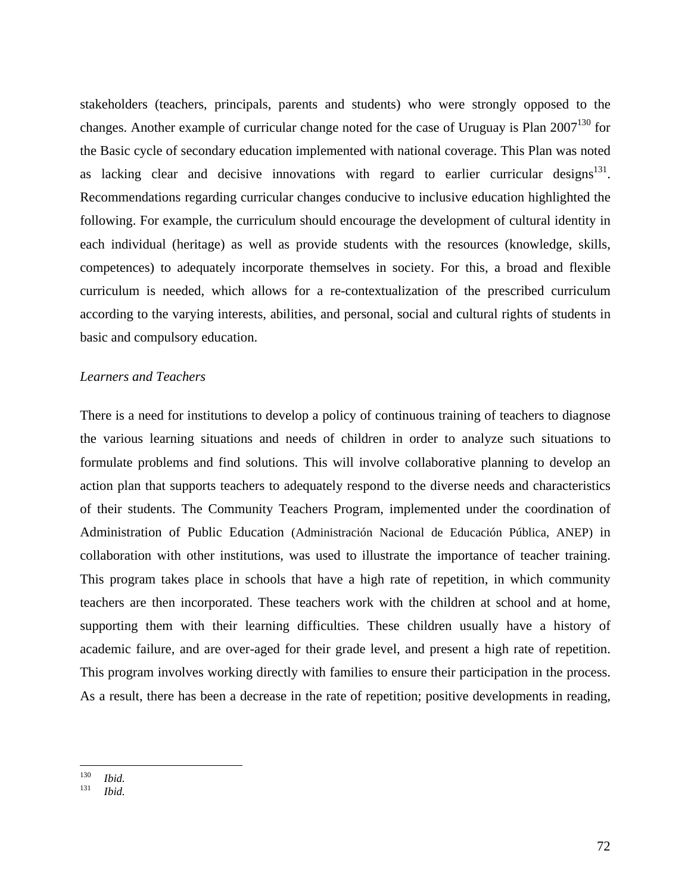stakeholders (teachers, principals, parents and students) who were strongly opposed to the changes. Another example of curricular change noted for the case of Uruguay is Plan 2007[130] for the Basic cycle of secondary education implemented with national coverage. This Plan was noted as lacking clear and decisive innovations with regard to earlier curricular designs[131]. Recommendations regarding curricular changes conducive to inclusive education highlighted the following. For example, the curriculum should encourage the development of cultural identity in each individual (heritage) as well as provide students with the resources (knowledge, skills, competences) to adequately incorporate themselves in society. For this, a broad and flexible curriculum is needed, which allows for a re-contextualization of the prescribed curriculum according to the varying interests, abilities, and personal, social and cultural rights of students in basic and compulsory education.

*Learners and Teachers*

There is a need for institutions to develop a policy of continuous training of teachers to diagnose the various learning situations and needs of children in order to analyze such situations to formulate problems and find solutions. This will involve collaborative planning to develop an action plan that supports teachers to adequately respond to the diverse needs and characteristics of their students. The Community Teachers Program, implemented under the coordination of Administration of Public Education (Administración Nacional de Educación Pública, ANEP) in collaboration with other institutions, was used to illustrate the importance of teacher training. This program takes place in schools that have a high rate of repetition, in which community teachers are then incorporated. These teachers work with the children at school and at home, supporting them with their learning difficulties. These children usually have a history of academic failure, and are over-aged for their grade level, and present a high rate of repetition. This program involves working directly with families to ensure their participation in the process. As a result, there has been a decrease in the rate of repetition; positive developments in reading,

---

[130] *Ibid.*

[131] *Ibid.*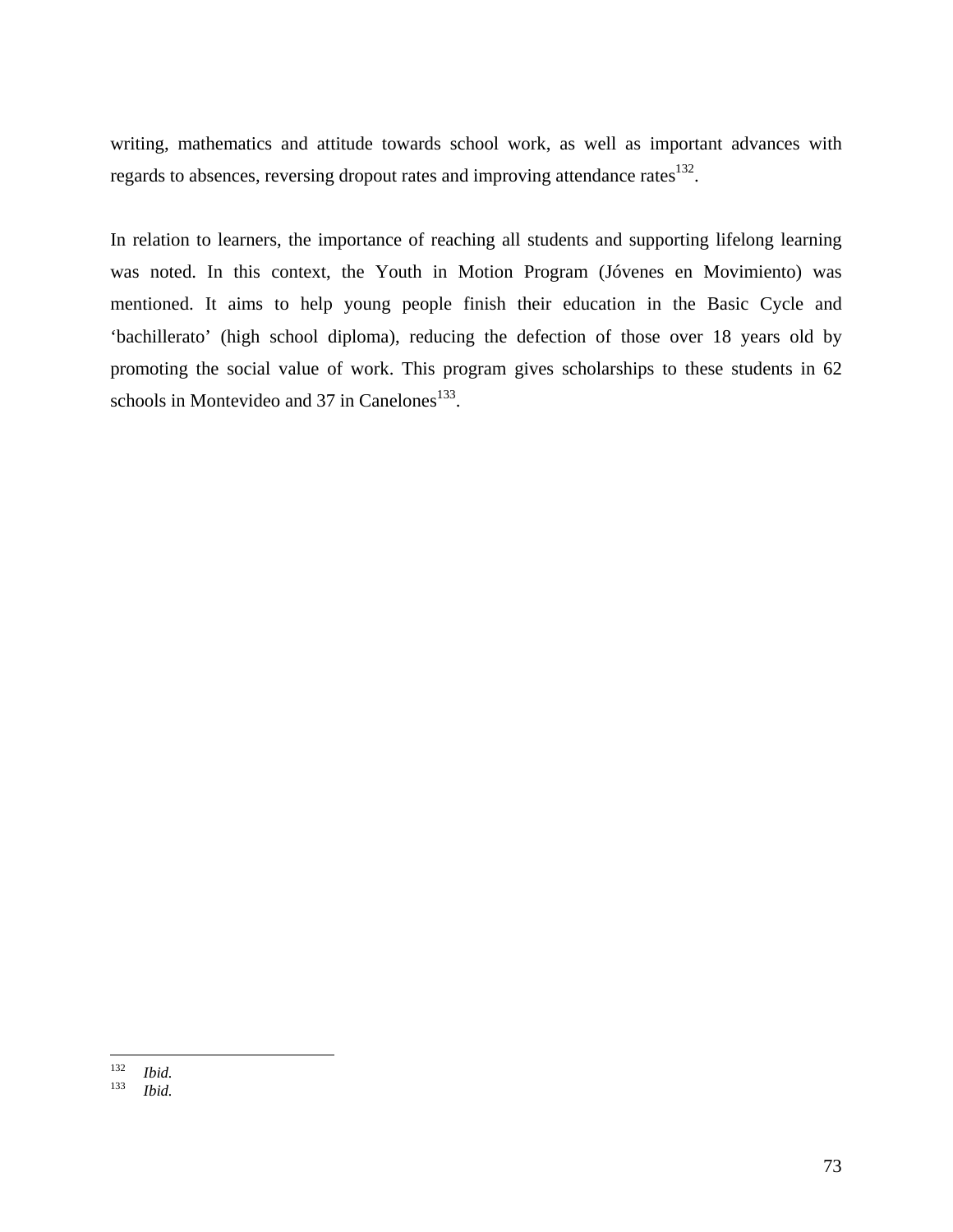writing, mathematics and attitude towards school work, as well as important advances with regards to absences, reversing dropout rates and improving attendance rates[132].

In relation to learners, the importance of reaching all students and supporting lifelong learning was noted. In this context, the Youth in Motion Program (Jóvenes en Movimiento) was mentioned. It aims to help young people finish their education in the Basic Cycle and 'bachillerato' (high school diploma), reducing the defection of those over 18 years old by promoting the social value of work. This program gives scholarships to these students in 62 schools in Montevideo and 37 in Canelones[133].

---

[132] *Ibid.*
[133] *Ibid.*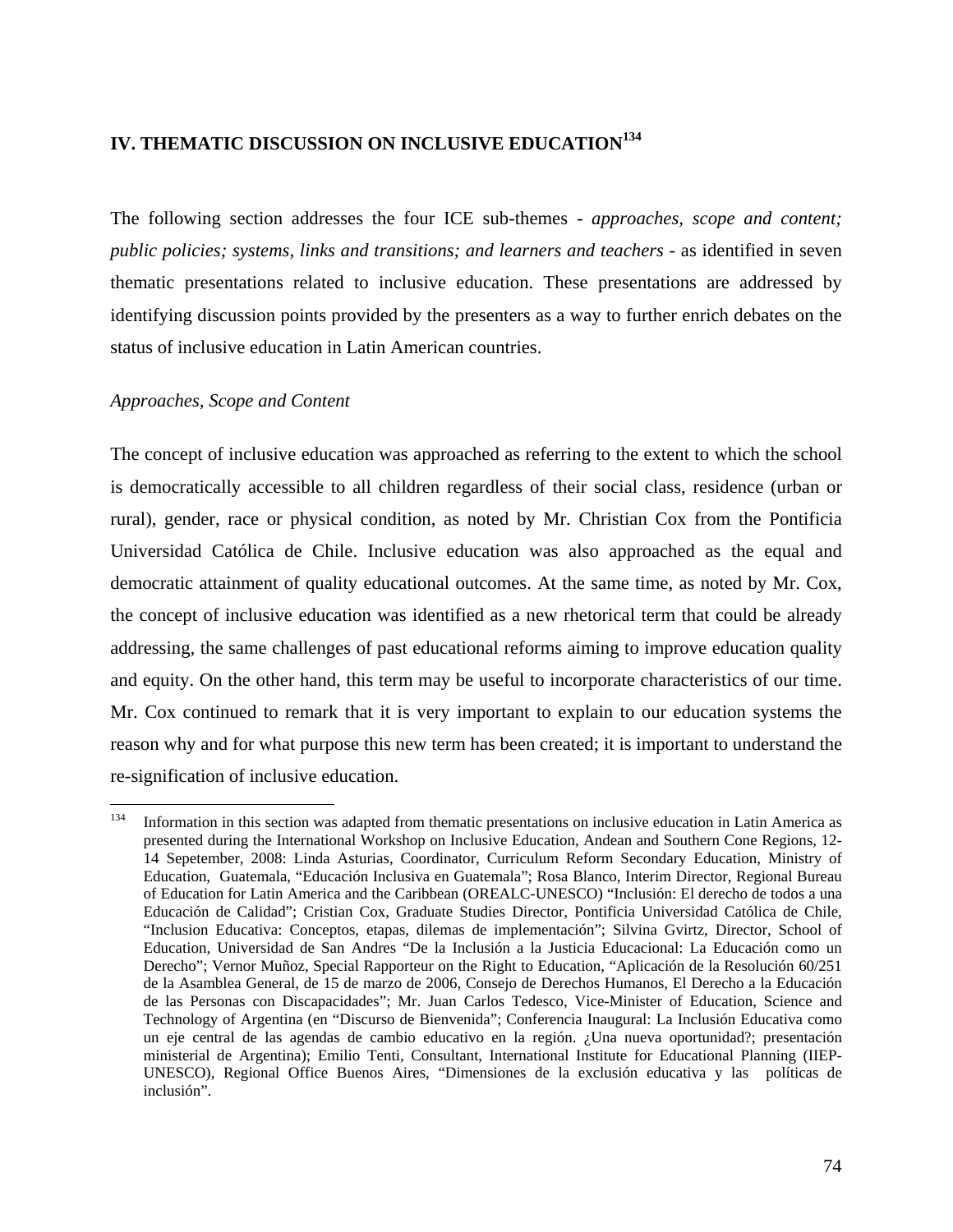## IV. THEMATIC DISCUSSION ON INCLUSIVE EDUCATION[134]

The following section addresses the four ICE sub-themes - *approaches, scope and content; public policies; systems, links and transitions; and learners and teachers* - as identified in seven thematic presentations related to inclusive education. These presentations are addressed by identifying discussion points provided by the presenters as a way to further enrich debates on the status of inclusive education in Latin American countries.

*Approaches, Scope and Content*

The concept of inclusive education was approached as referring to the extent to which the school is democratically accessible to all children regardless of their social class, residence (urban or rural), gender, race or physical condition, as noted by Mr. Christian Cox from the Pontificia Universidad Católica de Chile. Inclusive education was also approached as the equal and democratic attainment of quality educational outcomes. At the same time, as noted by Mr. Cox, the concept of inclusive education was identified as a new rhetorical term that could be already addressing, the same challenges of past educational reforms aiming to improve education quality and equity. On the other hand, this term may be useful to incorporate characteristics of our time. Mr. Cox continued to remark that it is very important to explain to our education systems the reason why and for what purpose this new term has been created; it is important to understand the re-signification of inclusive education.

---

[134] Information in this section was adapted from thematic presentations on inclusive education in Latin America as presented during the International Workshop on Inclusive Education, Andean and Southern Cone Regions, 12-14 Sepetember, 2008: Linda Asturias, Coordinator, Curriculum Reform Secondary Education, Ministry of Education, Guatemala, "Educación Inclusiva en Guatemala"; Rosa Blanco, Interim Director, Regional Bureau of Education for Latin America and the Caribbean (OREALC-UNESCO) "Inclusión: El derecho de todos a una Educación de Calidad"; Cristian Cox, Graduate Studies Director, Pontificia Universidad Católica de Chile, "Inclusion Educativa: Conceptos, etapas, dilemas de implementación"; Silvina Gvirtz, Director, School of Education, Universidad de San Andres "De la Inclusión a la Justicia Educacional: La Educación como un Derecho"; Vernor Muñoz, Special Rapporteur on the Right to Education, "Aplicación de la Resolución 60/251 de la Asamblea General, de 15 de marzo de 2006, Consejo de Derechos Humanos, El Derecho a la Educación de las Personas con Discapacidades"; Mr. Juan Carlos Tedesco, Vice-Minister of Education, Science and Technology of Argentina (en "Discurso de Bienvenida"; Conferencia Inaugural: La Inclusión Educativa como un eje central de las agendas de cambio educativo en la región. ¿Una nueva oportunidad?; presentación ministerial de Argentina); Emilio Tenti, Consultant, International Institute for Educational Planning (IIEP-UNESCO), Regional Office Buenos Aires, "Dimensiones de la exclusión educativa y las políticas de inclusión".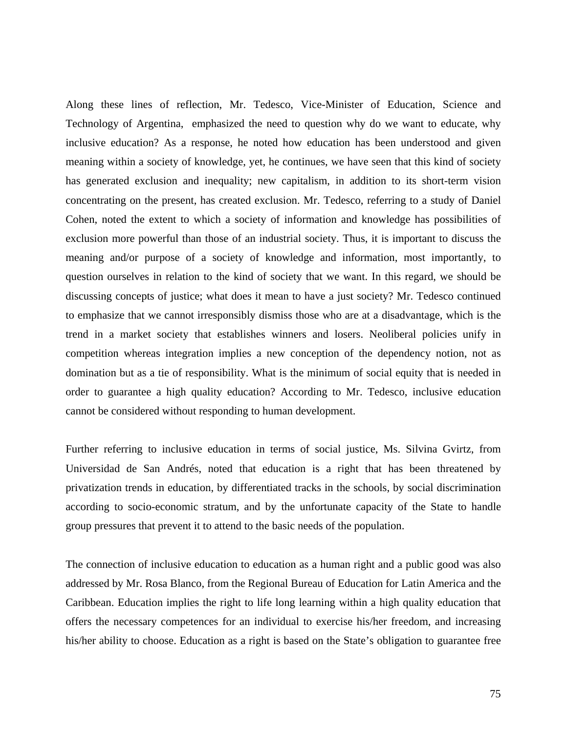Along these lines of reflection, Mr. Tedesco, Vice-Minister of Education, Science and Technology of Argentina, emphasized the need to question why do we want to educate, why inclusive education? As a response, he noted how education has been understood and given meaning within a society of knowledge, yet, he continues, we have seen that this kind of society has generated exclusion and inequality; new capitalism, in addition to its short-term vision concentrating on the present, has created exclusion. Mr. Tedesco, referring to a study of Daniel Cohen, noted the extent to which a society of information and knowledge has possibilities of exclusion more powerful than those of an industrial society. Thus, it is important to discuss the meaning and/or purpose of a society of knowledge and information, most importantly, to question ourselves in relation to the kind of society that we want. In this regard, we should be discussing concepts of justice; what does it mean to have a just society? Mr. Tedesco continued to emphasize that we cannot irresponsibly dismiss those who are at a disadvantage, which is the trend in a market society that establishes winners and losers. Neoliberal policies unify in competition whereas integration implies a new conception of the dependency notion, not as domination but as a tie of responsibility. What is the minimum of social equity that is needed in order to guarantee a high quality education? According to Mr. Tedesco, inclusive education cannot be considered without responding to human development.

Further referring to inclusive education in terms of social justice, Ms. Silvina Gvirtz, from Universidad de San Andrés, noted that education is a right that has been threatened by privatization trends in education, by differentiated tracks in the schools, by social discrimination according to socio-economic stratum, and by the unfortunate capacity of the State to handle group pressures that prevent it to attend to the basic needs of the population.

The connection of inclusive education to education as a human right and a public good was also addressed by Mr. Rosa Blanco, from the Regional Bureau of Education for Latin America and the Caribbean. Education implies the right to life long learning within a high quality education that offers the necessary competences for an individual to exercise his/her freedom, and increasing his/her ability to choose. Education as a right is based on the State's obligation to guarantee free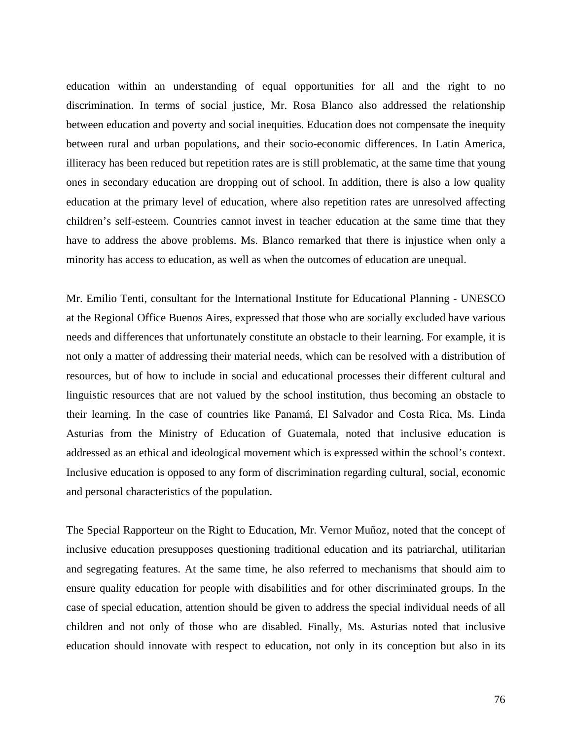education within an understanding of equal opportunities for all and the right to no discrimination. In terms of social justice, Mr. Rosa Blanco also addressed the relationship between education and poverty and social inequities. Education does not compensate the inequity between rural and urban populations, and their socio-economic differences. In Latin America, illiteracy has been reduced but repetition rates are is still problematic, at the same time that young ones in secondary education are dropping out of school. In addition, there is also a low quality education at the primary level of education, where also repetition rates are unresolved affecting children's self-esteem. Countries cannot invest in teacher education at the same time that they have to address the above problems. Ms. Blanco remarked that there is injustice when only a minority has access to education, as well as when the outcomes of education are unequal.

Mr. Emilio Tenti, consultant for the International Institute for Educational Planning - UNESCO at the Regional Office Buenos Aires, expressed that those who are socially excluded have various needs and differences that unfortunately constitute an obstacle to their learning. For example, it is not only a matter of addressing their material needs, which can be resolved with a distribution of resources, but of how to include in social and educational processes their different cultural and linguistic resources that are not valued by the school institution, thus becoming an obstacle to their learning. In the case of countries like Panamá, El Salvador and Costa Rica, Ms. Linda Asturias from the Ministry of Education of Guatemala, noted that inclusive education is addressed as an ethical and ideological movement which is expressed within the school's context. Inclusive education is opposed to any form of discrimination regarding cultural, social, economic and personal characteristics of the population.

The Special Rapporteur on the Right to Education, Mr. Vernor Muñoz, noted that the concept of inclusive education presupposes questioning traditional education and its patriarchal, utilitarian and segregating features. At the same time, he also referred to mechanisms that should aim to ensure quality education for people with disabilities and for other discriminated groups. In the case of special education, attention should be given to address the special individual needs of all children and not only of those who are disabled. Finally, Ms. Asturias noted that inclusive education should innovate with respect to education, not only in its conception but also in its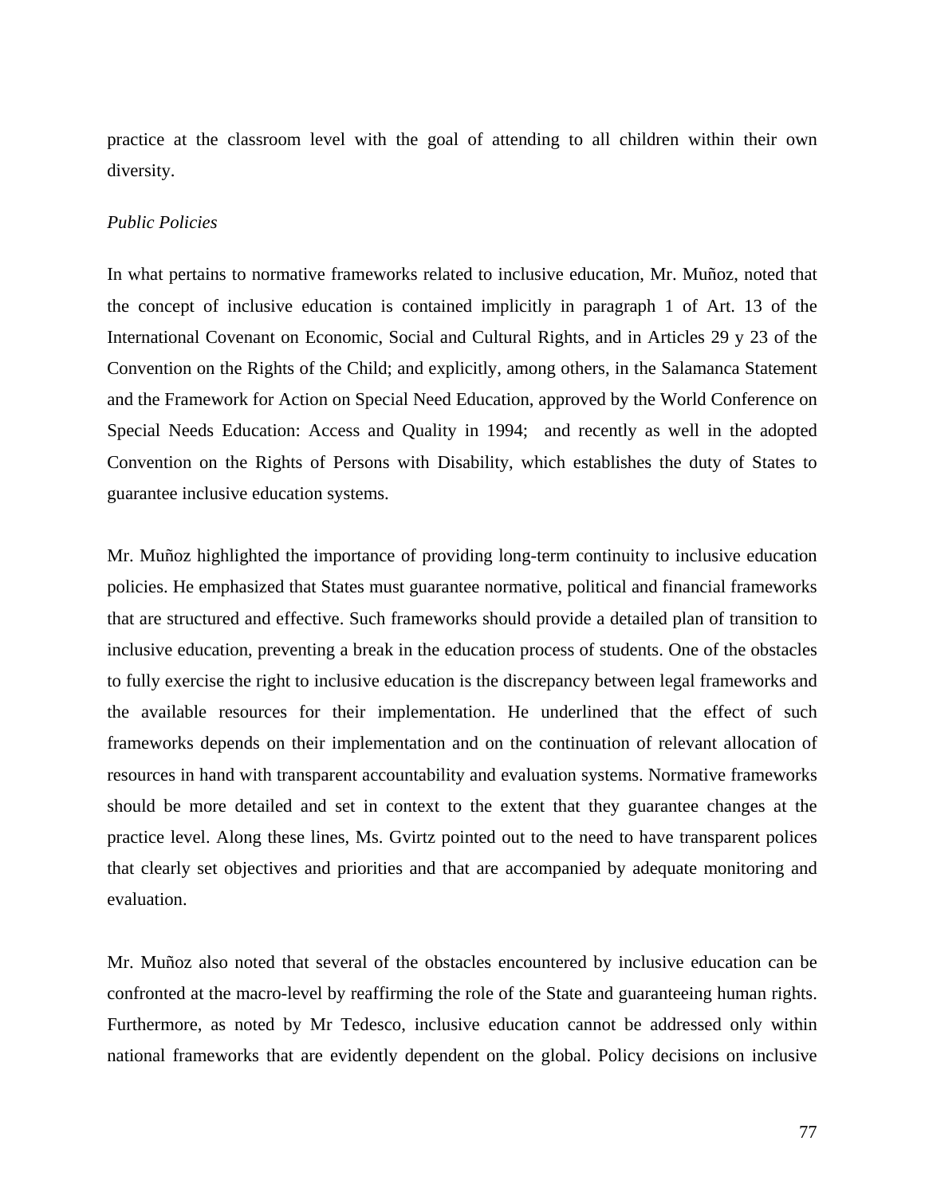practice at the classroom level with the goal of attending to all children within their own diversity.

*Public Policies*

In what pertains to normative frameworks related to inclusive education, Mr. Muñoz, noted that the concept of inclusive education is contained implicitly in paragraph 1 of Art. 13 of the International Covenant on Economic, Social and Cultural Rights, and in Articles 29 y 23 of the Convention on the Rights of the Child; and explicitly, among others, in the Salamanca Statement and the Framework for Action on Special Need Education, approved by the World Conference on Special Needs Education: Access and Quality in 1994; and recently as well in the adopted Convention on the Rights of Persons with Disability, which establishes the duty of States to guarantee inclusive education systems.

Mr. Muñoz highlighted the importance of providing long-term continuity to inclusive education policies. He emphasized that States must guarantee normative, political and financial frameworks that are structured and effective. Such frameworks should provide a detailed plan of transition to inclusive education, preventing a break in the education process of students. One of the obstacles to fully exercise the right to inclusive education is the discrepancy between legal frameworks and the available resources for their implementation. He underlined that the effect of such frameworks depends on their implementation and on the continuation of relevant allocation of resources in hand with transparent accountability and evaluation systems. Normative frameworks should be more detailed and set in context to the extent that they guarantee changes at the practice level. Along these lines, Ms. Gvirtz pointed out to the need to have transparent polices that clearly set objectives and priorities and that are accompanied by adequate monitoring and evaluation.

Mr. Muñoz also noted that several of the obstacles encountered by inclusive education can be confronted at the macro-level by reaffirming the role of the State and guaranteeing human rights. Furthermore, as noted by Mr Tedesco, inclusive education cannot be addressed only within national frameworks that are evidently dependent on the global. Policy decisions on inclusive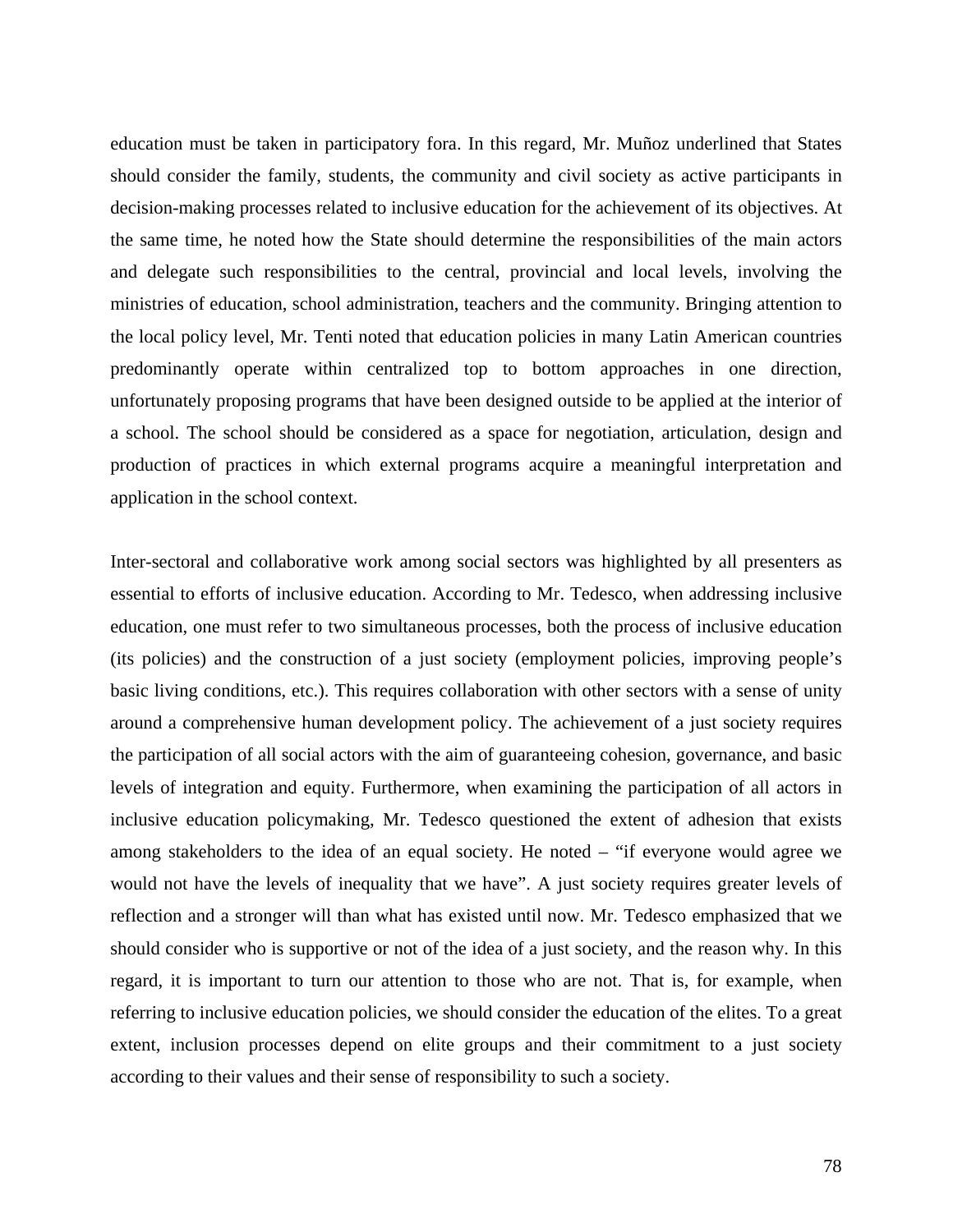education must be taken in participatory fora. In this regard, Mr. Muñoz underlined that States should consider the family, students, the community and civil society as active participants in decision-making processes related to inclusive education for the achievement of its objectives. At the same time, he noted how the State should determine the responsibilities of the main actors and delegate such responsibilities to the central, provincial and local levels, involving the ministries of education, school administration, teachers and the community. Bringing attention to the local policy level, Mr. Tenti noted that education policies in many Latin American countries predominantly operate within centralized top to bottom approaches in one direction, unfortunately proposing programs that have been designed outside to be applied at the interior of a school. The school should be considered as a space for negotiation, articulation, design and production of practices in which external programs acquire a meaningful interpretation and application in the school context.

Inter-sectoral and collaborative work among social sectors was highlighted by all presenters as essential to efforts of inclusive education. According to Mr. Tedesco, when addressing inclusive education, one must refer to two simultaneous processes, both the process of inclusive education (its policies) and the construction of a just society (employment policies, improving people's basic living conditions, etc.). This requires collaboration with other sectors with a sense of unity around a comprehensive human development policy. The achievement of a just society requires the participation of all social actors with the aim of guaranteeing cohesion, governance, and basic levels of integration and equity. Furthermore, when examining the participation of all actors in inclusive education policymaking, Mr. Tedesco questioned the extent of adhesion that exists among stakeholders to the idea of an equal society. He noted – "if everyone would agree we would not have the levels of inequality that we have". A just society requires greater levels of reflection and a stronger will than what has existed until now. Mr. Tedesco emphasized that we should consider who is supportive or not of the idea of a just society, and the reason why. In this regard, it is important to turn our attention to those who are not. That is, for example, when referring to inclusive education policies, we should consider the education of the elites. To a great extent, inclusion processes depend on elite groups and their commitment to a just society according to their values and their sense of responsibility to such a society.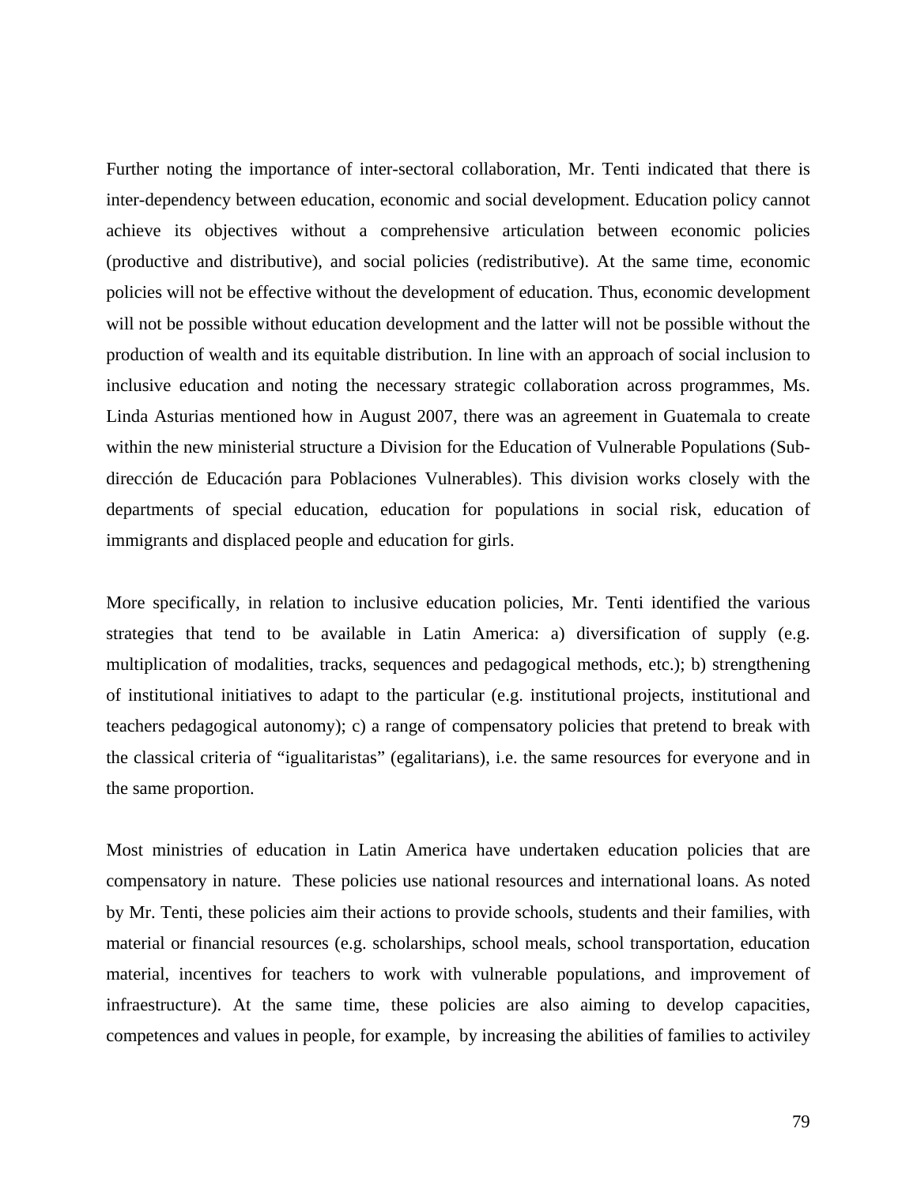Further noting the importance of inter-sectoral collaboration, Mr. Tenti indicated that there is inter-dependency between education, economic and social development. Education policy cannot achieve its objectives without a comprehensive articulation between economic policies (productive and distributive), and social policies (redistributive). At the same time, economic policies will not be effective without the development of education. Thus, economic development will not be possible without education development and the latter will not be possible without the production of wealth and its equitable distribution. In line with an approach of social inclusion to inclusive education and noting the necessary strategic collaboration across programmes, Ms. Linda Asturias mentioned how in August 2007, there was an agreement in Guatemala to create within the new ministerial structure a Division for the Education of Vulnerable Populations (Sub-dirección de Educación para Poblaciones Vulnerables). This division works closely with the departments of special education, education for populations in social risk, education of immigrants and displaced people and education for girls.

More specifically, in relation to inclusive education policies, Mr. Tenti identified the various strategies that tend to be available in Latin America: a) diversification of supply (e.g. multiplication of modalities, tracks, sequences and pedagogical methods, etc.); b) strengthening of institutional initiatives to adapt to the particular (e.g. institutional projects, institutional and teachers pedagogical autonomy); c) a range of compensatory policies that pretend to break with the classical criteria of "igualitaristas" (egalitarians), i.e. the same resources for everyone and in the same proportion.

Most ministries of education in Latin America have undertaken education policies that are compensatory in nature. These policies use national resources and international loans. As noted by Mr. Tenti, these policies aim their actions to provide schools, students and their families, with material or financial resources (e.g. scholarships, school meals, school transportation, education material, incentives for teachers to work with vulnerable populations, and improvement of infraestructure). At the same time, these policies are also aiming to develop capacities, competences and values in people, for example, by increasing the abilities of families to activiley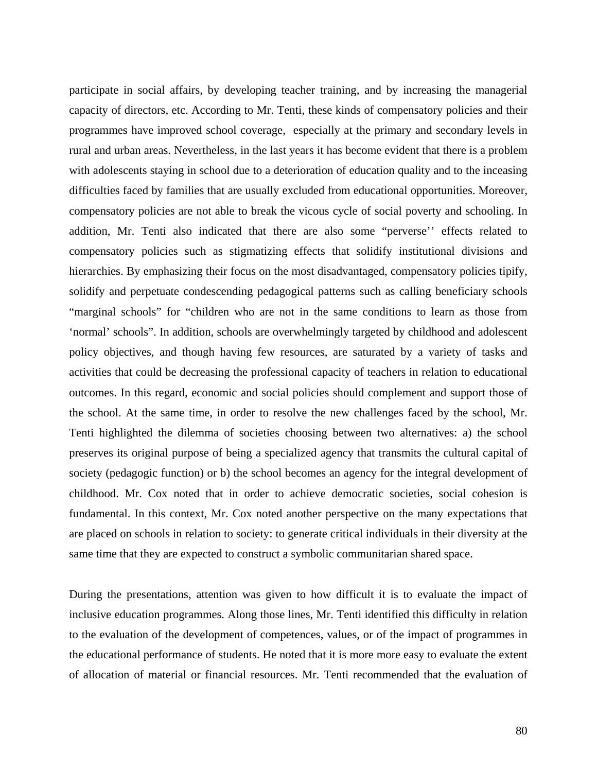participate in social affairs, by developing teacher training, and by increasing the managerial capacity of directors, etc. According to Mr. Tenti, these kinds of compensatory policies and their programmes have improved school coverage, especially at the primary and secondary levels in rural and urban areas. Nevertheless, in the last years it has become evident that there is a problem with adolescents staying in school due to a deterioration of education quality and to the inceasing difficulties faced by families that are usually excluded from educational opportunities. Moreover, compensatory policies are not able to break the vicous cycle of social poverty and schooling. In addition, Mr. Tenti also indicated that there are also some "perverse'' effects related to compensatory policies such as stigmatizing effects that solidify institutional divisions and hierarchies. By emphasizing their focus on the most disadvantaged, compensatory policies tipify, solidify and perpetuate condescending pedagogical patterns such as calling beneficiary schools "marginal schools" for "children who are not in the same conditions to learn as those from 'normal' schools". In addition, schools are overwhelmingly targeted by childhood and adolescent policy objectives, and though having few resources, are saturated by a variety of tasks and activities that could be decreasing the professional capacity of teachers in relation to educational outcomes. In this regard, economic and social policies should complement and support those of the school. At the same time, in order to resolve the new challenges faced by the school, Mr. Tenti highlighted the dilemma of societies choosing between two alternatives: a) the school preserves its original purpose of being a specialized agency that transmits the cultural capital of society (pedagogic function) or b) the school becomes an agency for the integral development of childhood. Mr. Cox noted that in order to achieve democratic societies, social cohesion is fundamental. In this context, Mr. Cox noted another perspective on the many expectations that are placed on schools in relation to society: to generate critical individuals in their diversity at the same time that they are expected to construct a symbolic communitarian shared space.

During the presentations, attention was given to how difficult it is to evaluate the impact of inclusive education programmes. Along those lines, Mr. Tenti identified this difficulty in relation to the evaluation of the development of competences, values, or of the impact of programmes in the educational performance of students. He noted that it is more more easy to evaluate the extent of allocation of material or financial resources. Mr. Tenti recommended that the evaluation of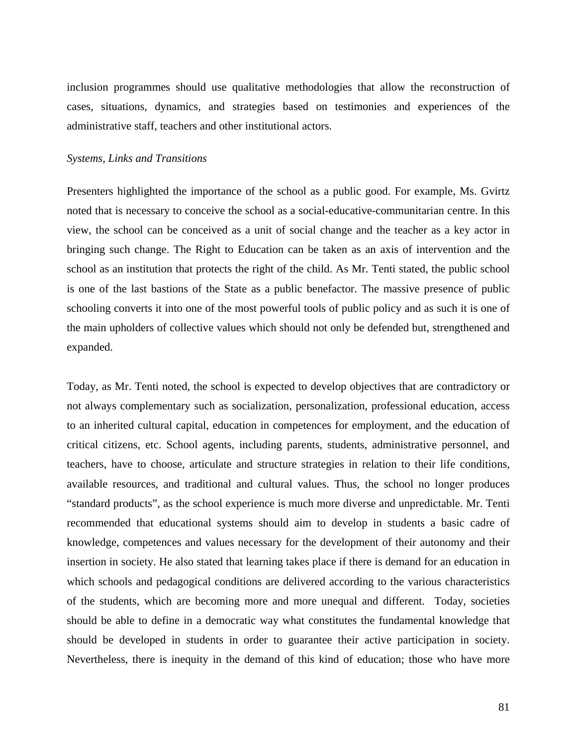inclusion programmes should use qualitative methodologies that allow the reconstruction of cases, situations, dynamics, and strategies based on testimonies and experiences of the administrative staff, teachers and other institutional actors.

*Systems, Links and Transitions*

Presenters highlighted the importance of the school as a public good. For example, Ms. Gvirtz noted that is necessary to conceive the school as a social-educative-communitarian centre. In this view, the school can be conceived as a unit of social change and the teacher as a key actor in bringing such change. The Right to Education can be taken as an axis of intervention and the school as an institution that protects the right of the child. As Mr. Tenti stated, the public school is one of the last bastions of the State as a public benefactor. The massive presence of public schooling converts it into one of the most powerful tools of public policy and as such it is one of the main upholders of collective values which should not only be defended but, strengthened and expanded.

Today, as Mr. Tenti noted, the school is expected to develop objectives that are contradictory or not always complementary such as socialization, personalization, professional education, access to an inherited cultural capital, education in competences for employment, and the education of critical citizens, etc. School agents, including parents, students, administrative personnel, and teachers, have to choose, articulate and structure strategies in relation to their life conditions, available resources, and traditional and cultural values. Thus, the school no longer produces "standard products", as the school experience is much more diverse and unpredictable. Mr. Tenti recommended that educational systems should aim to develop in students a basic cadre of knowledge, competences and values necessary for the development of their autonomy and their insertion in society. He also stated that learning takes place if there is demand for an education in which schools and pedagogical conditions are delivered according to the various characteristics of the students, which are becoming more and more unequal and different. Today, societies should be able to define in a democratic way what constitutes the fundamental knowledge that should be developed in students in order to guarantee their active participation in society. Nevertheless, there is inequity in the demand of this kind of education; those who have more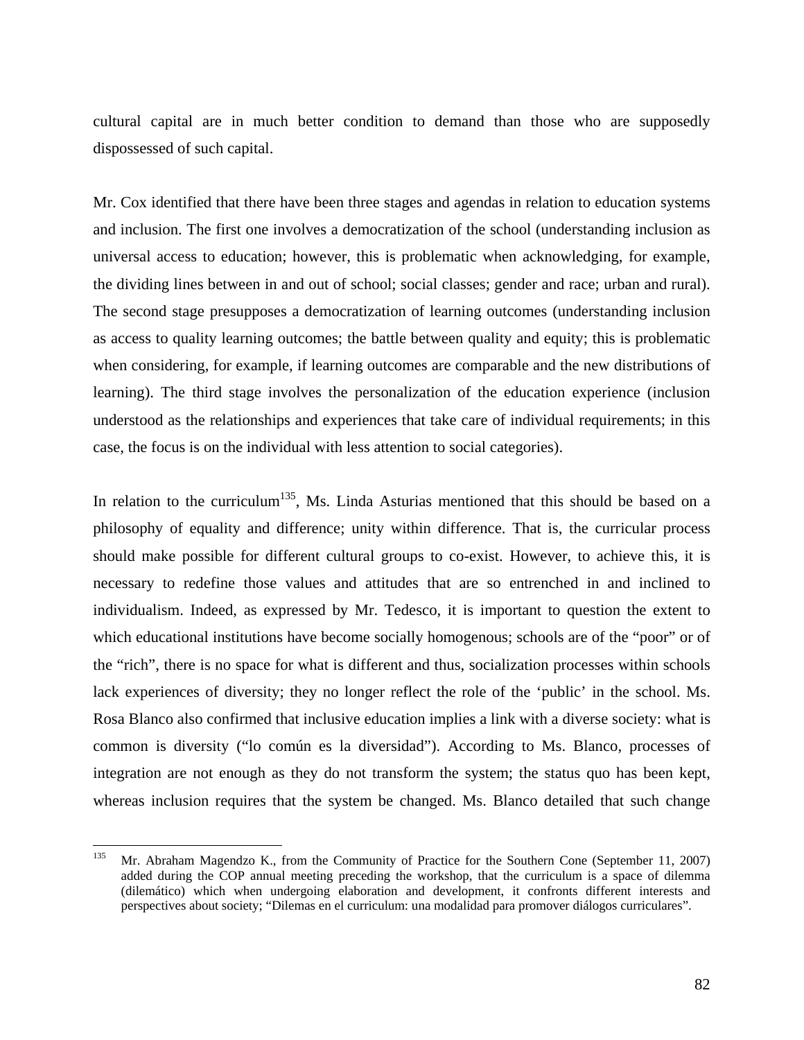cultural capital are in much better condition to demand than those who are supposedly dispossessed of such capital.

Mr. Cox identified that there have been three stages and agendas in relation to education systems and inclusion. The first one involves a democratization of the school (understanding inclusion as universal access to education; however, this is problematic when acknowledging, for example, the dividing lines between in and out of school; social classes; gender and race; urban and rural). The second stage presupposes a democratization of learning outcomes (understanding inclusion as access to quality learning outcomes; the battle between quality and equity; this is problematic when considering, for example, if learning outcomes are comparable and the new distributions of learning). The third stage involves the personalization of the education experience (inclusion understood as the relationships and experiences that take care of individual requirements; in this case, the focus is on the individual with less attention to social categories).

In relation to the curriculum[135], Ms. Linda Asturias mentioned that this should be based on a philosophy of equality and difference; unity within difference. That is, the curricular process should make possible for different cultural groups to co-exist. However, to achieve this, it is necessary to redefine those values and attitudes that are so entrenched in and inclined to individualism. Indeed, as expressed by Mr. Tedesco, it is important to question the extent to which educational institutions have become socially homogenous; schools are of the "poor" or of the "rich", there is no space for what is different and thus, socialization processes within schools lack experiences of diversity; they no longer reflect the role of the 'public' in the school. Ms. Rosa Blanco also confirmed that inclusive education implies a link with a diverse society: what is common is diversity ("lo común es la diversidad"). According to Ms. Blanco, processes of integration are not enough as they do not transform the system; the status quo has been kept, whereas inclusion requires that the system be changed. Ms. Blanco detailed that such change

---

[135] Mr. Abraham Magendzo K., from the Community of Practice for the Southern Cone (September 11, 2007) added during the COP annual meeting preceding the workshop, that the curriculum is a space of dilemma (dilemático) which when undergoing elaboration and development, it confronts different interests and perspectives about society; "Dilemas en el curriculum: una modalidad para promover diálogos curriculares".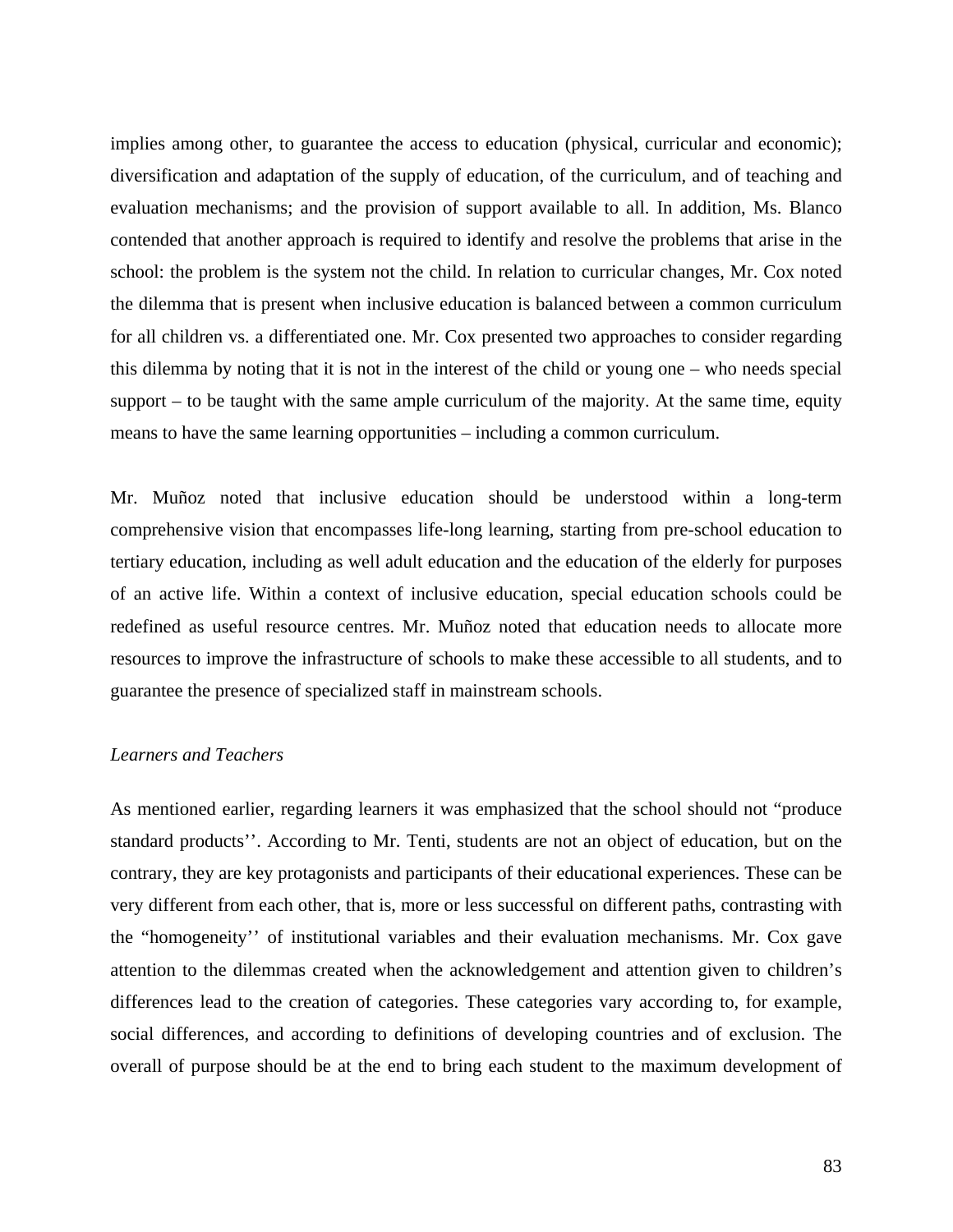implies among other, to guarantee the access to education (physical, curricular and economic); diversification and adaptation of the supply of education, of the curriculum, and of teaching and evaluation mechanisms; and the provision of support available to all. In addition, Ms. Blanco contended that another approach is required to identify and resolve the problems that arise in the school: the problem is the system not the child. In relation to curricular changes, Mr. Cox noted the dilemma that is present when inclusive education is balanced between a common curriculum for all children vs. a differentiated one. Mr. Cox presented two approaches to consider regarding this dilemma by noting that it is not in the interest of the child or young one – who needs special support – to be taught with the same ample curriculum of the majority. At the same time, equity means to have the same learning opportunities – including a common curriculum.

Mr. Muñoz noted that inclusive education should be understood within a long-term comprehensive vision that encompasses life-long learning, starting from pre-school education to tertiary education, including as well adult education and the education of the elderly for purposes of an active life. Within a context of inclusive education, special education schools could be redefined as useful resource centres. Mr. Muñoz noted that education needs to allocate more resources to improve the infrastructure of schools to make these accessible to all students, and to guarantee the presence of specialized staff in mainstream schools.

*Learners and Teachers*

As mentioned earlier, regarding learners it was emphasized that the school should not "produce standard products''. According to Mr. Tenti, students are not an object of education, but on the contrary, they are key protagonists and participants of their educational experiences. These can be very different from each other, that is, more or less successful on different paths, contrasting with the "homogeneity'' of institutional variables and their evaluation mechanisms. Mr. Cox gave attention to the dilemmas created when the acknowledgement and attention given to children's differences lead to the creation of categories. These categories vary according to, for example, social differences, and according to definitions of developing countries and of exclusion. The overall of purpose should be at the end to bring each student to the maximum development of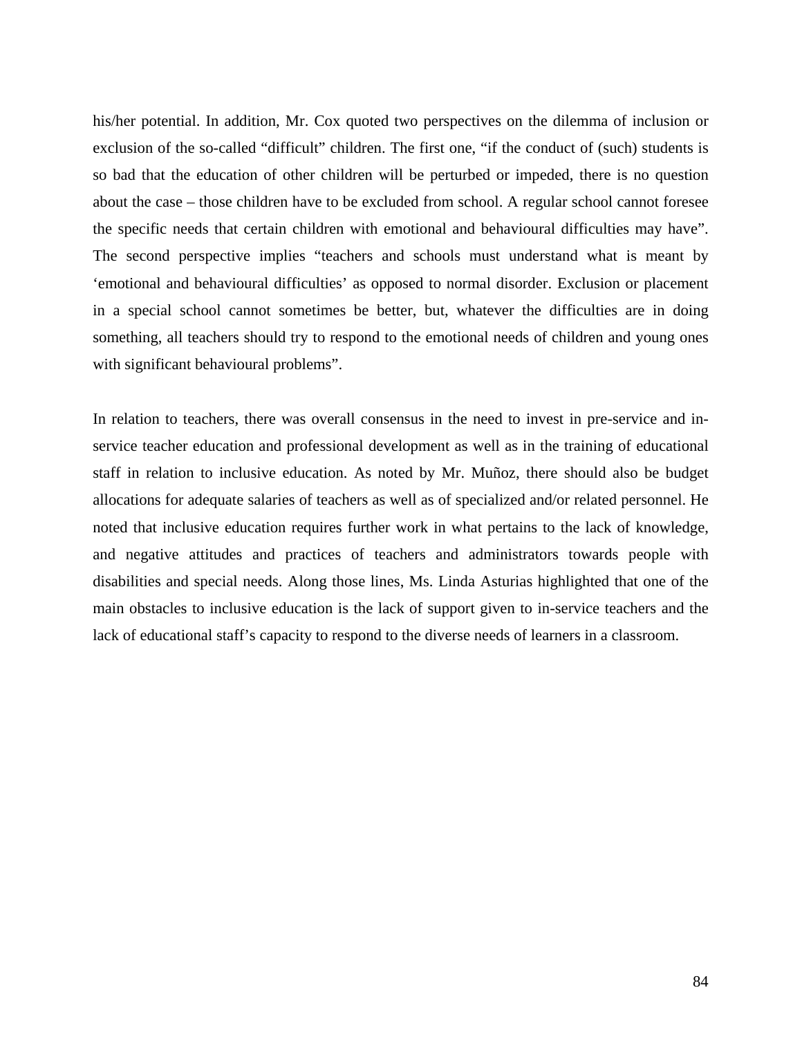his/her potential. In addition, Mr. Cox quoted two perspectives on the dilemma of inclusion or exclusion of the so-called "difficult" children. The first one, "if the conduct of (such) students is so bad that the education of other children will be perturbed or impeded, there is no question about the case – those children have to be excluded from school. A regular school cannot foresee the specific needs that certain children with emotional and behavioural difficulties may have". The second perspective implies "teachers and schools must understand what is meant by 'emotional and behavioural difficulties' as opposed to normal disorder. Exclusion or placement in a special school cannot sometimes be better, but, whatever the difficulties are in doing something, all teachers should try to respond to the emotional needs of children and young ones with significant behavioural problems".

In relation to teachers, there was overall consensus in the need to invest in pre-service and in-service teacher education and professional development as well as in the training of educational staff in relation to inclusive education. As noted by Mr. Muñoz, there should also be budget allocations for adequate salaries of teachers as well as of specialized and/or related personnel. He noted that inclusive education requires further work in what pertains to the lack of knowledge, and negative attitudes and practices of teachers and administrators towards people with disabilities and special needs. Along those lines, Ms. Linda Asturias highlighted that one of the main obstacles to inclusive education is the lack of support given to in-service teachers and the lack of educational staff's capacity to respond to the diverse needs of learners in a classroom.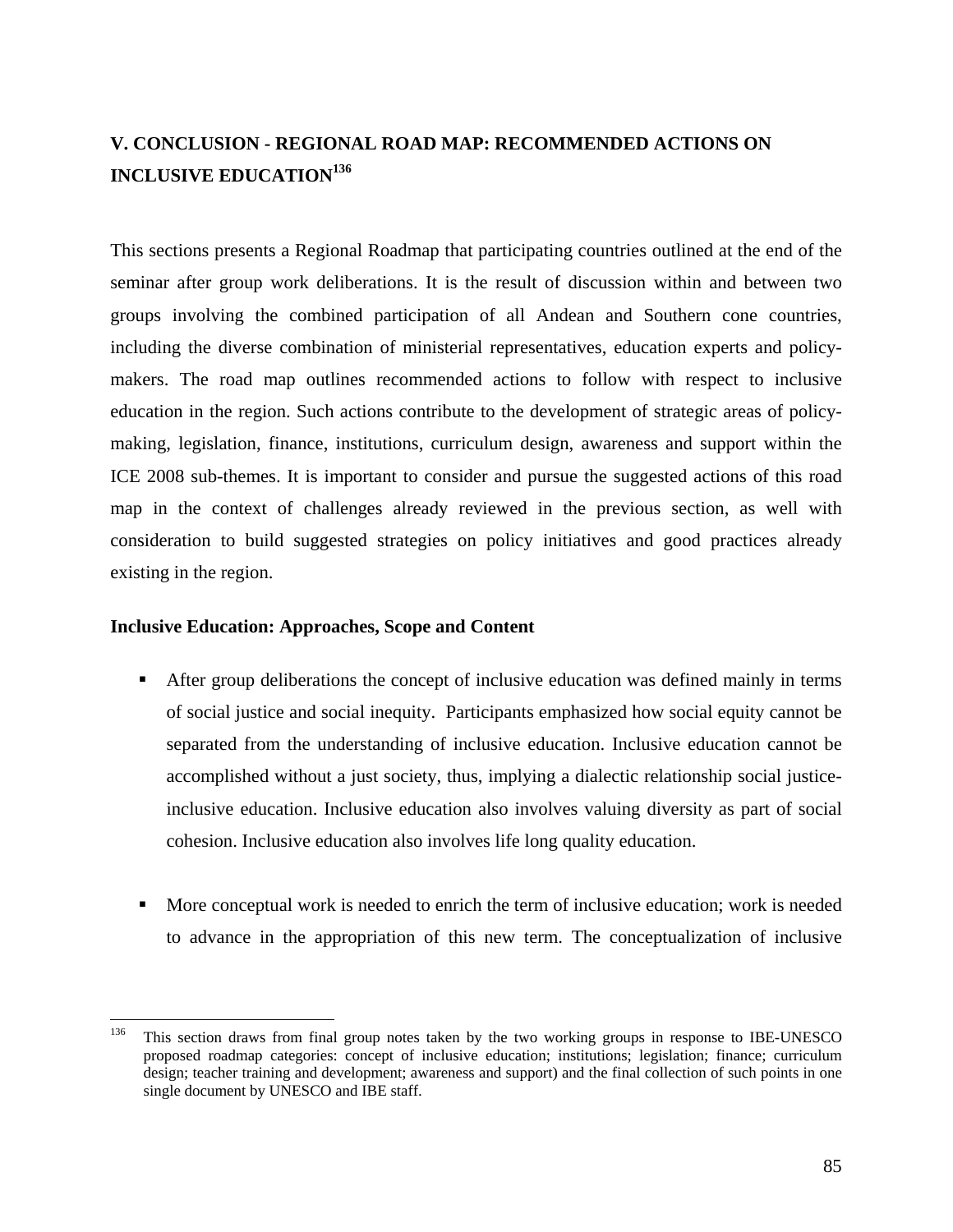## V. CONCLUSION - REGIONAL ROAD MAP: RECOMMENDED ACTIONS ON INCLUSIVE EDUCATION[136]

This sections presents a Regional Roadmap that participating countries outlined at the end of the seminar after group work deliberations. It is the result of discussion within and between two groups involving the combined participation of all Andean and Southern cone countries, including the diverse combination of ministerial representatives, education experts and policy-makers. The road map outlines recommended actions to follow with respect to inclusive education in the region. Such actions contribute to the development of strategic areas of policy-making, legislation, finance, institutions, curriculum design, awareness and support within the ICE 2008 sub-themes. It is important to consider and pursue the suggested actions of this road map in the context of challenges already reviewed in the previous section, as well with consideration to build suggested strategies on policy initiatives and good practices already existing in the region.

**Inclusive Education: Approaches, Scope and Content**

- After group deliberations the concept of inclusive education was defined mainly in terms of social justice and social inequity. Participants emphasized how social equity cannot be separated from the understanding of inclusive education. Inclusive education cannot be accomplished without a just society, thus, implying a dialectic relationship social justice-inclusive education. Inclusive education also involves valuing diversity as part of social cohesion. Inclusive education also involves life long quality education.

- More conceptual work is needed to enrich the term of inclusive education; work is needed to advance in the appropriation of this new term. The conceptualization of inclusive

[136] This section draws from final group notes taken by the two working groups in response to IBE-UNESCO proposed roadmap categories: concept of inclusive education; institutions; legislation; finance; curriculum design; teacher training and development; awareness and support) and the final collection of such points in one single document by UNESCO and IBE staff.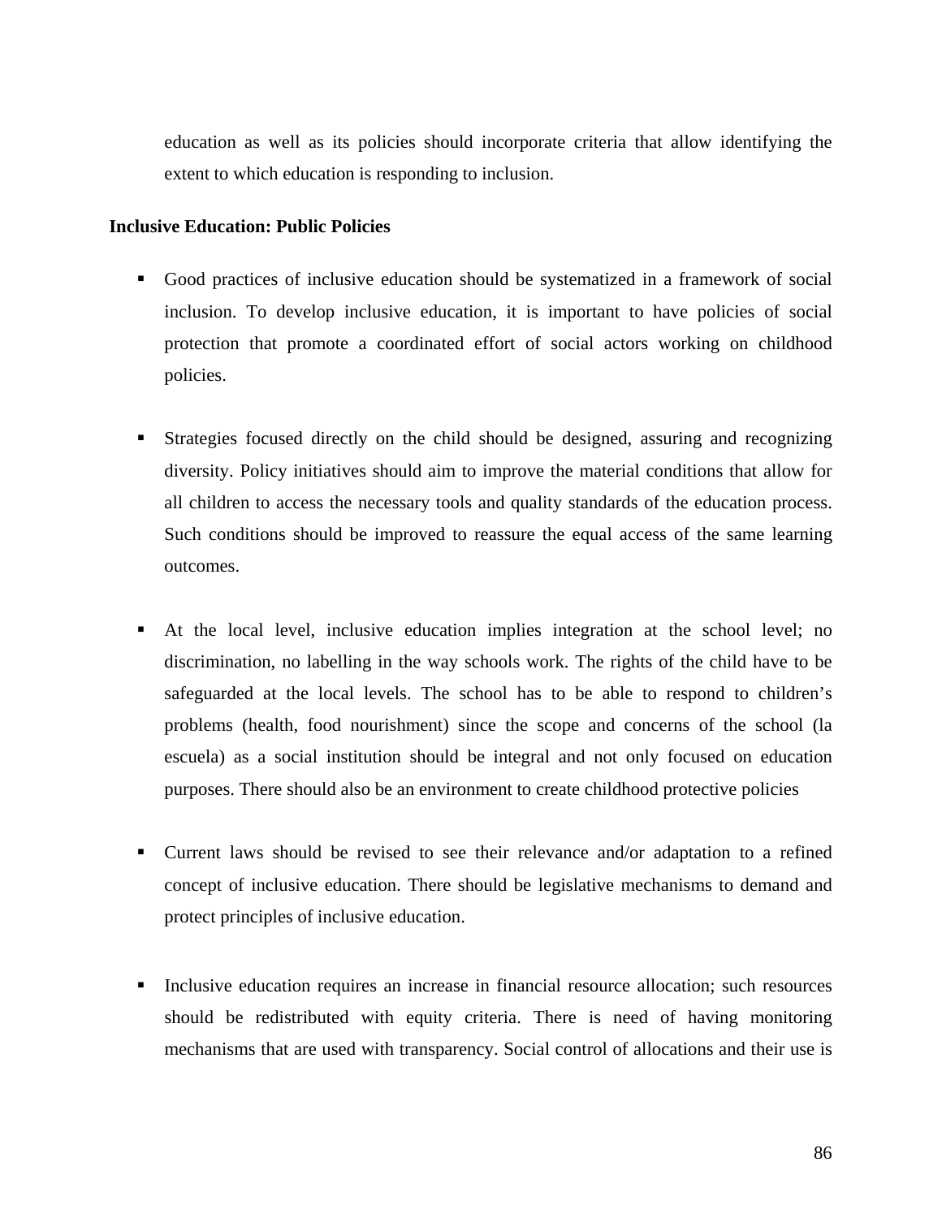education as well as its policies should incorporate criteria that allow identifying the extent to which education is responding to inclusion.

**Inclusive Education: Public Policies**

- Good practices of inclusive education should be systematized in a framework of social inclusion. To develop inclusive education, it is important to have policies of social protection that promote a coordinated effort of social actors working on childhood policies.

- Strategies focused directly on the child should be designed, assuring and recognizing diversity. Policy initiatives should aim to improve the material conditions that allow for all children to access the necessary tools and quality standards of the education process. Such conditions should be improved to reassure the equal access of the same learning outcomes.

- At the local level, inclusive education implies integration at the school level; no discrimination, no labelling in the way schools work. The rights of the child have to be safeguarded at the local levels. The school has to be able to respond to children's problems (health, food nourishment) since the scope and concerns of the school (la escuela) as a social institution should be integral and not only focused on education purposes. There should also be an environment to create childhood protective policies

- Current laws should be revised to see their relevance and/or adaptation to a refined concept of inclusive education. There should be legislative mechanisms to demand and protect principles of inclusive education.

- Inclusive education requires an increase in financial resource allocation; such resources should be redistributed with equity criteria. There is need of having monitoring mechanisms that are used with transparency. Social control of allocations and their use is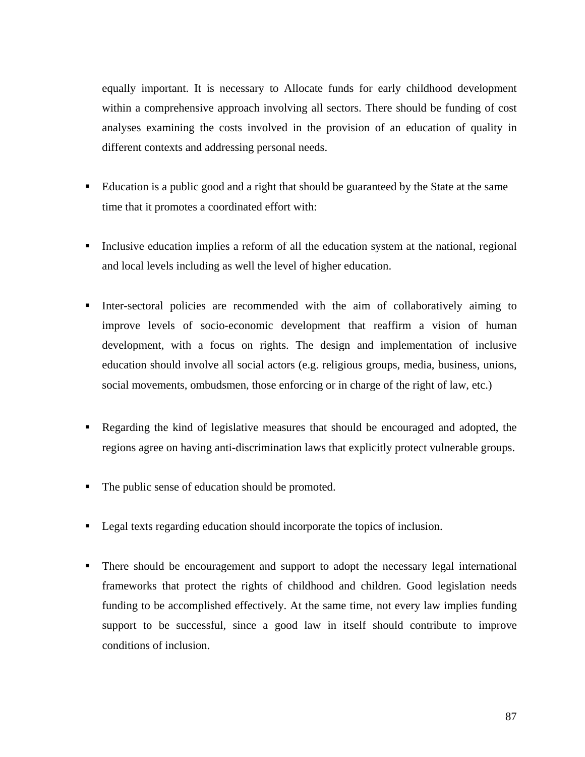equally important. It is necessary to Allocate funds for early childhood development within a comprehensive approach involving all sectors. There should be funding of cost analyses examining the costs involved in the provision of an education of quality in different contexts and addressing personal needs.

- Education is a public good and a right that should be guaranteed by the State at the same time that it promotes a coordinated effort with:

- Inclusive education implies a reform of all the education system at the national, regional and local levels including as well the level of higher education.

- Inter-sectoral policies are recommended with the aim of collaboratively aiming to improve levels of socio-economic development that reaffirm a vision of human development, with a focus on rights. The design and implementation of inclusive education should involve all social actors (e.g. religious groups, media, business, unions, social movements, ombudsmen, those enforcing or in charge of the right of law, etc.)

- Regarding the kind of legislative measures that should be encouraged and adopted, the regions agree on having anti-discrimination laws that explicitly protect vulnerable groups.

- The public sense of education should be promoted.

- Legal texts regarding education should incorporate the topics of inclusion.

- There should be encouragement and support to adopt the necessary legal international frameworks that protect the rights of childhood and children. Good legislation needs funding to be accomplished effectively. At the same time, not every law implies funding support to be successful, since a good law in itself should contribute to improve conditions of inclusion.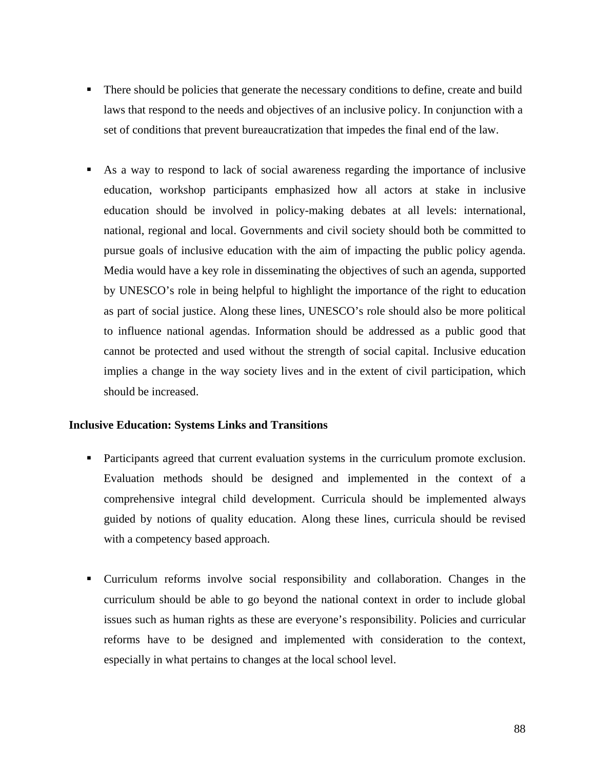- There should be policies that generate the necessary conditions to define, create and build laws that respond to the needs and objectives of an inclusive policy. In conjunction with a set of conditions that prevent bureaucratization that impedes the final end of the law.

- As a way to respond to lack of social awareness regarding the importance of inclusive education, workshop participants emphasized how all actors at stake in inclusive education should be involved in policy-making debates at all levels: international, national, regional and local. Governments and civil society should both be committed to pursue goals of inclusive education with the aim of impacting the public policy agenda. Media would have a key role in disseminating the objectives of such an agenda, supported by UNESCO's role in being helpful to highlight the importance of the right to education as part of social justice. Along these lines, UNESCO's role should also be more political to influence national agendas. Information should be addressed as a public good that cannot be protected and used without the strength of social capital. Inclusive education implies a change in the way society lives and in the extent of civil participation, which should be increased.

**Inclusive Education: Systems Links and Transitions**

- Participants agreed that current evaluation systems in the curriculum promote exclusion. Evaluation methods should be designed and implemented in the context of a comprehensive integral child development. Curricula should be implemented always guided by notions of quality education. Along these lines, curricula should be revised with a competency based approach.

- Curriculum reforms involve social responsibility and collaboration. Changes in the curriculum should be able to go beyond the national context in order to include global issues such as human rights as these are everyone's responsibility. Policies and curricular reforms have to be designed and implemented with consideration to the context, especially in what pertains to changes at the local school level.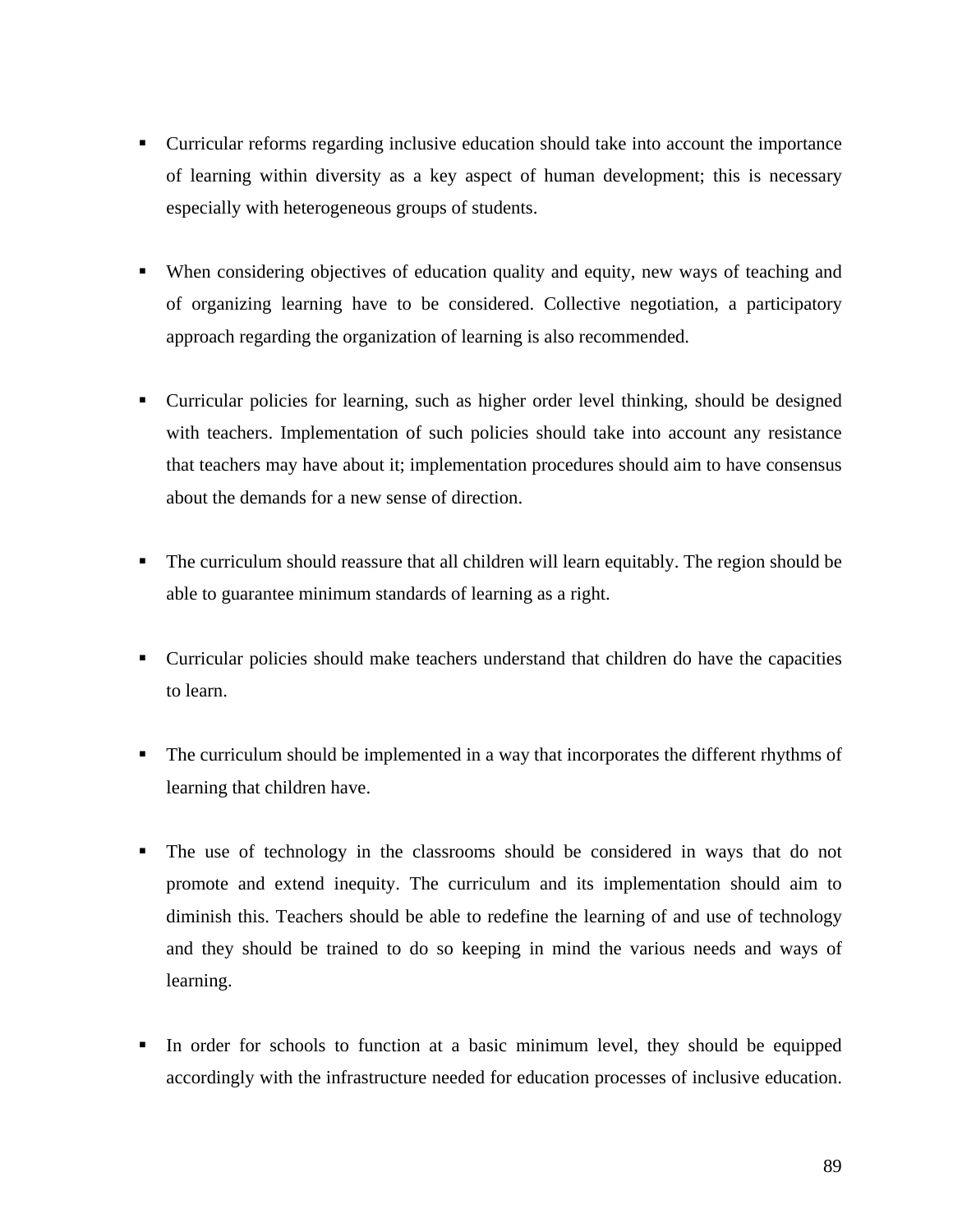- Curricular reforms regarding inclusive education should take into account the importance of learning within diversity as a key aspect of human development; this is necessary especially with heterogeneous groups of students.

- When considering objectives of education quality and equity, new ways of teaching and of organizing learning have to be considered. Collective negotiation, a participatory approach regarding the organization of learning is also recommended.

- Curricular policies for learning, such as higher order level thinking, should be designed with teachers. Implementation of such policies should take into account any resistance that teachers may have about it; implementation procedures should aim to have consensus about the demands for a new sense of direction.

- The curriculum should reassure that all children will learn equitably. The region should be able to guarantee minimum standards of learning as a right.

- Curricular policies should make teachers understand that children do have the capacities to learn.

- The curriculum should be implemented in a way that incorporates the different rhythms of learning that children have.

- The use of technology in the classrooms should be considered in ways that do not promote and extend inequity. The curriculum and its implementation should aim to diminish this. Teachers should be able to redefine the learning of and use of technology and they should be trained to do so keeping in mind the various needs and ways of learning.

- In order for schools to function at a basic minimum level, they should be equipped accordingly with the infrastructure needed for education processes of inclusive education.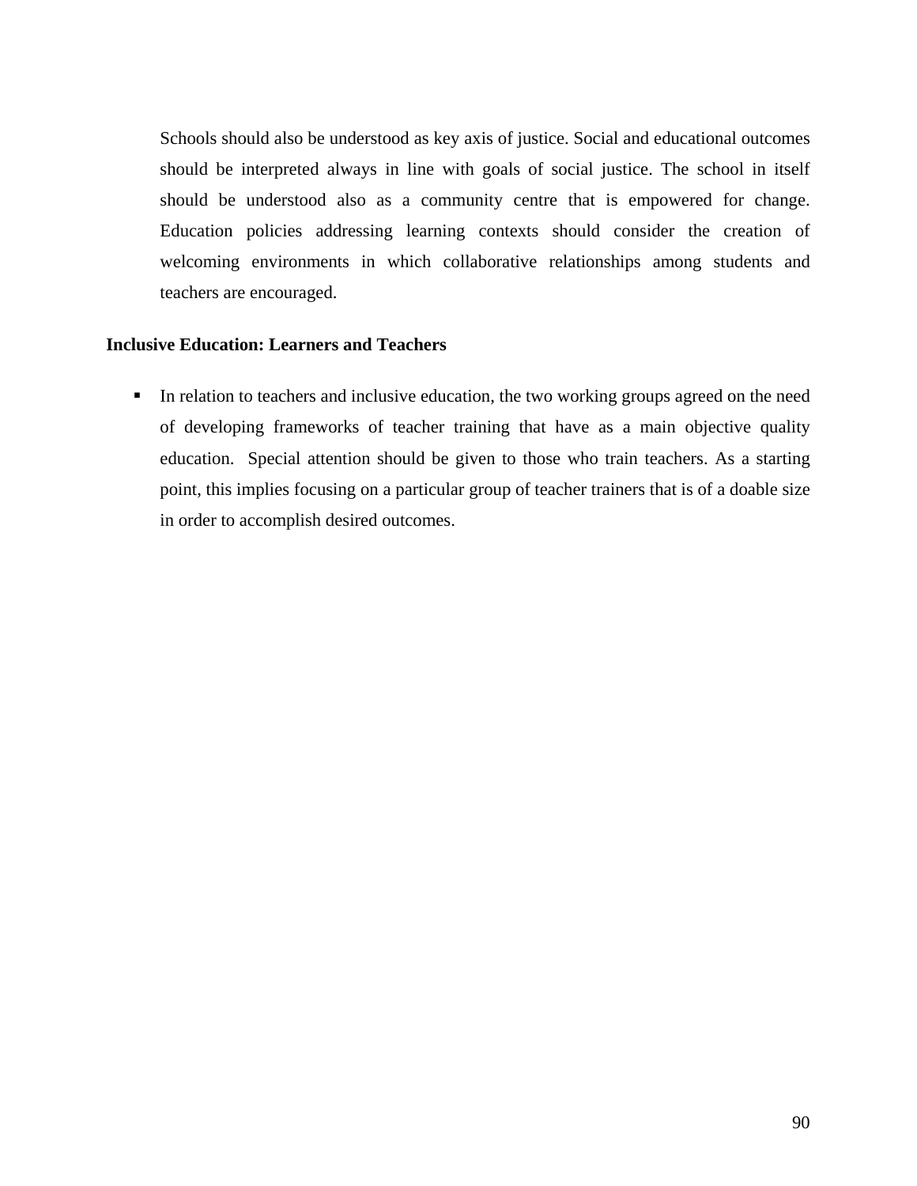Schools should also be understood as key axis of justice. Social and educational outcomes should be interpreted always in line with goals of social justice. The school in itself should be understood also as a community centre that is empowered for change. Education policies addressing learning contexts should consider the creation of welcoming environments in which collaborative relationships among students and teachers are encouraged.

**Inclusive Education: Learners and Teachers**

- In relation to teachers and inclusive education, the two working groups agreed on the need of developing frameworks of teacher training that have as a main objective quality education. Special attention should be given to those who train teachers. As a starting point, this implies focusing on a particular group of teacher trainers that is of a doable size in order to accomplish desired outcomes.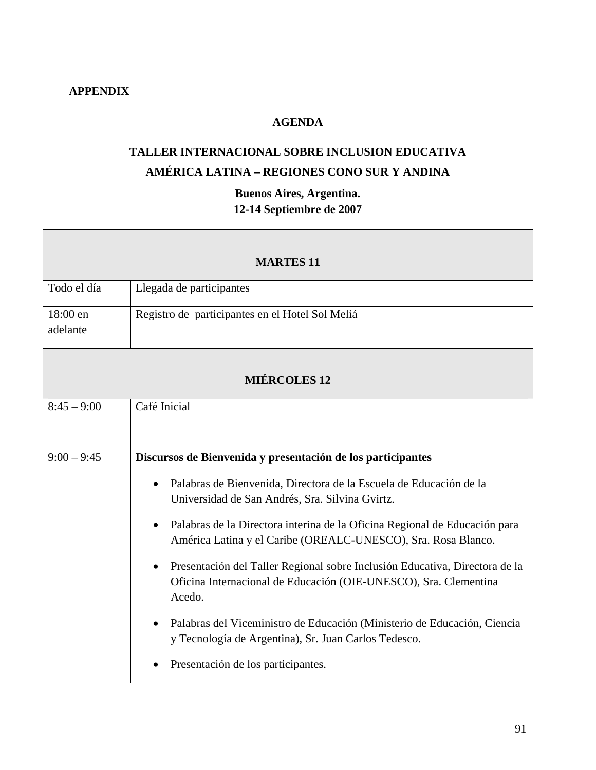**APPENDIX**

## AGENDA

## TALLER INTERNACIONAL SOBRE INCLUSION EDUCATIVA

## AMÉRICA LATINA – REGIONES CONO SUR Y ANDINA

**Buenos Aires, Argentina.**
**12-14 Septiembre de 2007**

| **MARTES 11** | |
|---|---|
| Todo el día | Llegada de participantes |
| 18:00 en adelante | Registro de participantes en el Hotel Sol Meliá |
| **MIÉRCOLES 12** | |
| 8:45 – 9:00 | Café Inicial |
| 9:00 – 9:45 | **Discursos de Bienvenida y presentación de los participantes**<br>• Palabras de Bienvenida, Directora de la Escuela de Educación de la Universidad de San Andrés, Sra. Silvina Gvirtz.<br>• Palabras de la Directora interina de la Oficina Regional de Educación para América Latina y el Caribe (OREALC-UNESCO), Sra. Rosa Blanco.<br>• Presentación del Taller Regional sobre Inclusión Educativa, Directora de la Oficina Internacional de Educación (OIE-UNESCO), Sra. Clementina Acedo.<br>• Palabras del Viceministro de Educación (Ministerio de Educación, Ciencia y Tecnología de Argentina), Sr. Juan Carlos Tedesco.<br>• Presentación de los participantes. |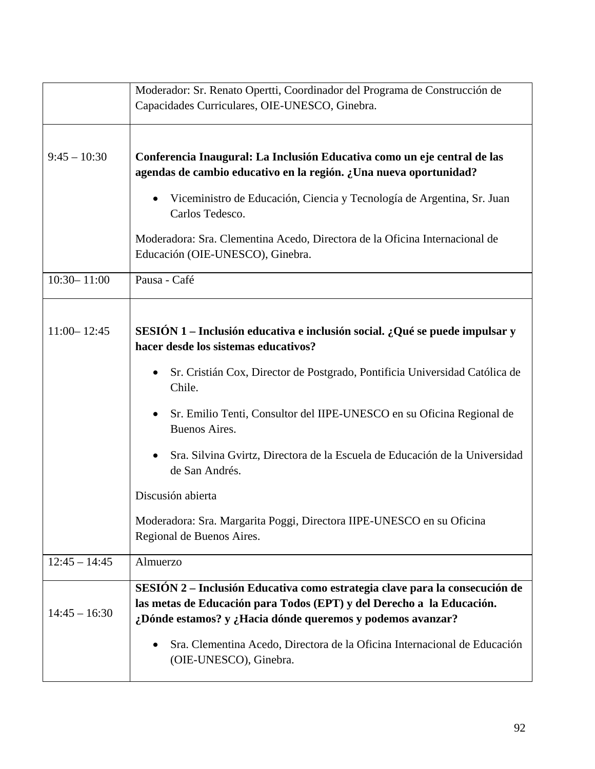| | |
|---|---|
| | Moderador: Sr. Renato Opertti, Coordinador del Programa de Construcción de Capacidades Curriculares, OIE-UNESCO, Ginebra. |
| 9:45 – 10:30 | **Conferencia Inaugural: La Inclusión Educativa como un eje central de las agendas de cambio educativo en la región. ¿Una nueva oportunidad?**<br>• Viceministro de Educación, Ciencia y Tecnología de Argentina, Sr. Juan Carlos Tedesco.<br>Moderadora: Sra. Clementina Acedo, Directora de la Oficina Internacional de Educación (OIE-UNESCO), Ginebra. |
| 10:30– 11:00 | Pausa - Café |
| 11:00– 12:45 | **SESIÓN 1 – Inclusión educativa e inclusión social. ¿Qué se puede impulsar y hacer desde los sistemas educativos?**<br>• Sr. Cristián Cox, Director de Postgrado, Pontificia Universidad Católica de Chile.<br>• Sr. Emilio Tenti, Consultor del IIPE-UNESCO en su Oficina Regional de Buenos Aires.<br>• Sra. Silvina Gvirtz, Directora de la Escuela de Educación de la Universidad de San Andrés.<br>Discusión abierta<br>Moderadora: Sra. Margarita Poggi, Directora IIPE-UNESCO en su Oficina Regional de Buenos Aires. |
| 12:45 – 14:45 | Almuerzo |
| 14:45 – 16:30 | **SESIÓN 2 – Inclusión Educativa como estrategia clave para la consecución de las metas de Educación para Todos (EPT) y del Derecho a la Educación. ¿Dónde estamos? y ¿Hacia dónde queremos y podemos avanzar?**<br>• Sra. Clementina Acedo, Directora de la Oficina Internacional de Educación (OIE-UNESCO), Ginebra. |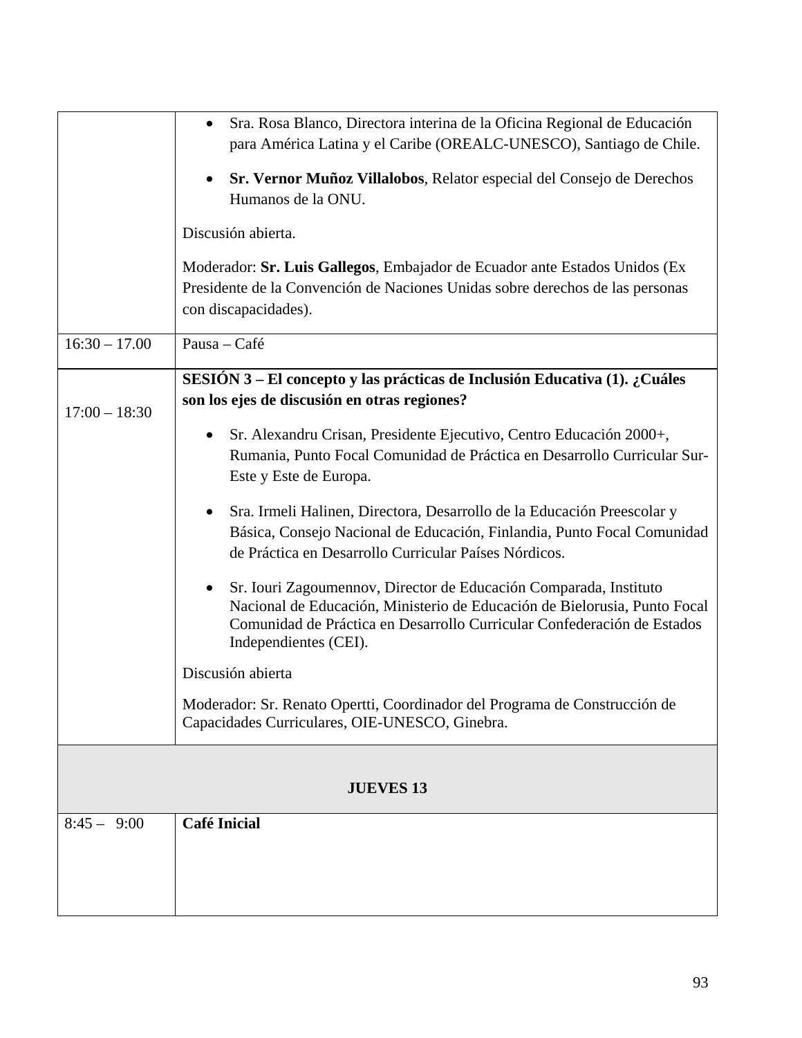| | |
|---|---|
| | • Sra. Rosa Blanco, Directora interina de la Oficina Regional de Educación para América Latina y el Caribe (OREALC-UNESCO), Santiago de Chile.<br><br>• **Sr. Vernor Muñoz Villalobos**, Relator especial del Consejo de Derechos Humanos de la ONU.<br><br>Discusión abierta.<br><br>Moderador: **Sr. Luis Gallegos**, Embajador de Ecuador ante Estados Unidos (Ex Presidente de la Convención de Naciones Unidas sobre derechos de las personas con discapacidades). |
| 16:30 – 17.00 | Pausa – Café |
| 17:00 – 18:30 | **SESIÓN 3 – El concepto y las prácticas de Inclusión Educativa (1). ¿Cuáles son los ejes de discusión en otras regiones?**<br><br>• Sr. Alexandru Crisan, Presidente Ejecutivo, Centro Educación 2000+, Rumania, Punto Focal Comunidad de Práctica en Desarrollo Curricular Sur-Este y Este de Europa.<br><br>• Sra. Irmeli Halinen, Directora, Desarrollo de la Educación Preescolar y Básica, Consejo Nacional de Educación, Finlandia, Punto Focal Comunidad de Práctica en Desarrollo Curricular Países Nórdicos.<br><br>• Sr. Iouri Zagoumennov, Director de Educación Comparada, Instituto Nacional de Educación, Ministerio de Educación de Bielorusia, Punto Focal Comunidad de Práctica en Desarrollo Curricular Confederación de Estados Independientes (CEI).<br><br>Discusión abierta<br><br>Moderador: Sr. Renato Opertti, Coordinador del Programa de Construcción de Capacidades Curriculares, OIE-UNESCO, Ginebra. |
| **JUEVES 13** | |
| 8:45 – 9:00 | **Café Inicial** |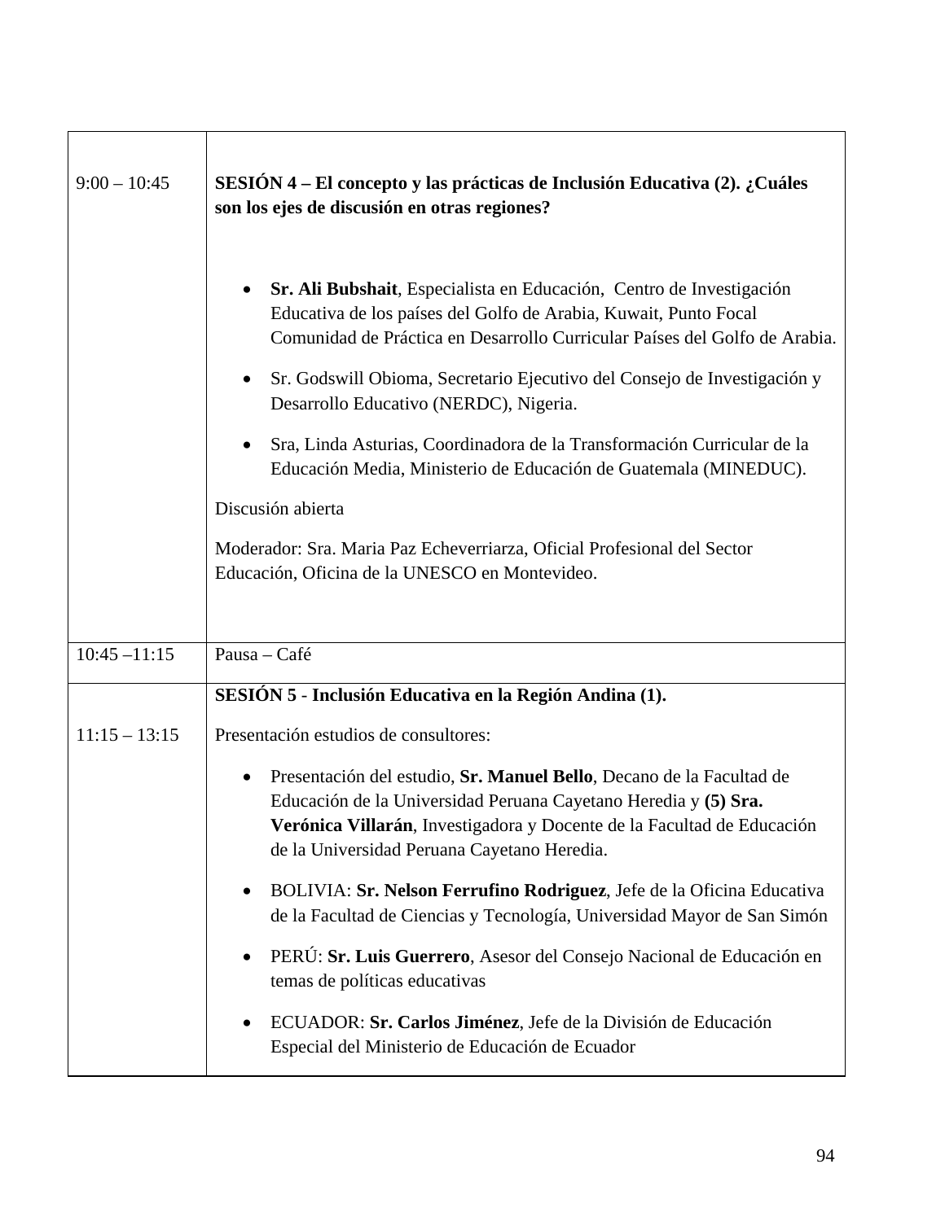| | |
|---|---|
| 9:00 – 10:45 | **SESIÓN 4 – El concepto y las prácticas de Inclusión Educativa (2). ¿Cuáles son los ejes de discusión en otras regiones?**<br><br>• **Sr. Ali Bubshait**, Especialista en Educación, Centro de Investigación Educativa de los países del Golfo de Arabia, Kuwait, Punto Focal Comunidad de Práctica en Desarrollo Curricular Países del Golfo de Arabia.<br>• Sr. Godswill Obioma, Secretario Ejecutivo del Consejo de Investigación y Desarrollo Educativo (NERDC), Nigeria.<br>• Sra, Linda Asturias, Coordinadora de la Transformación Curricular de la Educación Media, Ministerio de Educación de Guatemala (MINEDUC).<br><br>Discusión abierta<br><br>Moderador: Sra. Maria Paz Echeverriarza, Oficial Profesional del Sector Educación, Oficina de la UNESCO en Montevideo. |
| 10:45 –11:15 | Pausa – Café |
| 11:15 – 13:15 | **SESIÓN 5** - **Inclusión Educativa en la Región Andina (1).**<br><br>Presentación estudios de consultores:<br><br>• Presentación del estudio, **Sr. Manuel Bello**, Decano de la Facultad de Educación de la Universidad Peruana Cayetano Heredia y **(5) Sra. Verónica Villarán**, Investigadora y Docente de la Facultad de Educación de la Universidad Peruana Cayetano Heredia.<br>• BOLIVIA: **Sr. Nelson Ferrufino Rodriguez**, Jefe de la Oficina Educativa de la Facultad de Ciencias y Tecnología, Universidad Mayor de San Simón<br>• PERÚ: **Sr. Luis Guerrero**, Asesor del Consejo Nacional de Educación en temas de políticas educativas<br>• ECUADOR: **Sr. Carlos Jiménez**, Jefe de la División de Educación Especial del Ministerio de Educación de Ecuador |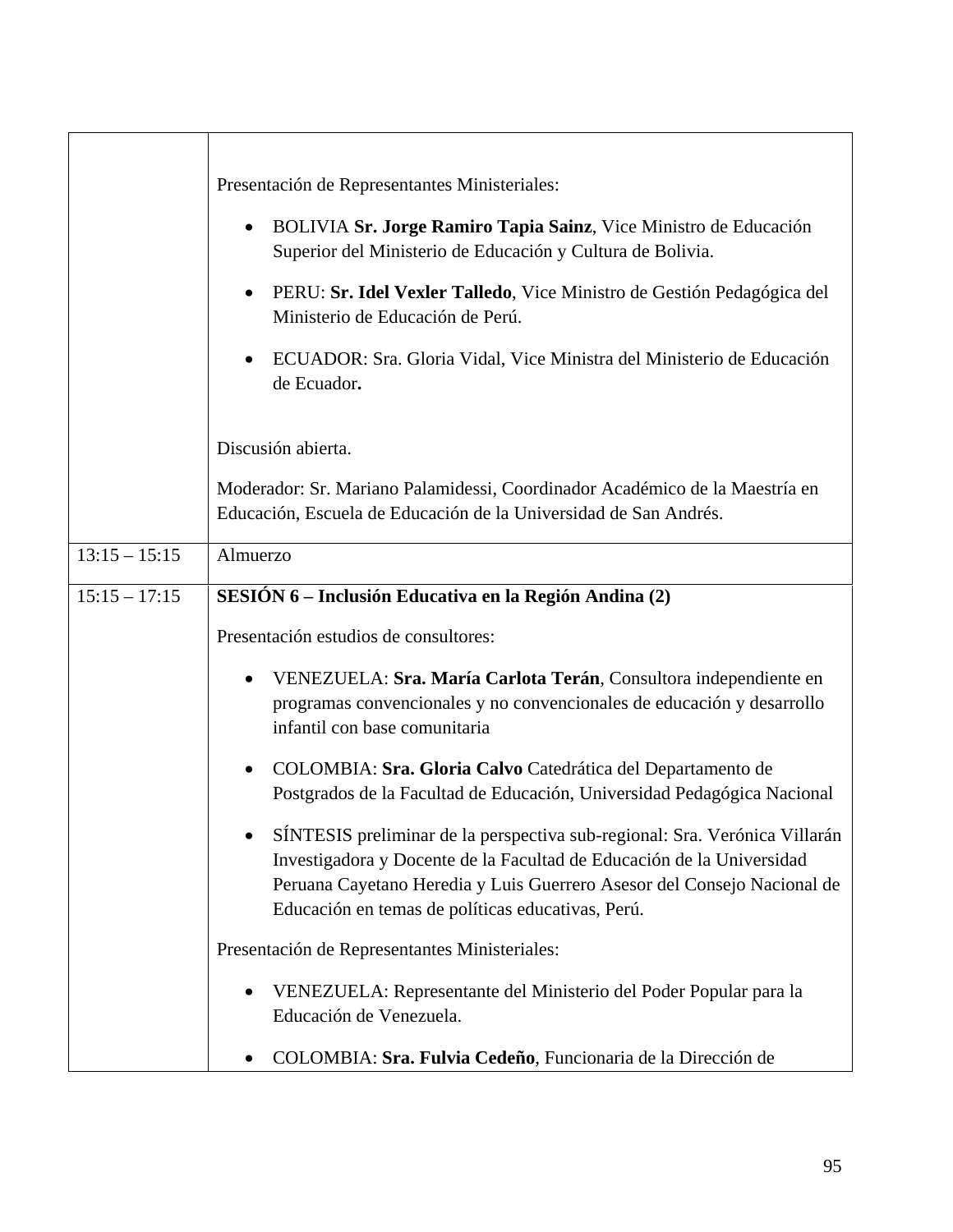| | |
|---|---|
| | Presentación de Representantes Ministeriales:<br><br>• BOLIVIA **Sr. Jorge Ramiro Tapia Sainz**, Vice Ministro de Educación Superior del Ministerio de Educación y Cultura de Bolivia.<br><br>• PERU: **Sr. Idel Vexler Talledo**, Vice Ministro de Gestión Pedagógica del Ministerio de Educación de Perú.<br><br>• ECUADOR: Sra. Gloria Vidal, Vice Ministra del Ministerio de Educación de Ecuador**.**<br><br>Discusión abierta.<br><br>Moderador: Sr. Mariano Palamidessi, Coordinador Académico de la Maestría en Educación, Escuela de Educación de la Universidad de San Andrés. |
| 13:15 – 15:15 | Almuerzo |
| 15:15 – 17:15 | **SESIÓN 6 – Inclusión Educativa en la Región Andina (2)**<br><br>Presentación estudios de consultores:<br><br>• VENEZUELA: **Sra. María Carlota Terán**, Consultora independiente en programas convencionales y no convencionales de educación y desarrollo infantil con base comunitaria<br><br>• COLOMBIA: **Sra. Gloria Calvo** Catedrática del Departamento de Postgrados de la Facultad de Educación, Universidad Pedagógica Nacional<br><br>• SÍNTESIS preliminar de la perspectiva sub-regional: Sra. Verónica Villarán Investigadora y Docente de la Facultad de Educación de la Universidad Peruana Cayetano Heredia y Luis Guerrero Asesor del Consejo Nacional de Educación en temas de políticas educativas, Perú.<br><br>Presentación de Representantes Ministeriales:<br><br>• VENEZUELA: Representante del Ministerio del Poder Popular para la Educación de Venezuela.<br><br>• COLOMBIA: **Sra. Fulvia Cedeño**, Funcionaria de la Dirección de |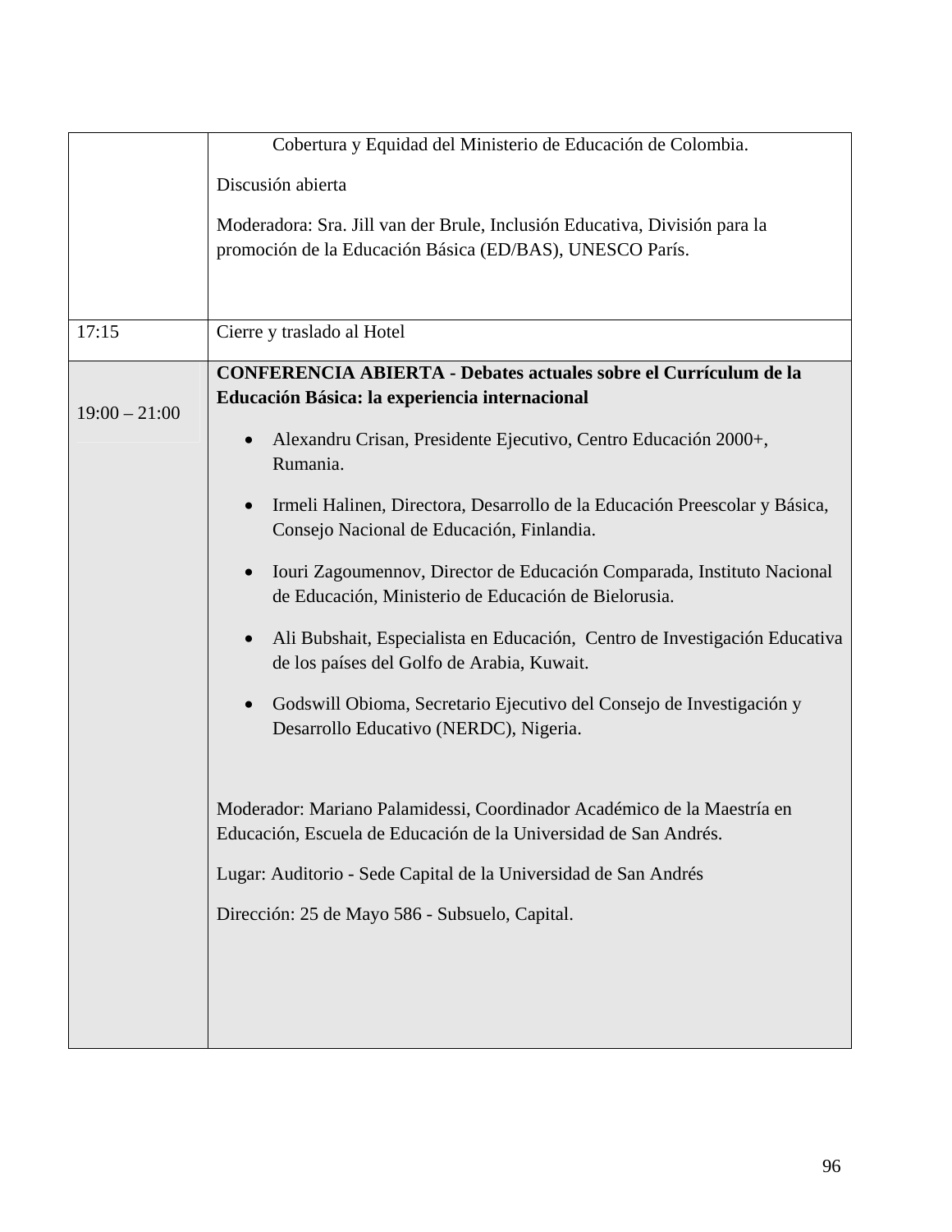| | |
|---|---|
| | Cobertura y Equidad del Ministerio de Educación de Colombia.<br><br>Discusión abierta<br><br>Moderadora: Sra. Jill van der Brule, Inclusión Educativa, División para la promoción de la Educación Básica (ED/BAS), UNESCO París. |
| 17:15 | Cierre y traslado al Hotel |
| 19:00 – 21:00 | **CONFERENCIA ABIERTA - Debates actuales sobre el Currículum de la Educación Básica: la experiencia internacional**<br><br>• Alexandru Crisan, Presidente Ejecutivo, Centro Educación 2000+, Rumania.<br><br>• Irmeli Halinen, Directora, Desarrollo de la Educación Preescolar y Básica, Consejo Nacional de Educación, Finlandia.<br><br>• Iouri Zagoumennov, Director de Educación Comparada, Instituto Nacional de Educación, Ministerio de Educación de Bielorusia.<br><br>• Ali Bubshait, Especialista en Educación, Centro de Investigación Educativa de los países del Golfo de Arabia, Kuwait.<br><br>• Godswill Obioma, Secretario Ejecutivo del Consejo de Investigación y Desarrollo Educativo (NERDC), Nigeria.<br><br>Moderador: Mariano Palamidessi, Coordinador Académico de la Maestría en Educación, Escuela de Educación de la Universidad de San Andrés.<br><br>Lugar: Auditorio - Sede Capital de la Universidad de San Andrés<br><br>Dirección: 25 de Mayo 586 - Subsuelo, Capital. |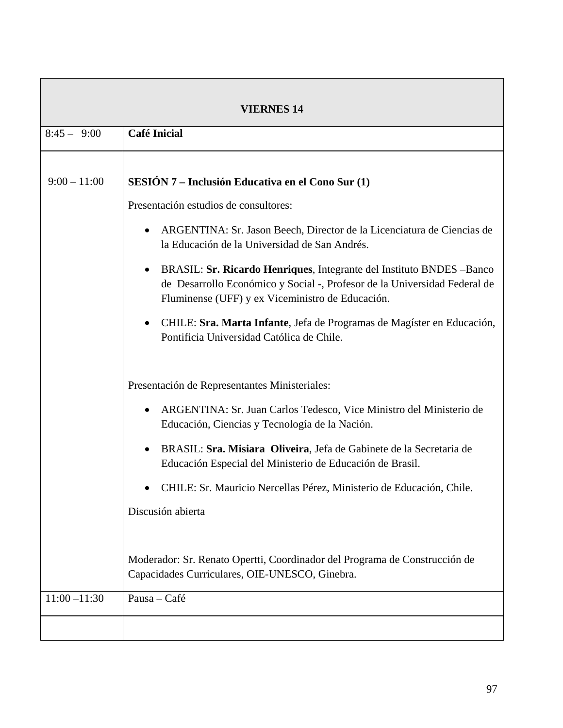| VIERNES 14 | |
|---|---|
| 8:45 – 9:00 | **Café Inicial** |
| 9:00 – 11:00 | **SESIÓN 7 – Inclusión Educativa en el Cono Sur (1)**<br><br>Presentación estudios de consultores:<br><br>• ARGENTINA: Sr. Jason Beech, Director de la Licenciatura de Ciencias de la Educación de la Universidad de San Andrés.<br><br>• BRASIL: **Sr. Ricardo Henriques**, Integrante del Instituto BNDES –Banco de Desarrollo Económico y Social -, Profesor de la Universidad Federal de Fluminense (UFF) y ex Viceministro de Educación.<br><br>• CHILE: **Sra. Marta Infante**, Jefa de Programas de Magíster en Educación, Pontificia Universidad Católica de Chile.<br><br>Presentación de Representantes Ministeriales:<br><br>• ARGENTINA: Sr. Juan Carlos Tedesco, Vice Ministro del Ministerio de Educación, Ciencias y Tecnología de la Nación.<br><br>• BRASIL: **Sra. Misiara Oliveira**, Jefa de Gabinete de la Secretaria de Educación Especial del Ministerio de Educación de Brasil.<br><br>• CHILE: Sr. Mauricio Nercellas Pérez, Ministerio de Educación, Chile.<br><br>Discusión abierta<br><br>Moderador: Sr. Renato Opertti, Coordinador del Programa de Construcción de Capacidades Curriculares, OIE-UNESCO, Ginebra. |
| 11:00 –11:30 | Pausa – Café |
| | |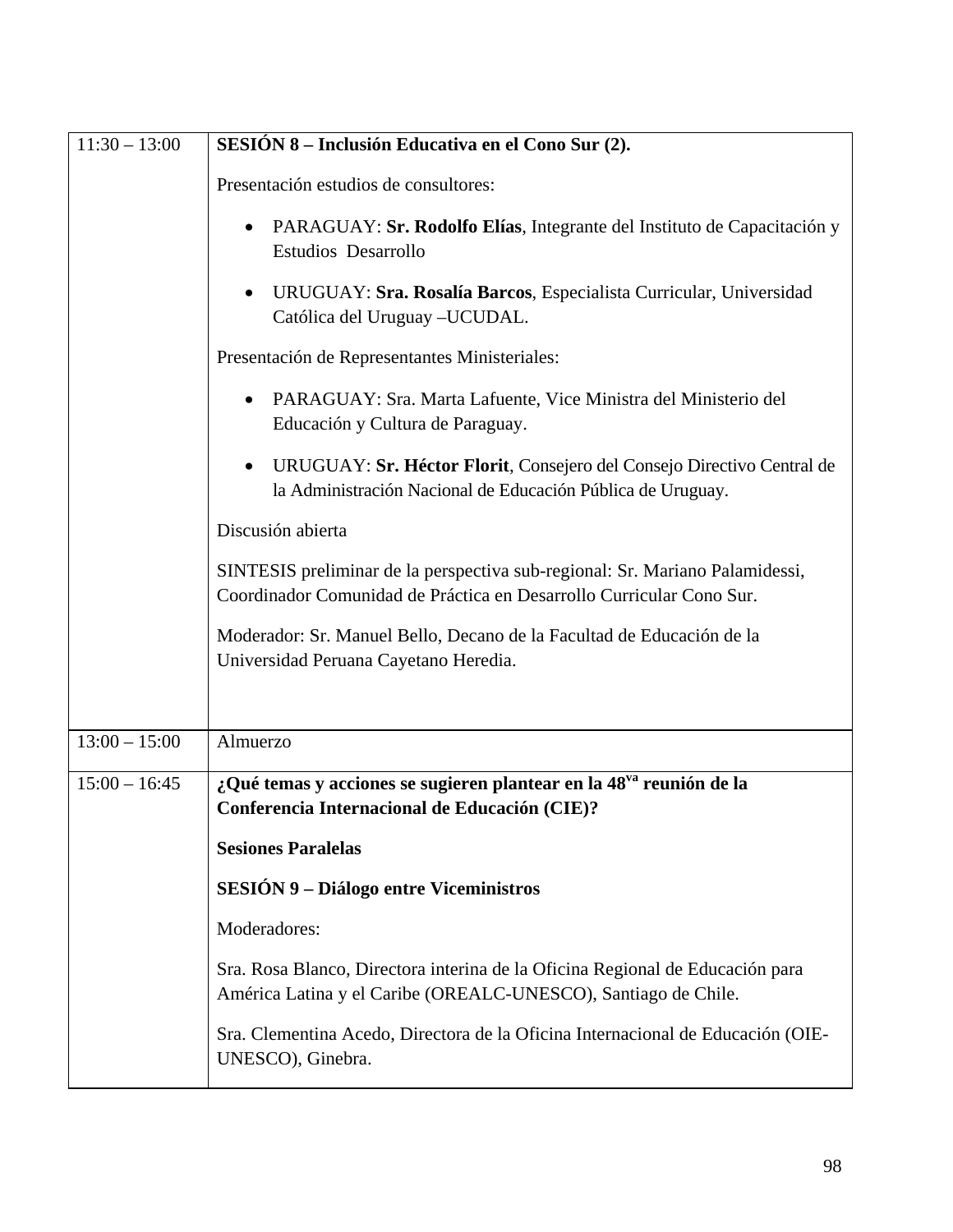| | |
|---|---|
| 11:30 – 13:00 | **SESIÓN 8 – Inclusión Educativa en el Cono Sur (2).**<br><br>Presentación estudios de consultores:<br><br>• PARAGUAY: **Sr. Rodolfo Elías**, Integrante del Instituto de Capacitación y Estudios Desarrollo<br><br>• URUGUAY: **Sra. Rosalía Barcos**, Especialista Curricular, Universidad Católica del Uruguay –UCUDAL.<br><br>Presentación de Representantes Ministeriales:<br><br>• PARAGUAY: Sra. Marta Lafuente, Vice Ministra del Ministerio del Educación y Cultura de Paraguay.<br><br>• URUGUAY: **Sr. Héctor Florit**, Consejero del Consejo Directivo Central de la Administración Nacional de Educación Pública de Uruguay.<br><br>Discusión abierta<br><br>SINTESIS preliminar de la perspectiva sub-regional: Sr. Mariano Palamidessi, Coordinador Comunidad de Práctica en Desarrollo Curricular Cono Sur.<br><br>Moderador: Sr. Manuel Bello, Decano de la Facultad de Educación de la Universidad Peruana Cayetano Heredia. |
| 13:00 – 15:00 | Almuerzo |
| 15:00 – 16:45 | **¿Qué temas y acciones se sugieren plantear en la 48va reunión de la Conferencia Internacional de Educación (CIE)?**<br><br>**Sesiones Paralelas**<br><br>**SESIÓN 9 – Diálogo entre Viceministros**<br><br>Moderadores:<br><br>Sra. Rosa Blanco, Directora interina de la Oficina Regional de Educación para América Latina y el Caribe (OREALC-UNESCO), Santiago de Chile.<br><br>Sra. Clementina Acedo, Directora de la Oficina Internacional de Educación (OIE-UNESCO), Ginebra. |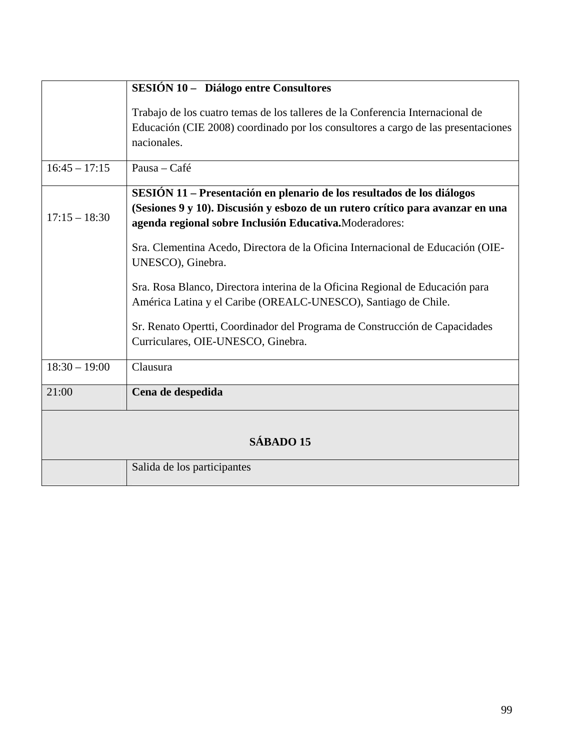| | |
|---|---|
| | **SESIÓN 10 – Diálogo entre Consultores**<br><br>Trabajo de los cuatro temas de los talleres de la Conferencia Internacional de Educación (CIE 2008) coordinado por los consultores a cargo de las presentaciones nacionales. |
| 16:45 – 17:15 | Pausa – Café |
| 17:15 – 18:30 | **SESIÓN 11 – Presentación en plenario de los resultados de los diálogos (Sesiones 9 y 10). Discusión y esbozo de un rutero crítico para avanzar en una agenda regional sobre Inclusión Educativa.** Moderadores:<br><br>Sra. Clementina Acedo, Directora de la Oficina Internacional de Educación (OIE-UNESCO), Ginebra.<br><br>Sra. Rosa Blanco, Directora interina de la Oficina Regional de Educación para América Latina y el Caribe (OREALC-UNESCO), Santiago de Chile.<br><br>Sr. Renato Opertti, Coordinador del Programa de Construcción de Capacidades Curriculares, OIE-UNESCO, Ginebra. |
| 18:30 – 19:00 | Clausura |
| 21:00 | **Cena de despedida** |
| **SÁBADO 15** | |
| | Salida de los participantes |